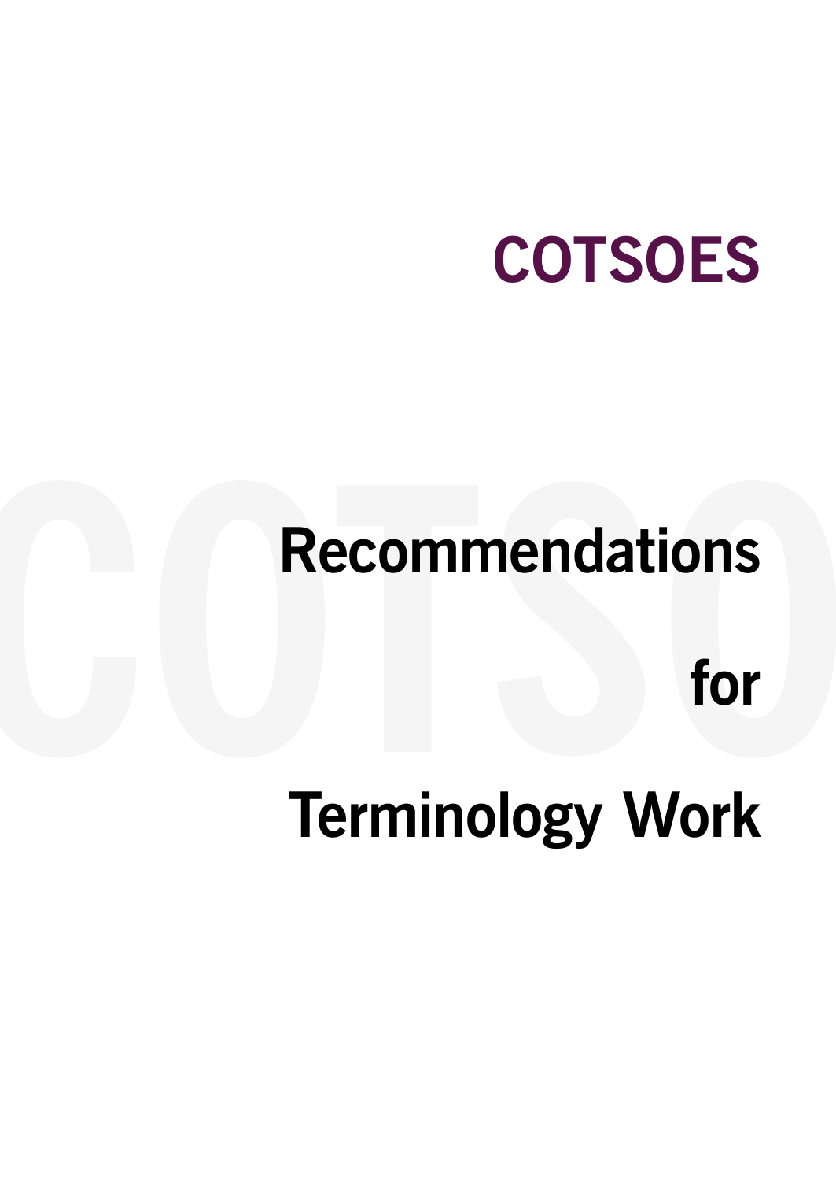# COTSOES

# Recommendations for Terminology Work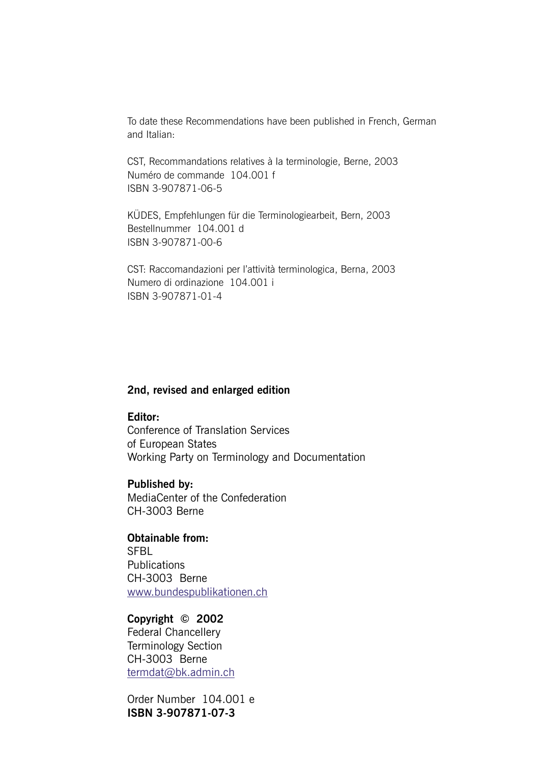To date these Recommendations have been published in French, German and Italian:

CST, Recommandations relatives à la terminologie, Berne, 2003
Numéro de commande 104.001 f
ISBN 3-907871-06-5

KÜDES, Empfehlungen für die Terminologiearbeit, Bern, 2003
Bestellnummer 104.001 d
ISBN 3-907871-00-6

CST: Raccomandazioni per l'attività terminologica, Berna, 2003
Numero di ordinazione 104.001 i
ISBN 3-907871-01-4

**2nd, revised and enlarged edition**

**Editor:**
Conference of Translation Services
of European States
Working Party on Terminology and Documentation

**Published by:**
MediaCenter of the Confederation
CH-3003 Berne

**Obtainable from:**
SFBL
Publications
CH-3003 Berne
www.bundespublikationen.ch

**Copyright © 2002**
Federal Chancellery
Terminology Section
CH-3003 Berne
termdat@bk.admin.ch

Order Number 104.001 e
**ISBN 3-907871-07-3**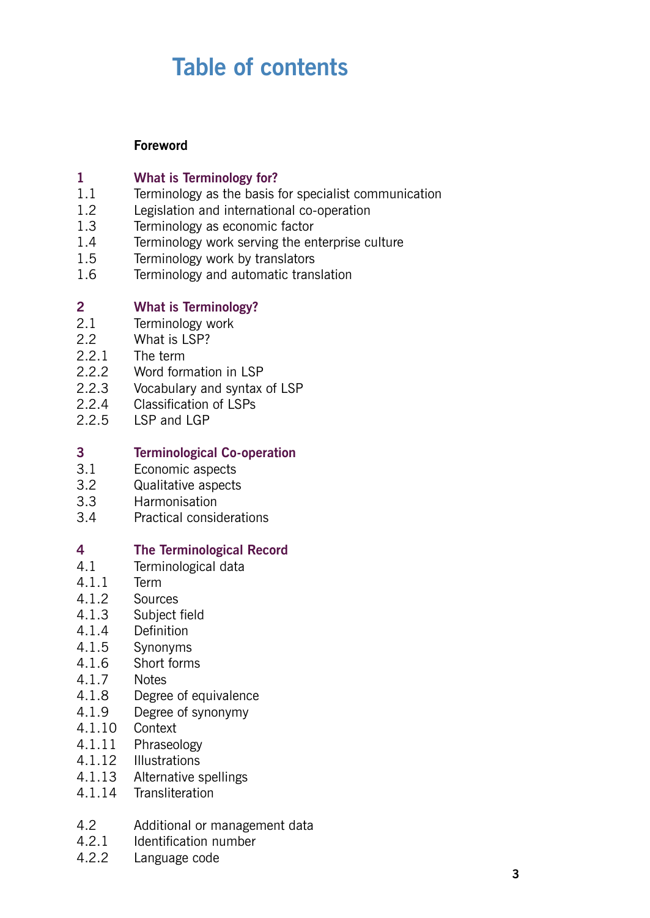# Table of contents

**Foreword**

**1 What is Terminology for?**

1.1 Terminology as the basis for specialist communication
1.2 Legislation and international co-operation
1.3 Terminology as economic factor
1.4 Terminology work serving the enterprise culture
1.5 Terminology work by translators
1.6 Terminology and automatic translation

**2 What is Terminology?**

2.1 Terminology work
2.2 What is LSP?
2.2.1 The term
2.2.2 Word formation in LSP
2.2.3 Vocabulary and syntax of LSP
2.2.4 Classification of LSPs
2.2.5 LSP and LGP

**3 Terminological Co-operation**

3.1 Economic aspects
3.2 Qualitative aspects
3.3 Harmonisation
3.4 Practical considerations

**4 The Terminological Record**

4.1 Terminological data
4.1.1 Term
4.1.2 Sources
4.1.3 Subject field
4.1.4 Definition
4.1.5 Synonyms
4.1.6 Short forms
4.1.7 Notes
4.1.8 Degree of equivalence
4.1.9 Degree of synonymy
4.1.10 Context
4.1.11 Phraseology
4.1.12 Illustrations
4.1.13 Alternative spellings
4.1.14 Transliteration

4.2 Additional or management data
4.2.1 Identification number
4.2.2 Language code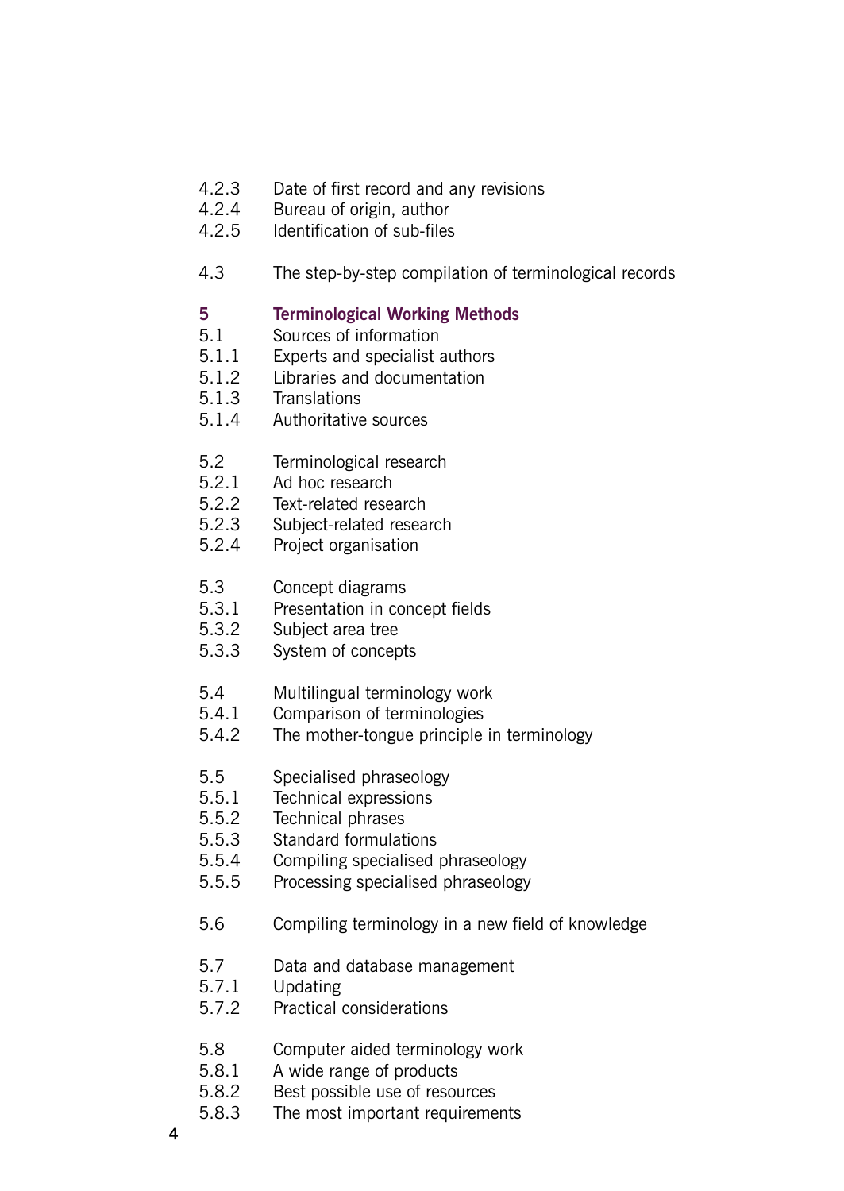4.2.3 Date of first record and any revisions
4.2.4 Bureau of origin, author
4.2.5 Identification of sub-files

4.3 The step-by-step compilation of terminological records

**5 Terminological Working Methods**

5.1 Sources of information
5.1.1 Experts and specialist authors
5.1.2 Libraries and documentation
5.1.3 Translations
5.1.4 Authoritative sources

5.2 Terminological research
5.2.1 Ad hoc research
5.2.2 Text-related research
5.2.3 Subject-related research
5.2.4 Project organisation

5.3 Concept diagrams
5.3.1 Presentation in concept fields
5.3.2 Subject area tree
5.3.3 System of concepts

5.4 Multilingual terminology work
5.4.1 Comparison of terminologies
5.4.2 The mother-tongue principle in terminology

5.5 Specialised phraseology
5.5.1 Technical expressions
5.5.2 Technical phrases
5.5.3 Standard formulations
5.5.4 Compiling specialised phraseology
5.5.5 Processing specialised phraseology

5.6 Compiling terminology in a new field of knowledge

5.7 Data and database management
5.7.1 Updating
5.7.2 Practical considerations

5.8 Computer aided terminology work
5.8.1 A wide range of products
5.8.2 Best possible use of resources
5.8.3 The most important requirements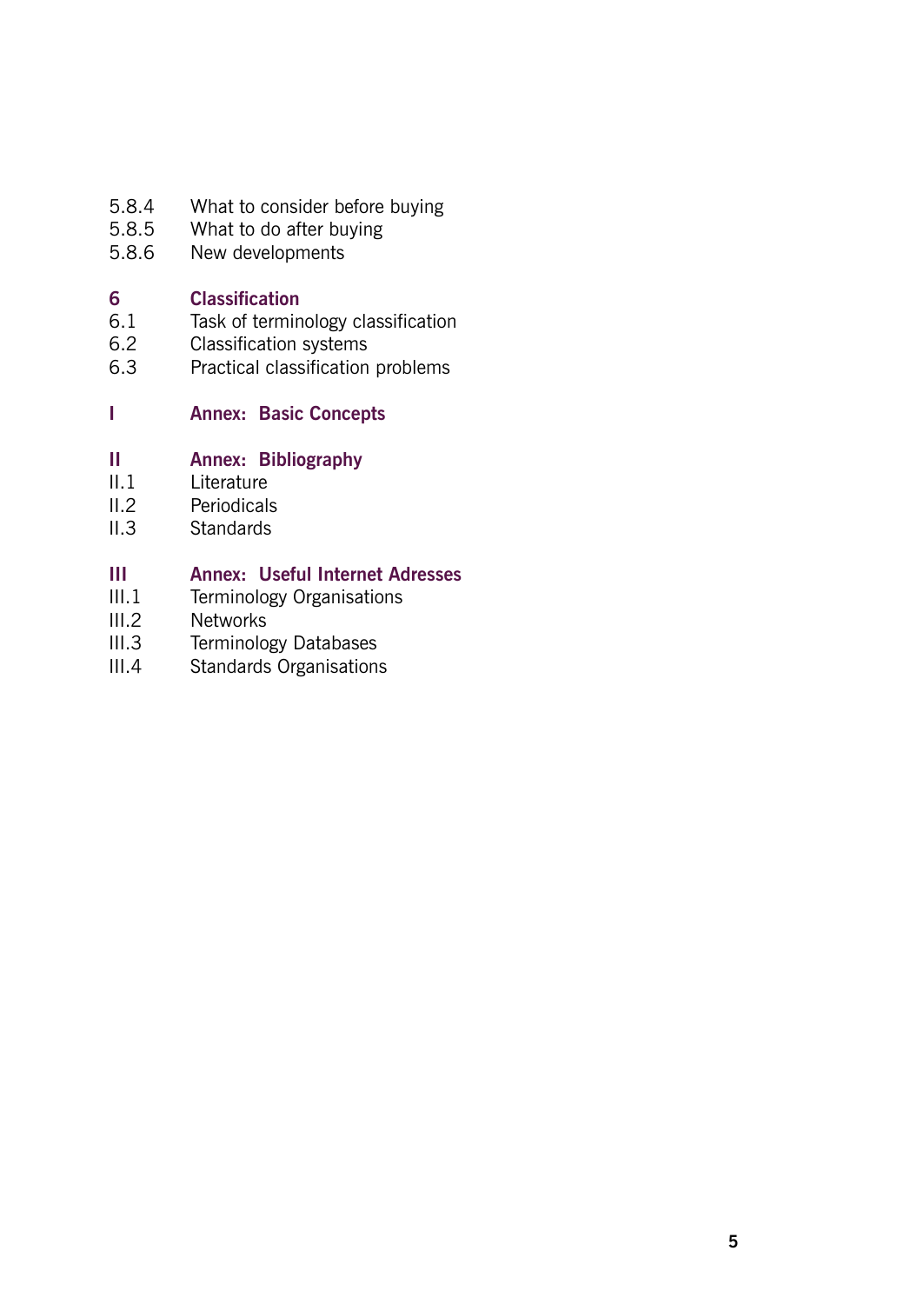5.8.4 What to consider before buying
5.8.5 What to do after buying
5.8.6 New developments

**6 Classification**
6.1 Task of terminology classification
6.2 Classification systems
6.3 Practical classification problems

**I Annex: Basic Concepts**

**II Annex: Bibliography**
II.1 Literature
II.2 Periodicals
II.3 Standards

**III Annex: Useful Internet Adresses**
III.1 Terminology Organisations
III.2 Networks
III.3 Terminology Databases
III.4 Standards Organisations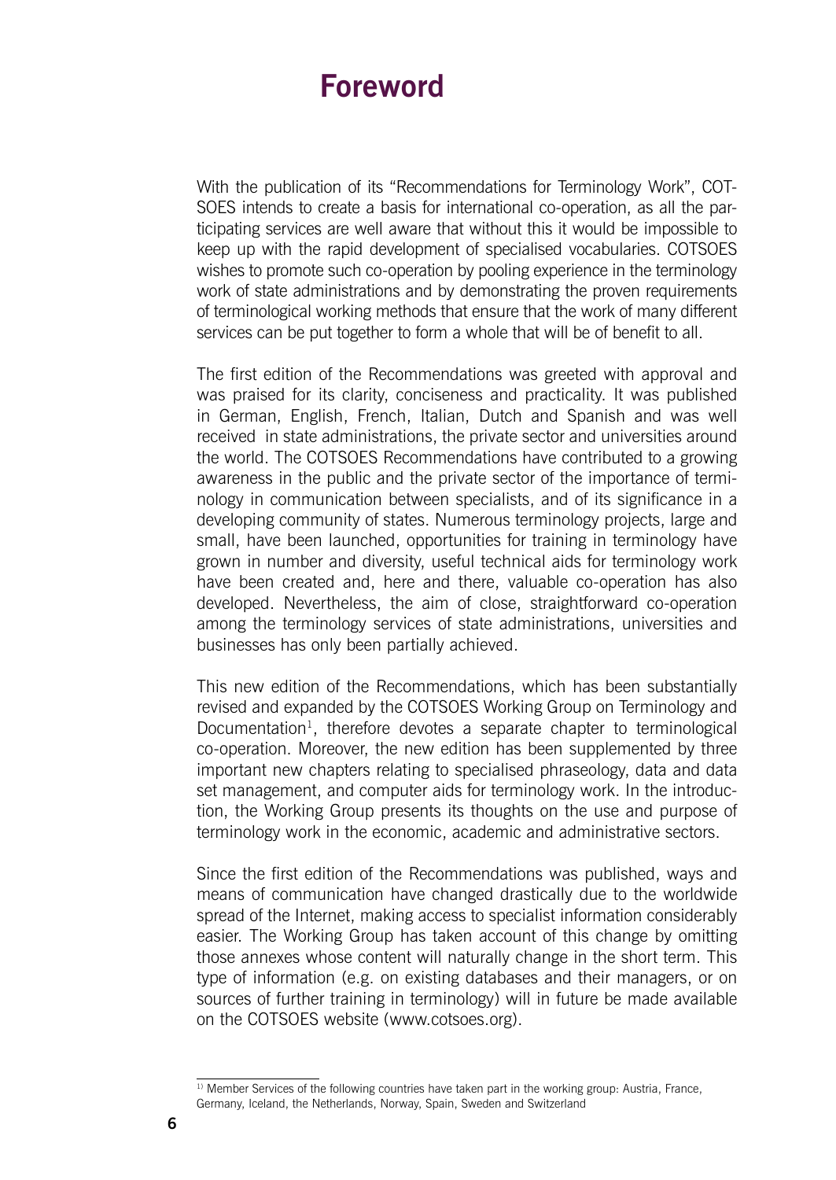# Foreword

With the publication of its "Recommendations for Terminology Work", COTSOES intends to create a basis for international co-operation, as all the participating services are well aware that without this it would be impossible to keep up with the rapid development of specialised vocabularies. COTSOES wishes to promote such co-operation by pooling experience in the terminology work of state administrations and by demonstrating the proven requirements of terminological working methods that ensure that the work of many different services can be put together to form a whole that will be of benefit to all.

The first edition of the Recommendations was greeted with approval and was praised for its clarity, conciseness and practicality. It was published in German, English, French, Italian, Dutch and Spanish and was well received in state administrations, the private sector and universities around the world. The COTSOES Recommendations have contributed to a growing awareness in the public and the private sector of the importance of terminology in communication between specialists, and of its significance in a developing community of states. Numerous terminology projects, large and small, have been launched, opportunities for training in terminology have grown in number and diversity, useful technical aids for terminology work have been created and, here and there, valuable co-operation has also developed. Nevertheless, the aim of close, straightforward co-operation among the terminology services of state administrations, universities and businesses has only been partially achieved.

This new edition of the Recommendations, which has been substantially revised and expanded by the COTSOES Working Group on Terminology and Documentation[1], therefore devotes a separate chapter to terminological co-operation. Moreover, the new edition has been supplemented by three important new chapters relating to specialised phraseology, data and data set management, and computer aids for terminology work. In the introduction, the Working Group presents its thoughts on the use and purpose of terminology work in the economic, academic and administrative sectors.

Since the first edition of the Recommendations was published, ways and means of communication have changed drastically due to the worldwide spread of the Internet, making access to specialist information considerably easier. The Working Group has taken account of this change by omitting those annexes whose content will naturally change in the short term. This type of information (e.g. on existing databases and their managers, or on sources of further training in terminology) will in future be made available on the COTSOES website (www.cotsoes.org).

[1] Member Services of the following countries have taken part in the working group: Austria, France, Germany, Iceland, the Netherlands, Norway, Spain, Sweden and Switzerland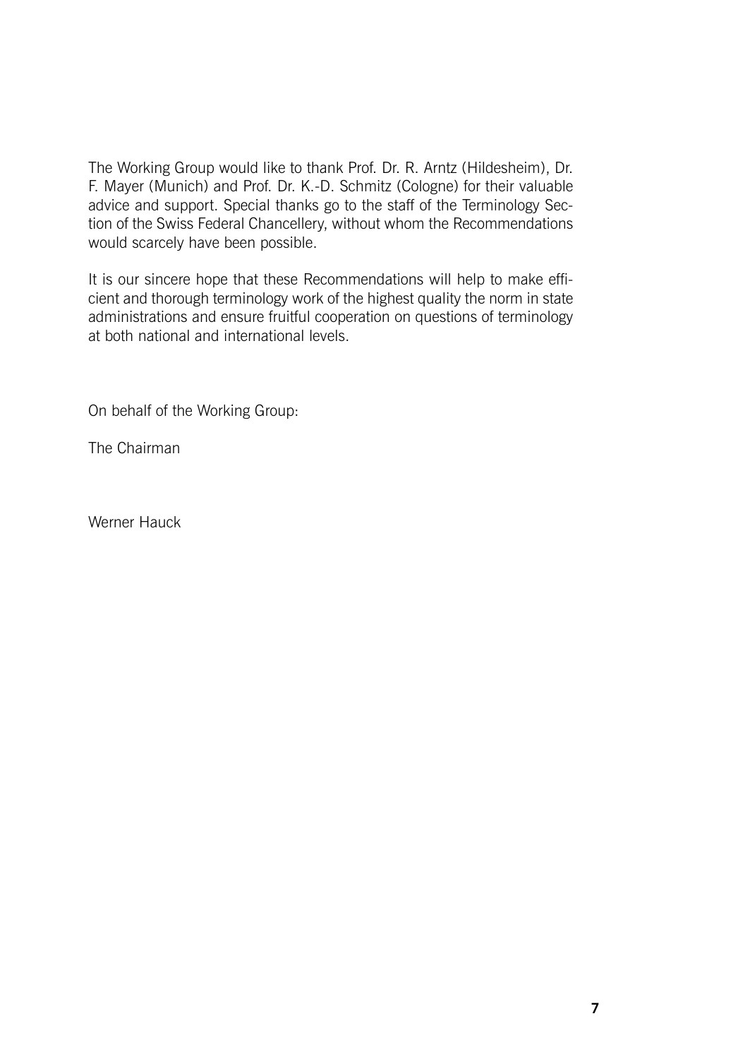The Working Group would like to thank Prof. Dr. R. Arntz (Hildesheim), Dr. F. Mayer (Munich) and Prof. Dr. K.-D. Schmitz (Cologne) for their valuable advice and support. Special thanks go to the staff of the Terminology Section of the Swiss Federal Chancellery, without whom the Recommendations would scarcely have been possible.

It is our sincere hope that these Recommendations will help to make efficient and thorough terminology work of the highest quality the norm in state administrations and ensure fruitful cooperation on questions of terminology at both national and international levels.

On behalf of the Working Group:

The Chairman

Werner Hauck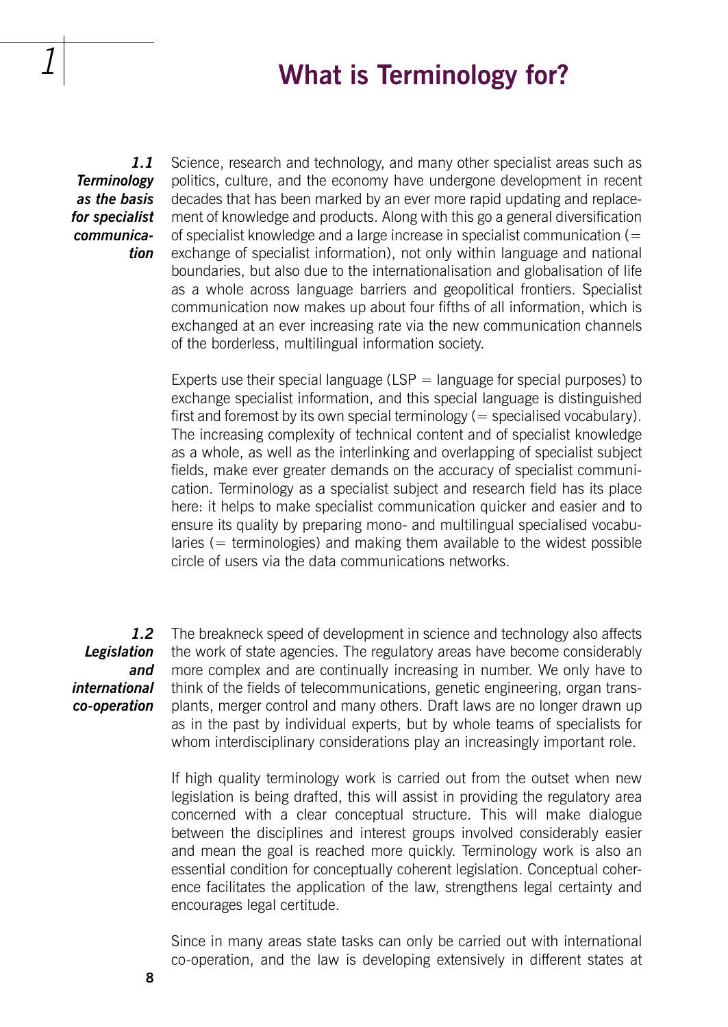# 1 What is Terminology for?

### 1.1 Terminology as the basis for specialist communication

Science, research and technology, and many other specialist areas such as politics, culture, and the economy have undergone development in recent decades that has been marked by an ever more rapid updating and replacement of knowledge and products. Along with this go a general diversification of specialist knowledge and a large increase in specialist communication (= exchange of specialist information), not only within language and national boundaries, but also due to the internationalisation and globalisation of life as a whole across language barriers and geopolitical frontiers. Specialist communication now makes up about four fifths of all information, which is exchanged at an ever increasing rate via the new communication channels of the borderless, multilingual information society.

Experts use their special language (LSP = language for special purposes) to exchange specialist information, and this special language is distinguished first and foremost by its own special terminology (= specialised vocabulary). The increasing complexity of technical content and of specialist knowledge as a whole, as well as the interlinking and overlapping of specialist subject fields, make ever greater demands on the accuracy of specialist communication. Terminology as a specialist subject and research field has its place here: it helps to make specialist communication quicker and easier and to ensure its quality by preparing mono- and multilingual specialised vocabularies (= terminologies) and making them available to the widest possible circle of users via the data communications networks.

### 1.2 Legislation and international co-operation

The breakneck speed of development in science and technology also affects the work of state agencies. The regulatory areas have become considerably more complex and are continually increasing in number. We only have to think of the fields of telecommunications, genetic engineering, organ transplants, merger control and many others. Draft laws are no longer drawn up as in the past by individual experts, but by whole teams of specialists for whom interdisciplinary considerations play an increasingly important role.

If high quality terminology work is carried out from the outset when new legislation is being drafted, this will assist in providing the regulatory area concerned with a clear conceptual structure. This will make dialogue between the disciplines and interest groups involved considerably easier and mean the goal is reached more quickly. Terminology work is also an essential condition for conceptually coherent legislation. Conceptual coherence facilitates the application of the law, strengthens legal certainty and encourages legal certitude.

Since in many areas state tasks can only be carried out with international co-operation, and the law is developing extensively in different states at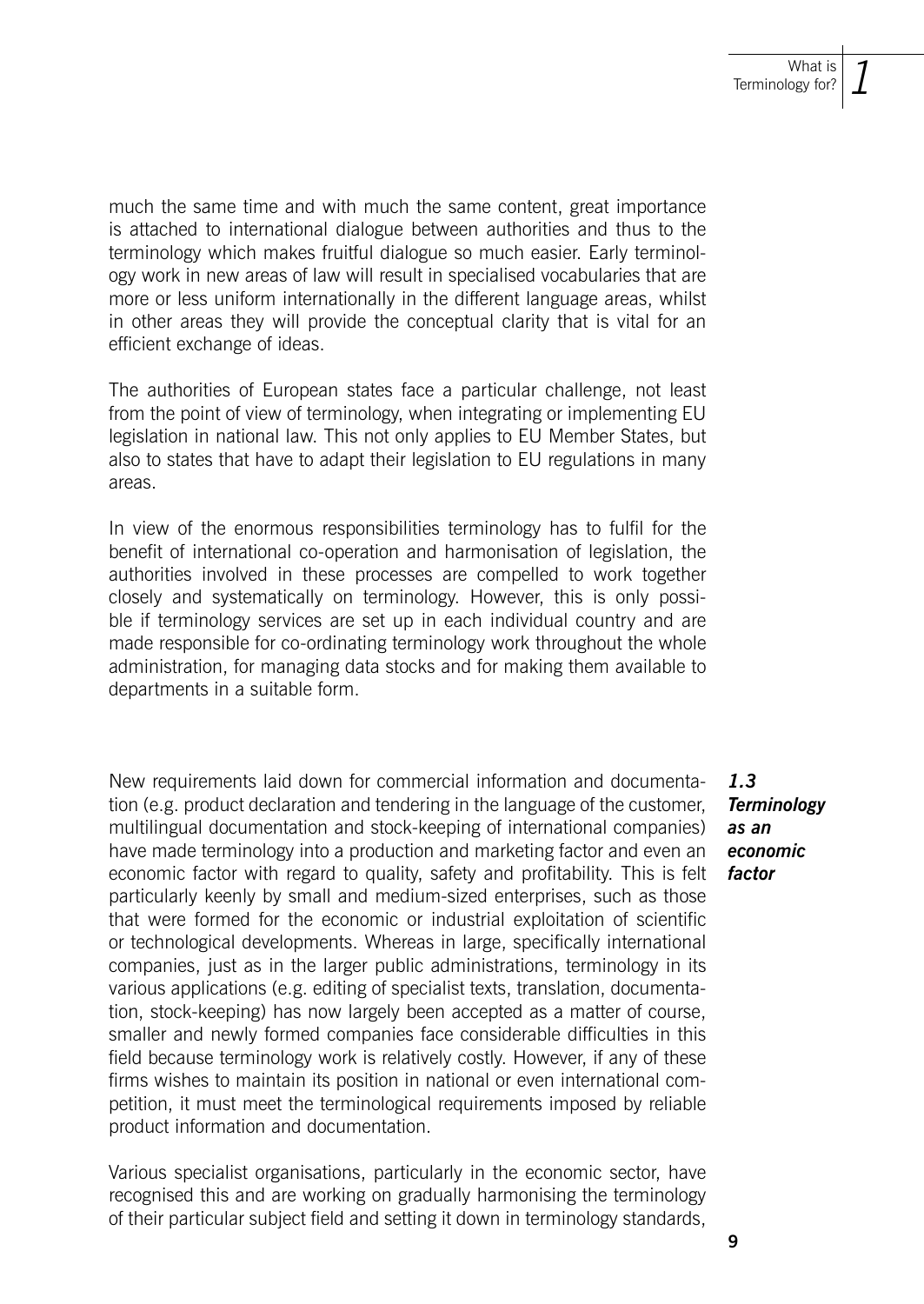much the same time and with much the same content, great importance is attached to international dialogue between authorities and thus to the terminology which makes fruitful dialogue so much easier. Early terminology work in new areas of law will result in specialised vocabularies that are more or less uniform internationally in the different language areas, whilst in other areas they will provide the conceptual clarity that is vital for an efficient exchange of ideas.

The authorities of European states face a particular challenge, not least from the point of view of terminology, when integrating or implementing EU legislation in national law. This not only applies to EU Member States, but also to states that have to adapt their legislation to EU regulations in many areas.

In view of the enormous responsibilities terminology has to fulfil for the benefit of international co-operation and harmonisation of legislation, the authorities involved in these processes are compelled to work together closely and systematically on terminology. However, this is only possible if terminology services are set up in each individual country and are made responsible for co-ordinating terminology work throughout the whole administration, for managing data stocks and for making them available to departments in a suitable form.

### *1.3 Terminology as an economic factor*

New requirements laid down for commercial information and documentation (e.g. product declaration and tendering in the language of the customer, multilingual documentation and stock-keeping of international companies) have made terminology into a production and marketing factor and even an economic factor with regard to quality, safety and profitability. This is felt particularly keenly by small and medium-sized enterprises, such as those that were formed for the economic or industrial exploitation of scientific or technological developments. Whereas in large, specifically international companies, just as in the larger public administrations, terminology in its various applications (e.g. editing of specialist texts, translation, documentation, stock-keeping) has now largely been accepted as a matter of course, smaller and newly formed companies face considerable difficulties in this field because terminology work is relatively costly. However, if any of these firms wishes to maintain its position in national or even international competition, it must meet the terminological requirements imposed by reliable product information and documentation.

Various specialist organisations, particularly in the economic sector, have recognised this and are working on gradually harmonising the terminology of their particular subject field and setting it down in terminology standards,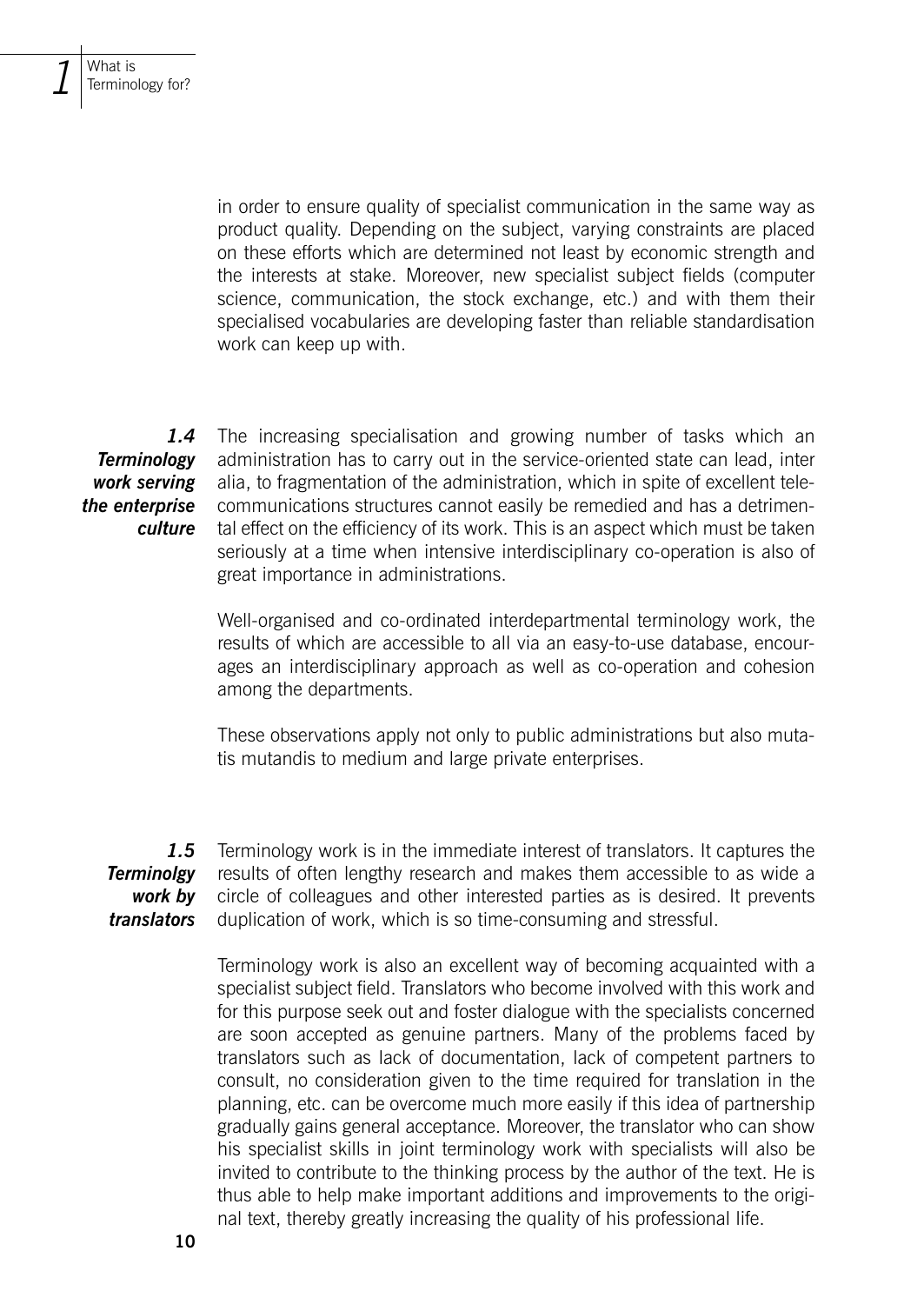in order to ensure quality of specialist communication in the same way as product quality. Depending on the subject, varying constraints are placed on these efforts which are determined not least by economic strength and the interests at stake. Moreover, new specialist subject fields (computer science, communication, the stock exchange, etc.) and with them their specialised vocabularies are developing faster than reliable standardisation work can keep up with.

### 1.4 Terminology work serving the enterprise culture

The increasing specialisation and growing number of tasks which an administration has to carry out in the service-oriented state can lead, inter alia, to fragmentation of the administration, which in spite of excellent telecommunications structures cannot easily be remedied and has a detrimental effect on the efficiency of its work. This is an aspect which must be taken seriously at a time when intensive interdisciplinary co-operation is also of great importance in administrations.

Well-organised and co-ordinated interdepartmental terminology work, the results of which are accessible to all via an easy-to-use database, encourages an interdisciplinary approach as well as co-operation and cohesion among the departments.

These observations apply not only to public administrations but also mutatis mutandis to medium and large private enterprises.

### 1.5 Terminolgy work by translators

Terminology work is in the immediate interest of translators. It captures the results of often lengthy research and makes them accessible to as wide a circle of colleagues and other interested parties as is desired. It prevents duplication of work, which is so time-consuming and stressful.

Terminology work is also an excellent way of becoming acquainted with a specialist subject field. Translators who become involved with this work and for this purpose seek out and foster dialogue with the specialists concerned are soon accepted as genuine partners. Many of the problems faced by translators such as lack of documentation, lack of competent partners to consult, no consideration given to the time required for translation in the planning, etc. can be overcome much more easily if this idea of partnership gradually gains general acceptance. Moreover, the translator who can show his specialist skills in joint terminology work with specialists will also be invited to contribute to the thinking process by the author of the text. He is thus able to help make important additions and improvements to the original text, thereby greatly increasing the quality of his professional life.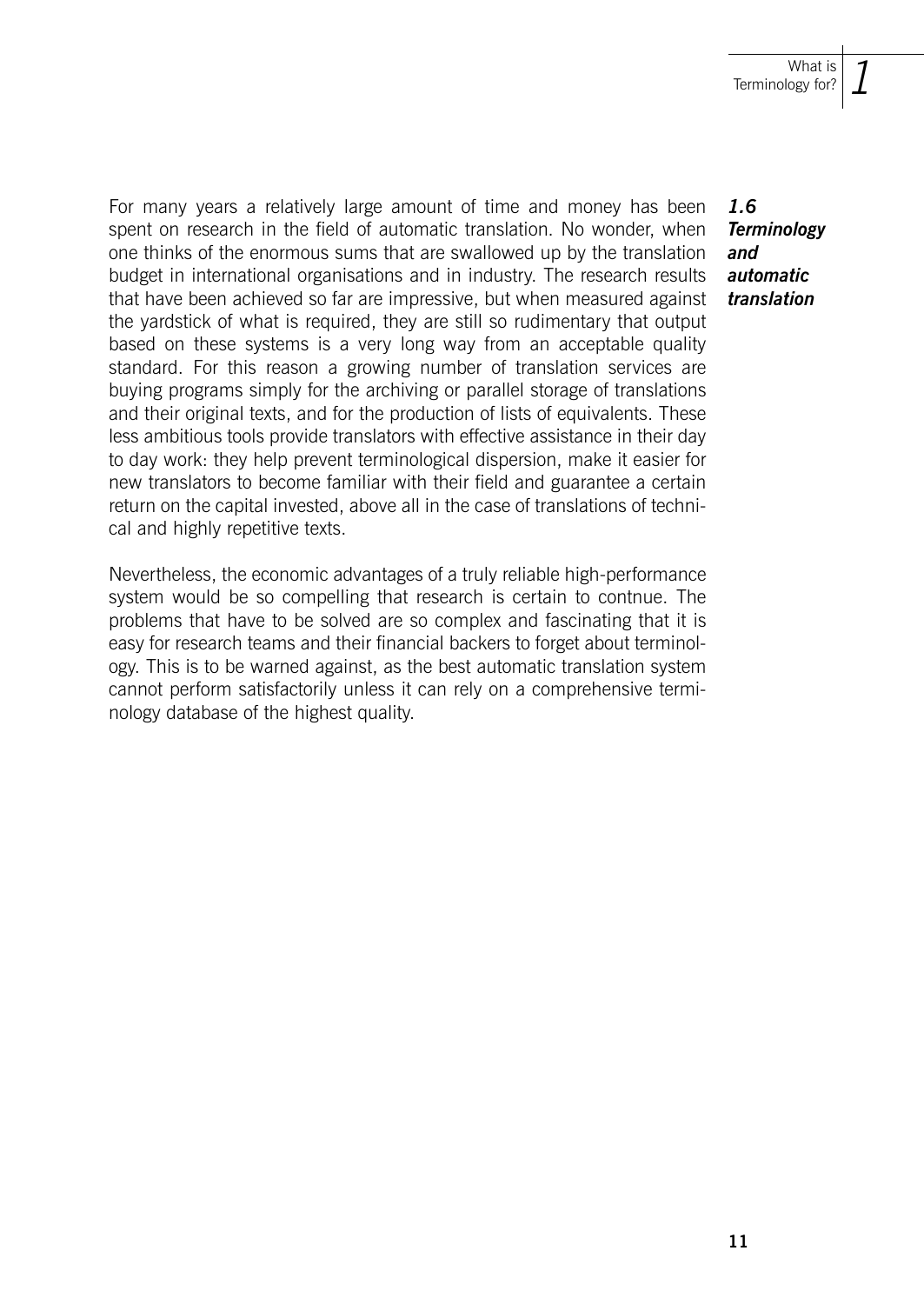## 1.6 Terminology and automatic translation

For many years a relatively large amount of time and money has been spent on research in the field of automatic translation. No wonder, when one thinks of the enormous sums that are swallowed up by the translation budget in international organisations and in industry. The research results that have been achieved so far are impressive, but when measured against the yardstick of what is required, they are still so rudimentary that output based on these systems is a very long way from an acceptable quality standard. For this reason a growing number of translation services are buying programs simply for the archiving or parallel storage of translations and their original texts, and for the production of lists of equivalents. These less ambitious tools provide translators with effective assistance in their day to day work: they help prevent terminological dispersion, make it easier for new translators to become familiar with their field and guarantee a certain return on the capital invested, above all in the case of translations of technical and highly repetitive texts.

Nevertheless, the economic advantages of a truly reliable high-performance system would be so compelling that research is certain to contnue. The problems that have to be solved are so complex and fascinating that it is easy for research teams and their financial backers to forget about terminology. This is to be warned against, as the best automatic translation system cannot perform satisfactorily unless it can rely on a comprehensive terminology database of the highest quality.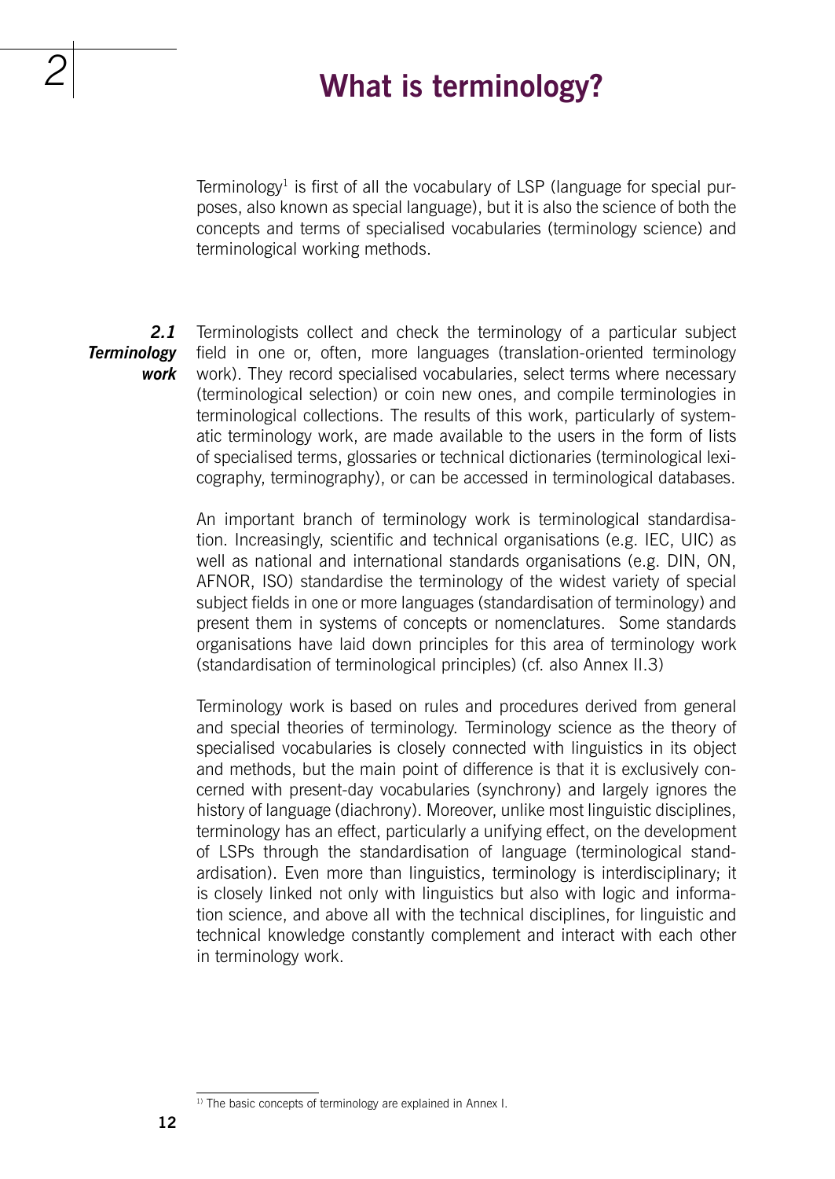# 2 What is terminology?

Terminology[1] is first of all the vocabulary of LSP (language for special purposes, also known as special language), but it is also the science of both the concepts and terms of specialised vocabularies (terminology science) and terminological working methods.

## 2.1 Terminology work

Terminologists collect and check the terminology of a particular subject field in one or, often, more languages (translation-oriented terminology work). They record specialised vocabularies, select terms where necessary (terminological selection) or coin new ones, and compile terminologies in terminological collections. The results of this work, particularly of systematic terminology work, are made available to the users in the form of lists of specialised terms, glossaries or technical dictionaries (terminological lexicography, terminography), or can be accessed in terminological databases.

An important branch of terminology work is terminological standardisation. Increasingly, scientific and technical organisations (e.g. IEC, UIC) as well as national and international standards organisations (e.g. DIN, ON, AFNOR, ISO) standardise the terminology of the widest variety of special subject fields in one or more languages (standardisation of terminology) and present them in systems of concepts or nomenclatures. Some standards organisations have laid down principles for this area of terminology work (standardisation of terminological principles) (cf. also Annex II.3)

Terminology work is based on rules and procedures derived from general and special theories of terminology. Terminology science as the theory of specialised vocabularies is closely connected with linguistics in its object and methods, but the main point of difference is that it is exclusively concerned with present-day vocabularies (synchrony) and largely ignores the history of language (diachrony). Moreover, unlike most linguistic disciplines, terminology has an effect, particularly a unifying effect, on the development of LSPs through the standardisation of language (terminological standardisation). Even more than linguistics, terminology is interdisciplinary; it is closely linked not only with linguistics but also with logic and information science, and above all with the technical disciplines, for linguistic and technical knowledge constantly complement and interact with each other in terminology work.

---

[1] The basic concepts of terminology are explained in Annex I.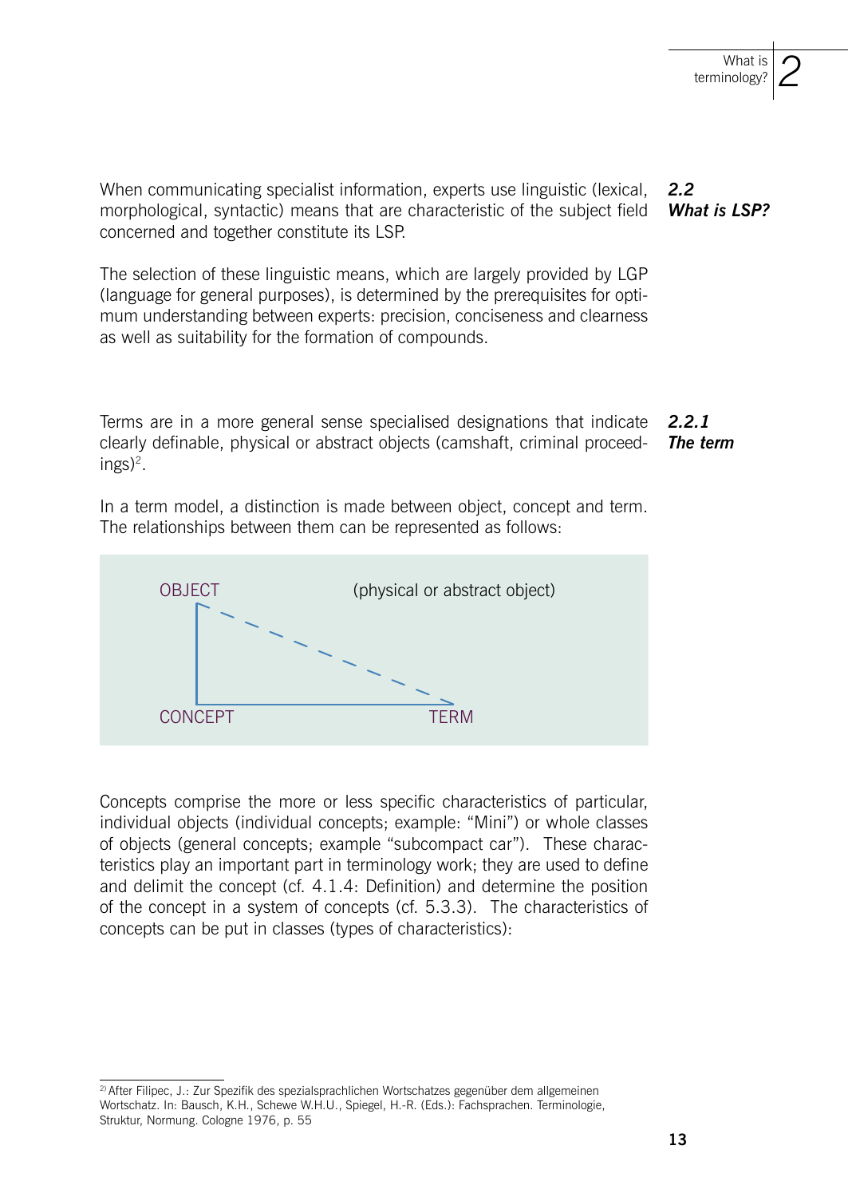## 2.2 What is LSP?

When communicating specialist information, experts use linguistic (lexical, morphological, syntactic) means that are characteristic of the subject field concerned and together constitute its LSP.

The selection of these linguistic means, which are largely provided by LGP (language for general purposes), is determined by the prerequisites for optimum understanding between experts: precision, conciseness and clearness as well as suitability for the formation of compounds.

### 2.2.1 The term

Terms are in a more general sense specialised designations that indicate clearly definable, physical or abstract objects (camshaft, criminal proceedings)[2].

In a term model, a distinction is made between object, concept and term. The relationships between them can be represented as follows:

OBJECT (physical or abstract object)

CONCEPT TERM

Concepts comprise the more or less specific characteristics of particular, individual objects (individual concepts; example: "Mini") or whole classes of objects (general concepts; example "subcompact car"). These characteristics play an important part in terminology work; they are used to define and delimit the concept (cf. 4.1.4: Definition) and determine the position of the concept in a system of concepts (cf. 5.3.3). The characteristics of concepts can be put in classes (types of characteristics):

---

[2] After Filipec, J.: Zur Spezifik des spezialsprachlichen Wortschatzes gegenüber dem allgemeinen Wortschatz. In: Bausch, K.H., Schewe W.H.U., Spiegel, H.-R. (Eds.): Fachsprachen. Terminologie, Struktur, Normung. Cologne 1976, p. 55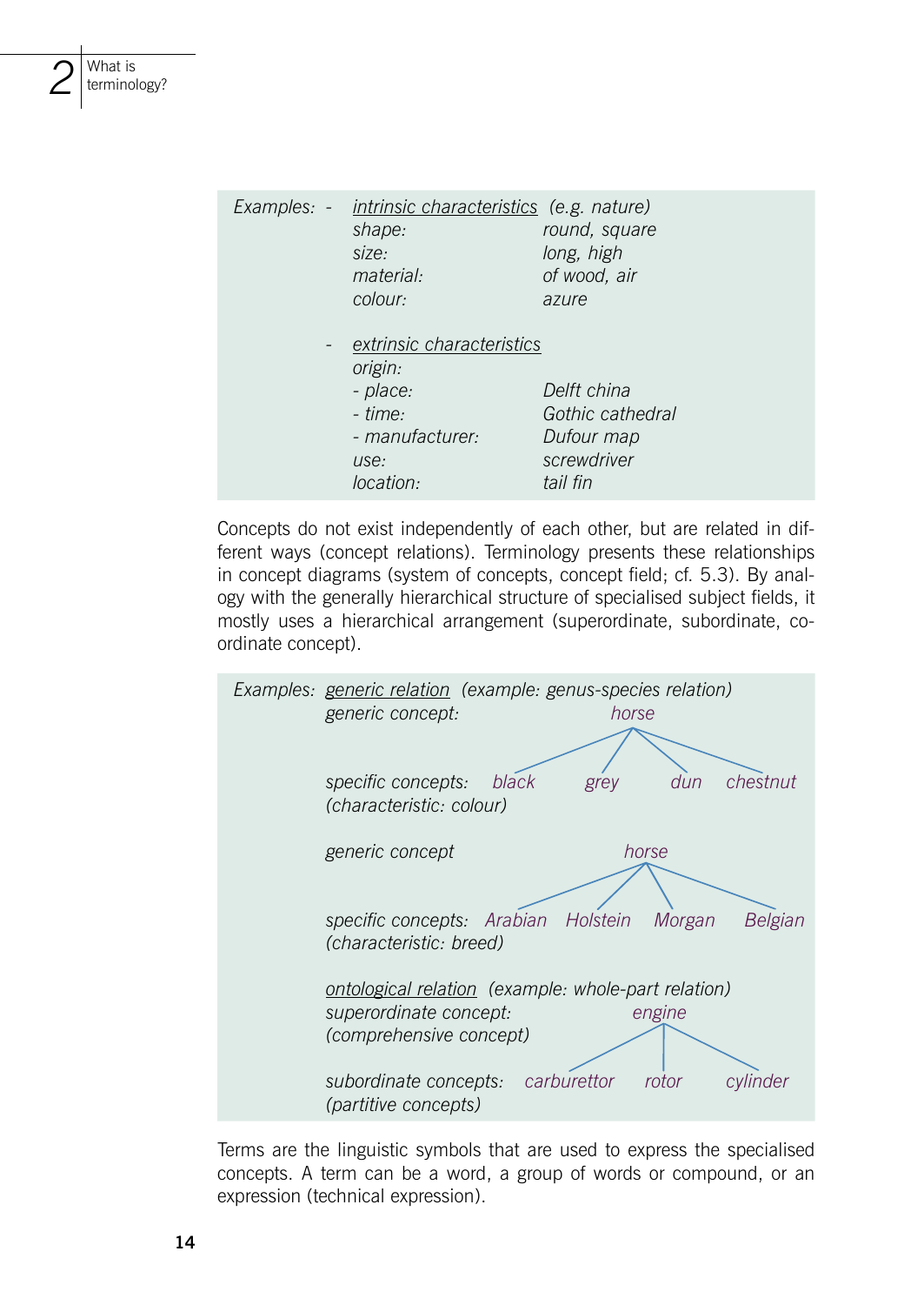*Examples:*

- *<u>intrinsic characteristics</u> (e.g. nature)*

| | |
|---|---|
| *shape:* | *round, square* |
| *size:* | *long, high* |
| *material:* | *of wood, air* |
| *colour:* | *azure* |

- *<u>extrinsic characteristics</u>*

| | |
|---|---|
| *origin:* | |
| *- place:* | *Delft china* |
| *- time:* | *Gothic cathedral* |
| *- manufacturer:* | *Dufour map* |
| *use:* | *screwdriver* |
| *location:* | *tail fin* |

Concepts do not exist independently of each other, but are related in different ways (concept relations). Terminology presents these relationships in concept diagrams (system of concepts, concept field; cf. 5.3). By analogy with the generally hierarchical structure of specialised subject fields, it mostly uses a hierarchical arrangement (superordinate, subordinate, coordinate concept).

*Examples: <u>generic relation</u> (example: genus-species relation)*

*generic concept:* *horse*

*specific concepts:* *black* — *grey* — *dun* — *chestnut*
*(characteristic: colour)*

*generic concept* *horse*

*specific concepts:* *Arabian* — *Holstein* — *Morgan* — *Belgian*
*(characteristic: breed)*

*<u>ontological relation</u> (example: whole-part relation)*

*superordinate concept:* *engine*
*(comprehensive concept)*

*subordinate concepts:* *carburettor* — *rotor* — *cylinder*
*(partitive concepts)*

Terms are the linguistic symbols that are used to express the specialised concepts. A term can be a word, a group of words or compound, or an expression (technical expression).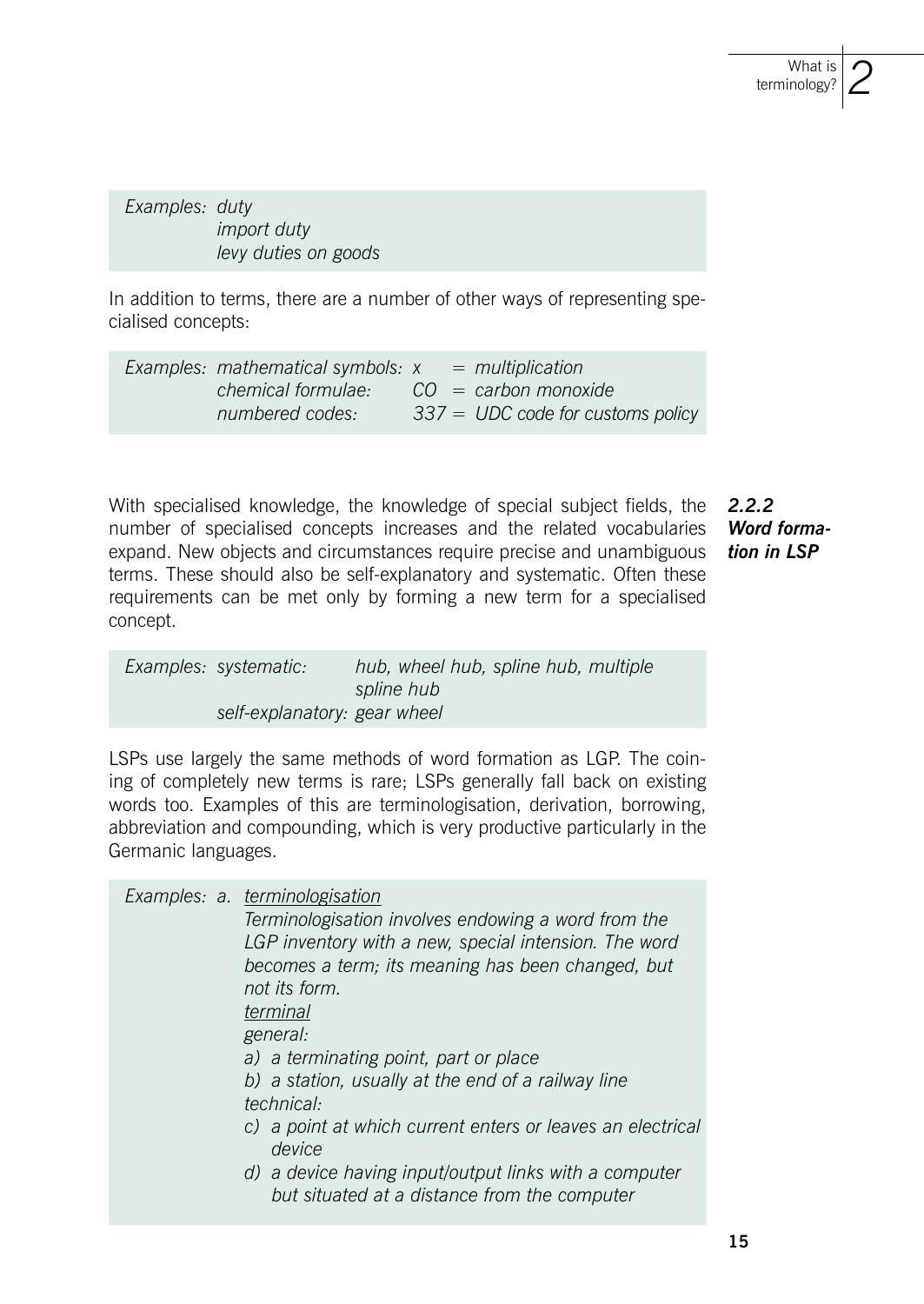*Examples: duty*
*import duty*
*levy duties on goods*

In addition to terms, there are a number of other ways of representing specialised concepts:

*Examples: mathematical symbols: x = multiplication*
*chemical formulae: CO = carbon monoxide*
*numbered codes: 337 = UDC code for customs policy*

### 2.2.2 Word formation in LSP

With specialised knowledge, the knowledge of special subject fields, the number of specialised concepts increases and the related vocabularies expand. New objects and circumstances require precise and unambiguous terms. These should also be self-explanatory and systematic. Often these requirements can be met only by forming a new term for a specialised concept.

*Examples: systematic: hub, wheel hub, spline hub, multiple spline hub*
*self-explanatory: gear wheel*

LSPs use largely the same methods of word formation as LGP. The coining of completely new terms is rare; LSPs generally fall back on existing words too. Examples of this are terminologisation, derivation, borrowing, abbreviation and compounding, which is very productive particularly in the Germanic languages.

*Examples: a. terminologisation*
*Terminologisation involves endowing a word from the LGP inventory with a new, special intension. The word becomes a term; its meaning has been changed, but not its form.*
*terminal*
*general:*
*a) a terminating point, part or place*
*b) a station, usually at the end of a railway line*
*technical:*
*c) a point at which current enters or leaves an electrical device*
*d) a device having input/output links with a computer but situated at a distance from the computer*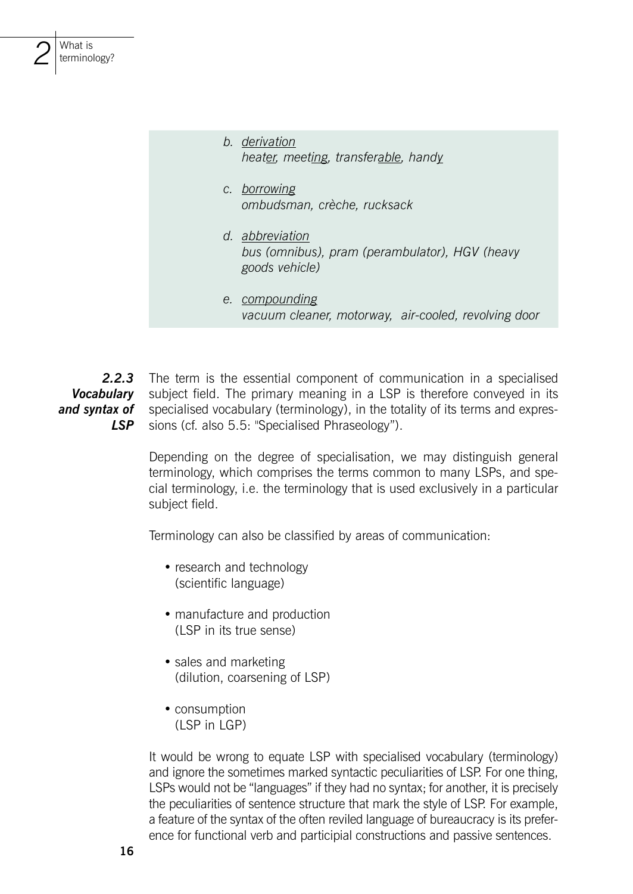*b. derivation*
*heat<u>er</u>, meet<u>ing</u>, transfer<u>able</u>, hand<u>y</u>*

*c. borrowing*
*ombudsman, crèche, rucksack*

*d. abbreviation*
*bus (omnibus), pram (perambulator), HGV (heavy goods vehicle)*

*e. compounding*
*vacuum cleaner, motorway, air-cooled, revolving door*

### 2.2.3 Vocabulary and syntax of LSP

The term is the essential component of communication in a specialised subject field. The primary meaning in a LSP is therefore conveyed in its specialised vocabulary (terminology), in the totality of its terms and expressions (cf. also 5.5: "Specialised Phraseology").

Depending on the degree of specialisation, we may distinguish general terminology, which comprises the terms common to many LSPs, and special terminology, i.e. the terminology that is used exclusively in a particular subject field.

Terminology can also be classified by areas of communication:

- research and technology
  (scientific language)
- manufacture and production
  (LSP in its true sense)
- sales and marketing
  (dilution, coarsening of LSP)
- consumption
  (LSP in LGP)

It would be wrong to equate LSP with specialised vocabulary (terminology) and ignore the sometimes marked syntactic peculiarities of LSP. For one thing, LSPs would not be "languages" if they had no syntax; for another, it is precisely the peculiarities of sentence structure that mark the style of LSP. For example, a feature of the syntax of the often reviled language of bureaucracy is its preference for functional verb and participial constructions and passive sentences.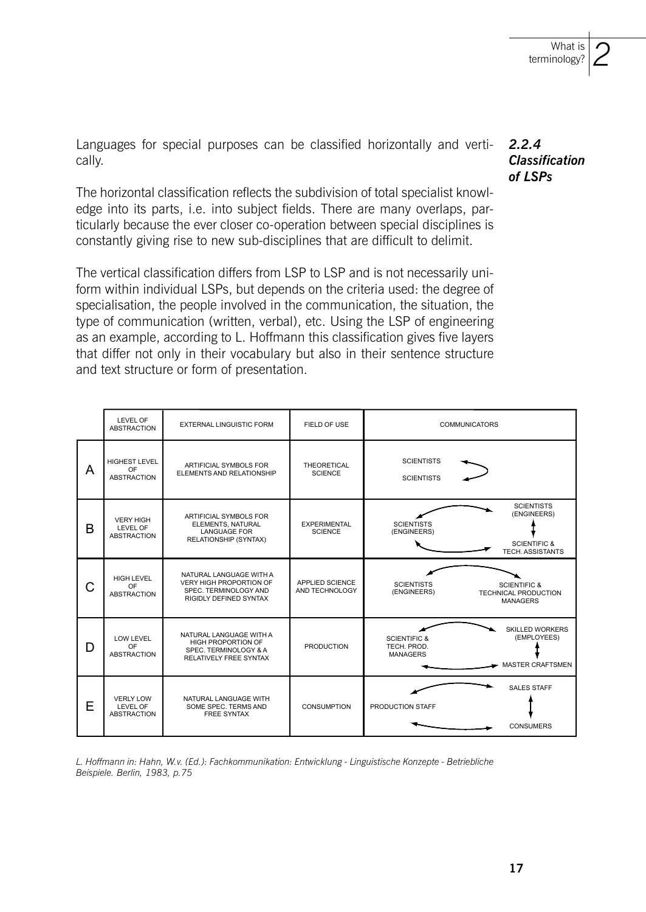### 2.2.4 Classification of LSPs

Languages for special purposes can be classified horizontally and vertically.

The horizontal classification reflects the subdivision of total specialist knowledge into its parts, i.e. into subject fields. There are many overlaps, particularly because the ever closer co-operation between special disciplines is constantly giving rise to new sub-disciplines that are difficult to delimit.

The vertical classification differs from LSP to LSP and is not necessarily uniform within individual LSPs, but depends on the criteria used: the degree of specialisation, the people involved in the communication, the situation, the type of communication (written, verbal), etc. Using the LSP of engineering as an example, according to L. Hoffmann this classification gives five layers that differ not only in their vocabulary but also in their sentence structure and text structure or form of presentation.

| | LEVEL OF ABSTRACTION | EXTERNAL LINGUISTIC FORM | FIELD OF USE | COMMUNICATORS |
|---|---|---|---|---|
| A | HIGHEST LEVEL OF ABSTRACTION | ARTIFICIAL SYMBOLS FOR ELEMENTS AND RELATIONSHIP | THEORETICAL SCIENCE | SCIENTISTS ↔ SCIENTISTS |
| B | VERY HIGH LEVEL OF ABSTRACTION | ARTIFICIAL SYMBOLS FOR ELEMENTS, NATURAL LANGUAGE FOR RELATIONSHIP (SYNTAX) | EXPERIMENTAL SCIENCE | SCIENTISTS (ENGINEERS) ↔ SCIENTISTS (ENGINEERS) ↕ SCIENTIFIC & TECH. ASSISTANTS |
| C | HIGH LEVEL OF ABSTRACTION | NATURAL LANGUAGE WITH A VERY HIGH PROPORTION OF SPEC. TERMINOLOGY AND RIGIDLY DEFINED SYNTAX | APPLIED SCIENCE AND TECHNOLOGY | SCIENTISTS (ENGINEERS) ↔ SCIENTIFIC & TECHNICAL PRODUCTION MANAGERS |
| D | LOW LEVEL OF ABSTRACTION | NATURAL LANGUAGE WITH A HIGH PROPORTION OF SPEC. TERMINOLOGY & A RELATIVELY FREE SYNTAX | PRODUCTION | SCIENTIFIC & TECH. PROD. MANAGERS ↔ SKILLED WORKERS (EMPLOYEES) ↕ MASTER CRAFTSMEN |
| E | VERLY LOW LEVEL OF ABSTRACTION | NATURAL LANGUAGE WITH SOME SPEC. TERMS AND FREE SYNTAX | CONSUMPTION | PRODUCTION STAFF ↔ SALES STAFF ↕ CONSUMERS |

*L. Hoffmann in: Hahn, W.v. (Ed.): Fachkommunikation: Entwicklung - Linguistische Konzepte - Betriebliche Beispiele. Berlin, 1983, p.75*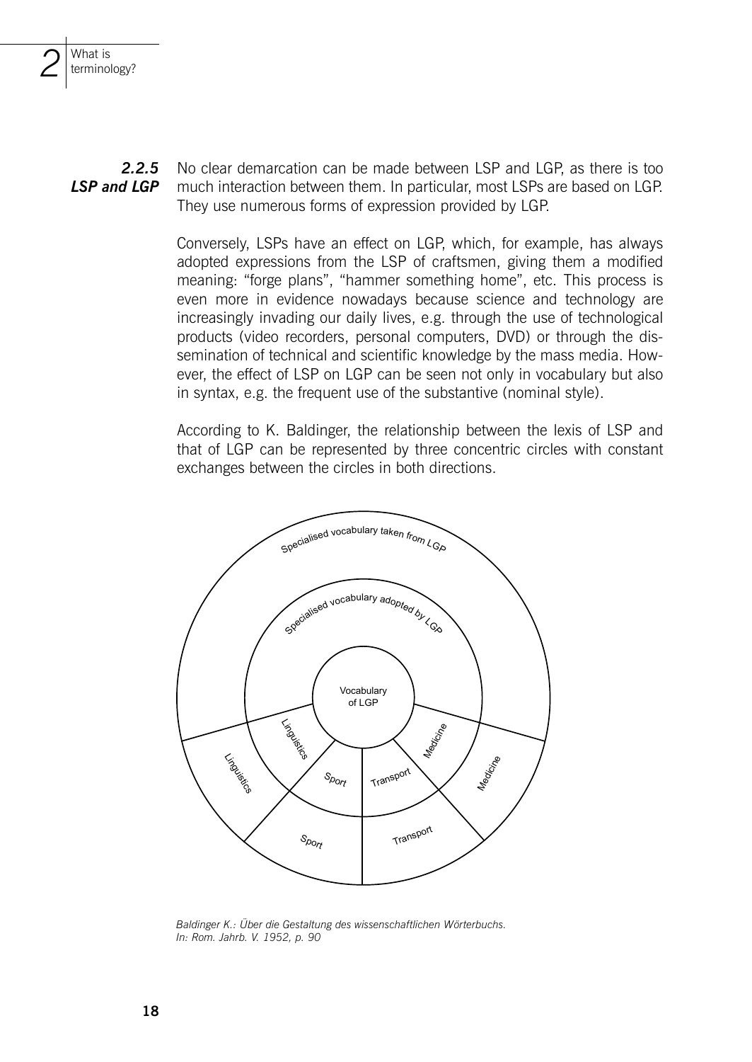### 2.2.5 LSP and LGP

No clear demarcation can be made between LSP and LGP, as there is too much interaction between them. In particular, most LSPs are based on LGP. They use numerous forms of expression provided by LGP.

Conversely, LSPs have an effect on LGP, which, for example, has always adopted expressions from the LSP of craftsmen, giving them a modified meaning: "forge plans", "hammer something home", etc. This process is even more in evidence nowadays because science and technology are increasingly invading our daily lives, e.g. through the use of technological products (video recorders, personal computers, DVD) or through the dissemination of technical and scientific knowledge by the mass media. However, the effect of LSP on LGP can be seen not only in vocabulary but also in syntax, e.g. the frequent use of the substantive (nominal style).

According to K. Baldinger, the relationship between the lexis of LSP and that of LGP can be represented by three concentric circles with constant exchanges between the circles in both directions.

Specialised vocabulary taken from LGP

Specialised vocabulary adopted by LGP

Vocabulary of LGP

Linguistics | Sport | Transport | Medicine

Linguistics | Sport | Transport | Medicine

*Baldinger K.: Über die Gestaltung des wissenschaftlichen Wörterbuchs. In: Rom. Jahrb. V. 1952, p. 90*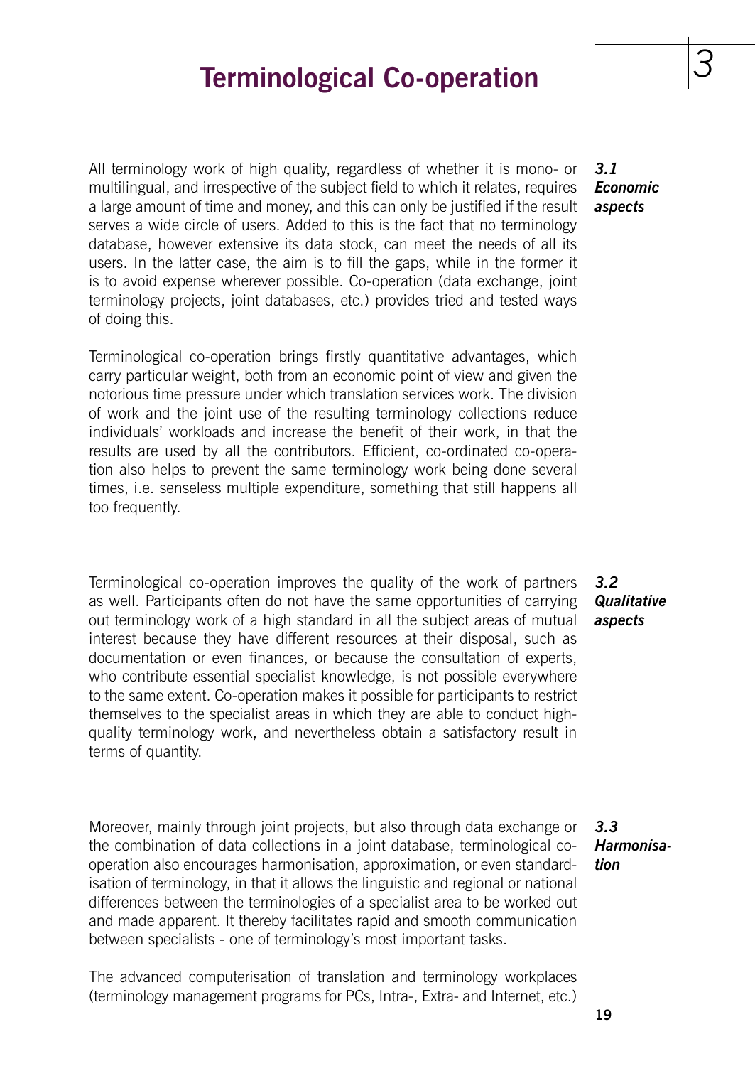# Terminological Co-operation

### 3.1 Economic aspects

All terminology work of high quality, regardless of whether it is mono- or multilingual, and irrespective of the subject field to which it relates, requires a large amount of time and money, and this can only be justified if the result serves a wide circle of users. Added to this is the fact that no terminology database, however extensive its data stock, can meet the needs of all its users. In the latter case, the aim is to fill the gaps, while in the former it is to avoid expense wherever possible. Co-operation (data exchange, joint terminology projects, joint databases, etc.) provides tried and tested ways of doing this.

Terminological co-operation brings firstly quantitative advantages, which carry particular weight, both from an economic point of view and given the notorious time pressure under which translation services work. The division of work and the joint use of the resulting terminology collections reduce individuals' workloads and increase the benefit of their work, in that the results are used by all the contributors. Efficient, co-ordinated co-operation also helps to prevent the same terminology work being done several times, i.e. senseless multiple expenditure, something that still happens all too frequently.

### 3.2 Qualitative aspects

Terminological co-operation improves the quality of the work of partners as well. Participants often do not have the same opportunities of carrying out terminology work of a high standard in all the subject areas of mutual interest because they have different resources at their disposal, such as documentation or even finances, or because the consultation of experts, who contribute essential specialist knowledge, is not possible everywhere to the same extent. Co-operation makes it possible for participants to restrict themselves to the specialist areas in which they are able to conduct high-quality terminology work, and nevertheless obtain a satisfactory result in terms of quantity.

### 3.3 Harmonisation

Moreover, mainly through joint projects, but also through data exchange or the combination of data collections in a joint database, terminological co-operation also encourages harmonisation, approximation, or even standardisation of terminology, in that it allows the linguistic and regional or national differences between the terminologies of a specialist area to be worked out and made apparent. It thereby facilitates rapid and smooth communication between specialists - one of terminology's most important tasks.

The advanced computerisation of translation and terminology workplaces (terminology management programs for PCs, Intra-, Extra- and Internet, etc.)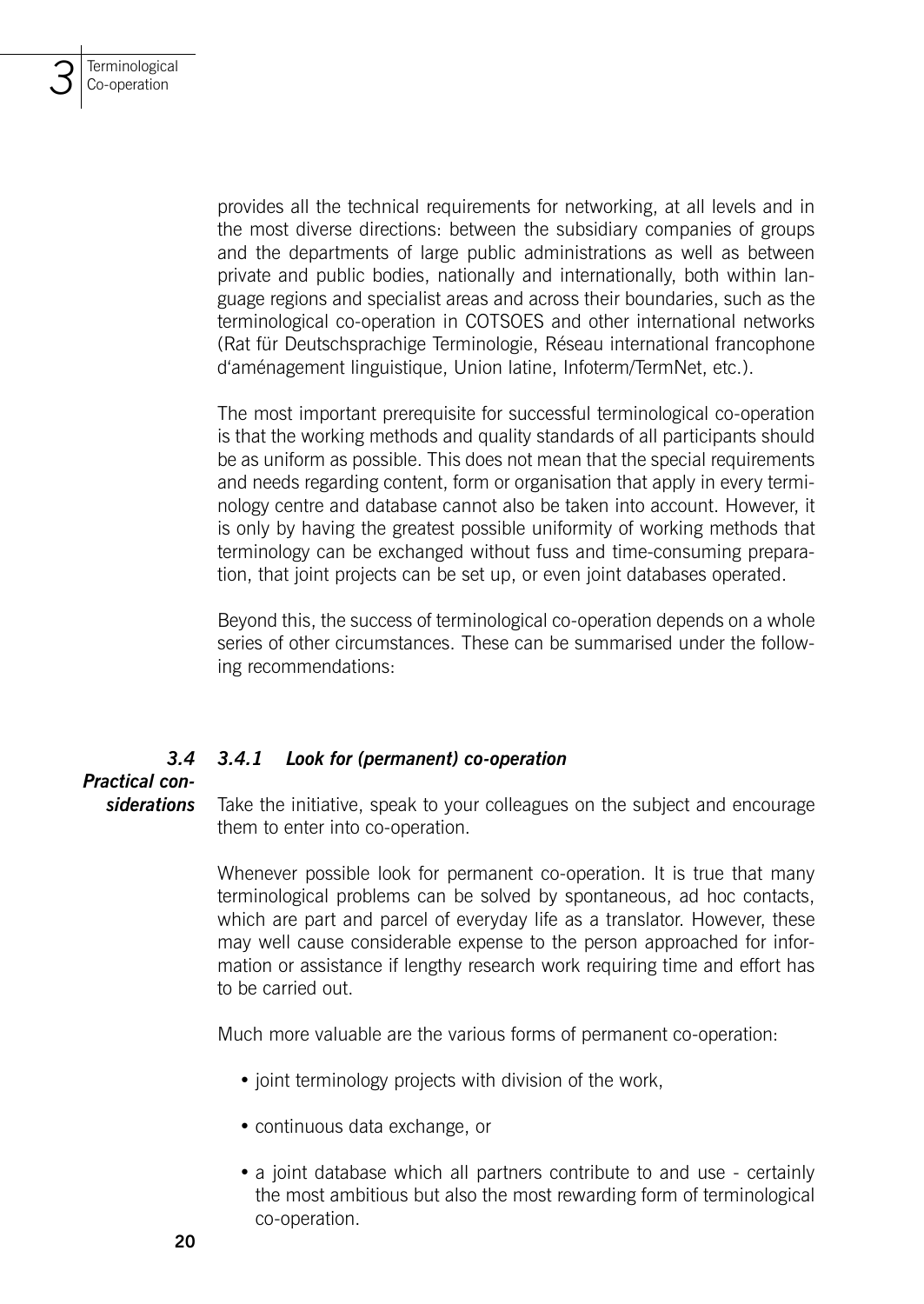provides all the technical requirements for networking, at all levels and in the most diverse directions: between the subsidiary companies of groups and the departments of large public administrations as well as between private and public bodies, nationally and internationally, both within language regions and specialist areas and across their boundaries, such as the terminological co-operation in COTSOES and other international networks (Rat für Deutschsprachige Terminologie, Réseau international francophone d'aménagement linguistique, Union latine, Infoterm/TermNet, etc.).

The most important prerequisite for successful terminological co-operation is that the working methods and quality standards of all participants should be as uniform as possible. This does not mean that the special requirements and needs regarding content, form or organisation that apply in every terminology centre and database cannot also be taken into account. However, it is only by having the greatest possible uniformity of working methods that terminology can be exchanged without fuss and time-consuming preparation, that joint projects can be set up, or even joint databases operated.

Beyond this, the success of terminological co-operation depends on a whole series of other circumstances. These can be summarised under the following recommendations:

## 3.4 Practical considerations

### 3.4.1 Look for (permanent) co-operation

Take the initiative, speak to your colleagues on the subject and encourage them to enter into co-operation.

Whenever possible look for permanent co-operation. It is true that many terminological problems can be solved by spontaneous, ad hoc contacts, which are part and parcel of everyday life as a translator. However, these may well cause considerable expense to the person approached for information or assistance if lengthy research work requiring time and effort has to be carried out.

Much more valuable are the various forms of permanent co-operation:

- joint terminology projects with division of the work,
- continuous data exchange, or
- a joint database which all partners contribute to and use - certainly the most ambitious but also the most rewarding form of terminological co-operation.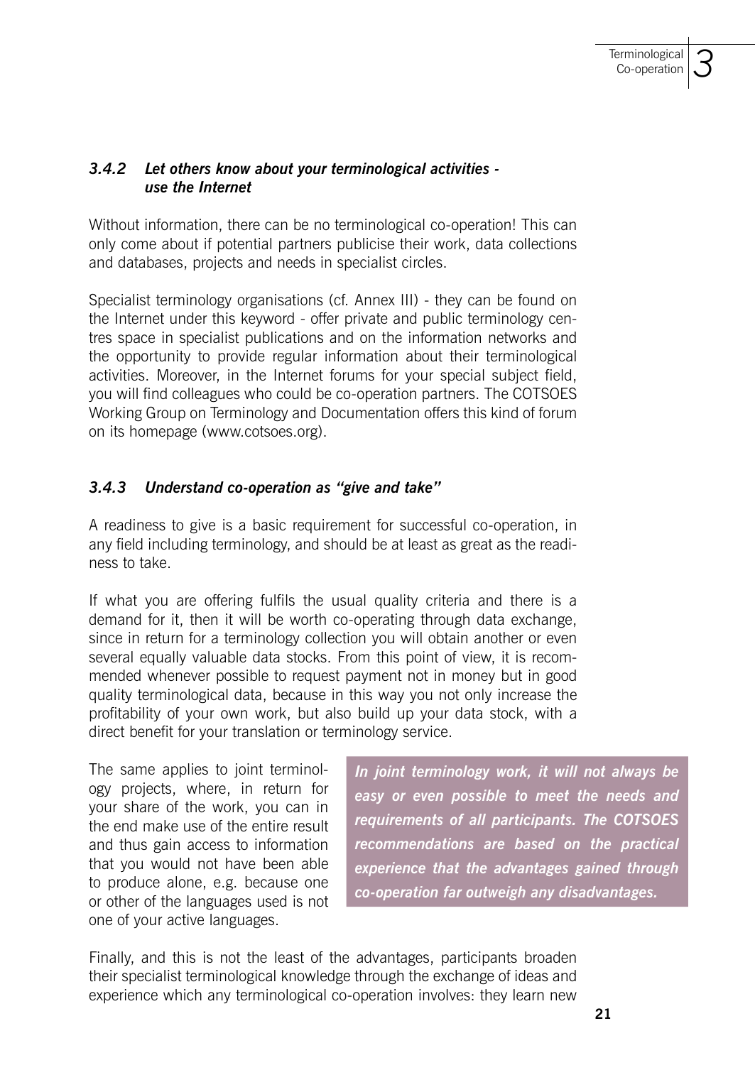### *3.4.2 Let others know about your terminological activities - use the Internet*

Without information, there can be no terminological co-operation! This can only come about if potential partners publicise their work, data collections and databases, projects and needs in specialist circles.

Specialist terminology organisations (cf. Annex III) - they can be found on the Internet under this keyword - offer private and public terminology centres space in specialist publications and on the information networks and the opportunity to provide regular information about their terminological activities. Moreover, in the Internet forums for your special subject field, you will find colleagues who could be co-operation partners. The COTSOES Working Group on Terminology and Documentation offers this kind of forum on its homepage (www.cotsoes.org).

### *3.4.3 Understand co-operation as "give and take"*

A readiness to give is a basic requirement for successful co-operation, in any field including terminology, and should be at least as great as the readiness to take.

If what you are offering fulfils the usual quality criteria and there is a demand for it, then it will be worth co-operating through data exchange, since in return for a terminology collection you will obtain another or even several equally valuable data stocks. From this point of view, it is recommended whenever possible to request payment not in money but in good quality terminological data, because in this way you not only increase the profitability of your own work, but also build up your data stock, with a direct benefit for your translation or terminology service.

The same applies to joint terminology projects, where, in return for your share of the work, you can in the end make use of the entire result and thus gain access to information that you would not have been able to produce alone, e.g. because one or other of the languages used is not one of your active languages.

***In joint terminology work, it will not always be easy or even possible to meet the needs and requirements of all participants. The COTSOES recommendations are based on the practical experience that the advantages gained through co-operation far outweigh any disadvantages.***

Finally, and this is not the least of the advantages, participants broaden their specialist terminological knowledge through the exchange of ideas and experience which any terminological co-operation involves: they learn new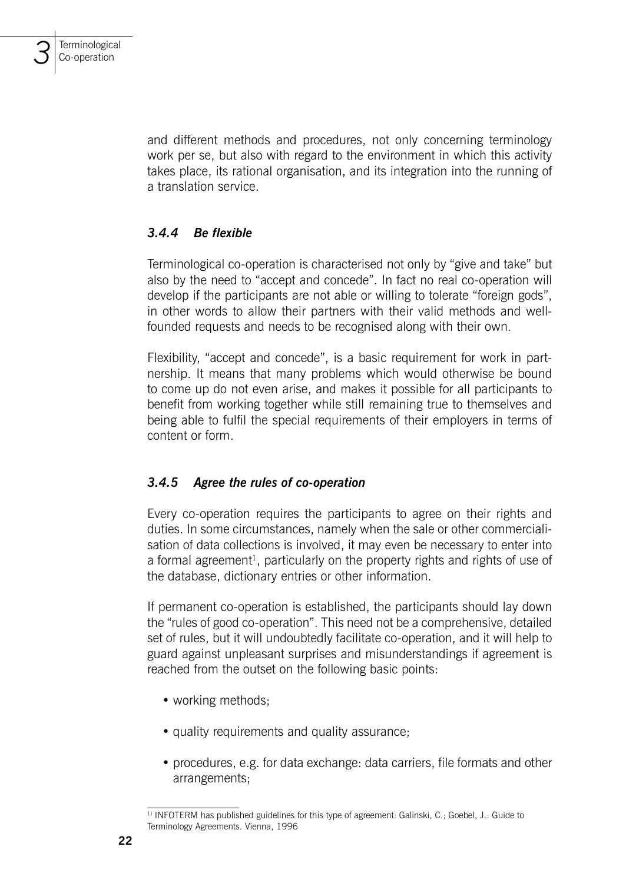and different methods and procedures, not only concerning terminology work per se, but also with regard to the environment in which this activity takes place, its rational organisation, and its integration into the running of a translation service.

### *3.4.4 Be flexible*

Terminological co-operation is characterised not only by "give and take" but also by the need to "accept and concede". In fact no real co-operation will develop if the participants are not able or willing to tolerate "foreign gods", in other words to allow their partners with their valid methods and well-founded requests and needs to be recognised along with their own.

Flexibility, "accept and concede", is a basic requirement for work in partnership. It means that many problems which would otherwise be bound to come up do not even arise, and makes it possible for all participants to benefit from working together while still remaining true to themselves and being able to fulfil the special requirements of their employers in terms of content or form.

### *3.4.5 Agree the rules of co-operation*

Every co-operation requires the participants to agree on their rights and duties. In some circumstances, namely when the sale or other commercialisation of data collections is involved, it may even be necessary to enter into a formal agreement[1], particularly on the property rights and rights of use of the database, dictionary entries or other information.

If permanent co-operation is established, the participants should lay down the "rules of good co-operation". This need not be a comprehensive, detailed set of rules, but it will undoubtedly facilitate co-operation, and it will help to guard against unpleasant surprises and misunderstandings if agreement is reached from the outset on the following basic points:

- working methods;
- quality requirements and quality assurance;
- procedures, e.g. for data exchange: data carriers, file formats and other arrangements;

---

[1] INFOTERM has published guidelines for this type of agreement: Galinski, C.; Goebel, J.: Guide to Terminology Agreements. Vienna, 1996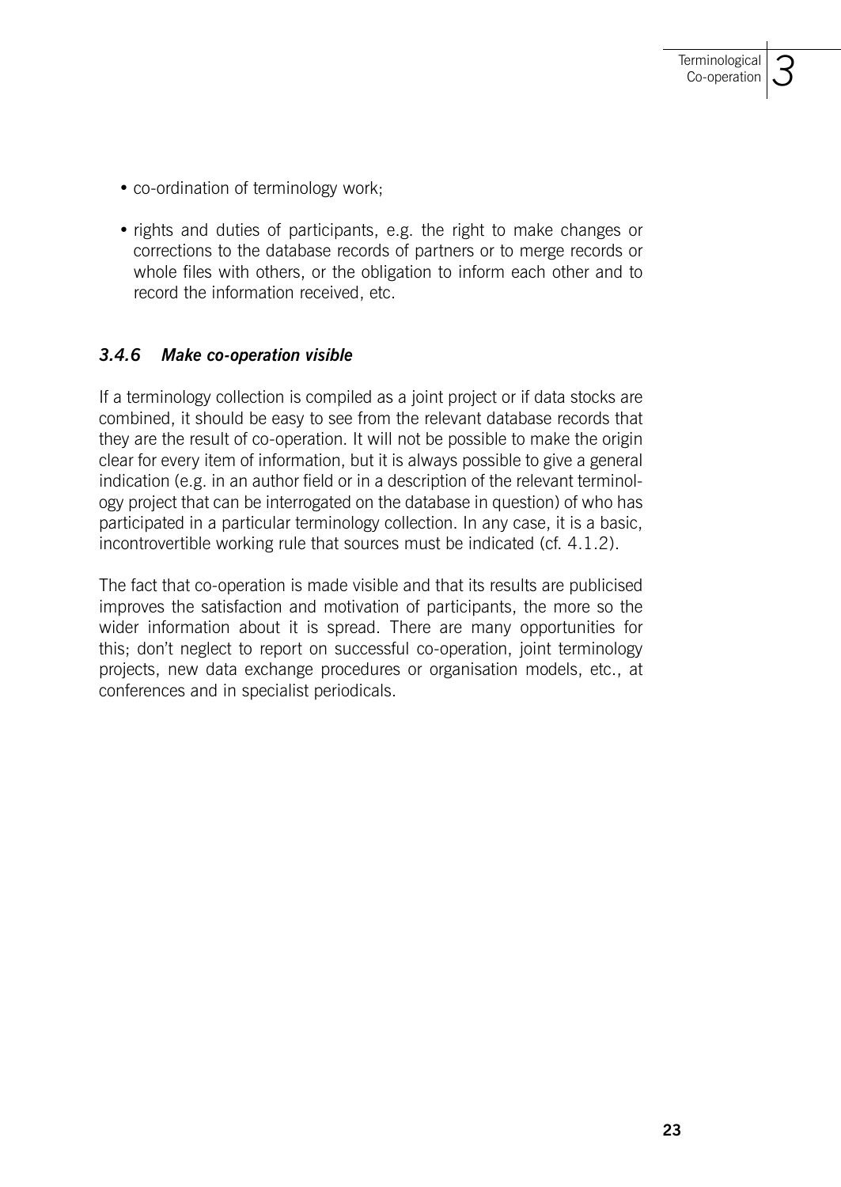- co-ordination of terminology work;
- rights and duties of participants, e.g. the right to make changes or corrections to the database records of partners or to merge records or whole files with others, or the obligation to inform each other and to record the information received, etc.

### *3.4.6 Make co-operation visible*

If a terminology collection is compiled as a joint project or if data stocks are combined, it should be easy to see from the relevant database records that they are the result of co-operation. It will not be possible to make the origin clear for every item of information, but it is always possible to give a general indication (e.g. in an author field or in a description of the relevant terminology project that can be interrogated on the database in question) of who has participated in a particular terminology collection. In any case, it is a basic, incontrovertible working rule that sources must be indicated (cf. 4.1.2).

The fact that co-operation is made visible and that its results are publicised improves the satisfaction and motivation of participants, the more so the wider information about it is spread. There are many opportunities for this; don't neglect to report on successful co-operation, joint terminology projects, new data exchange procedures or organisation models, etc., at conferences and in specialist periodicals.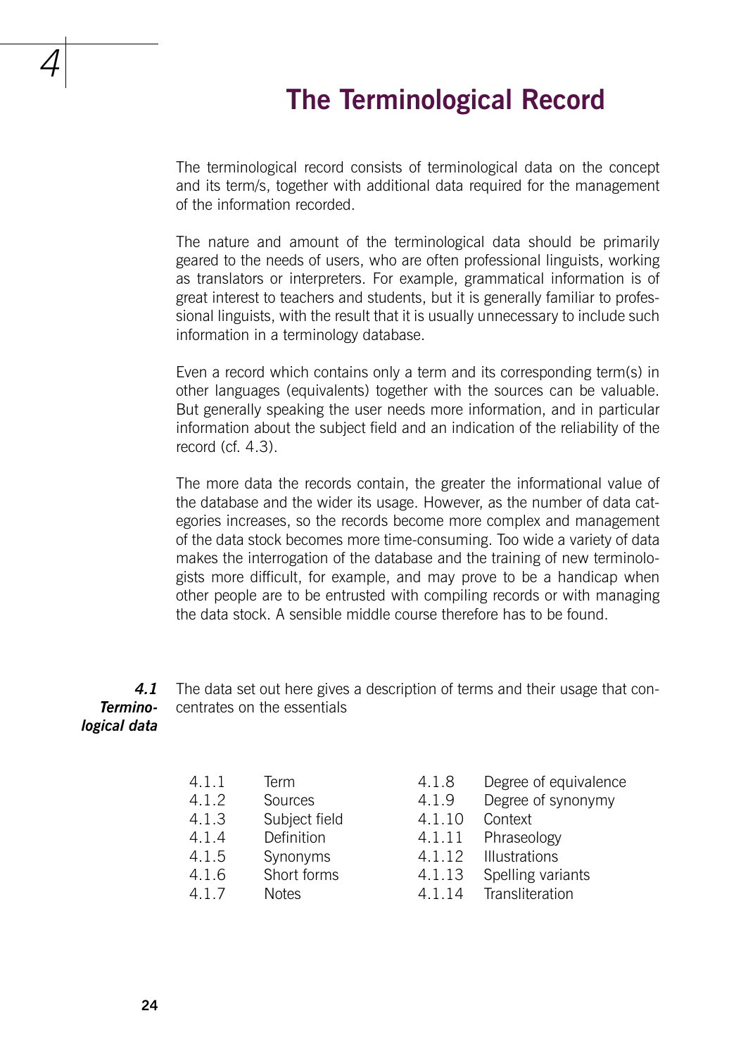# 4 The Terminological Record

The terminological record consists of terminological data on the concept and its term/s, together with additional data required for the management of the information recorded.

The nature and amount of the terminological data should be primarily geared to the needs of users, who are often professional linguists, working as translators or interpreters. For example, grammatical information is of great interest to teachers and students, but it is generally familiar to professional linguists, with the result that it is usually unnecessary to include such information in a terminology database.

Even a record which contains only a term and its corresponding term(s) in other languages (equivalents) together with the sources can be valuable. But generally speaking the user needs more information, and in particular information about the subject field and an indication of the reliability of the record (cf. 4.3).

The more data the records contain, the greater the informational value of the database and the wider its usage. However, as the number of data categories increases, so the records become more complex and management of the data stock becomes more time-consuming. Too wide a variety of data makes the interrogation of the database and the training of new terminologists more difficult, for example, and may prove to be a handicap when other people are to be entrusted with compiling records or with managing the data stock. A sensible middle course therefore has to be found.

## 4.1 Terminological data

The data set out here gives a description of terms and their usage that concentrates on the essentials

| | | | |
|---|---|---|---|
| 4.1.1 | Term | 4.1.8 | Degree of equivalence |
| 4.1.2 | Sources | 4.1.9 | Degree of synonymy |
| 4.1.3 | Subject field | 4.1.10 | Context |
| 4.1.4 | Definition | 4.1.11 | Phraseology |
| 4.1.5 | Synonyms | 4.1.12 | Illustrations |
| 4.1.6 | Short forms | 4.1.13 | Spelling variants |
| 4.1.7 | Notes | 4.1.14 | Transliteration |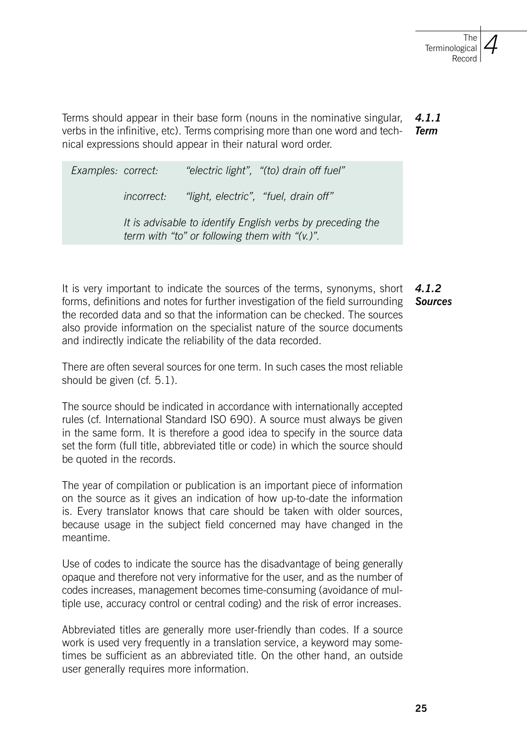### 4.1.1 Term

Terms should appear in their base form (nouns in the nominative singular, verbs in the infinitive, etc). Terms comprising more than one word and technical expressions should appear in their natural word order.

> *Examples: correct: "electric light", "(to) drain off fuel"*
>
> *incorrect: "light, electric", "fuel, drain off"*
>
> *It is advisable to identify English verbs by preceding the term with "to" or following them with "(v.)".*

### 4.1.2 Sources

It is very important to indicate the sources of the terms, synonyms, short forms, definitions and notes for further investigation of the field surrounding the recorded data and so that the information can be checked. The sources also provide information on the specialist nature of the source documents and indirectly indicate the reliability of the data recorded.

There are often several sources for one term. In such cases the most reliable should be given (cf. 5.1).

The source should be indicated in accordance with internationally accepted rules (cf. International Standard ISO 690). A source must always be given in the same form. It is therefore a good idea to specify in the source data set the form (full title, abbreviated title or code) in which the source should be quoted in the records.

The year of compilation or publication is an important piece of information on the source as it gives an indication of how up-to-date the information is. Every translator knows that care should be taken with older sources, because usage in the subject field concerned may have changed in the meantime.

Use of codes to indicate the source has the disadvantage of being generally opaque and therefore not very informative for the user, and as the number of codes increases, management becomes time-consuming (avoidance of multiple use, accuracy control or central coding) and the risk of error increases.

Abbreviated titles are generally more user-friendly than codes. If a source work is used very frequently in a translation service, a keyword may sometimes be sufficient as an abbreviated title. On the other hand, an outside user generally requires more information.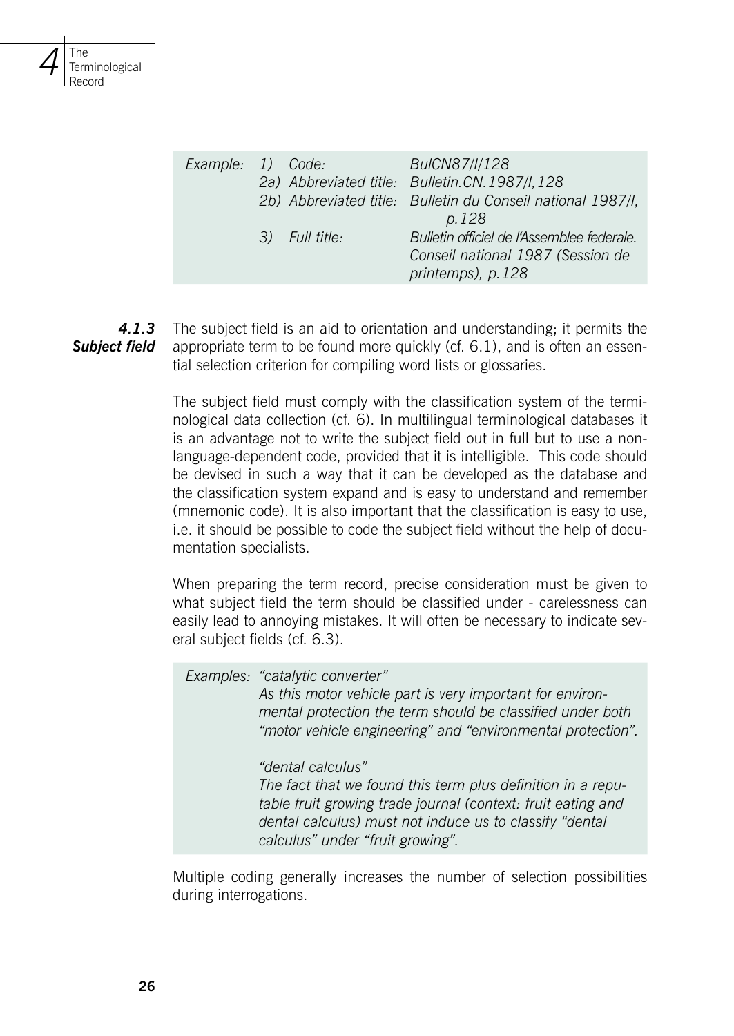*Example:*

| | | |
|---|---|---|
| *1)* | *Code:* | *BulCN87/I/128* |
| *2a)* | *Abbreviated title:* | *Bulletin.CN.1987/I,128* |
| *2b)* | *Abbreviated title:* | *Bulletin du Conseil national 1987/I, p.128* |
| *3)* | *Full title:* | *Bulletin officiel de l'Assemblee federale. Conseil national 1987 (Session de printemps), p.128* |

### 4.1.3 Subject field

The subject field is an aid to orientation and understanding; it permits the appropriate term to be found more quickly (cf. 6.1), and is often an essential selection criterion for compiling word lists or glossaries.

The subject field must comply with the classification system of the terminological data collection (cf. 6). In multilingual terminological databases it is an advantage not to write the subject field out in full but to use a non-language-dependent code, provided that it is intelligible. This code should be devised in such a way that it can be developed as the database and the classification system expand and is easy to understand and remember (mnemonic code). It is also important that the classification is easy to use, i.e. it should be possible to code the subject field without the help of documentation specialists.

When preparing the term record, precise consideration must be given to what subject field the term should be classified under - carelessness can easily lead to annoying mistakes. It will often be necessary to indicate several subject fields (cf. 6.3).

*Examples: "catalytic converter"*
*As this motor vehicle part is very important for environmental protection the term should be classified under both "motor vehicle engineering" and "environmental protection".*

*"dental calculus"*
*The fact that we found this term plus definition in a reputable fruit growing trade journal (context: fruit eating and dental calculus) must not induce us to classify "dental calculus" under "fruit growing".*

Multiple coding generally increases the number of selection possibilities during interrogations.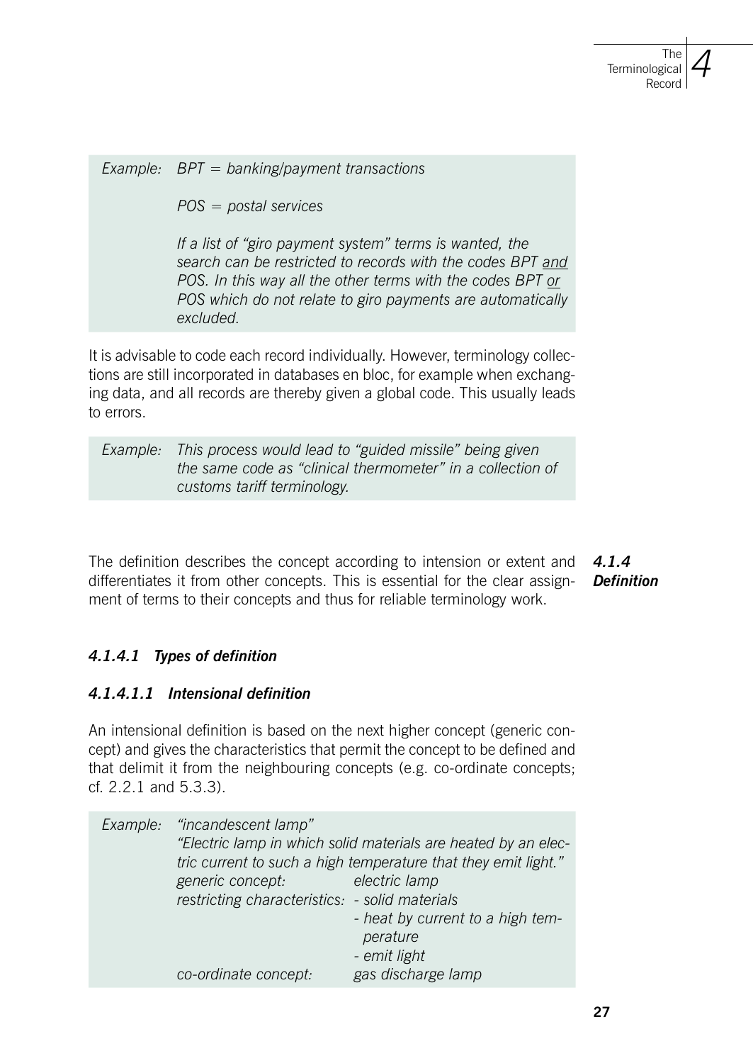*Example: BPT = banking/payment transactions*

*POS = postal services*

*If a list of "giro payment system" terms is wanted, the search can be restricted to records with the codes BPT <u>and</u> POS. In this way all the other terms with the codes BPT <u>or</u> POS which do not relate to giro payments are automatically excluded.*

It is advisable to code each record individually. However, terminology collections are still incorporated in databases en bloc, for example when exchanging data, and all records are thereby given a global code. This usually leads to errors.

*Example: This process would lead to "guided missile" being given the same code as "clinical thermometer" in a collection of customs tariff terminology.*

### 4.1.4 Definition

The definition describes the concept according to intension or extent and differentiates it from other concepts. This is essential for the clear assignment of terms to their concepts and thus for reliable terminology work.

#### 4.1.4.1 Types of definition

##### 4.1.4.1.1 Intensional definition

An intensional definition is based on the next higher concept (generic concept) and gives the characteristics that permit the concept to be defined and that delimit it from the neighbouring concepts (e.g. co-ordinate concepts; cf. 2.2.1 and 5.3.3).

*Example: "incandescent lamp"*
*"Electric lamp in which solid materials are heated by an electric current to such a high temperature that they emit light."*

| | |
|---|---|
| *generic concept:* | *electric lamp* |
| *restricting characteristics:* | *- solid materials*<br>*- heat by current to a high temperature*<br>*- emit light* |
| *co-ordinate concept:* | *gas discharge lamp* |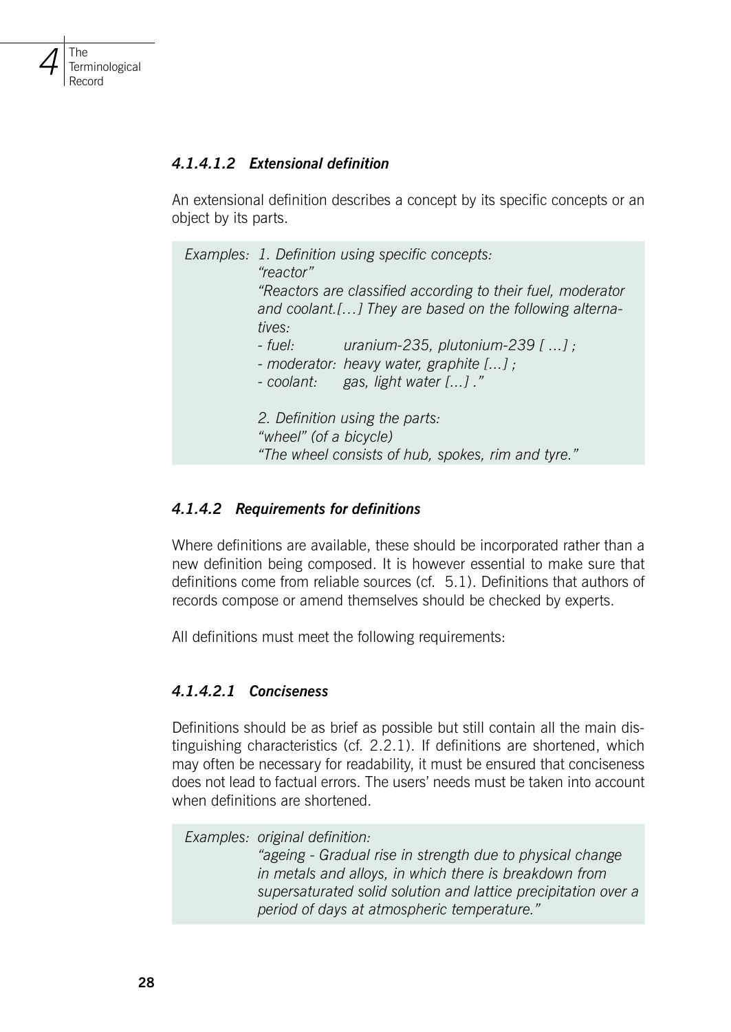#### *4.1.4.1.2 Extensional definition*

An extensional definition describes a concept by its specific concepts or an object by its parts.

> *Examples: 1. Definition using specific concepts:*
> *"reactor"*
> *"Reactors are classified according to their fuel, moderator and coolant.[…] They are based on the following alternatives:*
> *- fuel: uranium-235, plutonium-239 [ ...] ;*
> *- moderator: heavy water, graphite [...] ;*
> *- coolant: gas, light water [...] ."*
>
> *2. Definition using the parts:*
> *"wheel" (of a bicycle)*
> *"The wheel consists of hub, spokes, rim and tyre."*

#### *4.1.4.2 Requirements for definitions*

Where definitions are available, these should be incorporated rather than a new definition being composed. It is however essential to make sure that definitions come from reliable sources (cf. 5.1). Definitions that authors of records compose or amend themselves should be checked by experts.

All definitions must meet the following requirements:

#### *4.1.4.2.1 Conciseness*

Definitions should be as brief as possible but still contain all the main distinguishing characteristics (cf. 2.2.1). If definitions are shortened, which may often be necessary for readability, it must be ensured that conciseness does not lead to factual errors. The users' needs must be taken into account when definitions are shortened.

> *Examples: original definition:*
> *"ageing - Gradual rise in strength due to physical change in metals and alloys, in which there is breakdown from supersaturated solid solution and lattice precipitation over a period of days at atmospheric temperature."*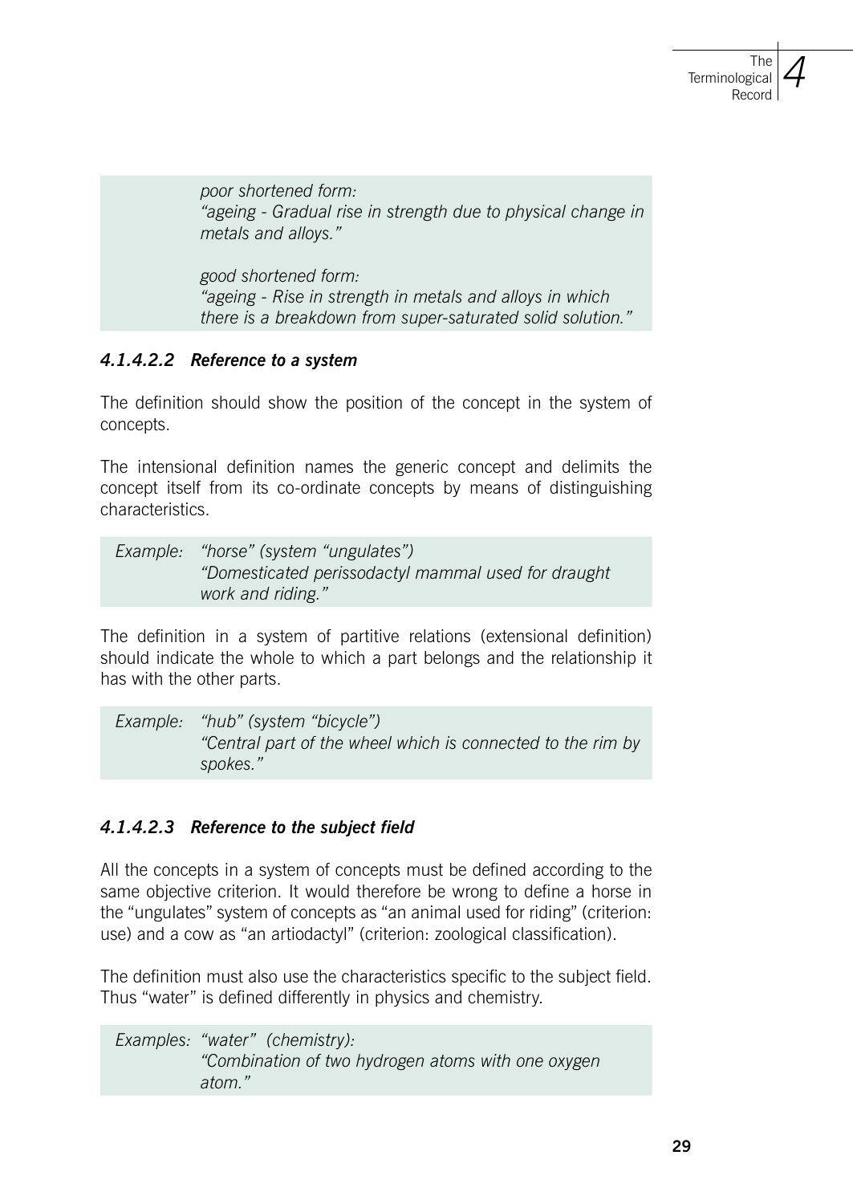*poor shortened form:*
*"ageing - Gradual rise in strength due to physical change in metals and alloys."*

*good shortened form:*
*"ageing - Rise in strength in metals and alloys in which there is a breakdown from super-saturated solid solution."*

#### *4.1.4.2.2 Reference to a system*

The definition should show the position of the concept in the system of concepts.

The intensional definition names the generic concept and delimits the concept itself from its co-ordinate concepts by means of distinguishing characteristics.

*Example: "horse" (system "ungulates")*
*"Domesticated perissodactyl mammal used for draught work and riding."*

The definition in a system of partitive relations (extensional definition) should indicate the whole to which a part belongs and the relationship it has with the other parts.

*Example: "hub" (system "bicycle")*
*"Central part of the wheel which is connected to the rim by spokes."*

#### *4.1.4.2.3 Reference to the subject field*

All the concepts in a system of concepts must be defined according to the same objective criterion. It would therefore be wrong to define a horse in the "ungulates" system of concepts as "an animal used for riding" (criterion: use) and a cow as "an artiodactyl" (criterion: zoological classification).

The definition must also use the characteristics specific to the subject field. Thus "water" is defined differently in physics and chemistry.

*Examples: "water" (chemistry):*
*"Combination of two hydrogen atoms with one oxygen atom."*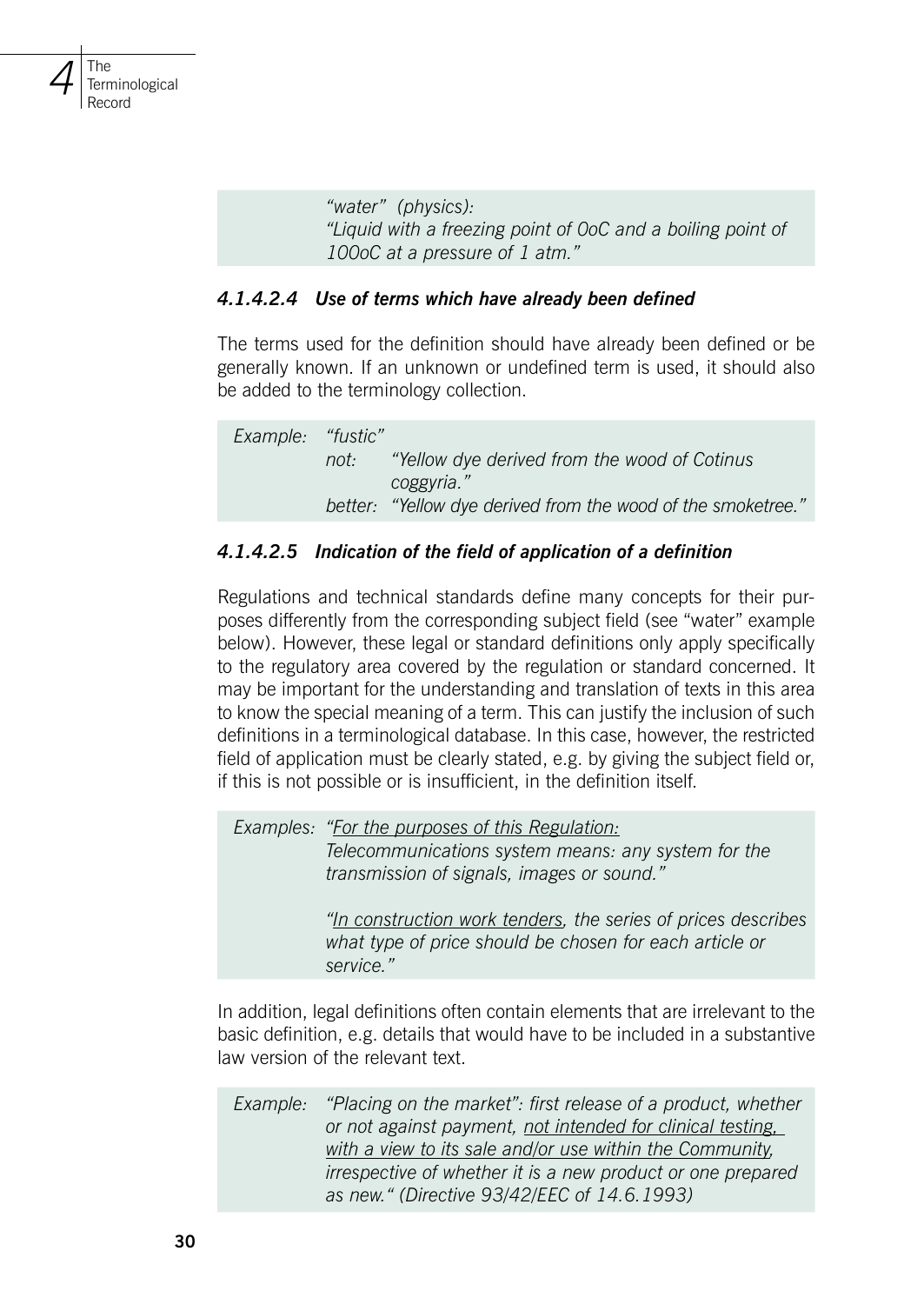*"water" (physics):*
*"Liquid with a freezing point of 0oC and a boiling point of 100oC at a pressure of 1 atm."*

#### *4.1.4.2.4 Use of terms which have already been defined*

The terms used for the definition should have already been defined or be generally known. If an unknown or undefined term is used, it should also be added to the terminology collection.

*Example: "fustic"*
*not: "Yellow dye derived from the wood of Cotinus coggyria."*
*better: "Yellow dye derived from the wood of the smoketree."*

#### *4.1.4.2.5 Indication of the field of application of a definition*

Regulations and technical standards define many concepts for their purposes differently from the corresponding subject field (see "water" example below). However, these legal or standard definitions only apply specifically to the regulatory area covered by the regulation or standard concerned. It may be important for the understanding and translation of texts in this area to know the special meaning of a term. This can justify the inclusion of such definitions in a terminological database. In this case, however, the restricted field of application must be clearly stated, e.g. by giving the subject field or, if this is not possible or is insufficient, in the definition itself.

*Examples: "<u>For the purposes of this Regulation:</u>*
*Telecommunications system means: any system for the transmission of signals, images or sound."*

*"<u>In construction work tenders</u>, the series of prices describes what type of price should be chosen for each article or service."*

In addition, legal definitions often contain elements that are irrelevant to the basic definition, e.g. details that would have to be included in a substantive law version of the relevant text.

*Example: "Placing on the market": first release of a product, whether or not against payment, <u>not intended for clinical testing, with a view to its sale and/or use within the Community</u>, irrespective of whether it is a new product or one prepared as new." (Directive 93/42/EEC of 14.6.1993)*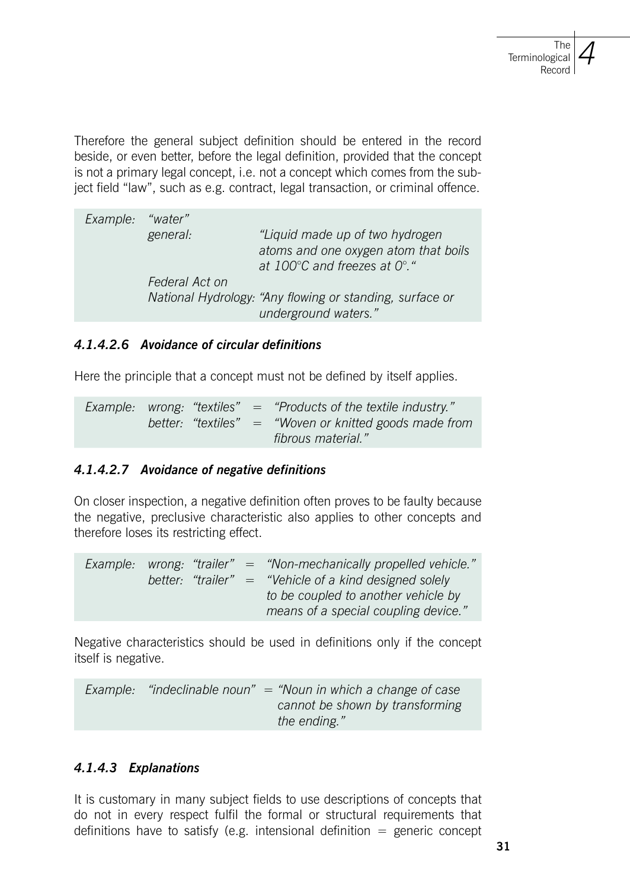Therefore the general subject definition should be entered in the record beside, or even better, before the legal definition, provided that the concept is not a primary legal concept, i.e. not a concept which comes from the subject field "law", such as e.g. contract, legal transaction, or criminal offence.

> *Example:* *"water"*
> *general:* *"Liquid made up of two hydrogen atoms and one oxygen atom that boils at 100°C and freezes at 0°."*
> *Federal Act on National Hydrology:* *"Any flowing or standing, surface or underground waters."*

#### *4.1.4.2.6 Avoidance of circular definitions*

Here the principle that a concept must not be defined by itself applies.

> *Example:* *wrong: "textiles" = "Products of the textile industry."*
> *better: "textiles" = "Woven or knitted goods made from fibrous material."*

#### *4.1.4.2.7 Avoidance of negative definitions*

On closer inspection, a negative definition often proves to be faulty because the negative, preclusive characteristic also applies to other concepts and therefore loses its restricting effect.

> *Example:* *wrong: "trailer" = "Non-mechanically propelled vehicle."*
> *better: "trailer" = "Vehicle of a kind designed solely to be coupled to another vehicle by means of a special coupling device."*

Negative characteristics should be used in definitions only if the concept itself is negative.

> *Example:* *"indeclinable noun" = "Noun in which a change of case cannot be shown by transforming the ending."*

### *4.1.4.3 Explanations*

It is customary in many subject fields to use descriptions of concepts that do not in every respect fulfil the formal or structural requirements that definitions have to satisfy (e.g. intensional definition = generic concept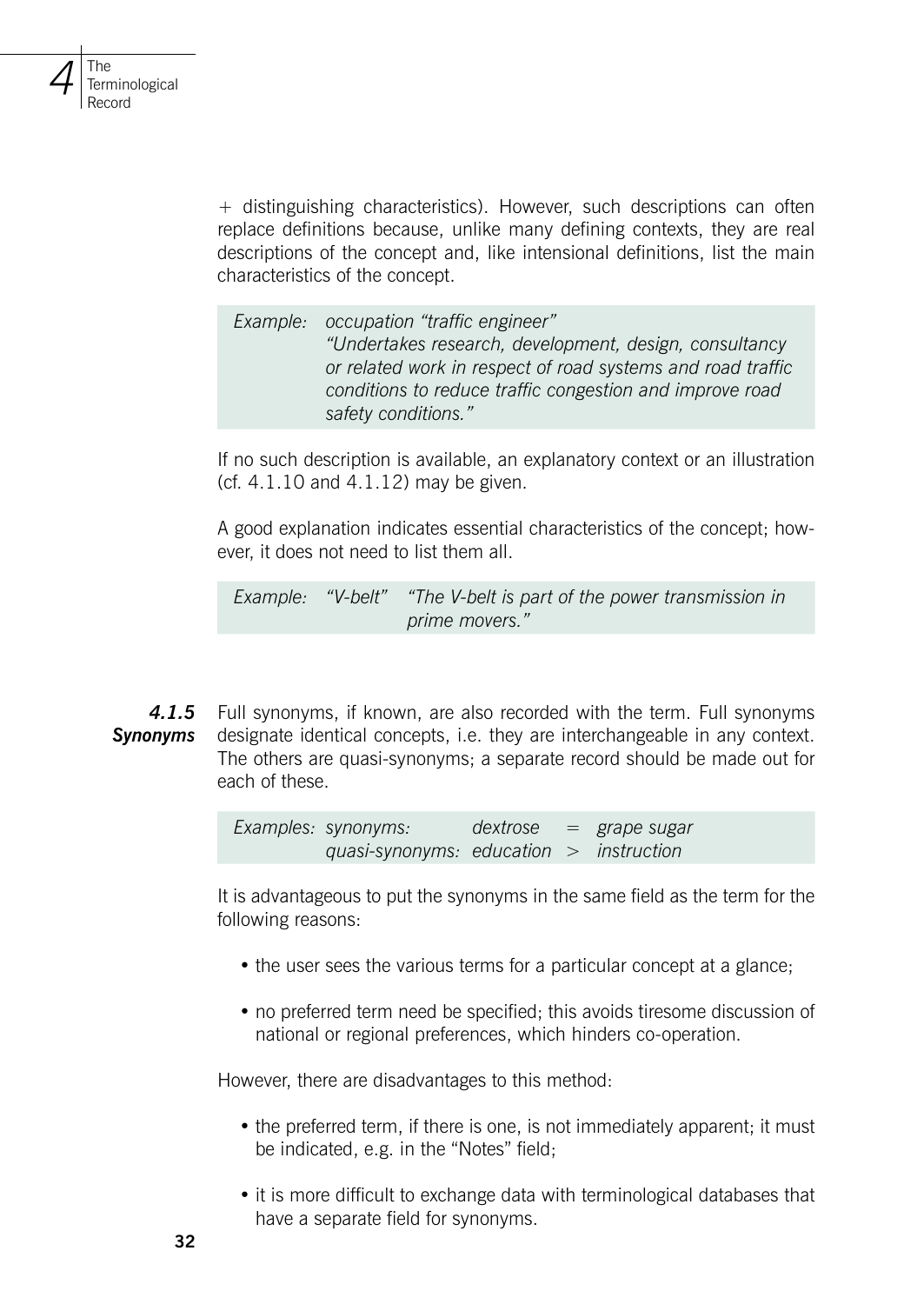+ distinguishing characteristics). However, such descriptions can often replace definitions because, unlike many defining contexts, they are real descriptions of the concept and, like intensional definitions, list the main characteristics of the concept.

> *Example: occupation "traffic engineer"*
> *"Undertakes research, development, design, consultancy or related work in respect of road systems and road traffic conditions to reduce traffic congestion and improve road safety conditions."*

If no such description is available, an explanatory context or an illustration (cf. 4.1.10 and 4.1.12) may be given.

A good explanation indicates essential characteristics of the concept; however, it does not need to list them all.

> *Example: "V-belt" "The V-belt is part of the power transmission in prime movers."*

### *4.1.5 Synonyms*

Full synonyms, if known, are also recorded with the term. Full synonyms designate identical concepts, i.e. they are interchangeable in any context. The others are quasi-synonyms; a separate record should be made out for each of these.

> *Examples: synonyms: dextrose = grape sugar*
> *quasi-synonyms: education > instruction*

It is advantageous to put the synonyms in the same field as the term for the following reasons:

- the user sees the various terms for a particular concept at a glance;
- no preferred term need be specified; this avoids tiresome discussion of national or regional preferences, which hinders co-operation.

However, there are disadvantages to this method:

- the preferred term, if there is one, is not immediately apparent; it must be indicated, e.g. in the "Notes" field;
- it is more difficult to exchange data with terminological databases that have a separate field for synonyms.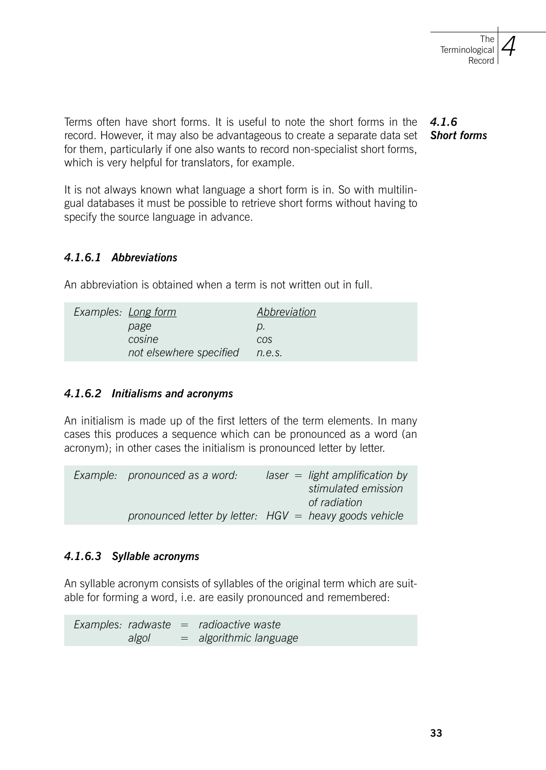### 4.1.6 Short forms

Terms often have short forms. It is useful to note the short forms in the record. However, it may also be advantageous to create a separate data set for them, particularly if one also wants to record non-specialist short forms, which is very helpful for translators, for example.

It is not always known what language a short form is in. So with multilingual databases it must be possible to retrieve short forms without having to specify the source language in advance.

#### 4.1.6.1 Abbreviations

An abbreviation is obtained when a term is not written out in full.

| *Examples:* | *Long form* | *Abbreviation* |
| --- | --- | --- |
| | *page* | *p.* |
| | *cosine* | *cos* |
| | *not elsewhere specified* | *n.e.s.* |

#### 4.1.6.2 Initialisms and acronyms

An initialism is made up of the first letters of the term elements. In many cases this produces a sequence which can be pronounced as a word (an acronym); in other cases the initialism is pronounced letter by letter.

*Example:* *pronounced as a word:* *laser* = *light amplification by stimulated emission of radiation*
*pronounced letter by letter:* *HGV* = *heavy goods vehicle*

#### 4.1.6.3 Syllable acronyms

An syllable acronym consists of syllables of the original term which are suitable for forming a word, i.e. are easily pronounced and remembered:

*Examples:* *radwaste* = *radioactive waste*
*algol* = *algorithmic language*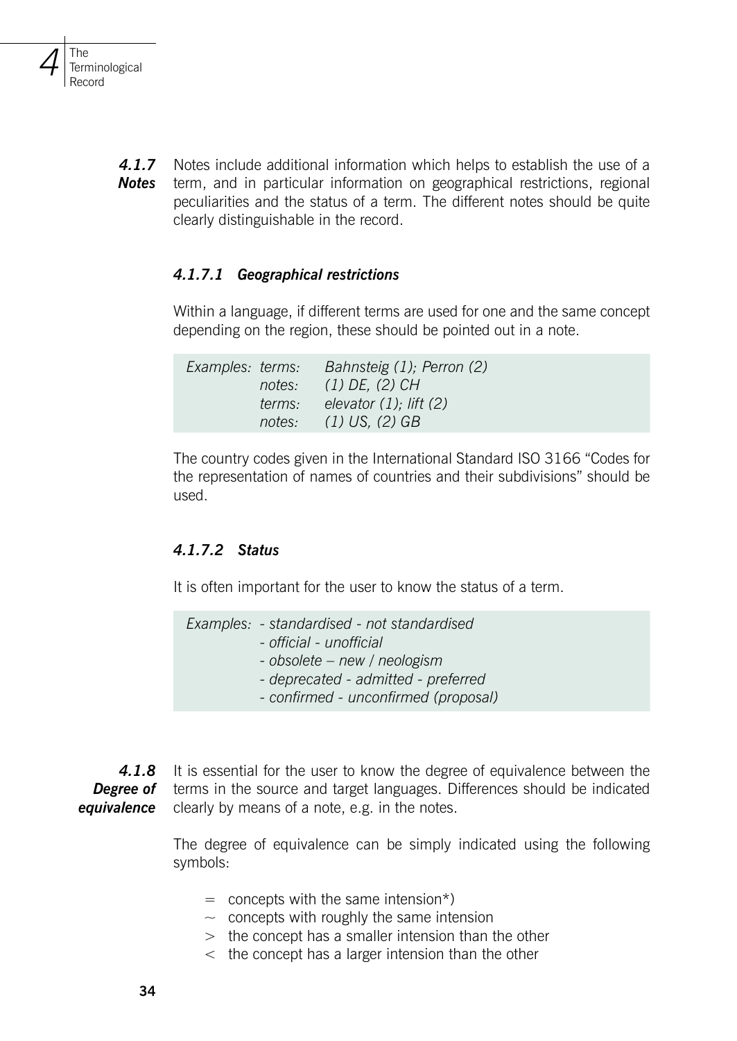#### 4.1.7 Notes

Notes include additional information which helps to establish the use of a term, and in particular information on geographical restrictions, regional peculiarities and the status of a term. The different notes should be quite clearly distinguishable in the record.

##### 4.1.7.1 Geographical restrictions

Within a language, if different terms are used for one and the same concept depending on the region, these should be pointed out in a note.

| | | |
|---|---|---|
| *Examples:* | *terms:* | *Bahnsteig (1); Perron (2)* |
| | *notes:* | *(1) DE, (2) CH* |
| | *terms:* | *elevator (1); lift (2)* |
| | *notes:* | *(1) US, (2) GB* |

The country codes given in the International Standard ISO 3166 "Codes for the representation of names of countries and their subdivisions" should be used.

##### 4.1.7.2 Status

It is often important for the user to know the status of a term.

*Examples:*
- *standardised - not standardised*
- *official - unofficial*
- *obsolete – new / neologism*
- *deprecated - admitted - preferred*
- *confirmed - unconfirmed (proposal)*

#### 4.1.8 Degree of equivalence

It is essential for the user to know the degree of equivalence between the terms in the source and target languages. Differences should be indicated clearly by means of a note, e.g. in the notes.

The degree of equivalence can be simply indicated using the following symbols:

- = concepts with the same intension*)
- ~ concepts with roughly the same intension
- > the concept has a smaller intension than the other
- < the concept has a larger intension than the other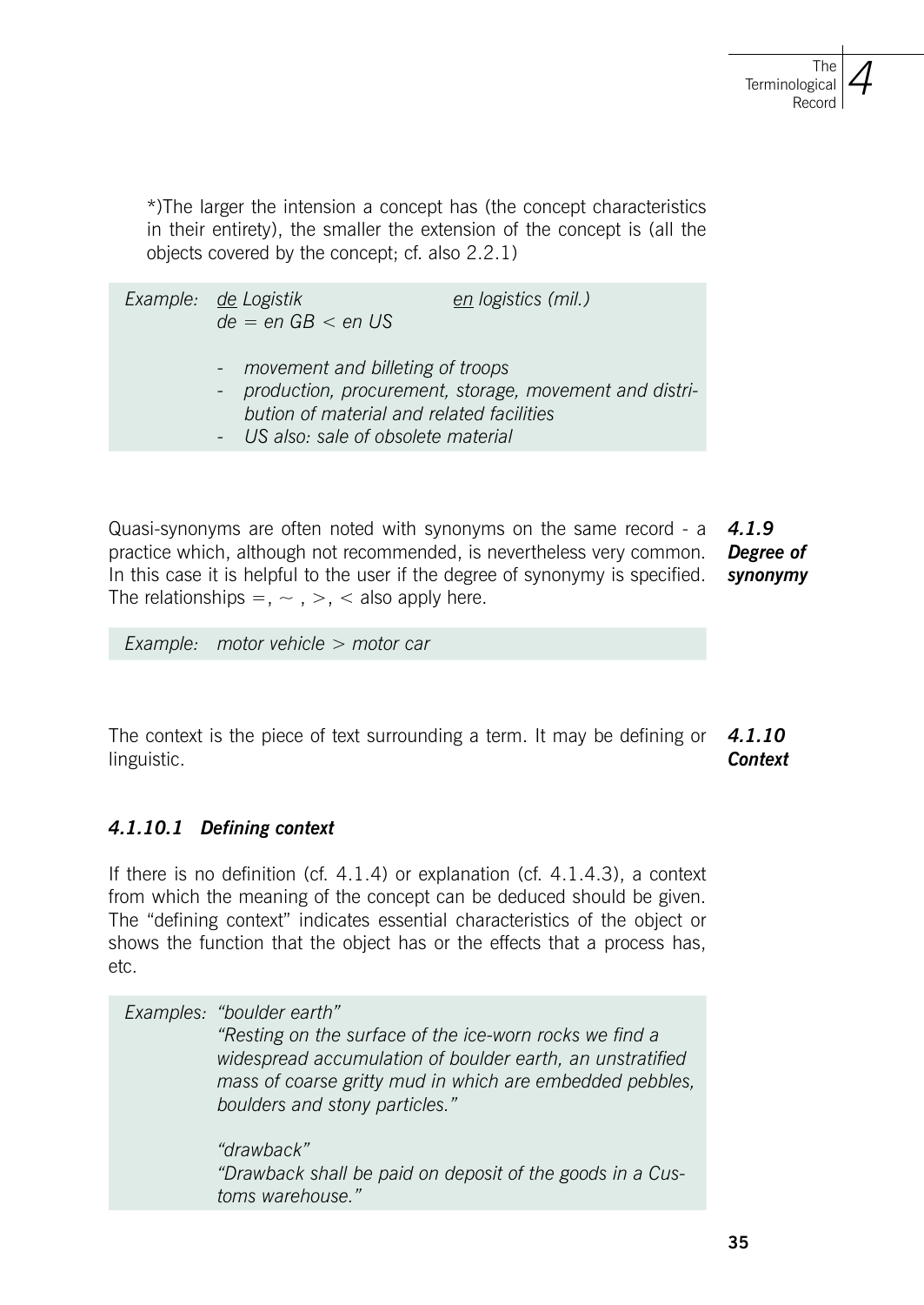*)The larger the intension a concept has (the concept characteristics in their entirety), the smaller the extension of the concept is (all the objects covered by the concept; cf. also 2.2.1)

*Example:* *de Logistik* *en logistics (mil.)*
*de = en GB < en US*

- *movement and billeting of troops*
- *production, procurement, storage, movement and distribution of material and related facilities*
- *US also: sale of obsolete material*

### *4.1.9 Degree of synonymy*

Quasi-synonyms are often noted with synonyms on the same record - a practice which, although not recommended, is nevertheless very common. In this case it is helpful to the user if the degree of synonymy is specified. The relationships =, ~ , >, < also apply here.

*Example:* *motor vehicle > motor car*

### *4.1.10 Context*

The context is the piece of text surrounding a term. It may be defining or linguistic.

#### *4.1.10.1 Defining context*

If there is no definition (cf. 4.1.4) or explanation (cf. 4.1.4.3), a context from which the meaning of the concept can be deduced should be given. The "defining context" indicates essential characteristics of the object or shows the function that the object has or the effects that a process has, etc.

*Examples:* *"boulder earth"*
*"Resting on the surface of the ice-worn rocks we find a widespread accumulation of boulder earth, an unstratified mass of coarse gritty mud in which are embedded pebbles, boulders and stony particles."*

*"drawback"*
*"Drawback shall be paid on deposit of the goods in a Customs warehouse."*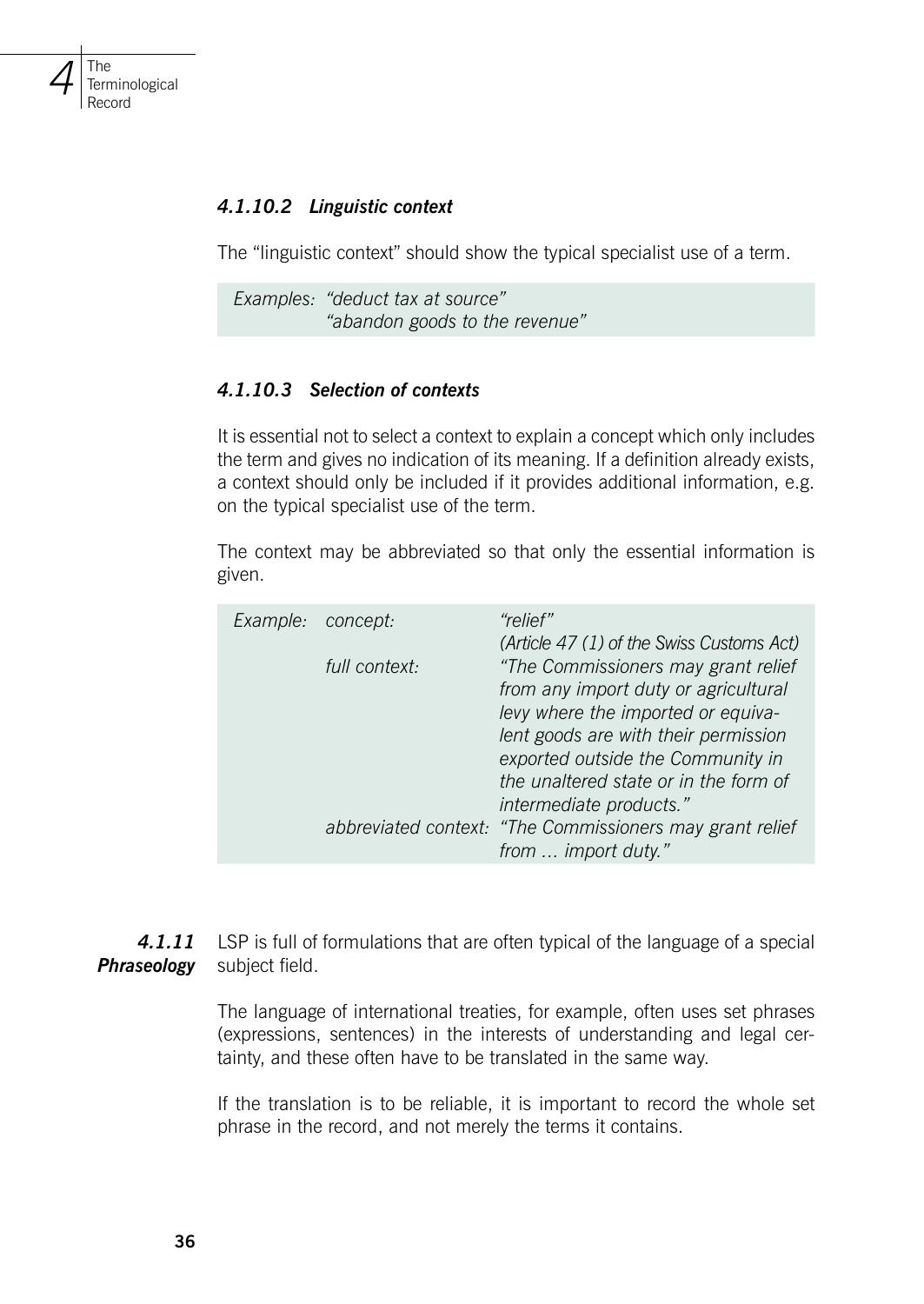#### *4.1.10.2 Linguistic context*

The "linguistic context" should show the typical specialist use of a term.

*Examples: "deduct tax at source"*
*"abandon goods to the revenue"*

#### *4.1.10.3 Selection of contexts*

It is essential not to select a context to explain a concept which only includes the term and gives no indication of its meaning. If a definition already exists, a context should only be included if it provides additional information, e.g. on the typical specialist use of the term.

The context may be abbreviated so that only the essential information is given.

| *Example:* | *concept:* | *"relief"* *(Article 47 (1) of the Swiss Customs Act)* |
|---|---|---|
| | *full context:* | *"The Commissioners may grant relief from any import duty or agricultural levy where the imported or equivalent goods are with their permission exported outside the Community in the unaltered state or in the form of intermediate products."* |
| | *abbreviated context:* | *"The Commissioners may grant relief from … import duty."* |

### ***4.1.11 Phraseology***

LSP is full of formulations that are often typical of the language of a special subject field.

The language of international treaties, for example, often uses set phrases (expressions, sentences) in the interests of understanding and legal certainty, and these often have to be translated in the same way.

If the translation is to be reliable, it is important to record the whole set phrase in the record, and not merely the terms it contains.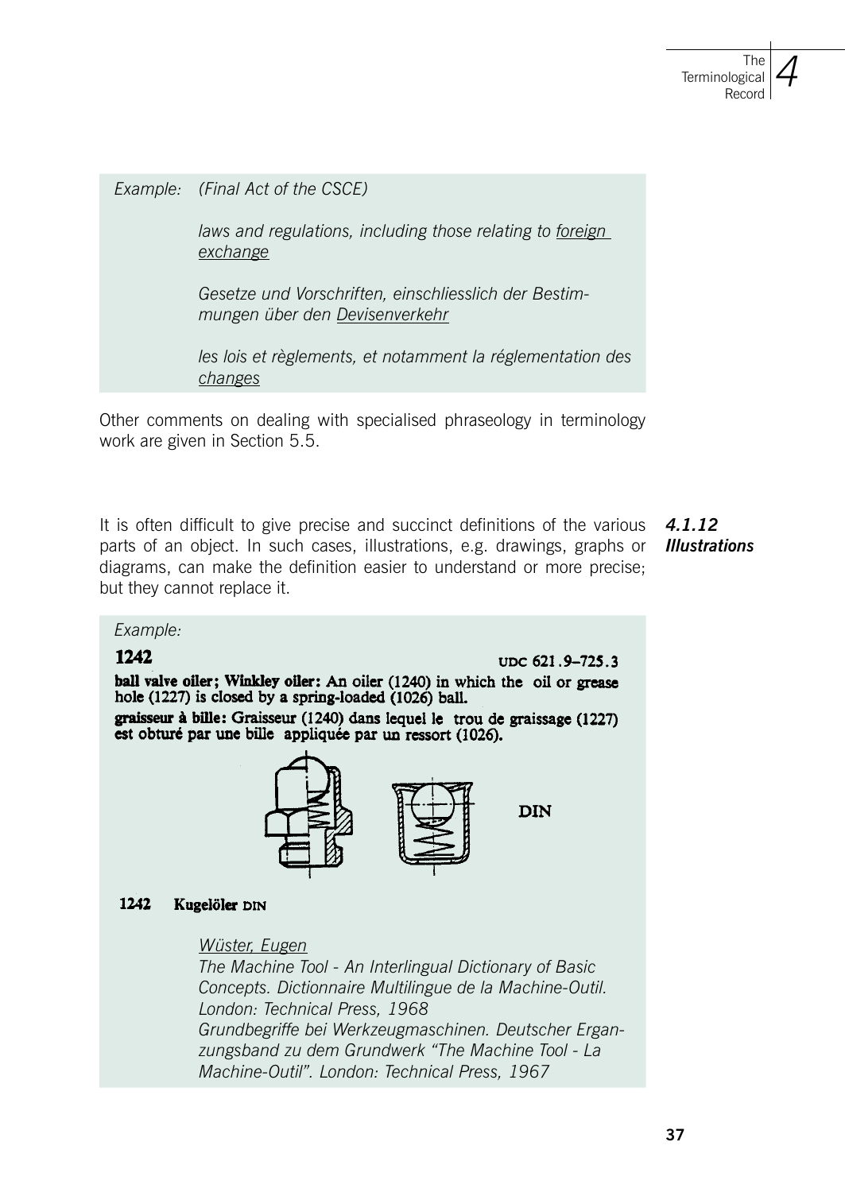*Example:* *(Final Act of the CSCE)*

*laws and regulations, including those relating to foreign exchange*

*Gesetze und Vorschriften, einschliesslich der Bestimmungen über den Devisenverkehr*

*les lois et règlements, et notamment la réglementation des changes*

Other comments on dealing with specialised phraseology in terminology work are given in Section 5.5.

### *4.1.12 Illustrations*

It is often difficult to give precise and succinct definitions of the various parts of an object. In such cases, illustrations, e.g. drawings, graphs or diagrams, can make the definition easier to understand or more precise; but they cannot replace it.

*Example:*

**1242** UDC 621.9–725.3

**ball valve oiler; Winkley oiler: An oiler (1240) in which the oil or grease hole (1227) is closed by a spring-loaded (1026) ball.**

**graisseur à bille: Graisseur (1240) dans lequel le trou de graissage (1227) est obturé par une bille appliquée par un ressort (1026).**

DIN

**1242 Kugelöler** DIN

*Wüster, Eugen*
*The Machine Tool - An Interlingual Dictionary of Basic Concepts. Dictionnaire Multilingue de la Machine-Outil. London: Technical Press, 1968*
*Grundbegriffe bei Werkzeugmaschinen. Deutscher Ergangzungsband zu dem Grundwerk "The Machine Tool - La Machine-Outil". London: Technical Press, 1967*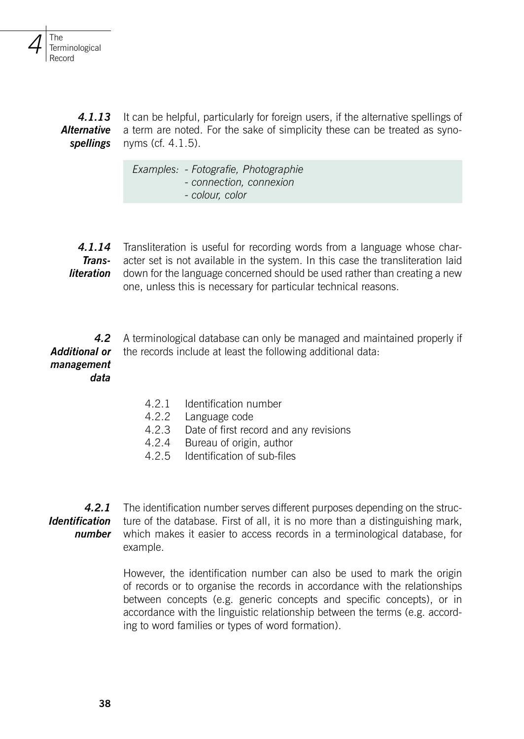#### 4.1.13 Alternative spellings

It can be helpful, particularly for foreign users, if the alternative spellings of a term are noted. For the sake of simplicity these can be treated as synonyms (cf. 4.1.5).

> *Examples: - Fotografie, Photographie*
> *- connection, connexion*
> *- colour, color*

#### 4.1.14 Transliteration

Transliteration is useful for recording words from a language whose character set is not available in the system. In this case the transliteration laid down for the language concerned should be used rather than creating a new one, unless this is necessary for particular technical reasons.

### 4.2 Additional or management data

A terminological database can only be managed and maintained properly if the records include at least the following additional data:

4.2.1 Identification number
4.2.2 Language code
4.2.3 Date of first record and any revisions
4.2.4 Bureau of origin, author
4.2.5 Identification of sub-files

#### 4.2.1 Identification number

The identification number serves different purposes depending on the structure of the database. First of all, it is no more than a distinguishing mark, which makes it easier to access records in a terminological database, for example.

However, the identification number can also be used to mark the origin of records or to organise the records in accordance with the relationships between concepts (e.g. generic concepts and specific concepts), or in accordance with the linguistic relationship between the terms (e.g. according to word families or types of word formation).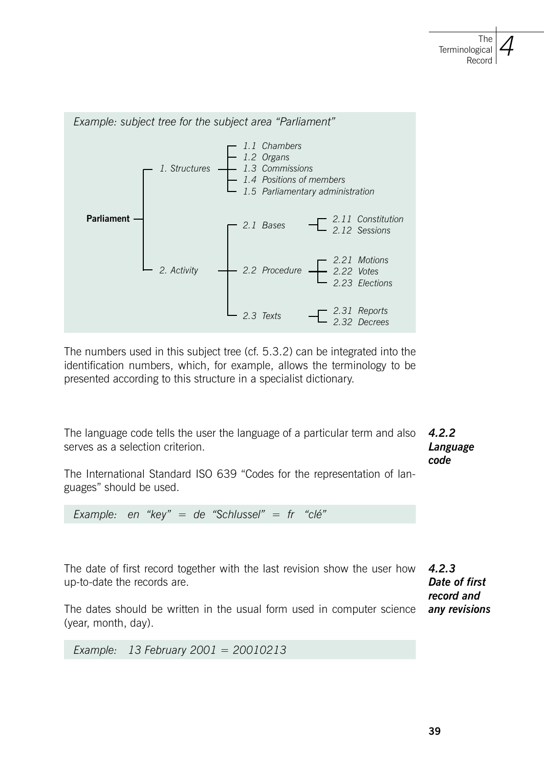*Example: subject tree for the subject area "Parliament"*

- **Parliament**
  - *1. Structures*
    - *1.1 Chambers*
    - *1.2 Organs*
    - *1.3 Commissions*
    - *1.4 Positions of members*
    - *1.5 Parliamentary administration*
  - *2. Activity*
    - *2.1 Bases*
      - *2.11 Constitution*
      - *2.12 Sessions*
    - *2.2 Procedure*
      - *2.21 Motions*
      - *2.22 Votes*
      - *2.23 Elections*
    - *2.3 Texts*
      - *2.31 Reports*
      - *2.32 Decrees*

The numbers used in this subject tree (cf. 5.3.2) can be integrated into the identification numbers, which, for example, allows the terminology to be presented according to this structure in a specialist dictionary.

#### *4.2.2 Language code*

The language code tells the user the language of a particular term and also serves as a selection criterion.

The International Standard ISO 639 "Codes for the representation of languages" should be used.

*Example: en "key" = de "Schlussel" = fr "clé"*

#### *4.2.3 Date of first record and any revisions*

The date of first record together with the last revision show the user how up-to-date the records are.

The dates should be written in the usual form used in computer science (year, month, day).

*Example: 13 February 2001 = 20010213*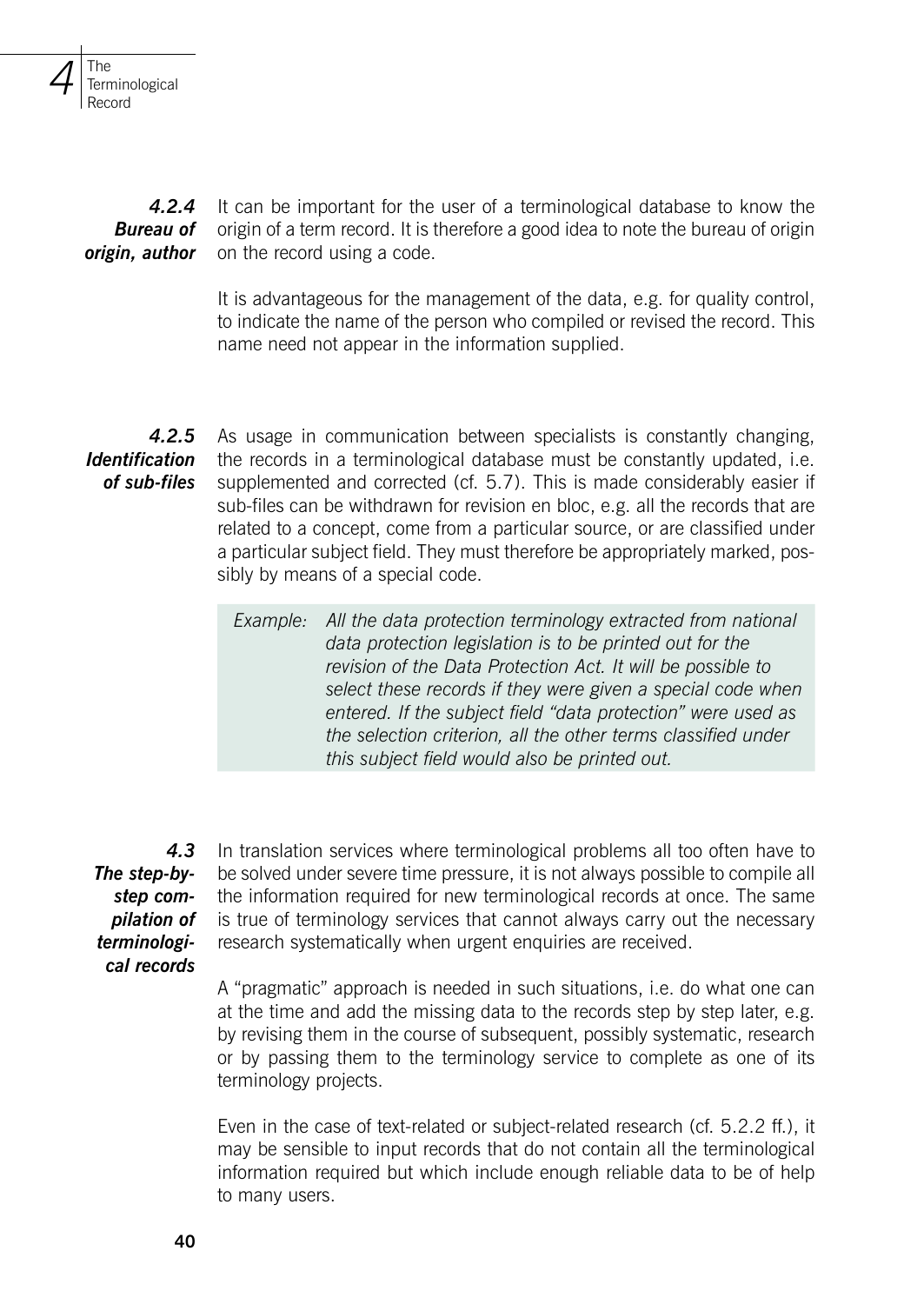### 4.2.4 Bureau of origin, author

It can be important for the user of a terminological database to know the origin of a term record. It is therefore a good idea to note the bureau of origin on the record using a code.

It is advantageous for the management of the data, e.g. for quality control, to indicate the name of the person who compiled or revised the record. This name need not appear in the information supplied.

### 4.2.5 Identification of sub-files

As usage in communication between specialists is constantly changing, the records in a terminological database must be constantly updated, i.e. supplemented and corrected (cf. 5.7). This is made considerably easier if sub-files can be withdrawn for revision en bloc, e.g. all the records that are related to a concept, come from a particular source, or are classified under a particular subject field. They must therefore be appropriately marked, possibly by means of a special code.

> *Example: All the data protection terminology extracted from national data protection legislation is to be printed out for the revision of the Data Protection Act. It will be possible to select these records if they were given a special code when entered. If the subject field "data protection" were used as the selection criterion, all the other terms classified under this subject field would also be printed out.*

## 4.3 The step-by-step compilation of terminological records

In translation services where terminological problems all too often have to be solved under severe time pressure, it is not always possible to compile all the information required for new terminological records at once. The same is true of terminology services that cannot always carry out the necessary research systematically when urgent enquiries are received.

A "pragmatic" approach is needed in such situations, i.e. do what one can at the time and add the missing data to the records step by step later, e.g. by revising them in the course of subsequent, possibly systematic, research or by passing them to the terminology service to complete as one of its terminology projects.

Even in the case of text-related or subject-related research (cf. 5.2.2 ff.), it may be sensible to input records that do not contain all the terminological information required but which include enough reliable data to be of help to many users.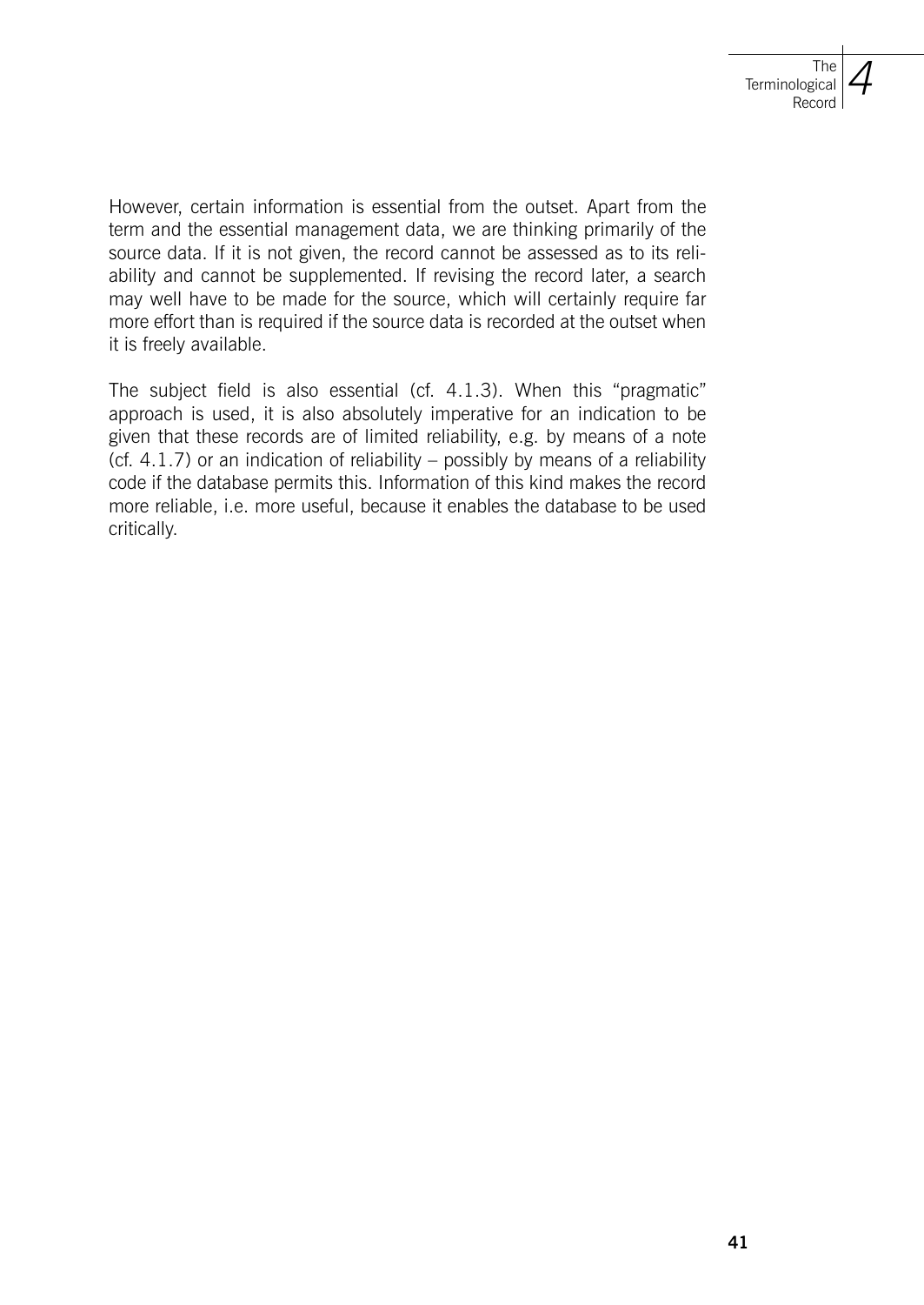However, certain information is essential from the outset. Apart from the term and the essential management data, we are thinking primarily of the source data. If it is not given, the record cannot be assessed as to its reliability and cannot be supplemented. If revising the record later, a search may well have to be made for the source, which will certainly require far more effort than is required if the source data is recorded at the outset when it is freely available.

The subject field is also essential (cf. 4.1.3). When this "pragmatic" approach is used, it is also absolutely imperative for an indication to be given that these records are of limited reliability, e.g. by means of a note (cf. 4.1.7) or an indication of reliability – possibly by means of a reliability code if the database permits this. Information of this kind makes the record more reliable, i.e. more useful, because it enables the database to be used critically.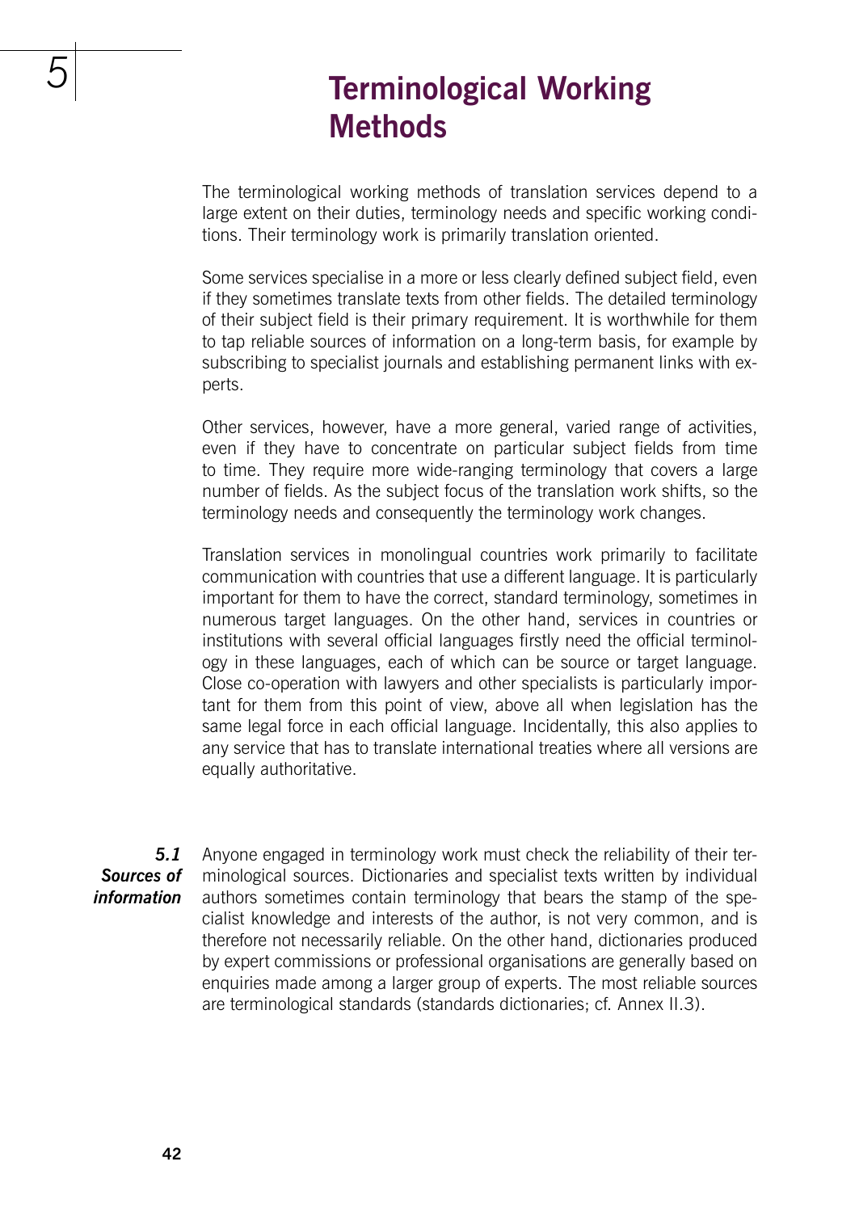# 5 Terminological Working Methods

The terminological working methods of translation services depend to a large extent on their duties, terminology needs and specific working conditions. Their terminology work is primarily translation oriented.

Some services specialise in a more or less clearly defined subject field, even if they sometimes translate texts from other fields. The detailed terminology of their subject field is their primary requirement. It is worthwhile for them to tap reliable sources of information on a long-term basis, for example by subscribing to specialist journals and establishing permanent links with experts.

Other services, however, have a more general, varied range of activities, even if they have to concentrate on particular subject fields from time to time. They require more wide-ranging terminology that covers a large number of fields. As the subject focus of the translation work shifts, so the terminology needs and consequently the terminology work changes.

Translation services in monolingual countries work primarily to facilitate communication with countries that use a different language. It is particularly important for them to have the correct, standard terminology, sometimes in numerous target languages. On the other hand, services in countries or institutions with several official languages firstly need the official terminology in these languages, each of which can be source or target language. Close co-operation with lawyers and other specialists is particularly important for them from this point of view, above all when legislation has the same legal force in each official language. Incidentally, this also applies to any service that has to translate international treaties where all versions are equally authoritative.

## *5.1 Sources of information*

Anyone engaged in terminology work must check the reliability of their terminological sources. Dictionaries and specialist texts written by individual authors sometimes contain terminology that bears the stamp of the specialist knowledge and interests of the author, is not very common, and is therefore not necessarily reliable. On the other hand, dictionaries produced by expert commissions or professional organisations are generally based on enquiries made among a larger group of experts. The most reliable sources are terminological standards (standards dictionaries; cf. Annex II.3).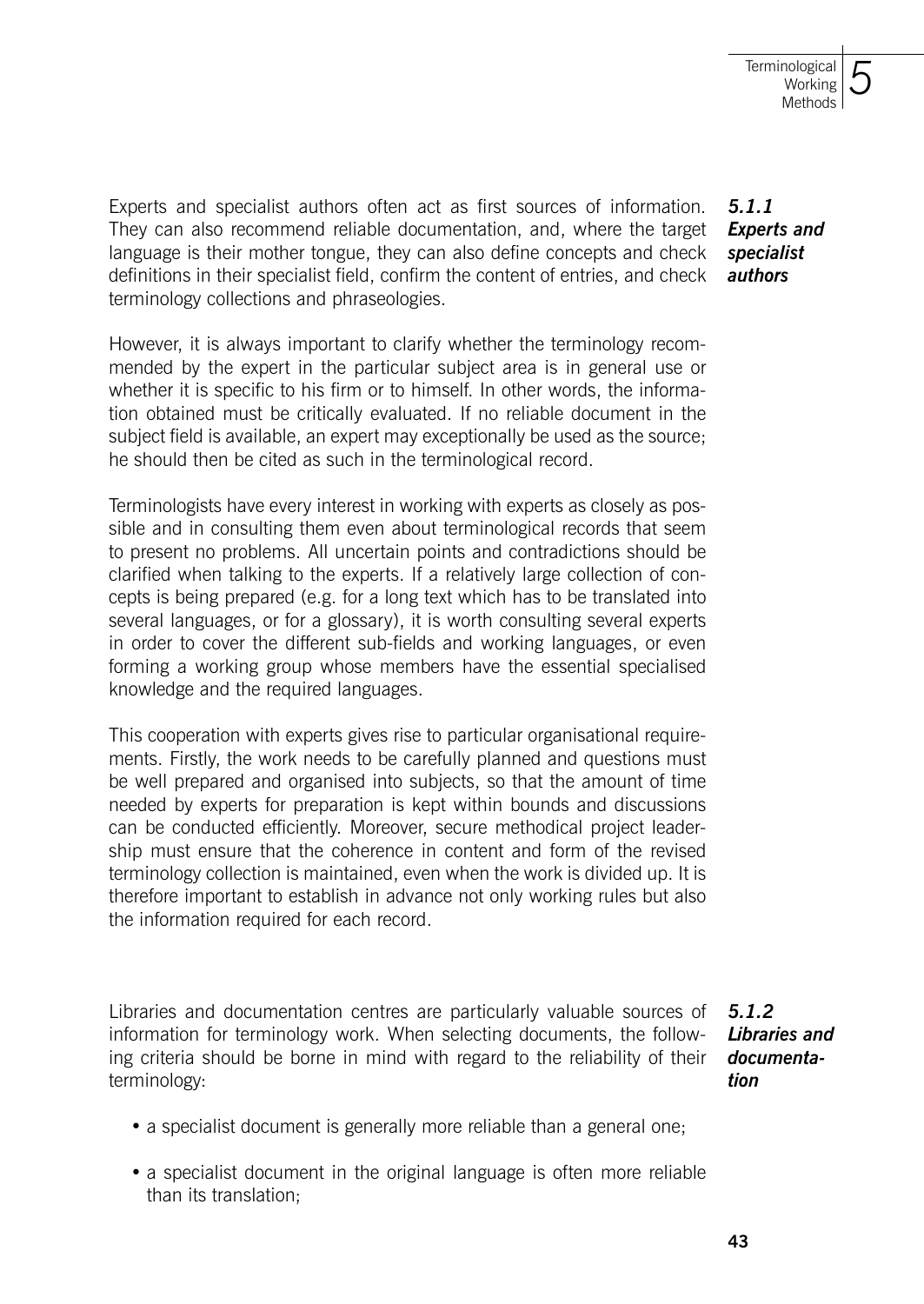### 5.1.1 Experts and specialist authors

Experts and specialist authors often act as first sources of information. They can also recommend reliable documentation, and, where the target language is their mother tongue, they can also define concepts and check definitions in their specialist field, confirm the content of entries, and check terminology collections and phraseologies.

However, it is always important to clarify whether the terminology recommended by the expert in the particular subject area is in general use or whether it is specific to his firm or to himself. In other words, the information obtained must be critically evaluated. If no reliable document in the subject field is available, an expert may exceptionally be used as the source; he should then be cited as such in the terminological record.

Terminologists have every interest in working with experts as closely as possible and in consulting them even about terminological records that seem to present no problems. All uncertain points and contradictions should be clarified when talking to the experts. If a relatively large collection of concepts is being prepared (e.g. for a long text which has to be translated into several languages, or for a glossary), it is worth consulting several experts in order to cover the different sub-fields and working languages, or even forming a working group whose members have the essential specialised knowledge and the required languages.

This cooperation with experts gives rise to particular organisational requirements. Firstly, the work needs to be carefully planned and questions must be well prepared and organised into subjects, so that the amount of time needed by experts for preparation is kept within bounds and discussions can be conducted efficiently. Moreover, secure methodical project leadership must ensure that the coherence in content and form of the revised terminology collection is maintained, even when the work is divided up. It is therefore important to establish in advance not only working rules but also the information required for each record.

### 5.1.2 Libraries and documentation

Libraries and documentation centres are particularly valuable sources of information for terminology work. When selecting documents, the following criteria should be borne in mind with regard to the reliability of their terminology:

- a specialist document is generally more reliable than a general one;
- a specialist document in the original language is often more reliable than its translation;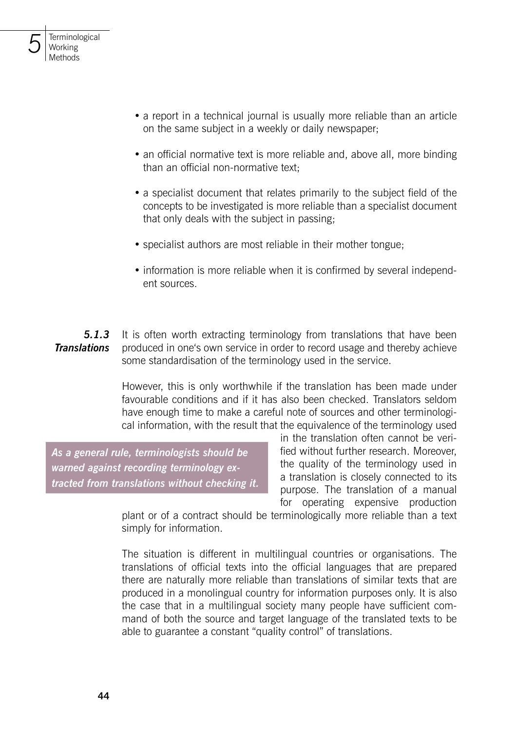- a report in a technical journal is usually more reliable than an article on the same subject in a weekly or daily newspaper;
- an official normative text is more reliable and, above all, more binding than an official non-normative text;
- a specialist document that relates primarily to the subject field of the concepts to be investigated is more reliable than a specialist document that only deals with the subject in passing;
- specialist authors are most reliable in their mother tongue;
- information is more reliable when it is confirmed by several independent sources.

### *5.1.3 Translations*

It is often worth extracting terminology from translations that have been produced in one's own service in order to record usage and thereby achieve some standardisation of the terminology used in the service.

However, this is only worthwhile if the translation has been made under favourable conditions and if it has also been checked. Translators seldom have enough time to make a careful note of sources and other terminological information, with the result that the equivalence of the terminology used in the translation often cannot be verified without further research. Moreover, the quality of the terminology used in a translation is closely connected to its purpose. The translation of a manual for operating expensive production plant or of a contract should be terminologically more reliable than a text simply for information.

***As a general rule, terminologists should be warned against recording terminology extracted from translations without checking it.***

The situation is different in multilingual countries or organisations. The translations of official texts into the official languages that are prepared there are naturally more reliable than translations of similar texts that are produced in a monolingual country for information purposes only. It is also the case that in a multilingual society many people have sufficient command of both the source and target language of the translated texts to be able to guarantee a constant "quality control" of translations.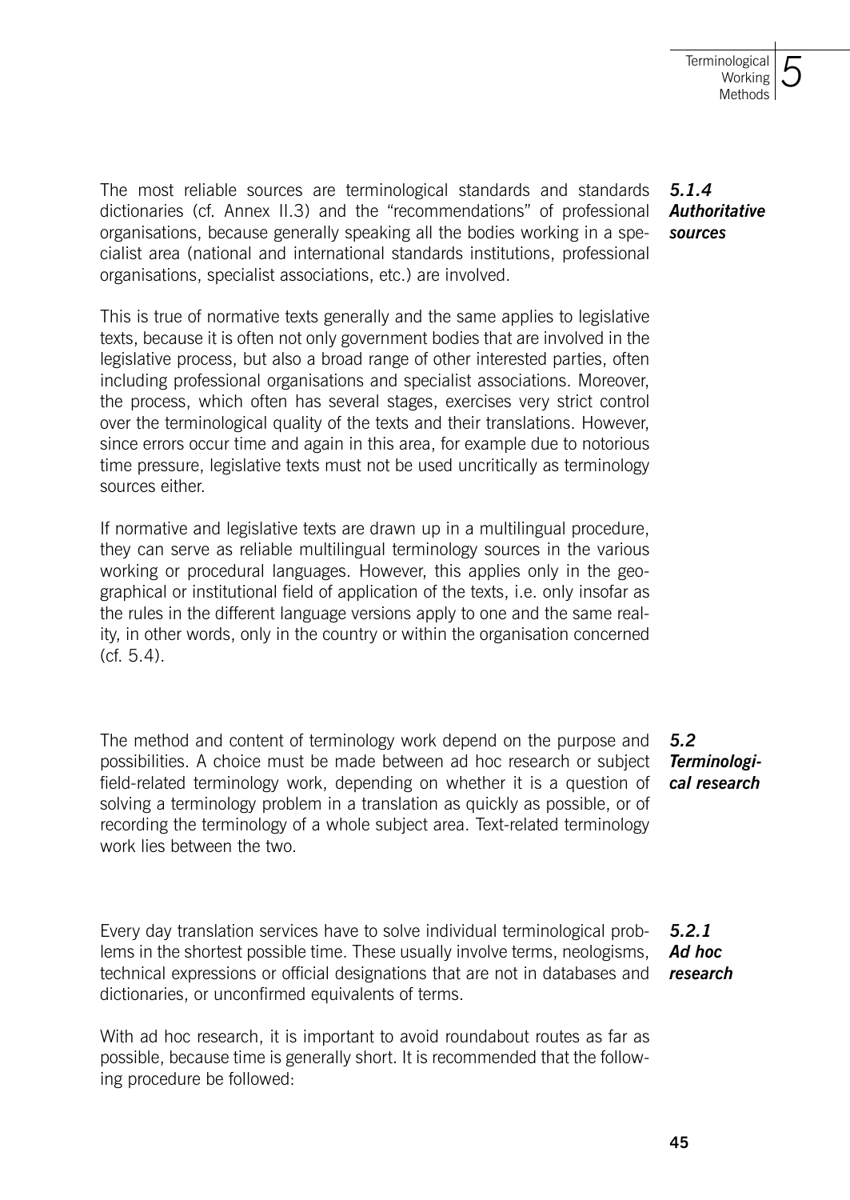### 5.1.4 Authoritative sources

The most reliable sources are terminological standards and standards dictionaries (cf. Annex II.3) and the "recommendations" of professional organisations, because generally speaking all the bodies working in a specialist area (national and international standards institutions, professional organisations, specialist associations, etc.) are involved.

This is true of normative texts generally and the same applies to legislative texts, because it is often not only government bodies that are involved in the legislative process, but also a broad range of other interested parties, often including professional organisations and specialist associations. Moreover, the process, which often has several stages, exercises very strict control over the terminological quality of the texts and their translations. However, since errors occur time and again in this area, for example due to notorious time pressure, legislative texts must not be used uncritically as terminology sources either.

If normative and legislative texts are drawn up in a multilingual procedure, they can serve as reliable multilingual terminology sources in the various working or procedural languages. However, this applies only in the geographical or institutional field of application of the texts, i.e. only insofar as the rules in the different language versions apply to one and the same reality, in other words, only in the country or within the organisation concerned (cf. 5.4).

## 5.2 Terminological research

The method and content of terminology work depend on the purpose and possibilities. A choice must be made between ad hoc research or subject field-related terminology work, depending on whether it is a question of solving a terminology problem in a translation as quickly as possible, or of recording the terminology of a whole subject area. Text-related terminology work lies between the two.

### 5.2.1 Ad hoc research

Every day translation services have to solve individual terminological problems in the shortest possible time. These usually involve terms, neologisms, technical expressions or official designations that are not in databases and dictionaries, or unconfirmed equivalents of terms.

With ad hoc research, it is important to avoid roundabout routes as far as possible, because time is generally short. It is recommended that the following procedure be followed: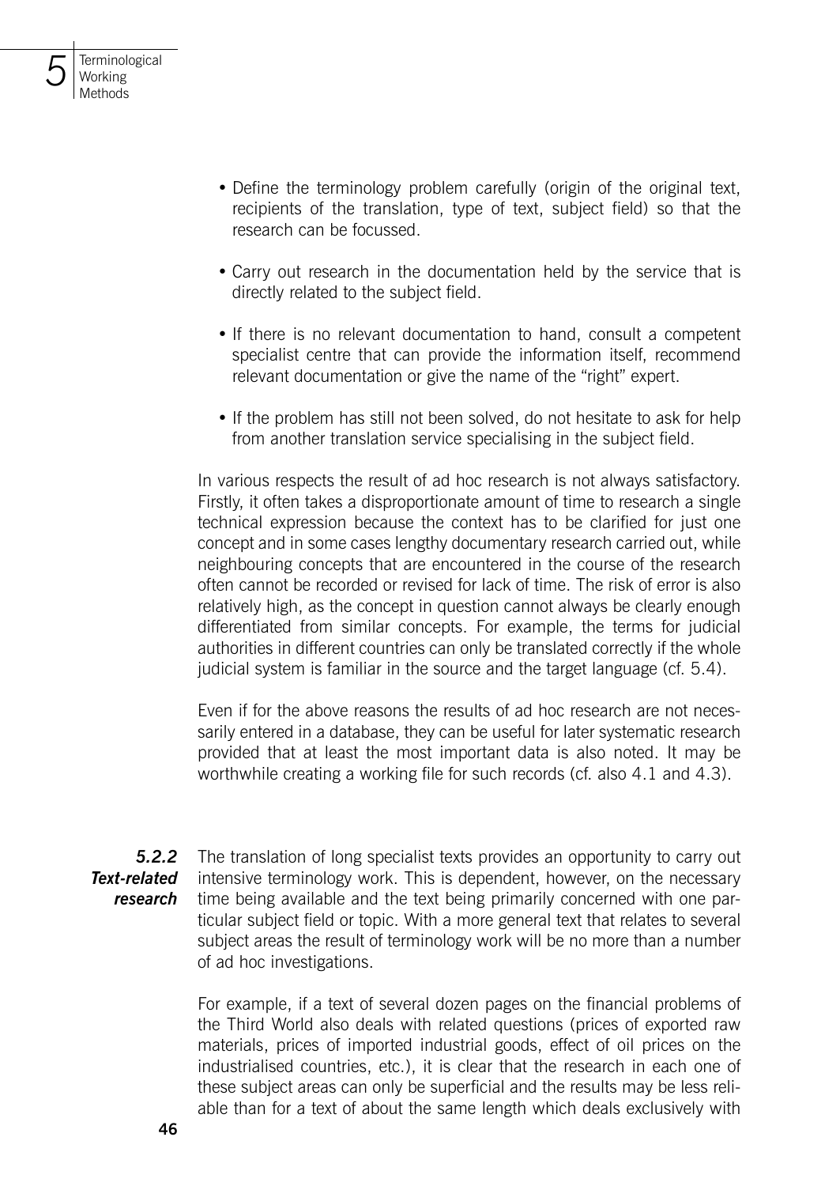- Define the terminology problem carefully (origin of the original text, recipients of the translation, type of text, subject field) so that the research can be focussed.

- Carry out research in the documentation held by the service that is directly related to the subject field.

- If there is no relevant documentation to hand, consult a competent specialist centre that can provide the information itself, recommend relevant documentation or give the name of the "right" expert.

- If the problem has still not been solved, do not hesitate to ask for help from another translation service specialising in the subject field.

In various respects the result of ad hoc research is not always satisfactory. Firstly, it often takes a disproportionate amount of time to research a single technical expression because the context has to be clarified for just one concept and in some cases lengthy documentary research carried out, while neighbouring concepts that are encountered in the course of the research often cannot be recorded or revised for lack of time. The risk of error is also relatively high, as the concept in question cannot always be clearly enough differentiated from similar concepts. For example, the terms for judicial authorities in different countries can only be translated correctly if the whole judicial system is familiar in the source and the target language (cf. 5.4).

Even if for the above reasons the results of ad hoc research are not necessarily entered in a database, they can be useful for later systematic research provided that at least the most important data is also noted. It may be worthwhile creating a working file for such records (cf. also 4.1 and 4.3).

### 5.2.2 Text-related research

The translation of long specialist texts provides an opportunity to carry out intensive terminology work. This is dependent, however, on the necessary time being available and the text being primarily concerned with one particular subject field or topic. With a more general text that relates to several subject areas the result of terminology work will be no more than a number of ad hoc investigations.

For example, if a text of several dozen pages on the financial problems of the Third World also deals with related questions (prices of exported raw materials, prices of imported industrial goods, effect of oil prices on the industrialised countries, etc.), it is clear that the research in each one of these subject areas can only be superficial and the results may be less reliable than for a text of about the same length which deals exclusively with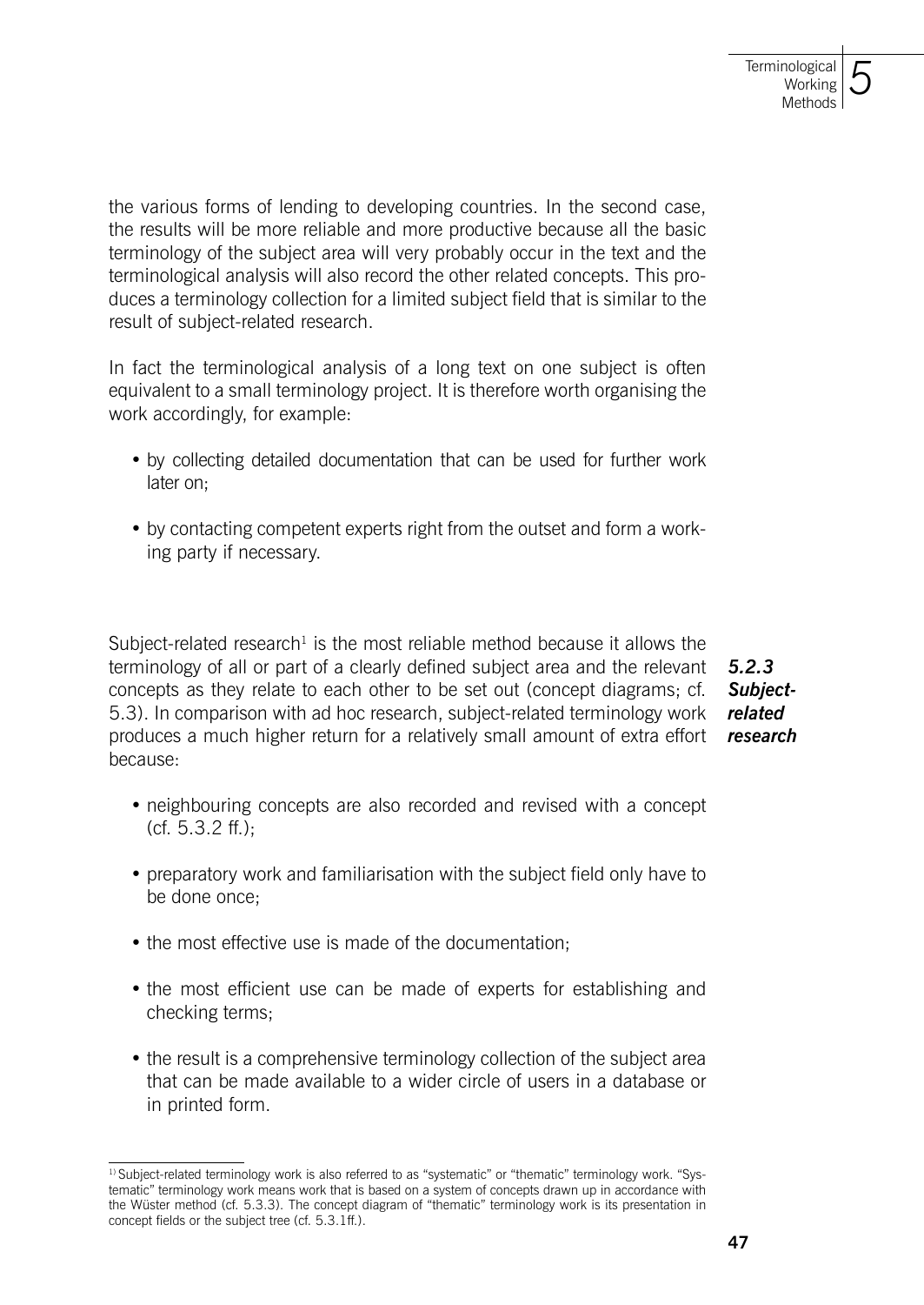the various forms of lending to developing countries. In the second case, the results will be more reliable and more productive because all the basic terminology of the subject area will very probably occur in the text and the terminological analysis will also record the other related concepts. This produces a terminology collection for a limited subject field that is similar to the result of subject-related research.

In fact the terminological analysis of a long text on one subject is often equivalent to a small terminology project. It is therefore worth organising the work accordingly, for example:

- by collecting detailed documentation that can be used for further work later on;
- by contacting competent experts right from the outset and form a working party if necessary.

### *5.2.3 Subject-related research*

Subject-related research[1] is the most reliable method because it allows the terminology of all or part of a clearly defined subject area and the relevant concepts as they relate to each other to be set out (concept diagrams; cf. 5.3). In comparison with ad hoc research, subject-related terminology work produces a much higher return for a relatively small amount of extra effort because:

- neighbouring concepts are also recorded and revised with a concept (cf. 5.3.2 ff.);
- preparatory work and familiarisation with the subject field only have to be done once;
- the most effective use is made of the documentation;
- the most efficient use can be made of experts for establishing and checking terms;
- the result is a comprehensive terminology collection of the subject area that can be made available to a wider circle of users in a database or in printed form.

[1] Subject-related terminology work is also referred to as "systematic" or "thematic" terminology work. "Systematic" terminology work means work that is based on a system of concepts drawn up in accordance with the Wüster method (cf. 5.3.3). The concept diagram of "thematic" terminology work is its presentation in concept fields or the subject tree (cf. 5.3.1ff.).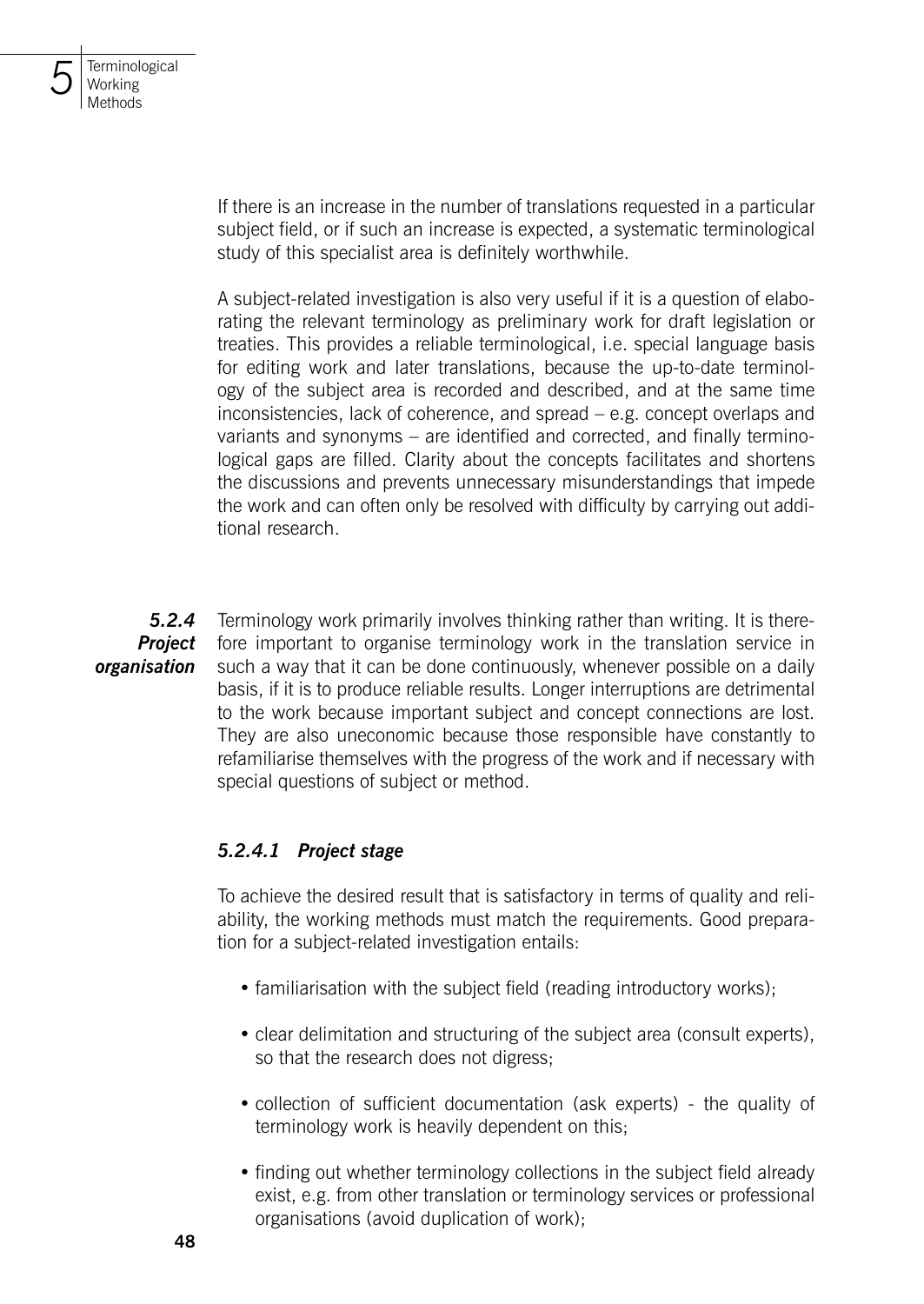If there is an increase in the number of translations requested in a particular subject field, or if such an increase is expected, a systematic terminological study of this specialist area is definitely worthwhile.

A subject-related investigation is also very useful if it is a question of elaborating the relevant terminology as preliminary work for draft legislation or treaties. This provides a reliable terminological, i.e. special language basis for editing work and later translations, because the up-to-date terminology of the subject area is recorded and described, and at the same time inconsistencies, lack of coherence, and spread – e.g. concept overlaps and variants and synonyms – are identified and corrected, and finally terminological gaps are filled. Clarity about the concepts facilitates and shortens the discussions and prevents unnecessary misunderstandings that impede the work and can often only be resolved with difficulty by carrying out additional research.

### 5.2.4 Project organisation

Terminology work primarily involves thinking rather than writing. It is therefore important to organise terminology work in the translation service in such a way that it can be done continuously, whenever possible on a daily basis, if it is to produce reliable results. Longer interruptions are detrimental to the work because important subject and concept connections are lost. They are also uneconomic because those responsible have constantly to refamiliarise themselves with the progress of the work and if necessary with special questions of subject or method.

#### 5.2.4.1 Project stage

To achieve the desired result that is satisfactory in terms of quality and reliability, the working methods must match the requirements. Good preparation for a subject-related investigation entails:

- familiarisation with the subject field (reading introductory works);
- clear delimitation and structuring of the subject area (consult experts), so that the research does not digress;
- collection of sufficient documentation (ask experts) - the quality of terminology work is heavily dependent on this;
- finding out whether terminology collections in the subject field already exist, e.g. from other translation or terminology services or professional organisations (avoid duplication of work);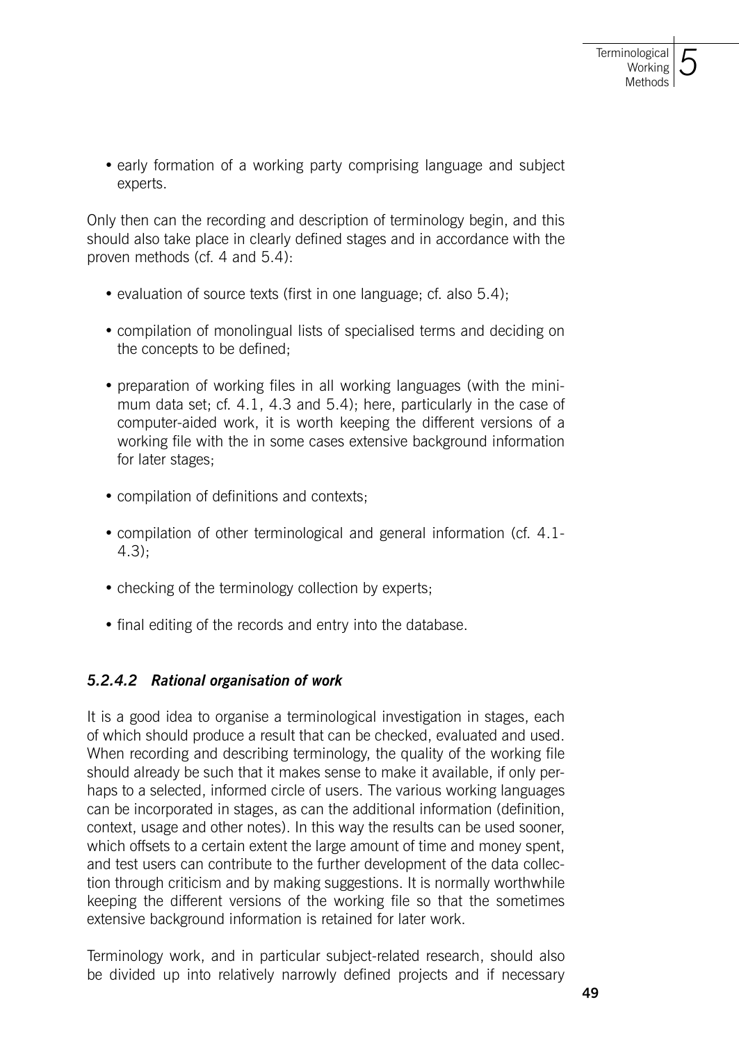- early formation of a working party comprising language and subject experts.

Only then can the recording and description of terminology begin, and this should also take place in clearly defined stages and in accordance with the proven methods (cf. 4 and 5.4):

- evaluation of source texts (first in one language; cf. also 5.4);
- compilation of monolingual lists of specialised terms and deciding on the concepts to be defined;
- preparation of working files in all working languages (with the minimum data set; cf. 4.1, 4.3 and 5.4); here, particularly in the case of computer-aided work, it is worth keeping the different versions of a working file with the in some cases extensive background information for later stages;
- compilation of definitions and contexts;
- compilation of other terminological and general information (cf. 4.1-4.3);
- checking of the terminology collection by experts;
- final editing of the records and entry into the database.

#### *5.2.4.2 Rational organisation of work*

It is a good idea to organise a terminological investigation in stages, each of which should produce a result that can be checked, evaluated and used. When recording and describing terminology, the quality of the working file should already be such that it makes sense to make it available, if only perhaps to a selected, informed circle of users. The various working languages can be incorporated in stages, as can the additional information (definition, context, usage and other notes). In this way the results can be used sooner, which offsets to a certain extent the large amount of time and money spent, and test users can contribute to the further development of the data collection through criticism and by making suggestions. It is normally worthwhile keeping the different versions of the working file so that the sometimes extensive background information is retained for later work.

Terminology work, and in particular subject-related research, should also be divided up into relatively narrowly defined projects and if necessary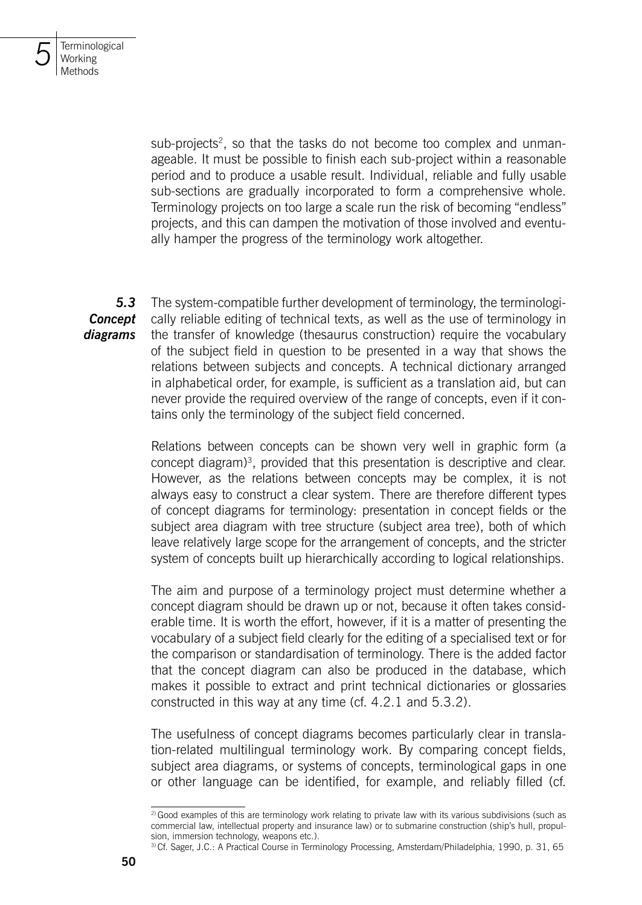sub-projects[2], so that the tasks do not become too complex and unmanageable. It must be possible to finish each sub-project within a reasonable period and to produce a usable result. Individual, reliable and fully usable sub-sections are gradually incorporated to form a comprehensive whole. Terminology projects on too large a scale run the risk of becoming "endless" projects, and this can dampen the motivation of those involved and eventually hamper the progress of the terminology work altogether.

## 5.3 Concept diagrams

The system-compatible further development of terminology, the terminologically reliable editing of technical texts, as well as the use of terminology in the transfer of knowledge (thesaurus construction) require the vocabulary of the subject field in question to be presented in a way that shows the relations between subjects and concepts. A technical dictionary arranged in alphabetical order, for example, is sufficient as a translation aid, but can never provide the required overview of the range of concepts, even if it contains only the terminology of the subject field concerned.

Relations between concepts can be shown very well in graphic form (a concept diagram)[3], provided that this presentation is descriptive and clear. However, as the relations between concepts may be complex, it is not always easy to construct a clear system. There are therefore different types of concept diagrams for terminology: presentation in concept fields or the subject area diagram with tree structure (subject area tree), both of which leave relatively large scope for the arrangement of concepts, and the stricter system of concepts built up hierarchically according to logical relationships.

The aim and purpose of a terminology project must determine whether a concept diagram should be drawn up or not, because it often takes considerable time. It is worth the effort, however, if it is a matter of presenting the vocabulary of a subject field clearly for the editing of a specialised text or for the comparison or standardisation of terminology. There is the added factor that the concept diagram can also be produced in the database, which makes it possible to extract and print technical dictionaries or glossaries constructed in this way at any time (cf. 4.2.1 and 5.3.2).

The usefulness of concept diagrams becomes particularly clear in translation-related multilingual terminology work. By comparing concept fields, subject area diagrams, or systems of concepts, terminological gaps in one or other language can be identified, for example, and reliably filled (cf.

---

[2] Good examples of this are terminology work relating to private law with its various subdivisions (such as commercial law, intellectual property and insurance law) or to submarine construction (ship's hull, propulsion, immersion technology, weapons etc.).

[3] Cf. Sager, J.C.: A Practical Course in Terminology Processing, Amsterdam/Philadelphia, 1990, p. 31, 65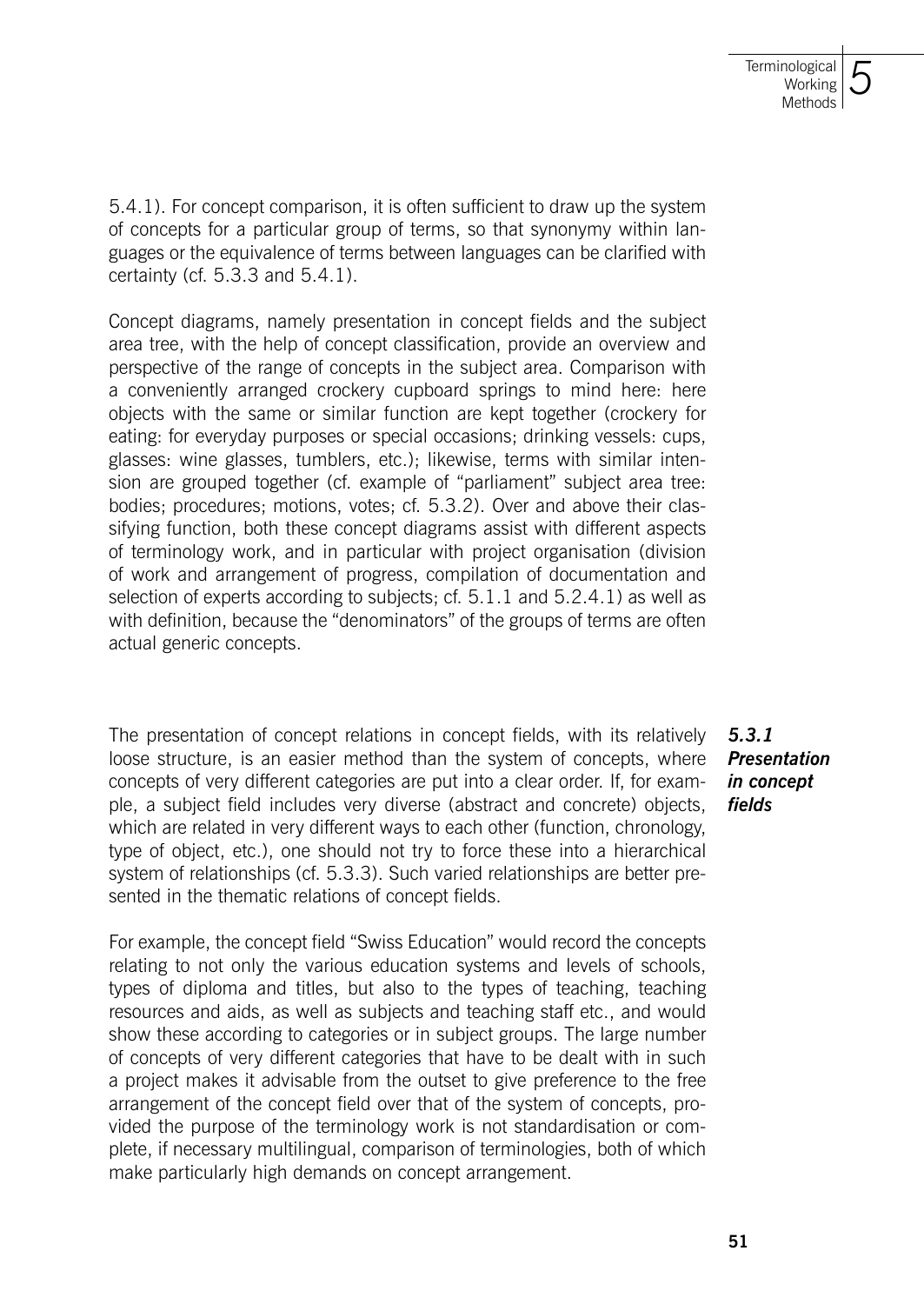5.4.1). For concept comparison, it is often sufficient to draw up the system of concepts for a particular group of terms, so that synonymy within languages or the equivalence of terms between languages can be clarified with certainty (cf. 5.3.3 and 5.4.1).

Concept diagrams, namely presentation in concept fields and the subject area tree, with the help of concept classification, provide an overview and perspective of the range of concepts in the subject area. Comparison with a conveniently arranged crockery cupboard springs to mind here: here objects with the same or similar function are kept together (crockery for eating: for everyday purposes or special occasions; drinking vessels: cups, glasses: wine glasses, tumblers, etc.); likewise, terms with similar intension are grouped together (cf. example of "parliament" subject area tree: bodies; procedures; motions, votes; cf. 5.3.2). Over and above their classifying function, both these concept diagrams assist with different aspects of terminology work, and in particular with project organisation (division of work and arrangement of progress, compilation of documentation and selection of experts according to subjects; cf. 5.1.1 and 5.2.4.1) as well as with definition, because the "denominators" of the groups of terms are often actual generic concepts.

### *5.3.1 Presentation in concept fields*

The presentation of concept relations in concept fields, with its relatively loose structure, is an easier method than the system of concepts, where concepts of very different categories are put into a clear order. If, for example, a subject field includes very diverse (abstract and concrete) objects, which are related in very different ways to each other (function, chronology, type of object, etc.), one should not try to force these into a hierarchical system of relationships (cf. 5.3.3). Such varied relationships are better presented in the thematic relations of concept fields.

For example, the concept field "Swiss Education" would record the concepts relating to not only the various education systems and levels of schools, types of diploma and titles, but also to the types of teaching, teaching resources and aids, as well as subjects and teaching staff etc., and would show these according to categories or in subject groups. The large number of concepts of very different categories that have to be dealt with in such a project makes it advisable from the outset to give preference to the free arrangement of the concept field over that of the system of concepts, provided the purpose of the terminology work is not standardisation or complete, if necessary multilingual, comparison of terminologies, both of which make particularly high demands on concept arrangement.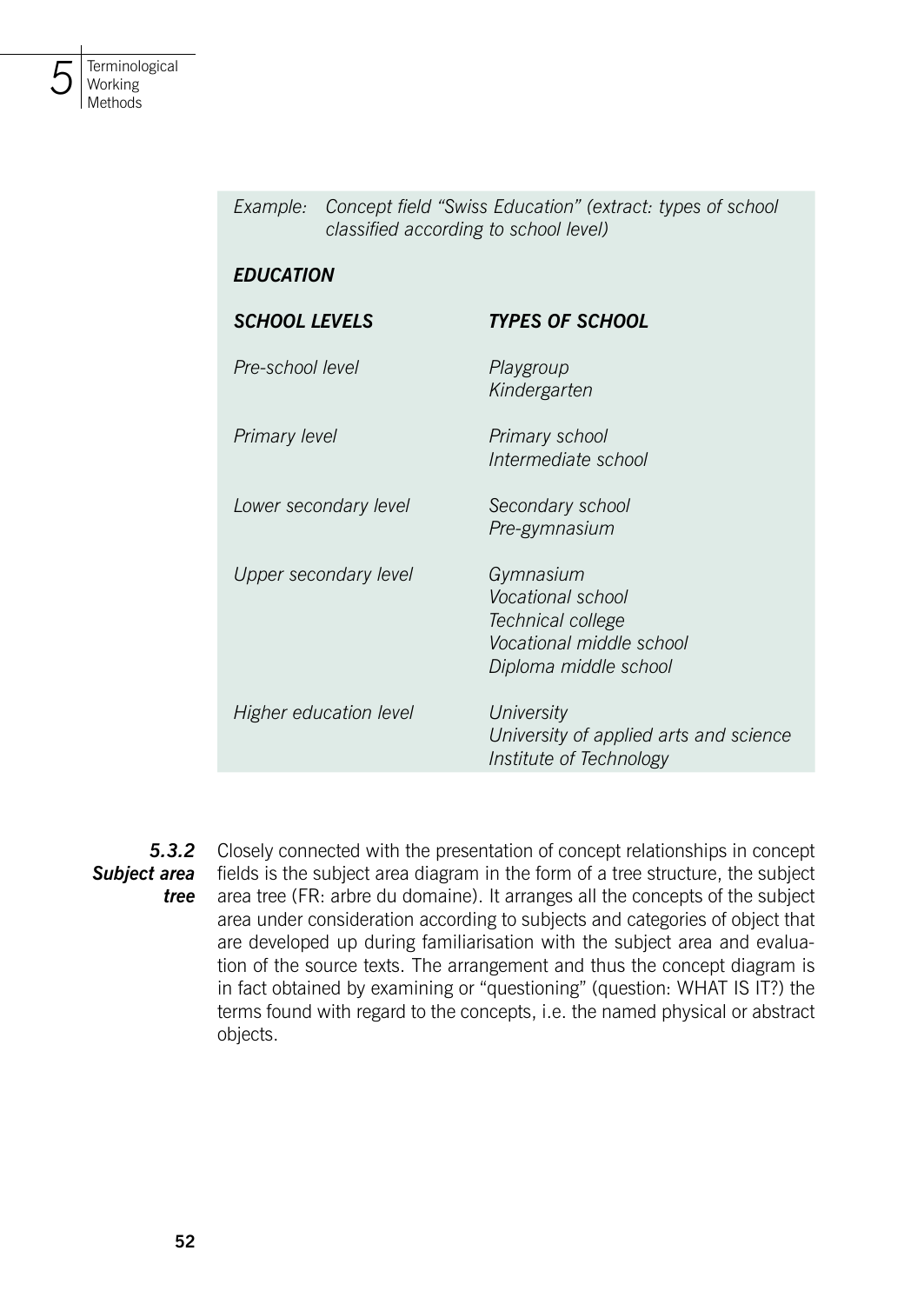*Example: Concept field "Swiss Education" (extract: types of school classified according to school level)*

***EDUCATION***

| ***SCHOOL LEVELS*** | ***TYPES OF SCHOOL*** |
|---|---|
| *Pre-school level* | *Playgroup*<br>*Kindergarten* |
| *Primary level* | *Primary school*<br>*Intermediate school* |
| *Lower secondary level* | *Secondary school*<br>*Pre-gymnasium* |
| *Upper secondary level* | *Gymnasium*<br>*Vocational school*<br>*Technical college*<br>*Vocational middle school*<br>*Diploma middle school* |
| *Higher education level* | *University*<br>*University of applied arts and science*<br>*Institute of Technology* |

### *5.3.2 Subject area tree*

Closely connected with the presentation of concept relationships in concept fields is the subject area diagram in the form of a tree structure, the subject area tree (FR: arbre du domaine). It arranges all the concepts of the subject area under consideration according to subjects and categories of object that are developed up during familiarisation with the subject area and evaluation of the source texts. The arrangement and thus the concept diagram is in fact obtained by examining or "questioning" (question: WHAT IS IT?) the terms found with regard to the concepts, i.e. the named physical or abstract objects.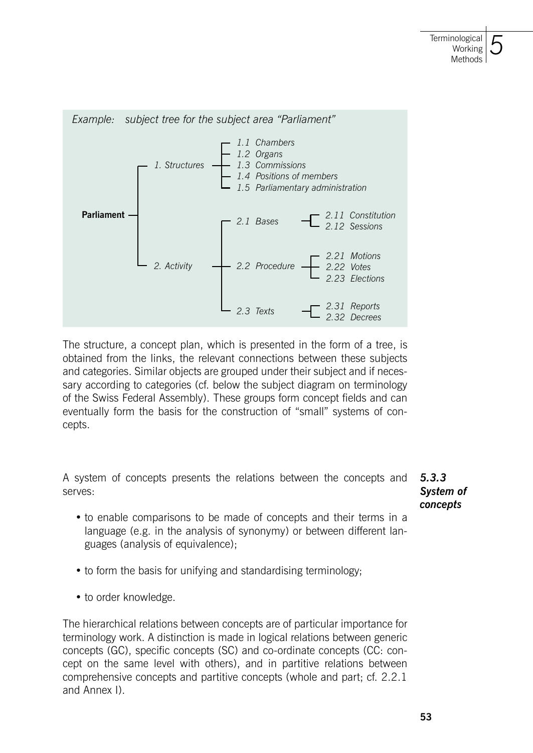*Example: subject tree for the subject area "Parliament"*

- **Parliament**
  - *1. Structures*
    - *1.1 Chambers*
    - *1.2 Organs*
    - *1.3 Commissions*
    - *1.4 Positions of members*
    - *1.5 Parliamentary administration*
  - *2. Activity*
    - *2.1 Bases*
      - *2.11 Constitution*
      - *2.12 Sessions*
    - *2.2 Procedure*
      - *2.21 Motions*
      - *2.22 Votes*
      - *2.23 Elections*
    - *2.3 Texts*
      - *2.31 Reports*
      - *2.32 Decrees*

The structure, a concept plan, which is presented in the form of a tree, is obtained from the links, the relevant connections between these subjects and categories. Similar objects are grouped under their subject and if necessary according to categories (cf. below the subject diagram on terminology of the Swiss Federal Assembly). These groups form concept fields and can eventually form the basis for the construction of "small" systems of concepts.

### *5.3.3 System of concepts*

A system of concepts presents the relations between the concepts and serves:

- to enable comparisons to be made of concepts and their terms in a language (e.g. in the analysis of synonymy) or between different languages (analysis of equivalence);
- to form the basis for unifying and standardising terminology;
- to order knowledge.

The hierarchical relations between concepts are of particular importance for terminology work. A distinction is made in logical relations between generic concepts (GC), specific concepts (SC) and co-ordinate concepts (CC: concept on the same level with others), and in partitive relations between comprehensive concepts and partitive concepts (whole and part; cf. 2.2.1 and Annex I).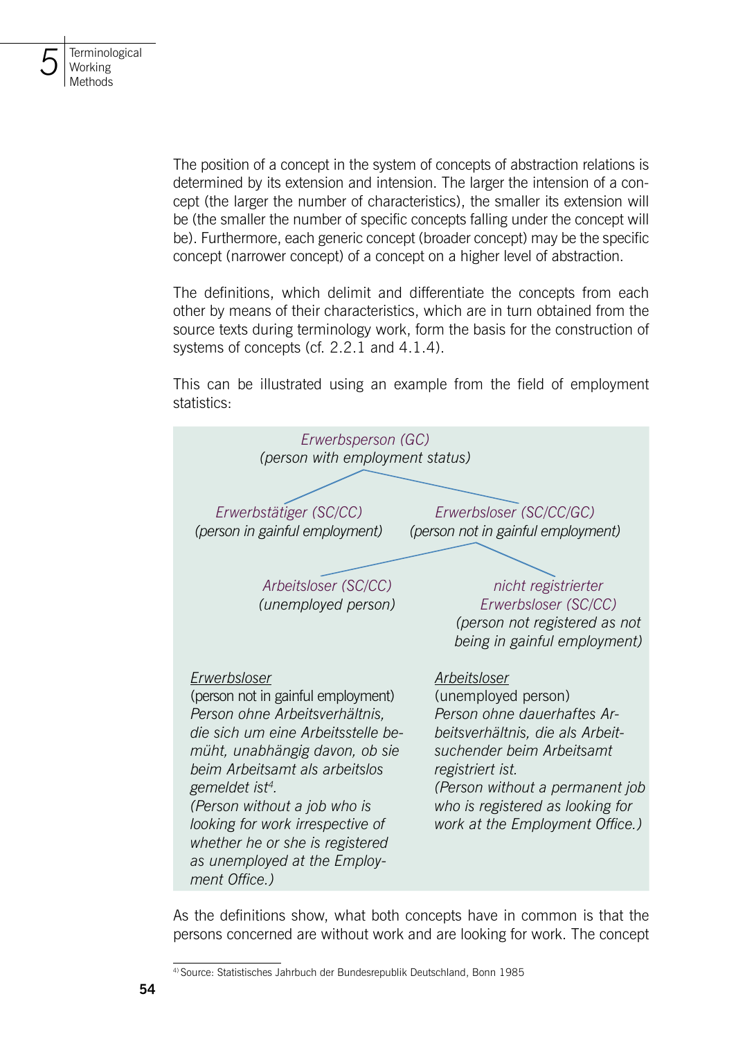The position of a concept in the system of concepts of abstraction relations is determined by its extension and intension. The larger the intension of a concept (the larger the number of characteristics), the smaller its extension will be (the smaller the number of specific concepts falling under the concept will be). Furthermore, each generic concept (broader concept) may be the specific concept (narrower concept) of a concept on a higher level of abstraction.

The definitions, which delimit and differentiate the concepts from each other by means of their characteristics, which are in turn obtained from the source texts during terminology work, form the basis for the construction of systems of concepts (cf. 2.2.1 and 4.1.4).

This can be illustrated using an example from the field of employment statistics:

*Erwerbsperson (GC)*
*(person with employment status)*

- *Erwerbstätiger (SC/CC)* *(person in gainful employment)*
- *Erwerbsloser (SC/CC/GC)* *(person not in gainful employment)*
  - *Arbeitsloser (SC/CC)* *(unemployed person)*
  - *nicht registrierter Erwerbsloser (SC/CC)* *(person not registered as not being in gainful employment)*

<u>Erwerbsloser</u>
(person not in gainful employment)
*Person ohne Arbeitsverhältnis, die sich um eine Arbeitsstelle bemüht, unabhängig davon, ob sie beim Arbeitsamt als arbeitslos gemeldet ist*[4]*.*
*(Person without a job who is looking for work irrespective of whether he or she is registered as unemployed at the Employment Office.)*

<u>Arbeitsloser</u>
(unemployed person)
*Person ohne dauerhaftes Arbeitsverhältnis, die als Arbeitsuchender beim Arbeitsamt registriert ist.*
*(Person without a permanent job who is registered as looking for work at the Employment Office.)*

As the definitions show, what both concepts have in common is that the persons concerned are without work and are looking for work. The concept

---

[4] Source: Statistisches Jahrbuch der Bundesrepublik Deutschland, Bonn 1985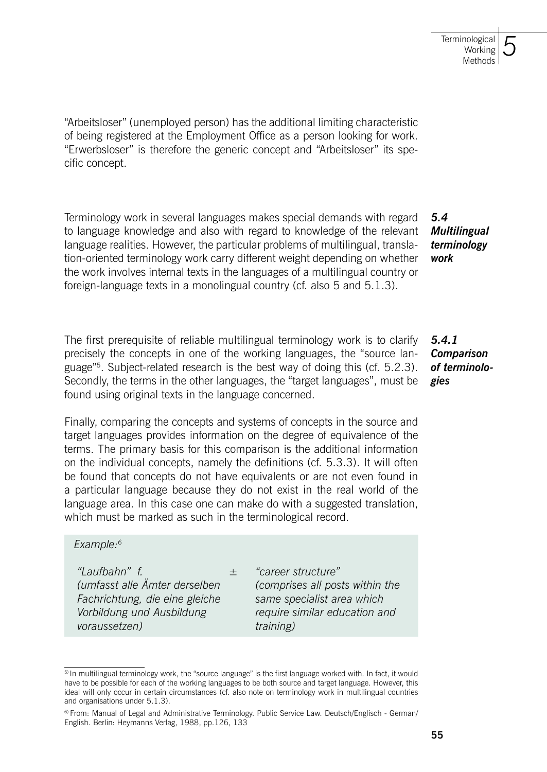"Arbeitsloser" (unemployed person) has the additional limiting characteristic of being registered at the Employment Office as a person looking for work. "Erwerbsloser" is therefore the generic concept and "Arbeitsloser" its specific concept.

### *5.4 Multilingual terminology work*

Terminology work in several languages makes special demands with regard to language knowledge and also with regard to knowledge of the relevant language realities. However, the particular problems of multilingual, translation-oriented terminology work carry different weight depending on whether the work involves internal texts in the languages of a multilingual country or foreign-language texts in a monolingual country (cf. also 5 and 5.1.3).

#### *5.4.1 Comparison of terminologies*

The first prerequisite of reliable multilingual terminology work is to clarify precisely the concepts in one of the working languages, the "source language"[5]. Subject-related research is the best way of doing this (cf. 5.2.3). Secondly, the terms in the other languages, the "target languages", must be found using original texts in the language concerned.

Finally, comparing the concepts and systems of concepts in the source and target languages provides information on the degree of equivalence of the terms. The primary basis for this comparison is the additional information on the individual concepts, namely the definitions (cf. 5.3.3). It will often be found that concepts do not have equivalents or are not even found in a particular language because they do not exist in the real world of the language area. In this case one can make do with a suggested translation, which must be marked as such in the terminological record.

*Example:*[6]

| | | |
|---|---|---|
| *"Laufbahn" f.* *(umfasst alle Ämter derselben Fachrichtung, die eine gleiche Vorbildung und Ausbildung voraussetzen)* | ± | *"career structure"* *(comprises all posts within the same specialist area which require similar education and training)* |

---

[5] In multilingual terminology work, the "source language" is the first language worked with. In fact, it would have to be possible for each of the working languages to be both source and target language. However, this ideal will only occur in certain circumstances (cf. also note on terminology work in multilingual countries and organisations under 5.1.3).

[6] From: Manual of Legal and Administrative Terminology. Public Service Law. Deutsch/Englisch - German/English. Berlin: Heymanns Verlag, 1988, pp.126, 133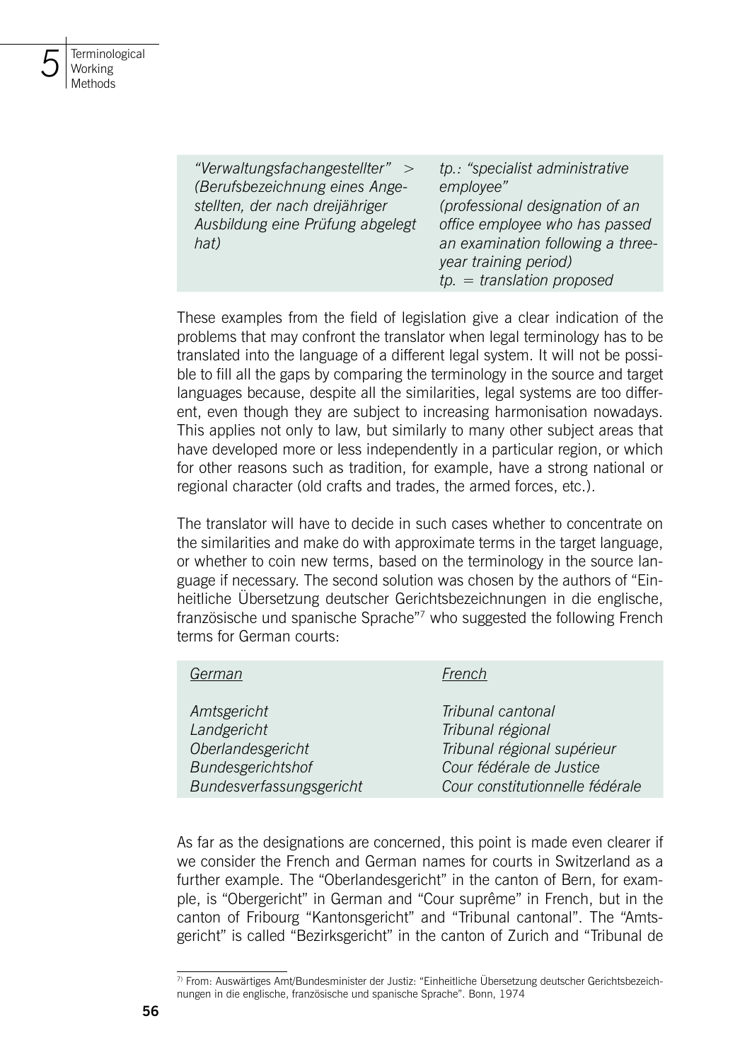| | |
|---|---|
| *"Verwaltungsfachangestellter" > (Berufsbezeichnung eines Angestellten, der nach dreijähriger Ausbildung eine Prüfung abgelegt hat)* | *tp.: "specialist administrative employee" (professional designation of an office employee who has passed an examination following a three-year training period) tp. = translation proposed* |

These examples from the field of legislation give a clear indication of the problems that may confront the translator when legal terminology has to be translated into the language of a different legal system. It will not be possible to fill all the gaps by comparing the terminology in the source and target languages because, despite all the similarities, legal systems are too different, even though they are subject to increasing harmonisation nowadays. This applies not only to law, but similarly to many other subject areas that have developed more or less independently in a particular region, or which for other reasons such as tradition, for example, have a strong national or regional character (old crafts and trades, the armed forces, etc.).

The translator will have to decide in such cases whether to concentrate on the similarities and make do with approximate terms in the target language, or whether to coin new terms, based on the terminology in the source language if necessary. The second solution was chosen by the authors of "Einheitliche Übersetzung deutscher Gerichtsbezeichnungen in die englische, französische und spanische Sprache"[7] who suggested the following French terms for German courts:

| *German* | *French* |
|---|---|
| *Amtsgericht* | *Tribunal cantonal* |
| *Landgericht* | *Tribunal régional* |
| *Oberlandesgericht* | *Tribunal régional supérieur* |
| *Bundesgerichtshof* | *Cour fédérale de Justice* |
| *Bundesverfassungsgericht* | *Cour constitutionnelle fédérale* |

As far as the designations are concerned, this point is made even clearer if we consider the French and German names for courts in Switzerland as a further example. The "Oberlandesgericht" in the canton of Bern, for example, is "Obergericht" in German and "Cour suprême" in French, but in the canton of Fribourg "Kantonsgericht" and "Tribunal cantonal". The "Amtsgericht" is called "Bezirksgericht" in the canton of Zurich and "Tribunal de

---

[7] From: Auswärtiges Amt/Bundesminister der Justiz: "Einheitliche Übersetzung deutscher Gerichtsbezeichnungen in die englische, französische und spanische Sprache". Bonn, 1974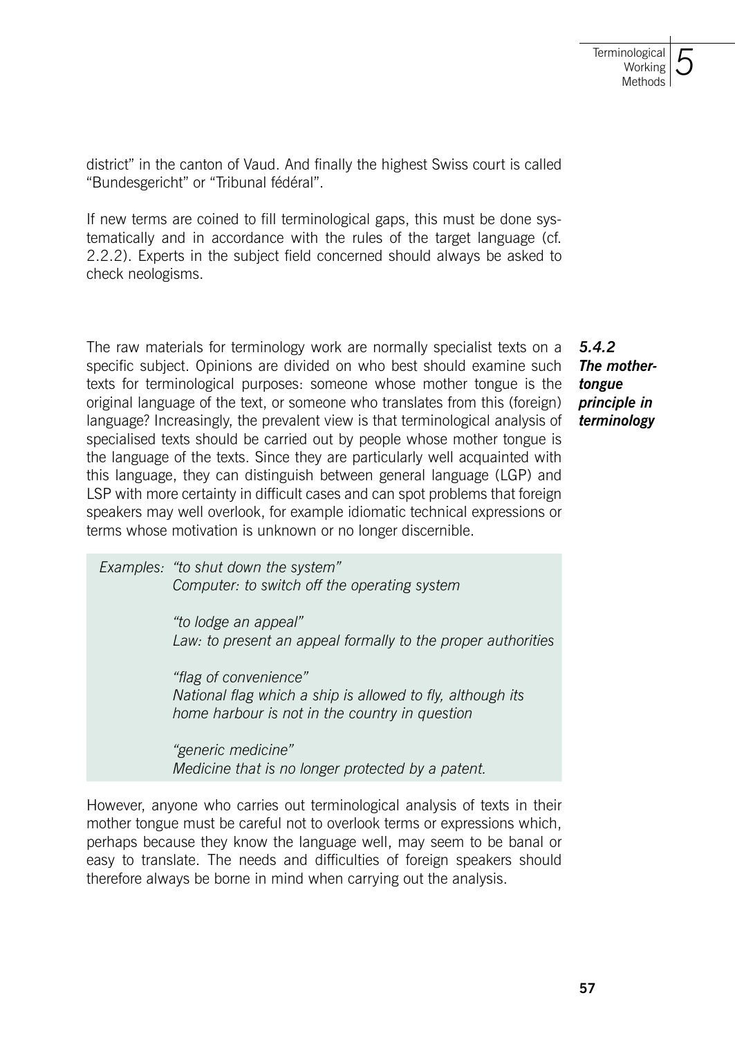district" in the canton of Vaud. And finally the highest Swiss court is called "Bundesgericht" or "Tribunal fédéral".

If new terms are coined to fill terminological gaps, this must be done systematically and in accordance with the rules of the target language (cf. 2.2.2). Experts in the subject field concerned should always be asked to check neologisms.

### *5.4.2 The mother-tongue principle in terminology*

The raw materials for terminology work are normally specialist texts on a specific subject. Opinions are divided on who best should examine such texts for terminological purposes: someone whose mother tongue is the original language of the text, or someone who translates from this (foreign) language? Increasingly, the prevalent view is that terminological analysis of specialised texts should be carried out by people whose mother tongue is the language of the texts. Since they are particularly well acquainted with this language, they can distinguish between general language (LGP) and LSP with more certainty in difficult cases and can spot problems that foreign speakers may well overlook, for example idiomatic technical expressions or terms whose motivation is unknown or no longer discernible.

> *Examples: "to shut down the system"*
> *Computer: to switch off the operating system*
>
> *"to lodge an appeal"*
> *Law: to present an appeal formally to the proper authorities*
>
> *"flag of convenience"*
> *National flag which a ship is allowed to fly, although its home harbour is not in the country in question*
>
> *"generic medicine"*
> *Medicine that is no longer protected by a patent.*

However, anyone who carries out terminological analysis of texts in their mother tongue must be careful not to overlook terms or expressions which, perhaps because they know the language well, may seem to be banal or easy to translate. The needs and difficulties of foreign speakers should therefore always be borne in mind when carrying out the analysis.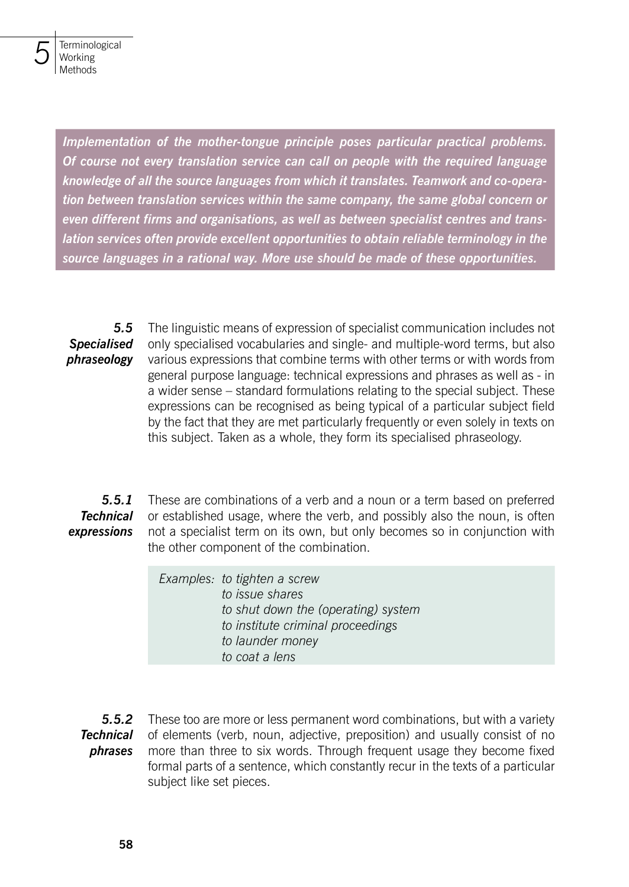***Implementation of the mother-tongue principle poses particular practical problems. Of course not every translation service can call on people with the required language knowledge of all the source languages from which it translates. Teamwork and co-operation between translation services within the same company, the same global concern or even different firms and organisations, as well as between specialist centres and translation services often provide excellent opportunities to obtain reliable terminology in the source languages in a rational way. More use should be made of these opportunities.***

## 5.5 Specialised phraseology

The linguistic means of expression of specialist communication includes not only specialised vocabularies and single- and multiple-word terms, but also various expressions that combine terms with other terms or with words from general purpose language: technical expressions and phrases as well as - in a wider sense – standard formulations relating to the special subject. These expressions can be recognised as being typical of a particular subject field by the fact that they are met particularly frequently or even solely in texts on this subject. Taken as a whole, they form its specialised phraseology.

### 5.5.1 Technical expressions

These are combinations of a verb and a noun or a term based on preferred or established usage, where the verb, and possibly also the noun, is often not a specialist term on its own, but only becomes so in conjunction with the other component of the combination.

*Examples:*
- *to tighten a screw*
- *to issue shares*
- *to shut down the (operating) system*
- *to institute criminal proceedings*
- *to launder money*
- *to coat a lens*

### 5.5.2 Technical phrases

These too are more or less permanent word combinations, but with a variety of elements (verb, noun, adjective, preposition) and usually consist of no more than three to six words. Through frequent usage they become fixed formal parts of a sentence, which constantly recur in the texts of a particular subject like set pieces.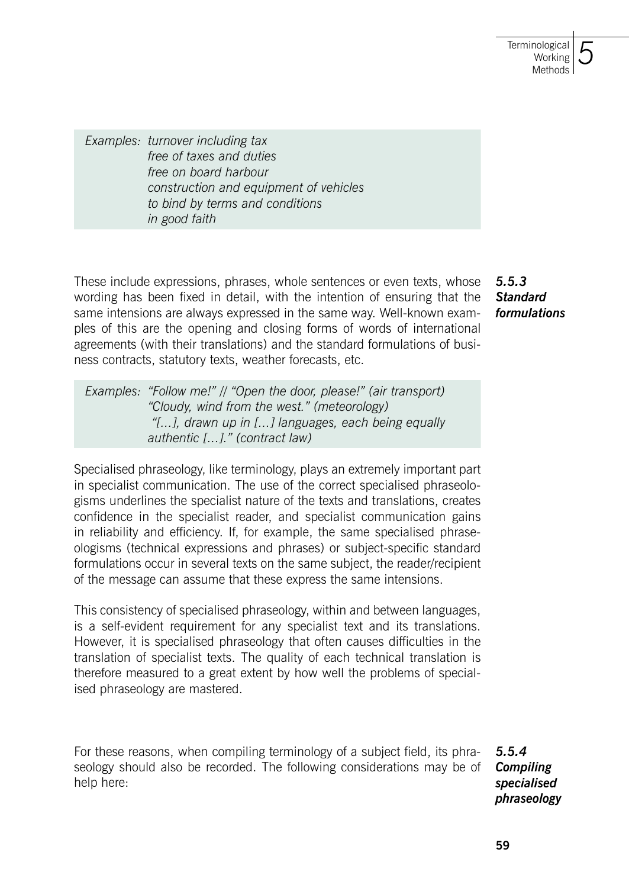*Examples: turnover including tax*
*free of taxes and duties*
*free on board harbour*
*construction and equipment of vehicles*
*to bind by terms and conditions*
*in good faith*

### *5.5.3 Standard formulations*

These include expressions, phrases, whole sentences or even texts, whose wording has been fixed in detail, with the intention of ensuring that the same intensions are always expressed in the same way. Well-known examples of this are the opening and closing forms of words of international agreements (with their translations) and the standard formulations of business contracts, statutory texts, weather forecasts, etc.

*Examples: "Follow me!" // "Open the door, please!" (air transport)*
*"Cloudy, wind from the west." (meteorology)*
*"[…], drawn up in […] languages, each being equally authentic […]." (contract law)*

Specialised phraseology, like terminology, plays an extremely important part in specialist communication. The use of the correct specialised phraseologisms underlines the specialist nature of the texts and translations, creates confidence in the specialist reader, and specialist communication gains in reliability and efficiency. If, for example, the same specialised phraseologisms (technical expressions and phrases) or subject-specific standard formulations occur in several texts on the same subject, the reader/recipient of the message can assume that these express the same intensions.

This consistency of specialised phraseology, within and between languages, is a self-evident requirement for any specialist text and its translations. However, it is specialised phraseology that often causes difficulties in the translation of specialist texts. The quality of each technical translation is therefore measured to a great extent by how well the problems of specialised phraseology are mastered.

### *5.5.4 Compiling specialised phraseology*

For these reasons, when compiling terminology of a subject field, its phraseology should also be recorded. The following considerations may be of help here: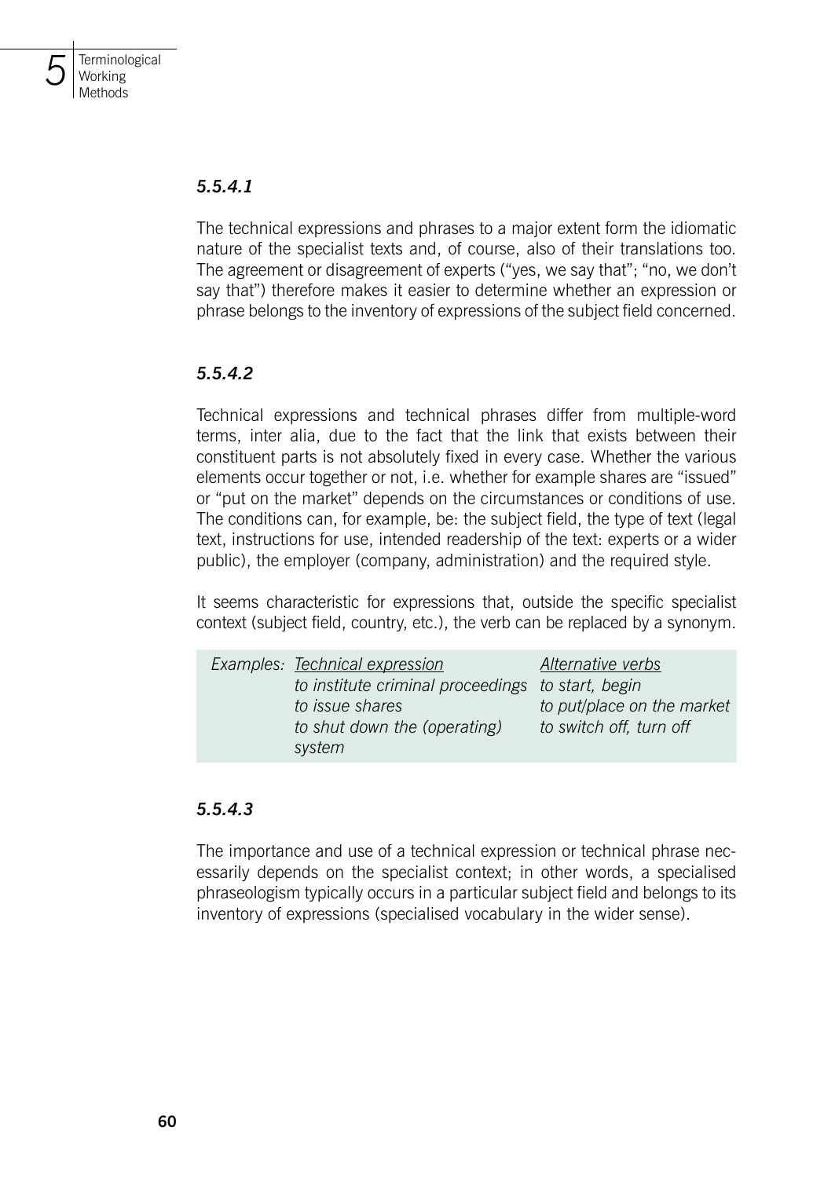### *5.5.4.1*

The technical expressions and phrases to a major extent form the idiomatic nature of the specialist texts and, of course, also of their translations too. The agreement or disagreement of experts ("yes, we say that"; "no, we don't say that") therefore makes it easier to determine whether an expression or phrase belongs to the inventory of expressions of the subject field concerned.

### *5.5.4.2*

Technical expressions and technical phrases differ from multiple-word terms, inter alia, due to the fact that the link that exists between their constituent parts is not absolutely fixed in every case. Whether the various elements occur together or not, i.e. whether for example shares are "issued" or "put on the market" depends on the circumstances or conditions of use. The conditions can, for example, be: the subject field, the type of text (legal text, instructions for use, intended readership of the text: experts or a wider public), the employer (company, administration) and the required style.

It seems characteristic for expressions that, outside the specific specialist context (subject field, country, etc.), the verb can be replaced by a synonym.

| *Examples:* | *Technical expression* | *Alternative verbs* |
|---|---|---|
| | *to institute criminal proceedings* | *to start, begin* |
| | *to issue shares* | *to put/place on the market* |
| | *to shut down the (operating) system* | *to switch off, turn off* |

### *5.5.4.3*

The importance and use of a technical expression or technical phrase necessarily depends on the specialist context; in other words, a specialised phraseologism typically occurs in a particular subject field and belongs to its inventory of expressions (specialised vocabulary in the wider sense).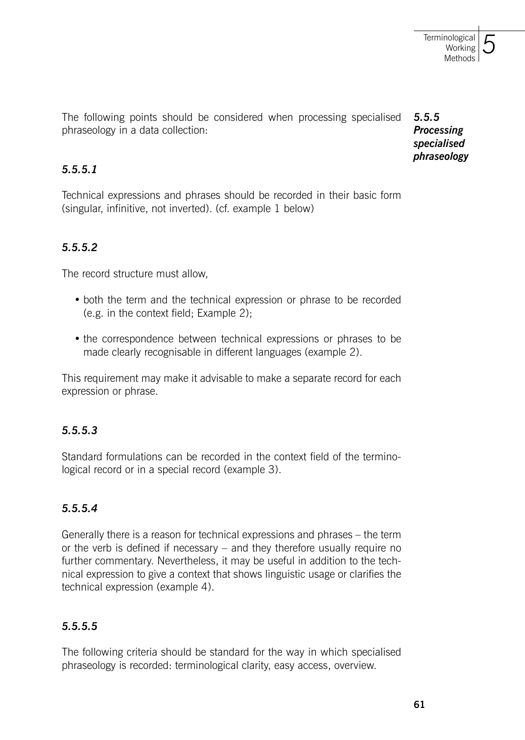### 5.5.5 Processing specialised phraseology

The following points should be considered when processing specialised phraseology in a data collection:

#### 5.5.5.1

Technical expressions and phrases should be recorded in their basic form (singular, infinitive, not inverted). (cf. example 1 below)

#### 5.5.5.2

The record structure must allow,

- both the term and the technical expression or phrase to be recorded (e.g. in the context field; Example 2);
- the correspondence between technical expressions or phrases to be made clearly recognisable in different languages (example 2).

This requirement may make it advisable to make a separate record for each expression or phrase.

#### 5.5.5.3

Standard formulations can be recorded in the context field of the terminological record or in a special record (example 3).

#### 5.5.5.4

Generally there is a reason for technical expressions and phrases – the term or the verb is defined if necessary – and they therefore usually require no further commentary. Nevertheless, it may be useful in addition to the technical expression to give a context that shows linguistic usage or clarifies the technical expression (example 4).

#### 5.5.5.5

The following criteria should be standard for the way in which specialised phraseology is recorded: terminological clarity, easy access, overview.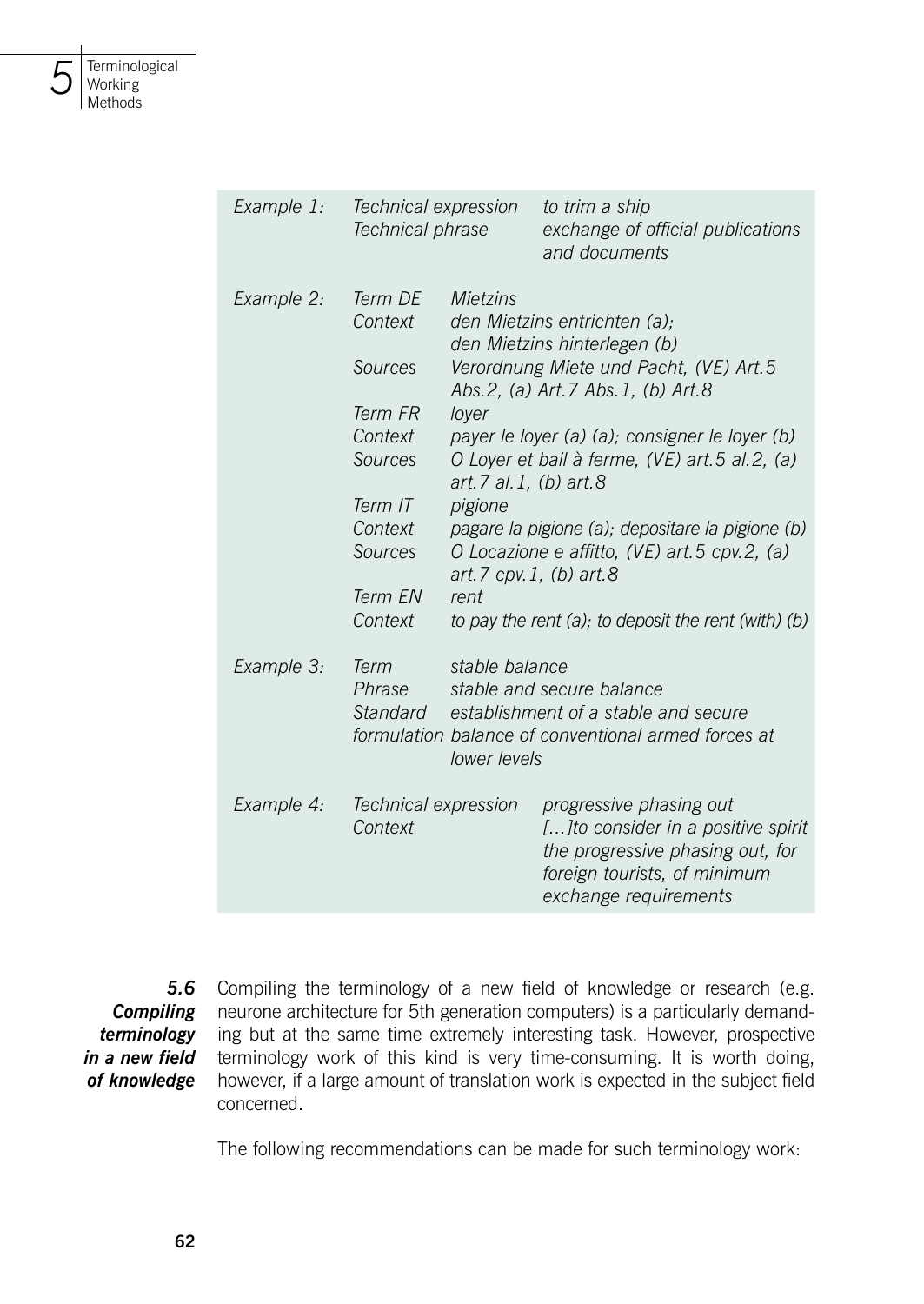| | | |
|---|---|---|
| *Example 1:* | *Technical expression* | *to trim a ship* |
| | *Technical phrase* | *exchange of official publications and documents* |
| *Example 2:* | *Term DE* | *Mietzins* |
| | *Context* | *den Mietzins entrichten (a); den Mietzins hinterlegen (b)* |
| | *Sources* | *Verordnung Miete und Pacht, (VE) Art.5 Abs.2, (a) Art.7 Abs.1, (b) Art.8* |
| | *Term FR* | *loyer* |
| | *Context* | *payer le loyer (a) (a); consigner le loyer (b)* |
| | *Sources* | *O Loyer et bail à ferme, (VE) art.5 al.2, (a) art.7 al.1, (b) art.8* |
| | *Term IT* | *pigione* |
| | *Context* | *pagare la pigione (a); depositare la pigione (b)* |
| | *Sources* | *O Locazione e affitto, (VE) art.5 cpv.2, (a) art.7 cpv.1, (b) art.8* |
| | *Term EN* | *rent* |
| | *Context* | *to pay the rent (a); to deposit the rent (with) (b)* |
| *Example 3:* | *Term* | *stable balance* |
| | *Phrase* | *stable and secure balance* |
| | *Standard formulation* | *establishment of a stable and secure balance of conventional armed forces at lower levels* |
| *Example 4:* | *Technical expression* | *progressive phasing out* |
| | *Context* | *[…]to consider in a positive spirit the progressive phasing out, for foreign tourists, of minimum exchange requirements* |

## 5.6 Compiling terminology in a new field of knowledge

Compiling the terminology of a new field of knowledge or research (e.g. neurone architecture for 5th generation computers) is a particularly demanding but at the same time extremely interesting task. However, prospective terminology work of this kind is very time-consuming. It is worth doing, however, if a large amount of translation work is expected in the subject field concerned.

The following recommendations can be made for such terminology work: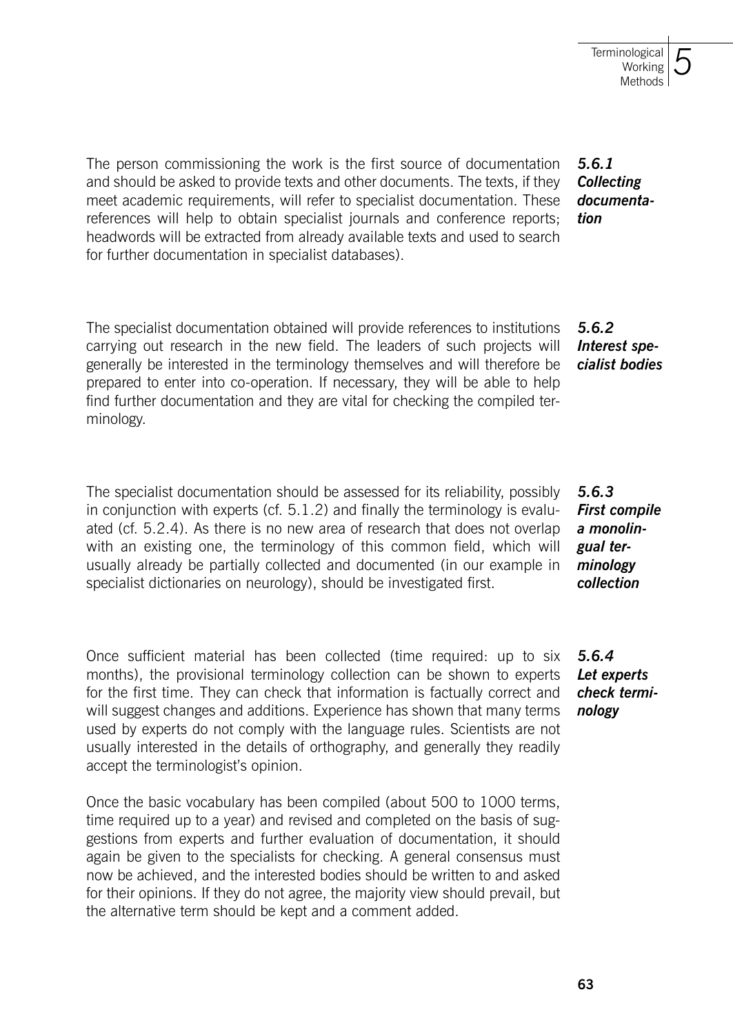#### 5.6.1 Collecting documentation

The person commissioning the work is the first source of documentation and should be asked to provide texts and other documents. The texts, if they meet academic requirements, will refer to specialist documentation. These references will help to obtain specialist journals and conference reports; headwords will be extracted from already available texts and used to search for further documentation in specialist databases).

#### 5.6.2 Interest specialist bodies

The specialist documentation obtained will provide references to institutions carrying out research in the new field. The leaders of such projects will generally be interested in the terminology themselves and will therefore be prepared to enter into co-operation. If necessary, they will be able to help find further documentation and they are vital for checking the compiled terminology.

#### 5.6.3 First compile a monolingual terminology collection

The specialist documentation should be assessed for its reliability, possibly in conjunction with experts (cf. 5.1.2) and finally the terminology is evaluated (cf. 5.2.4). As there is no new area of research that does not overlap with an existing one, the terminology of this common field, which will usually already be partially collected and documented (in our example in specialist dictionaries on neurology), should be investigated first.

#### 5.6.4 Let experts check terminology

Once sufficient material has been collected (time required: up to six months), the provisional terminology collection can be shown to experts for the first time. They can check that information is factually correct and will suggest changes and additions. Experience has shown that many terms used by experts do not comply with the language rules. Scientists are not usually interested in the details of orthography, and generally they readily accept the terminologist's opinion.

Once the basic vocabulary has been compiled (about 500 to 1000 terms, time required up to a year) and revised and completed on the basis of suggestions from experts and further evaluation of documentation, it should again be given to the specialists for checking. A general consensus must now be achieved, and the interested bodies should be written to and asked for their opinions. If they do not agree, the majority view should prevail, but the alternative term should be kept and a comment added.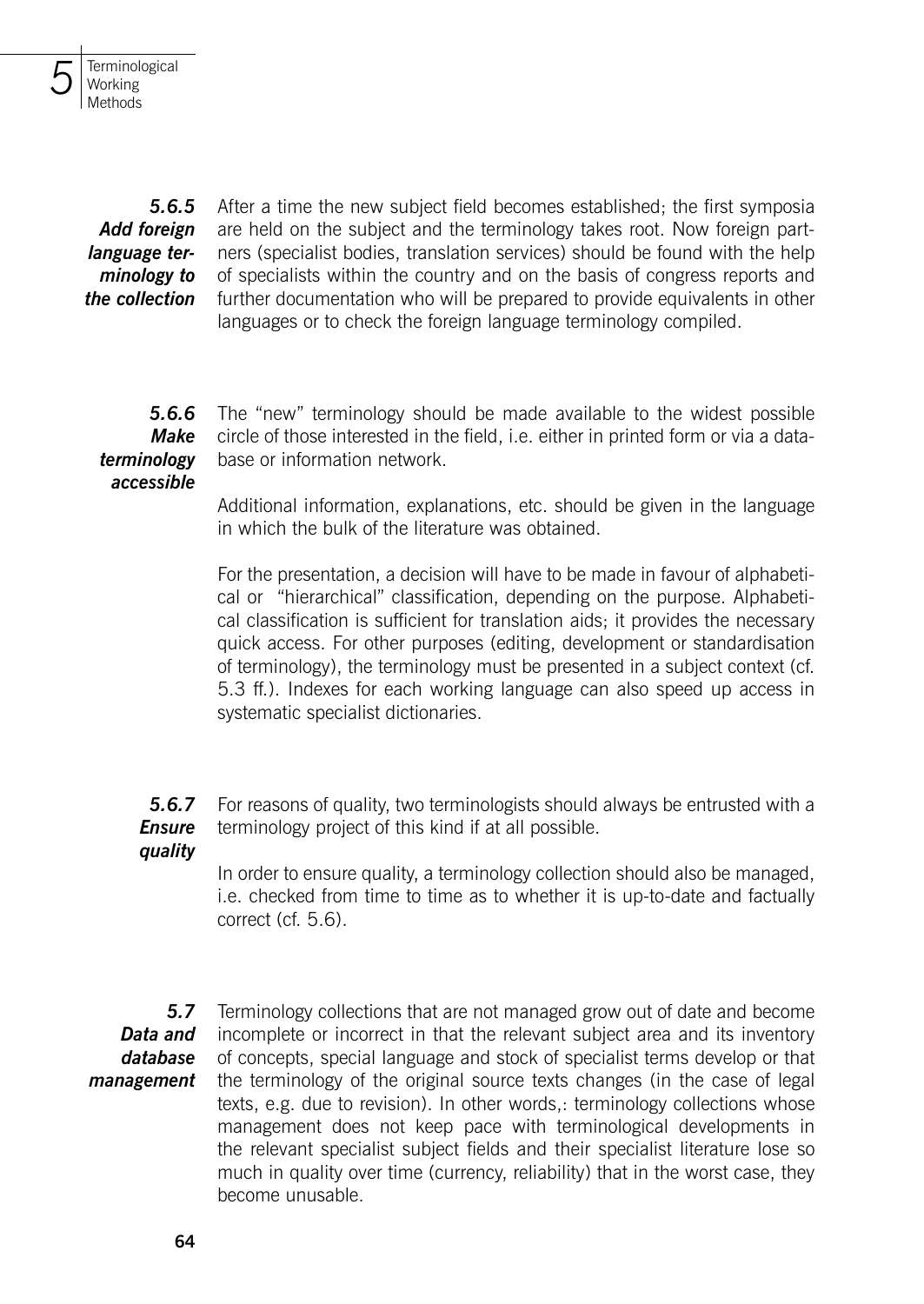### 5.6.5 Add foreign language terminology to the collection

After a time the new subject field becomes established; the first symposia are held on the subject and the terminology takes root. Now foreign partners (specialist bodies, translation services) should be found with the help of specialists within the country and on the basis of congress reports and further documentation who will be prepared to provide equivalents in other languages or to check the foreign language terminology compiled.

### 5.6.6 Make terminology accessible

The "new" terminology should be made available to the widest possible circle of those interested in the field, i.e. either in printed form or via a database or information network.

Additional information, explanations, etc. should be given in the language in which the bulk of the literature was obtained.

For the presentation, a decision will have to be made in favour of alphabetical or "hierarchical" classification, depending on the purpose. Alphabetical classification is sufficient for translation aids; it provides the necessary quick access. For other purposes (editing, development or standardisation of terminology), the terminology must be presented in a subject context (cf. 5.3 ff.). Indexes for each working language can also speed up access in systematic specialist dictionaries.

### 5.6.7 Ensure quality

For reasons of quality, two terminologists should always be entrusted with a terminology project of this kind if at all possible.

In order to ensure quality, a terminology collection should also be managed, i.e. checked from time to time as to whether it is up-to-date and factually correct (cf. 5.6).

## 5.7 Data and database management

Terminology collections that are not managed grow out of date and become incomplete or incorrect in that the relevant subject area and its inventory of concepts, special language and stock of specialist terms develop or that the terminology of the original source texts changes (in the case of legal texts, e.g. due to revision). In other words,: terminology collections whose management does not keep pace with terminological developments in the relevant specialist subject fields and their specialist literature lose so much in quality over time (currency, reliability) that in the worst case, they become unusable.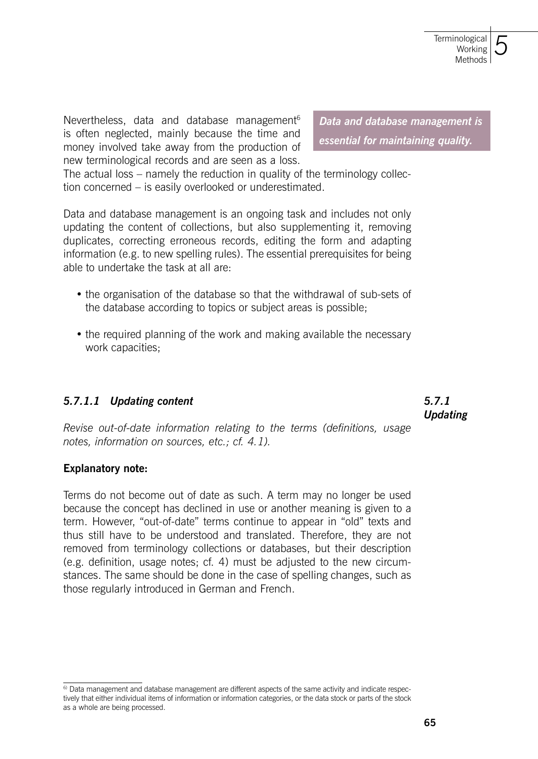Nevertheless, data and database management[6] is often neglected, mainly because the time and money involved take away from the production of new terminological records and are seen as a loss. The actual loss – namely the reduction in quality of the terminology collection concerned – is easily overlooked or underestimated.

***Data and database management is essential for maintaining quality.***

Data and database management is an ongoing task and includes not only updating the content of collections, but also supplementing it, removing duplicates, correcting erroneous records, editing the form and adapting information (e.g. to new spelling rules). The essential prerequisites for being able to undertake the task at all are:

- the organisation of the database so that the withdrawal of sub-sets of the database according to topics or subject areas is possible;
- the required planning of the work and making available the necessary work capacities;

### *5.7.1 Updating*

#### *5.7.1.1 Updating content*

*Revise out-of-date information relating to the terms (definitions, usage notes, information on sources, etc.; cf. 4.1).*

**Explanatory note:**

Terms do not become out of date as such. A term may no longer be used because the concept has declined in use or another meaning is given to a term. However, "out-of-date" terms continue to appear in "old" texts and thus still have to be understood and translated. Therefore, they are not removed from terminology collections or databases, but their description (e.g. definition, usage notes; cf. 4) must be adjusted to the new circumstances. The same should be done in the case of spelling changes, such as those regularly introduced in German and French.

---

[6] Data management and database management are different aspects of the same activity and indicate respectively that either individual items of information or information categories, or the data stock or parts of the stock as a whole are being processed.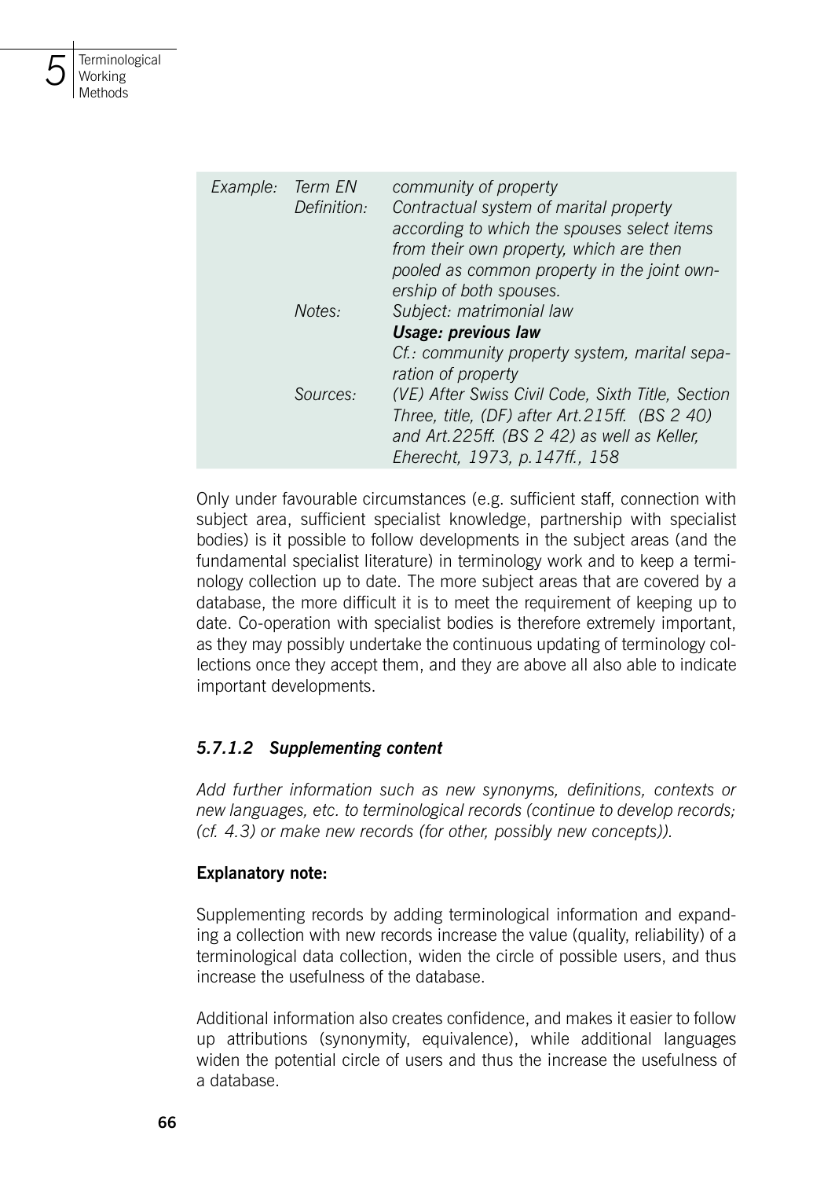| Example: | Term EN | community of property |
|---|---|---|
| | Definition: | Contractual system of marital property according to which the spouses select items from their own property, which are then pooled as common property in the joint ownership of both spouses. |
| | Notes: | Subject: matrimonial law<br>***Usage: previous law***<br>Cf.: community property system, marital separation of property |
| | Sources: | (VE) After Swiss Civil Code, Sixth Title, Section Three, title, (DF) after Art.215ff. (BS 2 40) and Art.225ff. (BS 2 42) as well as Keller, Eherecht, 1973, p.147ff., 158 |

Only under favourable circumstances (e.g. sufficient staff, connection with subject area, sufficient specialist knowledge, partnership with specialist bodies) is it possible to follow developments in the subject areas (and the fundamental specialist literature) in terminology work and to keep a terminology collection up to date. The more subject areas that are covered by a database, the more difficult it is to meet the requirement of keeping up to date. Co-operation with specialist bodies is therefore extremely important, as they may possibly undertake the continuous updating of terminology collections once they accept them, and they are above all also able to indicate important developments.

#### *5.7.1.2 Supplementing content*

*Add further information such as new synonyms, definitions, contexts or new languages, etc. to terminological records (continue to develop records; (cf. 4.3) or make new records (for other, possibly new concepts)).*

**Explanatory note:**

Supplementing records by adding terminological information and expanding a collection with new records increase the value (quality, reliability) of a terminological data collection, widen the circle of possible users, and thus increase the usefulness of the database.

Additional information also creates confidence, and makes it easier to follow up attributions (synonymity, equivalence), while additional languages widen the potential circle of users and thus the increase the usefulness of a database.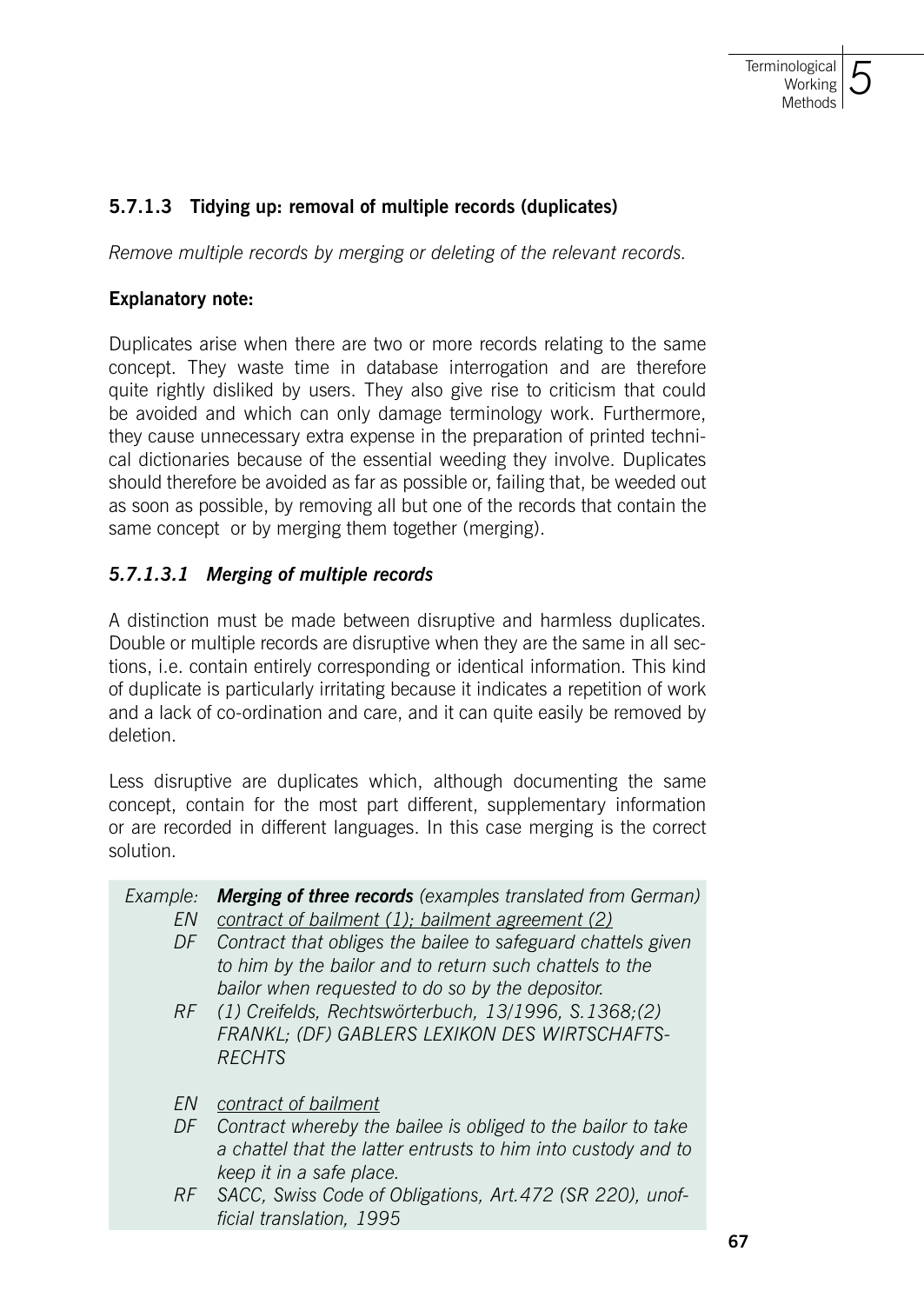### 5.7.1.3 Tidying up: removal of multiple records (duplicates)

*Remove multiple records by merging or deleting of the relevant records.*

**Explanatory note:**

Duplicates arise when there are two or more records relating to the same concept. They waste time in database interrogation and are therefore quite rightly disliked by users. They also give rise to criticism that could be avoided and which can only damage terminology work. Furthermore, they cause unnecessary extra expense in the preparation of printed technical dictionaries because of the essential weeding they involve. Duplicates should therefore be avoided as far as possible or, failing that, be weeded out as soon as possible, by removing all but one of the records that contain the same concept or by merging them together (merging).

#### *5.7.1.3.1 Merging of multiple records*

A distinction must be made between disruptive and harmless duplicates. Double or multiple records are disruptive when they are the same in all sections, i.e. contain entirely corresponding or identical information. This kind of duplicate is particularly irritating because it indicates a repetition of work and a lack of co-ordination and care, and it can quite easily be removed by deletion.

Less disruptive are duplicates which, although documenting the same concept, contain for the most part different, supplementary information or are recorded in different languages. In this case merging is the correct solution.

*Example:* ***Merging of three records*** *(examples translated from German)*

*EN* <u>*contract of bailment (1); bailment agreement (2)*</u>
*DF* *Contract that obliges the bailee to safeguard chattels given to him by the bailor and to return such chattels to the bailor when requested to do so by the depositor.*
*RF* *(1) Creifelds, Rechtswörterbuch, 13/1996, S.1368;(2) FRANKL; (DF) GABLERS LEXIKON DES WIRTSCHAFTS-RECHTS*

*EN* <u>*contract of bailment*</u>
*DF* *Contract whereby the bailee is obliged to the bailor to take a chattel that the latter entrusts to him into custody and to keep it in a safe place.*
*RF* *SACC, Swiss Code of Obligations, Art.472 (SR 220), unofficial translation, 1995*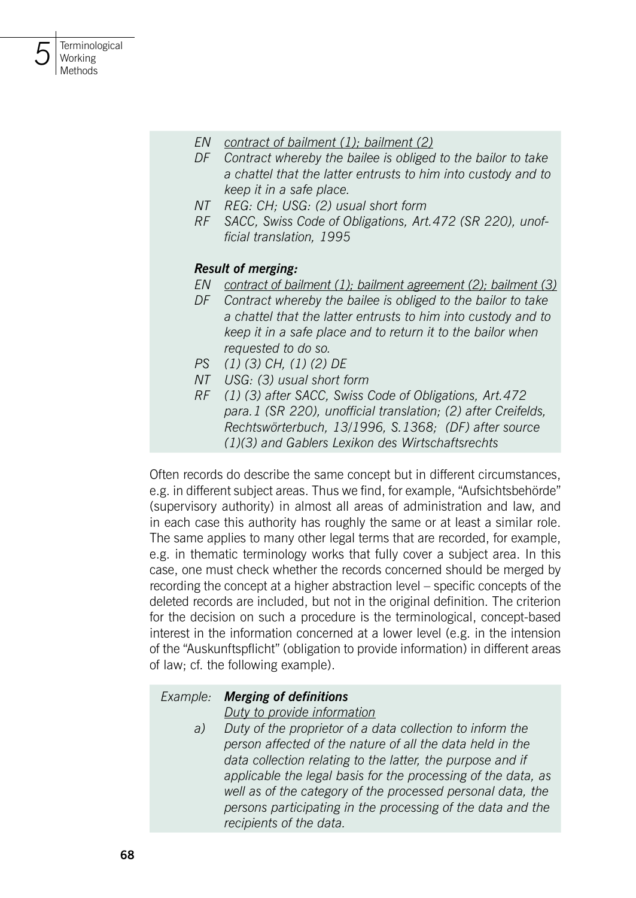*EN* *contract of bailment (1); bailment (2)*
*DF* *Contract whereby the bailee is obliged to the bailor to take a chattel that the latter entrusts to him into custody and to keep it in a safe place.*
*NT* *REG: CH; USG: (2) usual short form*
*RF* *SACC, Swiss Code of Obligations, Art.472 (SR 220), unofficial translation, 1995*

***Result of merging:***

*EN* *contract of bailment (1); bailment agreement (2); bailment (3)*
*DF* *Contract whereby the bailee is obliged to the bailor to take a chattel that the latter entrusts to him into custody and to keep it in a safe place and to return it to the bailor when requested to do so.*
*PS* *(1) (3) CH, (1) (2) DE*
*NT* *USG: (3) usual short form*
*RF* *(1) (3) after SACC, Swiss Code of Obligations, Art.472 para.1 (SR 220), unofficial translation; (2) after Creifelds, Rechtswörterbuch, 13/1996, S.1368; (DF) after source (1)(3) and Gablers Lexikon des Wirtschaftsrechts*

Often records do describe the same concept but in different circumstances, e.g. in different subject areas. Thus we find, for example, "Aufsichtsbehörde" (supervisory authority) in almost all areas of administration and law, and in each case this authority has roughly the same or at least a similar role. The same applies to many other legal terms that are recorded, for example, e.g. in thematic terminology works that fully cover a subject area. In this case, one must check whether the records concerned should be merged by recording the concept at a higher abstraction level – specific concepts of the deleted records are included, but not in the original definition. The criterion for the decision on such a procedure is the terminological, concept-based interest in the information concerned at a lower level (e.g. in the intension of the "Auskunftspflicht" (obligation to provide information) in different areas of law; cf. the following example).

*Example:* ***Merging of definitions***
*Duty to provide information*

*a)* *Duty of the proprietor of a data collection to inform the person affected of the nature of all the data held in the data collection relating to the latter, the purpose and if applicable the legal basis for the processing of the data, as well as of the category of the processed personal data, the persons participating in the processing of the data and the recipients of the data.*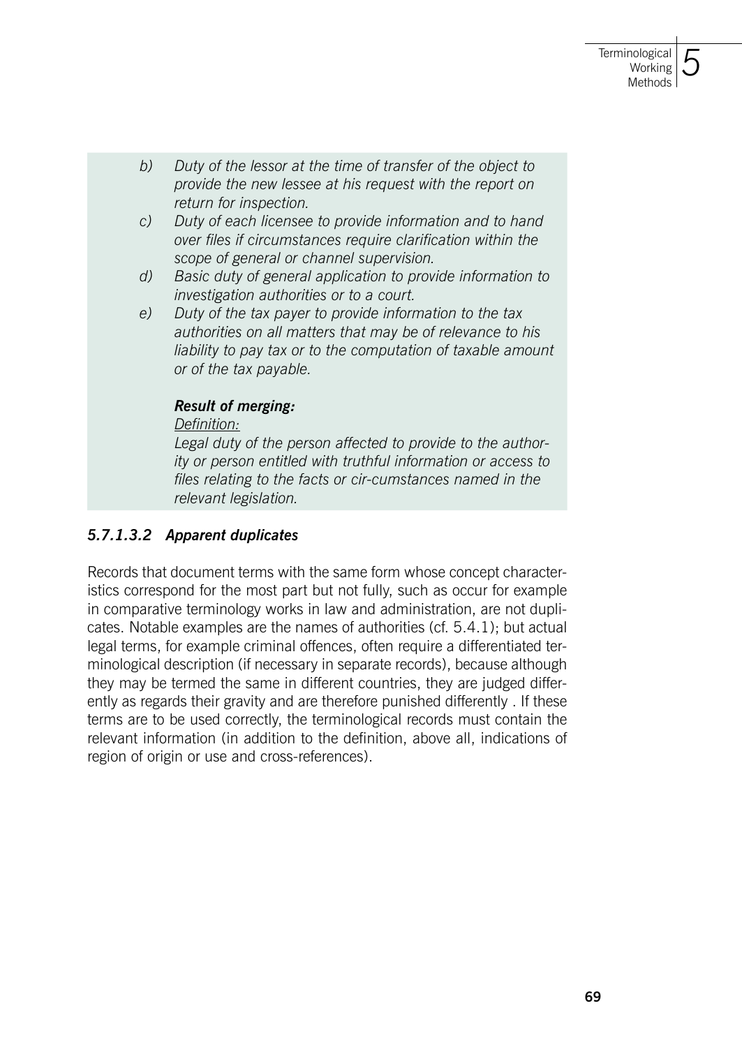*b) Duty of the lessor at the time of transfer of the object to provide the new lessee at his request with the report on return for inspection.*

*c) Duty of each licensee to provide information and to hand over files if circumstances require clarification within the scope of general or channel supervision.*

*d) Basic duty of general application to provide information to investigation authorities or to a court.*

*e) Duty of the tax payer to provide information to the tax authorities on all matters that may be of relevance to his liability to pay tax or to the computation of taxable amount or of the tax payable.*

***Result of merging:***

*Definition:*

*Legal duty of the person affected to provide to the authority or person entitled with truthful information or access to files relating to the facts or cir-cumstances named in the relevant legislation.*

#### *5.7.1.3.2 Apparent duplicates*

Records that document terms with the same form whose concept characteristics correspond for the most part but not fully, such as occur for example in comparative terminology works in law and administration, are not duplicates. Notable examples are the names of authorities (cf. 5.4.1); but actual legal terms, for example criminal offences, often require a differentiated terminological description (if necessary in separate records), because although they may be termed the same in different countries, they are judged differently as regards their gravity and are therefore punished differently . If these terms are to be used correctly, the terminological records must contain the relevant information (in addition to the definition, above all, indications of region of origin or use and cross-references).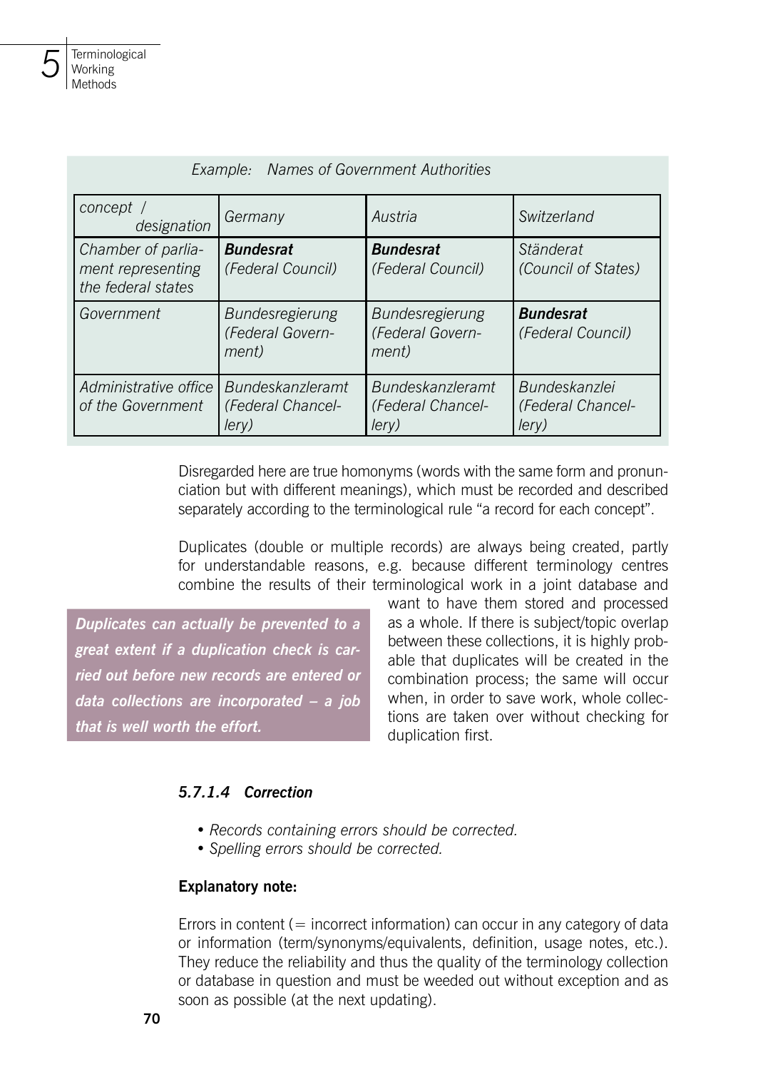*Example: Names of Government Authorities*

| *concept / designation* | *Germany* | *Austria* | *Switzerland* |
|---|---|---|---|
| *Chamber of parliament representing the federal states* | ***Bundesrat*** *(Federal Council)* | ***Bundesrat*** *(Federal Council)* | *Ständerat (Council of States)* |
| *Government* | *Bundesregierung (Federal Government)* | *Bundesregierung (Federal Government)* | ***Bundesrat*** *(Federal Council)* |
| *Administrative office of the Government* | *Bundeskanzleramt (Federal Chancellery)* | *Bundeskanzleramt (Federal Chancellery)* | *Bundeskanzlei (Federal Chancellery)* |

Disregarded here are true homonyms (words with the same form and pronunciation but with different meanings), which must be recorded and described separately according to the terminological rule "a record for each concept".

Duplicates (double or multiple records) are always being created, partly for understandable reasons, e.g. because different terminology centres combine the results of their terminological work in a joint database and want to have them stored and processed as a whole. If there is subject/topic overlap between these collections, it is highly probable that duplicates will be created in the combination process; the same will occur when, in order to save work, whole collections are taken over without checking for duplication first.

***Duplicates can actually be prevented to a great extent if a duplication check is carried out before new records are entered or data collections are incorporated – a job that is well worth the effort.***

#### *5.7.1.4 Correction*

- *Records containing errors should be corrected.*
- *Spelling errors should be corrected.*

**Explanatory note:**

Errors in content (= incorrect information) can occur in any category of data or information (term/synonyms/equivalents, definition, usage notes, etc.). They reduce the reliability and thus the quality of the terminology collection or database in question and must be weeded out without exception and as soon as possible (at the next updating).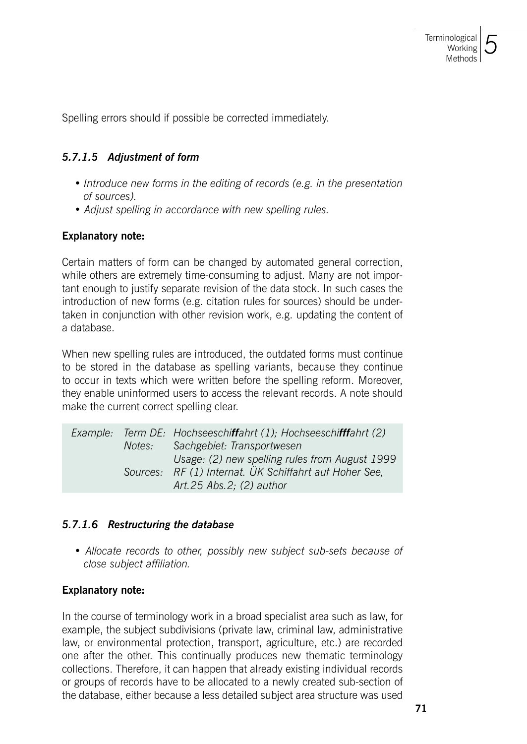Spelling errors should if possible be corrected immediately.

#### *5.7.1.5 Adjustment of form*

- *Introduce new forms in the editing of records (e.g. in the presentation of sources).*
- *Adjust spelling in accordance with new spelling rules.*

**Explanatory note:**

Certain matters of form can be changed by automated general correction, while others are extremely time-consuming to adjust. Many are not important enough to justify separate revision of the data stock. In such cases the introduction of new forms (e.g. citation rules for sources) should be undertaken in conjunction with other revision work, e.g. updating the content of a database.

When new spelling rules are introduced, the outdated forms must continue to be stored in the database as spelling variants, because they continue to occur in texts which were written before the spelling reform. Moreover, they enable uninformed users to access the relevant records. A note should make the current correct spelling clear.

| | | |
|---|---|---|
| *Example:* | *Term DE:* | *Hochseeschi**ff**ahrt (1); Hochseeschi**fff**ahrt (2)* |
| | *Notes:* | *Sachgebiet: Transportwesen*<br>*<u>Usage: (2) new spelling rules from August 1999</u>* |
| | *Sources:* | *RF (1) Internat. ÜK Schiffahrt auf Hoher See, Art.25 Abs.2; (2) author* |

#### *5.7.1.6 Restructuring the database*

- *Allocate records to other, possibly new subject sub-sets because of close subject affiliation.*

**Explanatory note:**

In the course of terminology work in a broad specialist area such as law, for example, the subject subdivisions (private law, criminal law, administrative law, or environmental protection, transport, agriculture, etc.) are recorded one after the other. This continually produces new thematic terminology collections. Therefore, it can happen that already existing individual records or groups of records have to be allocated to a newly created sub-section of the database, either because a less detailed subject area structure was used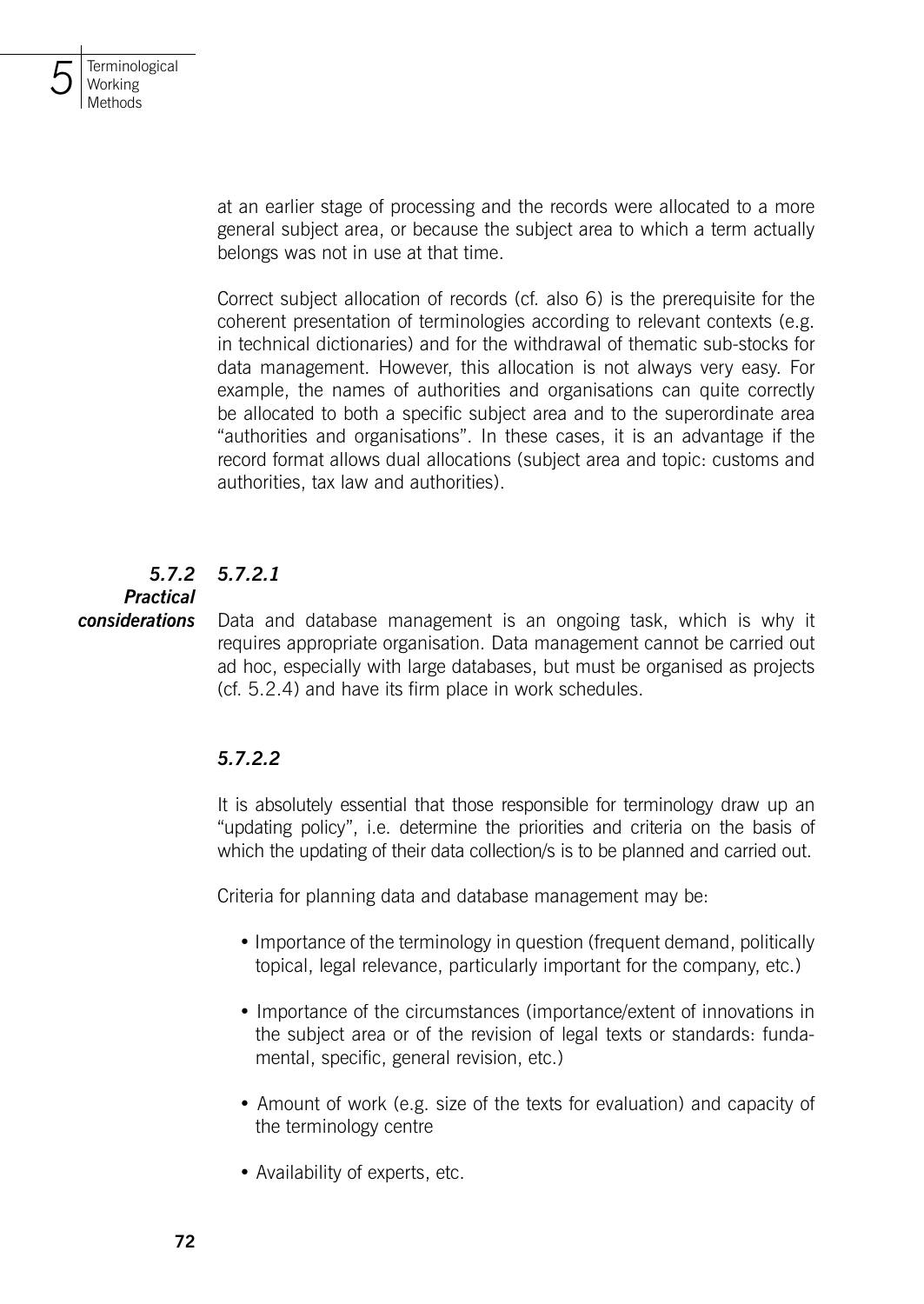at an earlier stage of processing and the records were allocated to a more general subject area, or because the subject area to which a term actually belongs was not in use at that time.

Correct subject allocation of records (cf. also 6) is the prerequisite for the coherent presentation of terminologies according to relevant contexts (e.g. in technical dictionaries) and for the withdrawal of thematic sub-stocks for data management. However, this allocation is not always very easy. For example, the names of authorities and organisations can quite correctly be allocated to both a specific subject area and to the superordinate area "authorities and organisations". In these cases, it is an advantage if the record format allows dual allocations (subject area and topic: customs and authorities, tax law and authorities).

### *5.7.2 Practical considerations*

#### *5.7.2.1*

Data and database management is an ongoing task, which is why it requires appropriate organisation. Data management cannot be carried out ad hoc, especially with large databases, but must be organised as projects (cf. 5.2.4) and have its firm place in work schedules.

#### *5.7.2.2*

It is absolutely essential that those responsible for terminology draw up an "updating policy", i.e. determine the priorities and criteria on the basis of which the updating of their data collection/s is to be planned and carried out.

Criteria for planning data and database management may be:

- Importance of the terminology in question (frequent demand, politically topical, legal relevance, particularly important for the company, etc.)
- Importance of the circumstances (importance/extent of innovations in the subject area or of the revision of legal texts or standards: fundamental, specific, general revision, etc.)
- Amount of work (e.g. size of the texts for evaluation) and capacity of the terminology centre
- Availability of experts, etc.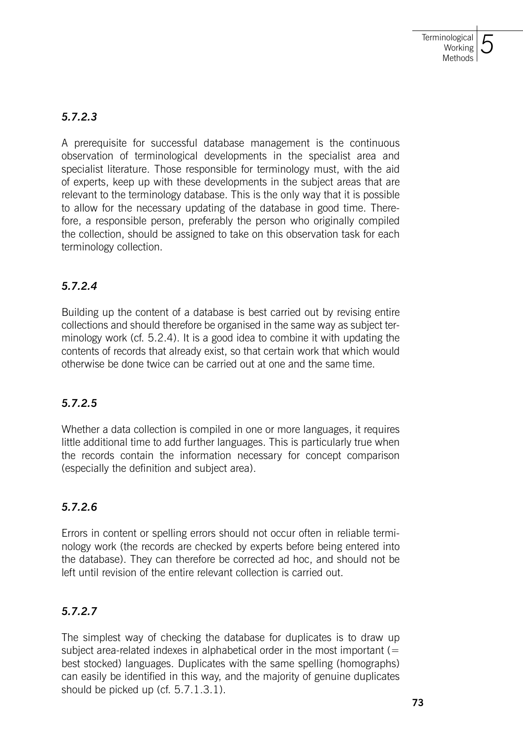#### *5.7.2.3*

A prerequisite for successful database management is the continuous observation of terminological developments in the specialist area and specialist literature. Those responsible for terminology must, with the aid of experts, keep up with these developments in the subject areas that are relevant to the terminology database. This is the only way that it is possible to allow for the necessary updating of the database in good time. Therefore, a responsible person, preferably the person who originally compiled the collection, should be assigned to take on this observation task for each terminology collection.

#### *5.7.2.4*

Building up the content of a database is best carried out by revising entire collections and should therefore be organised in the same way as subject terminology work (cf. 5.2.4). It is a good idea to combine it with updating the contents of records that already exist, so that certain work that which would otherwise be done twice can be carried out at one and the same time.

#### *5.7.2.5*

Whether a data collection is compiled in one or more languages, it requires little additional time to add further languages. This is particularly true when the records contain the information necessary for concept comparison (especially the definition and subject area).

#### *5.7.2.6*

Errors in content or spelling errors should not occur often in reliable terminology work (the records are checked by experts before being entered into the database). They can therefore be corrected ad hoc, and should not be left until revision of the entire relevant collection is carried out.

#### *5.7.2.7*

The simplest way of checking the database for duplicates is to draw up subject area-related indexes in alphabetical order in the most important (= best stocked) languages. Duplicates with the same spelling (homographs) can easily be identified in this way, and the majority of genuine duplicates should be picked up (cf. 5.7.1.3.1).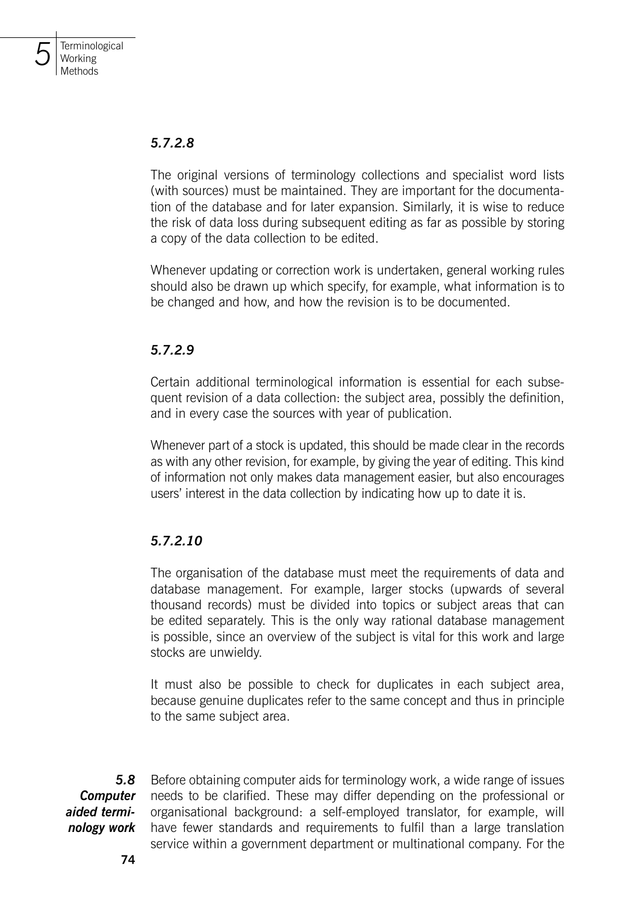#### *5.7.2.8*

The original versions of terminology collections and specialist word lists (with sources) must be maintained. They are important for the documentation of the database and for later expansion. Similarly, it is wise to reduce the risk of data loss during subsequent editing as far as possible by storing a copy of the data collection to be edited.

Whenever updating or correction work is undertaken, general working rules should also be drawn up which specify, for example, what information is to be changed and how, and how the revision is to be documented.

#### *5.7.2.9*

Certain additional terminological information is essential for each subsequent revision of a data collection: the subject area, possibly the definition, and in every case the sources with year of publication.

Whenever part of a stock is updated, this should be made clear in the records as with any other revision, for example, by giving the year of editing. This kind of information not only makes data management easier, but also encourages users' interest in the data collection by indicating how up to date it is.

#### *5.7.2.10*

The organisation of the database must meet the requirements of data and database management. For example, larger stocks (upwards of several thousand records) must be divided into topics or subject areas that can be edited separately. This is the only way rational database management is possible, since an overview of the subject is vital for this work and large stocks are unwieldy.

It must also be possible to check for duplicates in each subject area, because genuine duplicates refer to the same concept and thus in principle to the same subject area.

## *5.8 Computer aided terminology work*

Before obtaining computer aids for terminology work, a wide range of issues needs to be clarified. These may differ depending on the professional or organisational background: a self-employed translator, for example, will have fewer standards and requirements to fulfil than a large translation service within a government department or multinational company. For the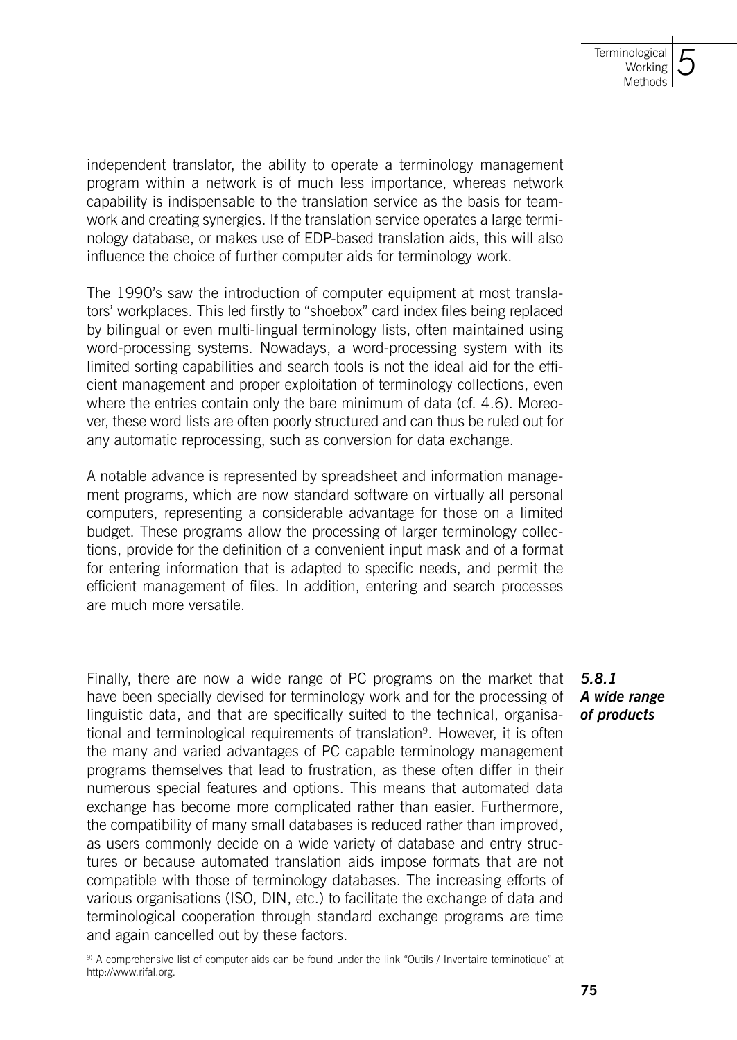independent translator, the ability to operate a terminology management program within a network is of much less importance, whereas network capability is indispensable to the translation service as the basis for teamwork and creating synergies. If the translation service operates a large terminology database, or makes use of EDP-based translation aids, this will also influence the choice of further computer aids for terminology work.

The 1990's saw the introduction of computer equipment at most translators' workplaces. This led firstly to "shoebox" card index files being replaced by bilingual or even multi-lingual terminology lists, often maintained using word-processing systems. Nowadays, a word-processing system with its limited sorting capabilities and search tools is not the ideal aid for the efficient management and proper exploitation of terminology collections, even where the entries contain only the bare minimum of data (cf. 4.6). Moreover, these word lists are often poorly structured and can thus be ruled out for any automatic reprocessing, such as conversion for data exchange.

A notable advance is represented by spreadsheet and information management programs, which are now standard software on virtually all personal computers, representing a considerable advantage for those on a limited budget. These programs allow the processing of larger terminology collections, provide for the definition of a convenient input mask and of a format for entering information that is adapted to specific needs, and permit the efficient management of files. In addition, entering and search processes are much more versatile.

### *5.8.1 A wide range of products*

Finally, there are now a wide range of PC programs on the market that have been specially devised for terminology work and for the processing of linguistic data, and that are specifically suited to the technical, organisational and terminological requirements of translation[9]. However, it is often the many and varied advantages of PC capable terminology management programs themselves that lead to frustration, as these often differ in their numerous special features and options. This means that automated data exchange has become more complicated rather than easier. Furthermore, the compatibility of many small databases is reduced rather than improved, as users commonly decide on a wide variety of database and entry structures or because automated translation aids impose formats that are not compatible with those of terminology databases. The increasing efforts of various organisations (ISO, DIN, etc.) to facilitate the exchange of data and terminological cooperation through standard exchange programs are time and again cancelled out by these factors.

---

[9] A comprehensive list of computer aids can be found under the link "Outils / Inventaire terminotique" at http://www.rifal.org.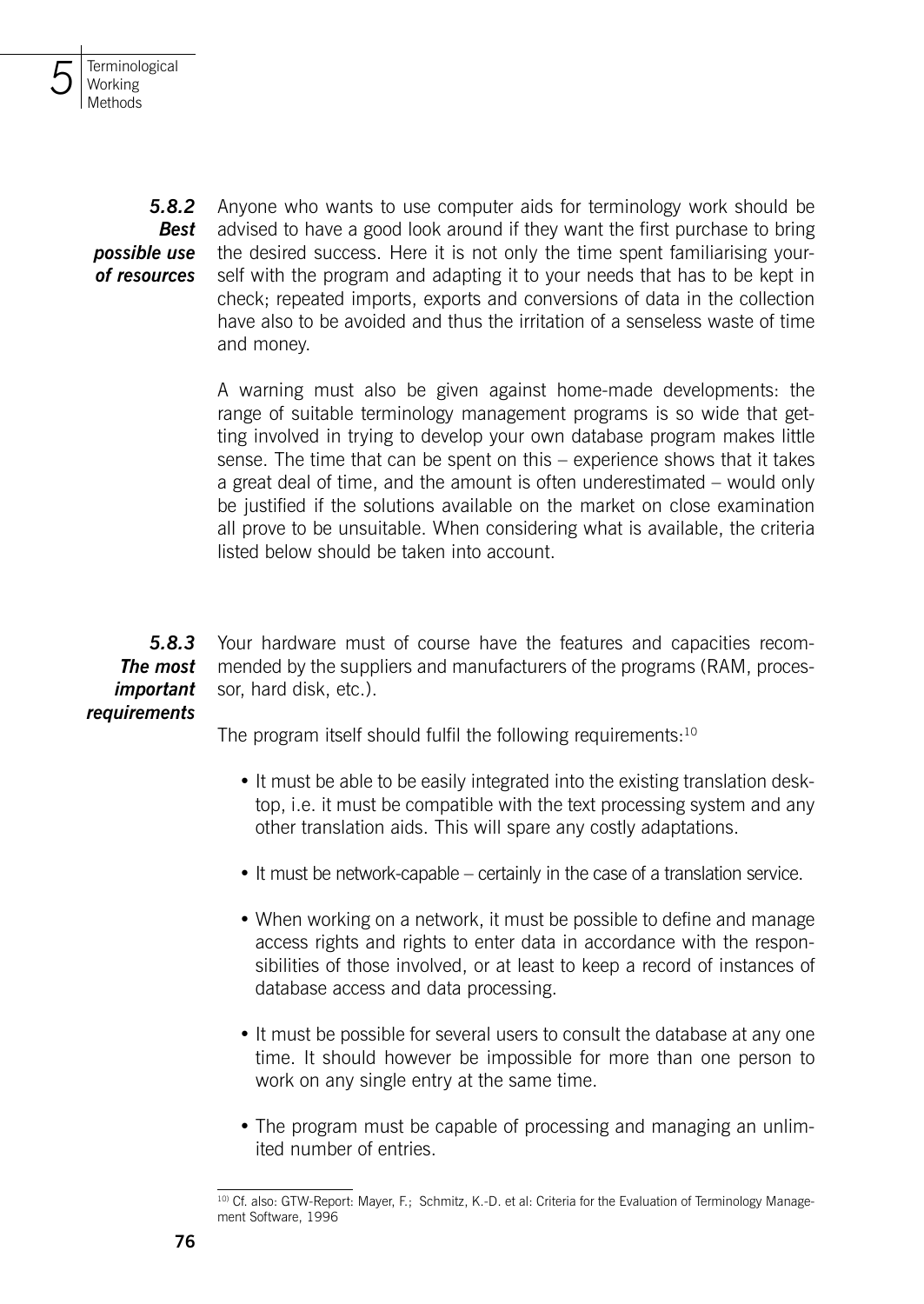### 5.8.2 Best possible use of resources

Anyone who wants to use computer aids for terminology work should be advised to have a good look around if they want the first purchase to bring the desired success. Here it is not only the time spent familiarising yourself with the program and adapting it to your needs that has to be kept in check; repeated imports, exports and conversions of data in the collection have also to be avoided and thus the irritation of a senseless waste of time and money.

A warning must also be given against home-made developments: the range of suitable terminology management programs is so wide that getting involved in trying to develop your own database program makes little sense. The time that can be spent on this – experience shows that it takes a great deal of time, and the amount is often underestimated – would only be justified if the solutions available on the market on close examination all prove to be unsuitable. When considering what is available, the criteria listed below should be taken into account.

### 5.8.3 The most important requirements

Your hardware must of course have the features and capacities recommended by the suppliers and manufacturers of the programs (RAM, processor, hard disk, etc.).

The program itself should fulfil the following requirements:[10]

- It must be able to be easily integrated into the existing translation desktop, i.e. it must be compatible with the text processing system and any other translation aids. This will spare any costly adaptations.
- It must be network-capable – certainly in the case of a translation service.
- When working on a network, it must be possible to define and manage access rights and rights to enter data in accordance with the responsibilities of those involved, or at least to keep a record of instances of database access and data processing.
- It must be possible for several users to consult the database at any one time. It should however be impossible for more than one person to work on any single entry at the same time.
- The program must be capable of processing and managing an unlimited number of entries.

[10] Cf. also: GTW-Report: Mayer, F.; Schmitz, K.-D. et al: Criteria for the Evaluation of Terminology Management Software, 1996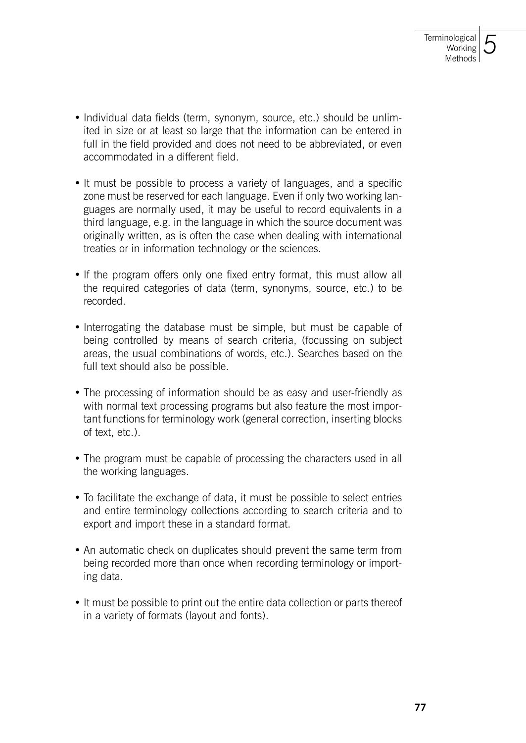- Individual data fields (term, synonym, source, etc.) should be unlimited in size or at least so large that the information can be entered in full in the field provided and does not need to be abbreviated, or even accommodated in a different field.

- It must be possible to process a variety of languages, and a specific zone must be reserved for each language. Even if only two working languages are normally used, it may be useful to record equivalents in a third language, e.g. in the language in which the source document was originally written, as is often the case when dealing with international treaties or in information technology or the sciences.

- If the program offers only one fixed entry format, this must allow all the required categories of data (term, synonyms, source, etc.) to be recorded.

- Interrogating the database must be simple, but must be capable of being controlled by means of search criteria, (focussing on subject areas, the usual combinations of words, etc.). Searches based on the full text should also be possible.

- The processing of information should be as easy and user-friendly as with normal text processing programs but also feature the most important functions for terminology work (general correction, inserting blocks of text, etc.).

- The program must be capable of processing the characters used in all the working languages.

- To facilitate the exchange of data, it must be possible to select entries and entire terminology collections according to search criteria and to export and import these in a standard format.

- An automatic check on duplicates should prevent the same term from being recorded more than once when recording terminology or importing data.

- It must be possible to print out the entire data collection or parts thereof in a variety of formats (layout and fonts).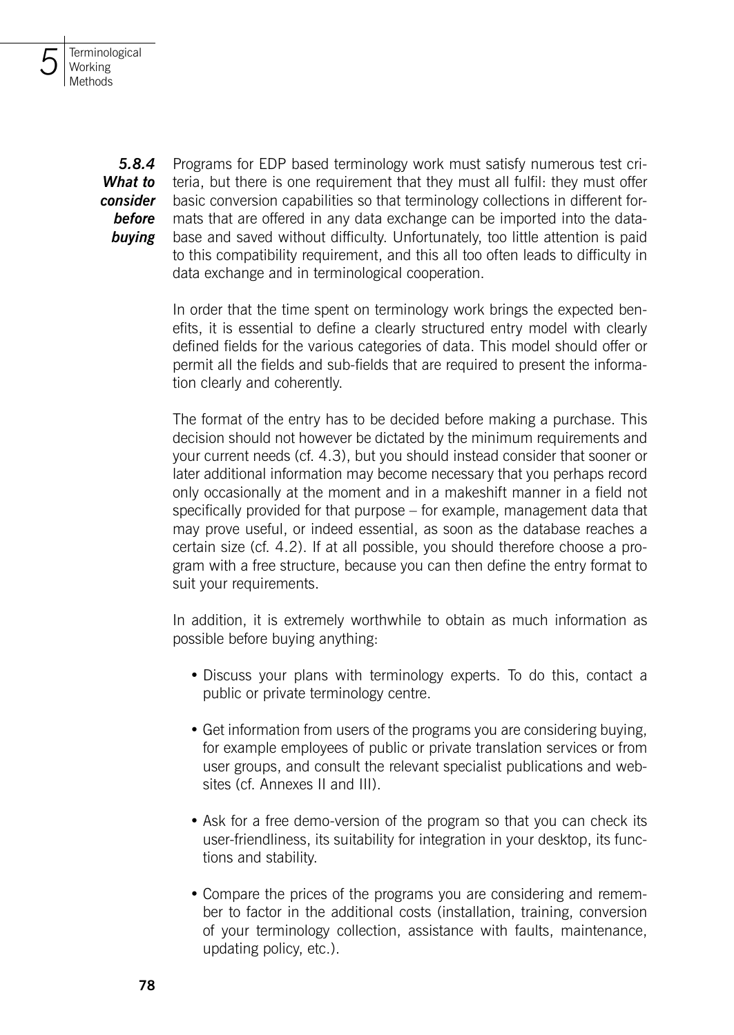### 5.8.4 What to consider before buying

Programs for EDP based terminology work must satisfy numerous test criteria, but there is one requirement that they must all fulfil: they must offer basic conversion capabilities so that terminology collections in different formats that are offered in any data exchange can be imported into the database and saved without difficulty. Unfortunately, too little attention is paid to this compatibility requirement, and this all too often leads to difficulty in data exchange and in terminological cooperation.

In order that the time spent on terminology work brings the expected benefits, it is essential to define a clearly structured entry model with clearly defined fields for the various categories of data. This model should offer or permit all the fields and sub-fields that are required to present the information clearly and coherently.

The format of the entry has to be decided before making a purchase. This decision should not however be dictated by the minimum requirements and your current needs (cf. 4.3), but you should instead consider that sooner or later additional information may become necessary that you perhaps record only occasionally at the moment and in a makeshift manner in a field not specifically provided for that purpose – for example, management data that may prove useful, or indeed essential, as soon as the database reaches a certain size (cf. 4.2). If at all possible, you should therefore choose a program with a free structure, because you can then define the entry format to suit your requirements.

In addition, it is extremely worthwhile to obtain as much information as possible before buying anything:

- Discuss your plans with terminology experts. To do this, contact a public or private terminology centre.
- Get information from users of the programs you are considering buying, for example employees of public or private translation services or from user groups, and consult the relevant specialist publications and websites (cf. Annexes II and III).
- Ask for a free demo-version of the program so that you can check its user-friendliness, its suitability for integration in your desktop, its functions and stability.
- Compare the prices of the programs you are considering and remember to factor in the additional costs (installation, training, conversion of your terminology collection, assistance with faults, maintenance, updating policy, etc.).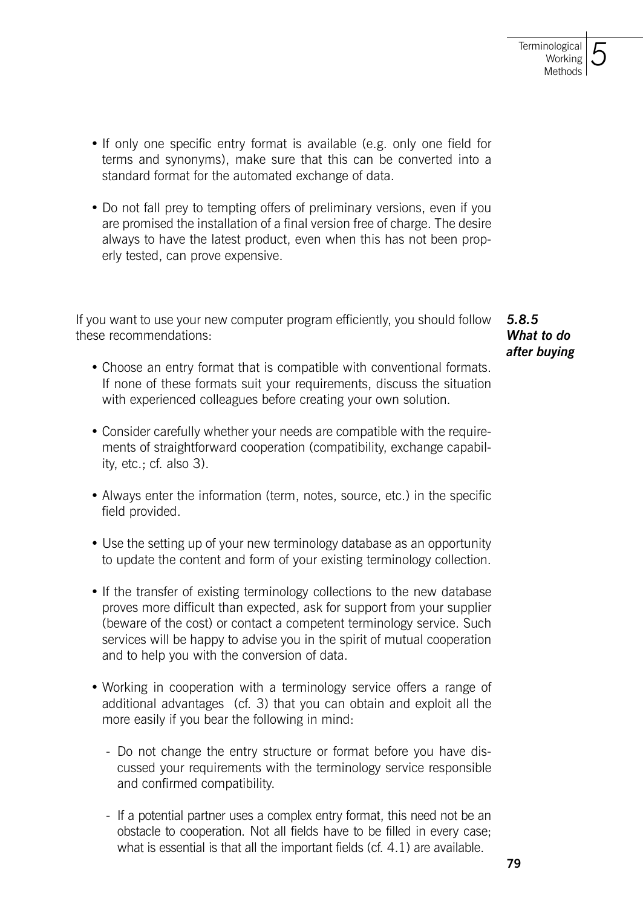- If only one specific entry format is available (e.g. only one field for terms and synonyms), make sure that this can be converted into a standard format for the automated exchange of data.

- Do not fall prey to tempting offers of preliminary versions, even if you are promised the installation of a final version free of charge. The desire always to have the latest product, even when this has not been properly tested, can prove expensive.

### *5.8.5 What to do after buying*

If you want to use your new computer program efficiently, you should follow these recommendations:

- Choose an entry format that is compatible with conventional formats. If none of these formats suit your requirements, discuss the situation with experienced colleagues before creating your own solution.

- Consider carefully whether your needs are compatible with the requirements of straightforward cooperation (compatibility, exchange capability, etc.; cf. also 3).

- Always enter the information (term, notes, source, etc.) in the specific field provided.

- Use the setting up of your new terminology database as an opportunity to update the content and form of your existing terminology collection.

- If the transfer of existing terminology collections to the new database proves more difficult than expected, ask for support from your supplier (beware of the cost) or contact a competent terminology service. Such services will be happy to advise you in the spirit of mutual cooperation and to help you with the conversion of data.

- Working in cooperation with a terminology service offers a range of additional advantages (cf. 3) that you can obtain and exploit all the more easily if you bear the following in mind:

  - Do not change the entry structure or format before you have discussed your requirements with the terminology service responsible and confirmed compatibility.

  - If a potential partner uses a complex entry format, this need not be an obstacle to cooperation. Not all fields have to be filled in every case; what is essential is that all the important fields (cf. 4.1) are available.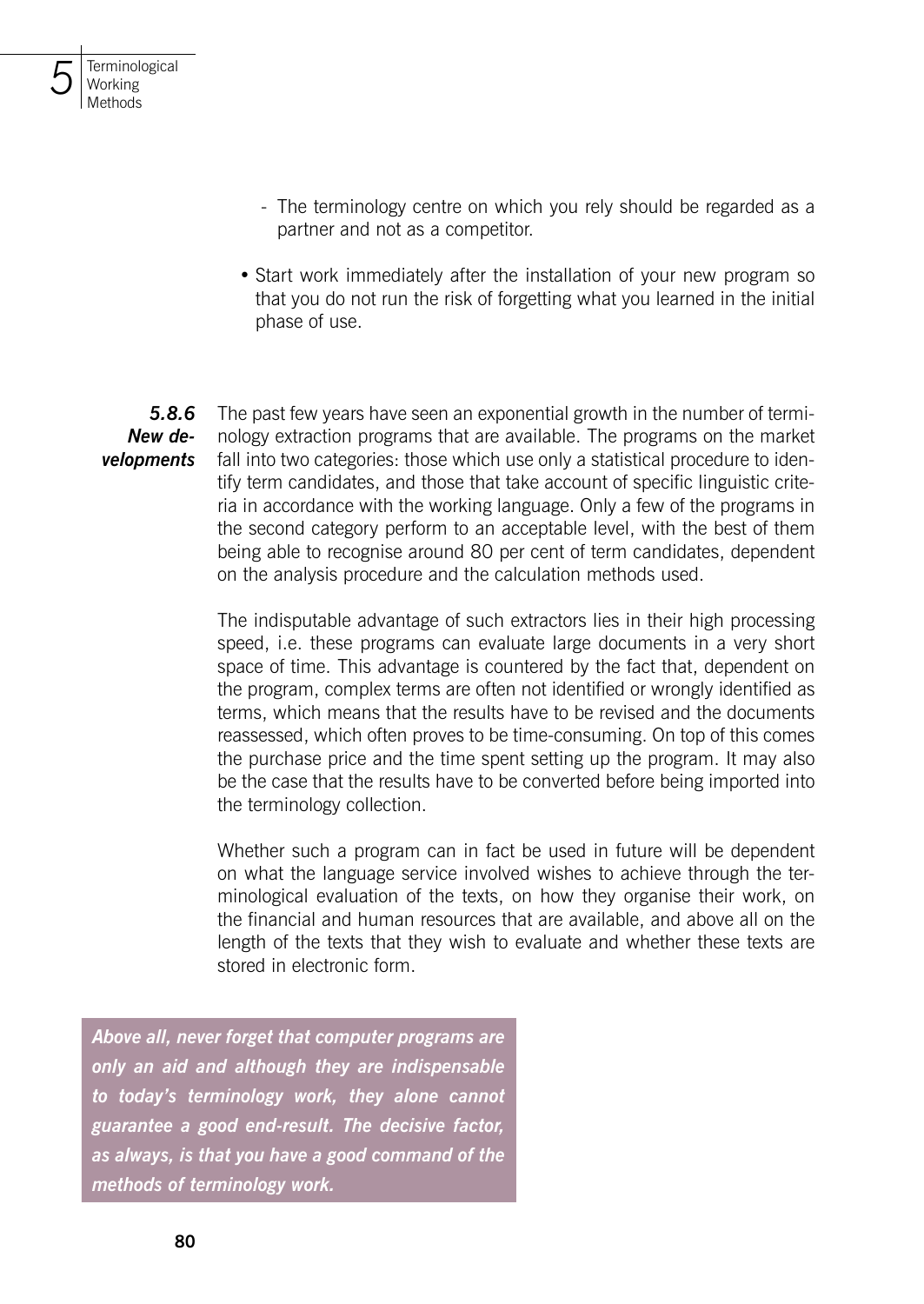- The terminology centre on which you rely should be regarded as a partner and not as a competitor.

- Start work immediately after the installation of your new program so that you do not run the risk of forgetting what you learned in the initial phase of use.

### 5.8.6 New developments

The past few years have seen an exponential growth in the number of terminology extraction programs that are available. The programs on the market fall into two categories: those which use only a statistical procedure to identify term candidates, and those that take account of specific linguistic criteria in accordance with the working language. Only a few of the programs in the second category perform to an acceptable level, with the best of them being able to recognise around 80 per cent of term candidates, dependent on the analysis procedure and the calculation methods used.

The indisputable advantage of such extractors lies in their high processing speed, i.e. these programs can evaluate large documents in a very short space of time. This advantage is countered by the fact that, dependent on the program, complex terms are often not identified or wrongly identified as terms, which means that the results have to be revised and the documents reassessed, which often proves to be time-consuming. On top of this comes the purchase price and the time spent setting up the program. It may also be the case that the results have to be converted before being imported into the terminology collection.

Whether such a program can in fact be used in future will be dependent on what the language service involved wishes to achieve through the terminological evaluation of the texts, on how they organise their work, on the financial and human resources that are available, and above all on the length of the texts that they wish to evaluate and whether these texts are stored in electronic form.

***Above all, never forget that computer programs are only an aid and although they are indispensable to today's terminology work, they alone cannot guarantee a good end-result. The decisive factor, as always, is that you have a good command of the methods of terminology work.***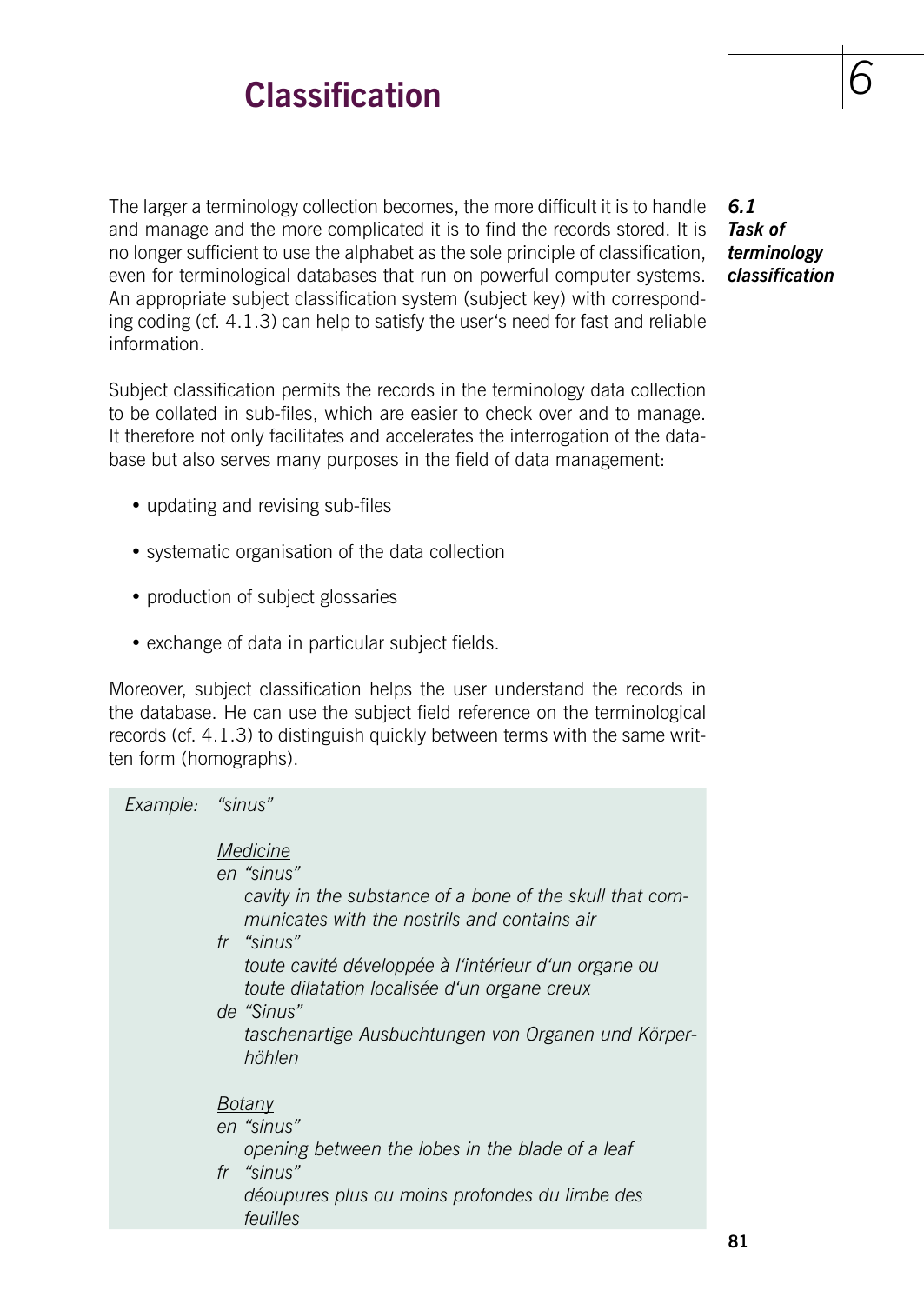# Classification

### 6.1 Task of terminology classification

The larger a terminology collection becomes, the more difficult it is to handle and manage and the more complicated it is to find the records stored. It is no longer sufficient to use the alphabet as the sole principle of classification, even for terminological databases that run on powerful computer systems. An appropriate subject classification system (subject key) with corresponding coding (cf. 4.1.3) can help to satisfy the user's need for fast and reliable information.

Subject classification permits the records in the terminology data collection to be collated in sub-files, which are easier to check over and to manage. It therefore not only facilitates and accelerates the interrogation of the database but also serves many purposes in the field of data management:

- updating and revising sub-files
- systematic organisation of the data collection
- production of subject glossaries
- exchange of data in particular subject fields.

Moreover, subject classification helps the user understand the records in the database. He can use the subject field reference on the terminological records (cf. 4.1.3) to distinguish quickly between terms with the same written form (homographs).

*Example: "sinus"*

*Medicine*

*en "sinus"*
*cavity in the substance of a bone of the skull that communicates with the nostrils and contains air*

*fr "sinus"*
*toute cavité développée à l'intérieur d'un organe ou toute dilatation localisée d'un organe creux*

*de "Sinus"*
*taschenartige Ausbuchtungen von Organen und Körperhöhlen*

*Botany*

*en "sinus"*
*opening between the lobes in the blade of a leaf*

*fr "sinus"*
*déoupures plus ou moins profondes du limbe des feuilles*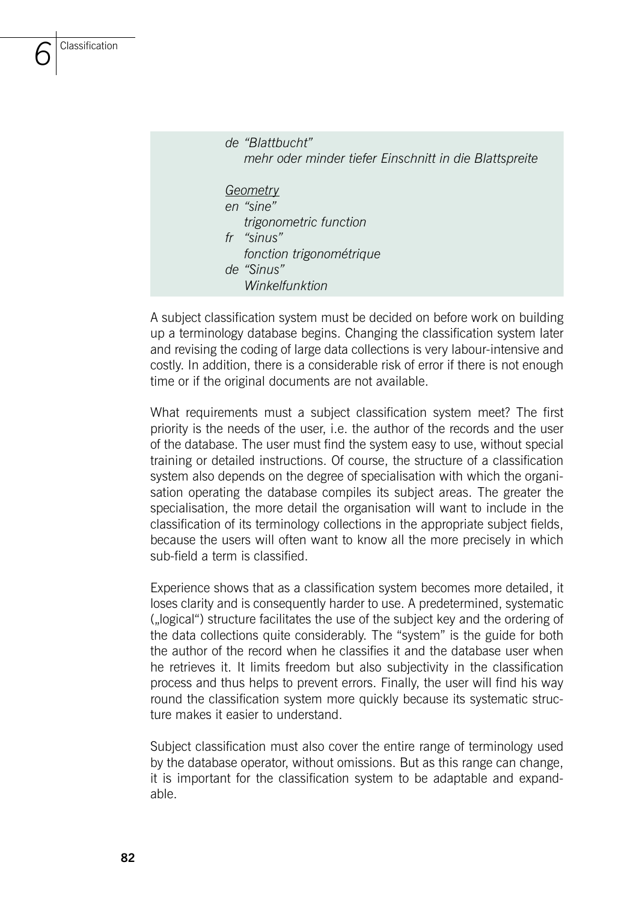*de “Blattbucht”*
*mehr oder minder tiefer Einschnitt in die Blattspreite*

*Geometry*
*en “sine”*
*trigonometric function*
*fr “sinus”*
*fonction trigonométrique*
*de “Sinus”*
*Winkelfunktion*

A subject classification system must be decided on before work on building up a terminology database begins. Changing the classification system later and revising the coding of large data collections is very labour-intensive and costly. In addition, there is a considerable risk of error if there is not enough time or if the original documents are not available.

What requirements must a subject classification system meet? The first priority is the needs of the user, i.e. the author of the records and the user of the database. The user must find the system easy to use, without special training or detailed instructions. Of course, the structure of a classification system also depends on the degree of specialisation with which the organisation operating the database compiles its subject areas. The greater the specialisation, the more detail the organisation will want to include in the classification of its terminology collections in the appropriate subject fields, because the users will often want to know all the more precisely in which sub-field a term is classified.

Experience shows that as a classification system becomes more detailed, it loses clarity and is consequently harder to use. A predetermined, systematic („logical“) structure facilitates the use of the subject key and the ordering of the data collections quite considerably. The “system” is the guide for both the author of the record when he classifies it and the database user when he retrieves it. It limits freedom but also subjectivity in the classification process and thus helps to prevent errors. Finally, the user will find his way round the classification system more quickly because its systematic structure makes it easier to understand.

Subject classification must also cover the entire range of terminology used by the database operator, without omissions. But as this range can change, it is important for the classification system to be adaptable and expandable.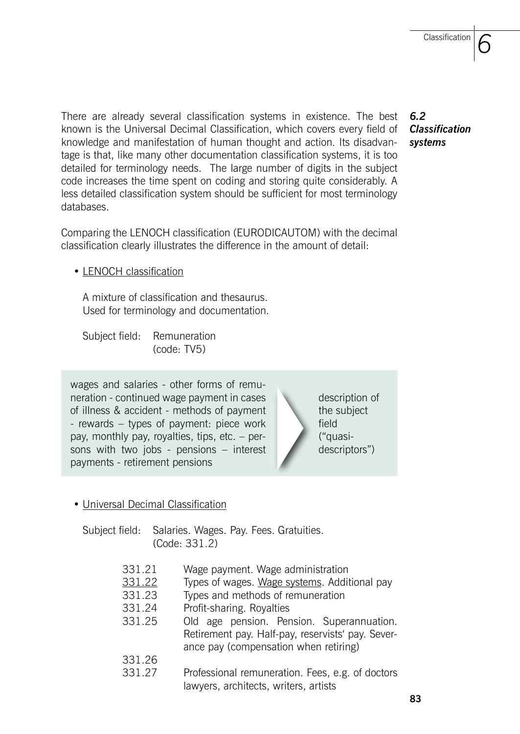### 6.2 Classification systems

There are already several classification systems in existence. The best known is the Universal Decimal Classification, which covers every field of knowledge and manifestation of human thought and action. Its disadvantage is that, like many other documentation classification systems, it is too detailed for terminology needs. The large number of digits in the subject code increases the time spent on coding and storing quite considerably. A less detailed classification system should be sufficient for most terminology databases.

Comparing the LENOCH classification (EURODICAUTOM) with the decimal classification clearly illustrates the difference in the amount of detail:

- LENOCH classification

  A mixture of classification and thesaurus.
  Used for terminology and documentation.

  Subject field: Remuneration
  (code: TV5)

> wages and salaries - other forms of remuneration - continued wage payment in cases of illness & accident - methods of payment - rewards – types of payment: piece work pay, monthly pay, royalties, tips, etc. – persons with two jobs - pensions – interest payments - retirement pensions
>
> ➤ description of the subject field ("quasi-descriptors")

- Universal Decimal Classification

  Subject field: Salaries. Wages. Pay. Fees. Gratuities.
  (Code: 331.2)

| | |
|---|---|
| 331.21 | Wage payment. Wage administration |
| 331.22 | Types of wages. Wage systems. Additional pay |
| 331.23 | Types and methods of remuneration |
| 331.24 | Profit-sharing. Royalties |
| 331.25 | Old age pension. Pension. Superannuation. Retirement pay. Half-pay, reservists' pay. Severance pay (compensation when retiring) |
| 331.26 | |
| 331.27 | Professional remuneration. Fees, e.g. of doctors lawyers, architects, writers, artists |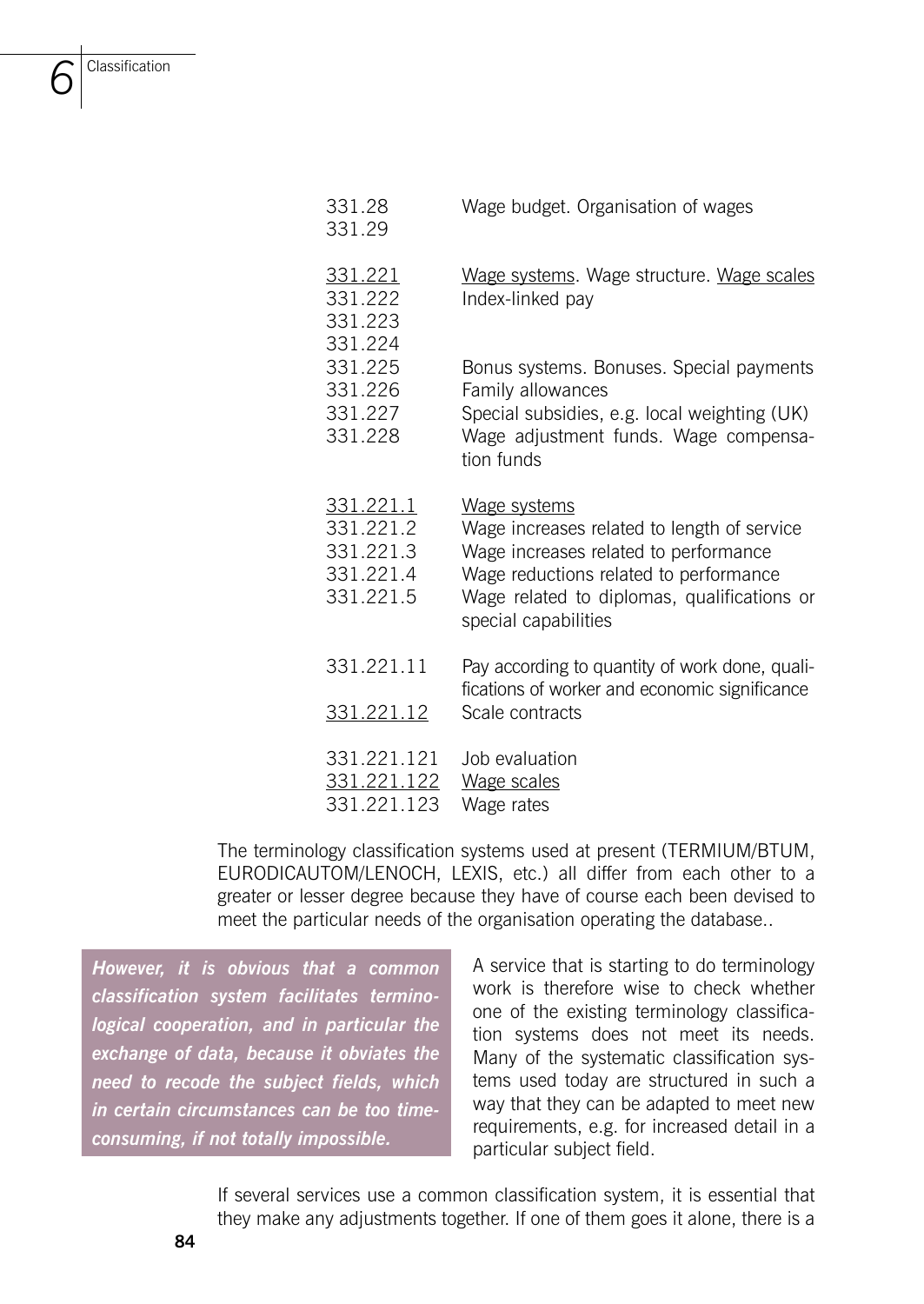| | |
|---|---|
| 331.28 | Wage budget. Organisation of wages |
| 331.29 | |
| | |
| <u>331.221</u> | <u>Wage systems</u>. Wage structure. <u>Wage scales</u> |
| 331.222 | Index-linked pay |
| 331.223 | |
| 331.224 | |
| 331.225 | Bonus systems. Bonuses. Special payments |
| 331.226 | Family allowances |
| 331.227 | Special subsidies, e.g. local weighting (UK) |
| 331.228 | Wage adjustment funds. Wage compensation funds |
| | |
| <u>331.221.1</u> | <u>Wage systems</u> |
| 331.221.2 | Wage increases related to length of service |
| 331.221.3 | Wage increases related to performance |
| 331.221.4 | Wage reductions related to performance |
| 331.221.5 | Wage related to diplomas, qualifications or special capabilities |
| | |
| 331.221.11 | Pay according to quantity of work done, qualifications of worker and economic significance |
| <u>331.221.12</u> | Scale contracts |
| | |
| 331.221.121 | Job evaluation |
| <u>331.221.122</u> | <u>Wage scales</u> |
| 331.221.123 | Wage rates |

The terminology classification systems used at present (TERMIUM/BTUM, EURODICAUTOM/LENOCH, LEXIS, etc.) all differ from each other to a greater or lesser degree because they have of course each been devised to meet the particular needs of the organisation operating the database..

***However, it is obvious that a common classification system facilitates terminological cooperation, and in particular the exchange of data, because it obviates the need to recode the subject fields, which in certain circumstances can be too time-consuming, if not totally impossible.***

A service that is starting to do terminology work is therefore wise to check whether one of the existing terminology classification systems does not meet its needs. Many of the systematic classification systems used today are structured in such a way that they can be adapted to meet new requirements, e.g. for increased detail in a particular subject field.

If several services use a common classification system, it is essential that they make any adjustments together. If one of them goes it alone, there is a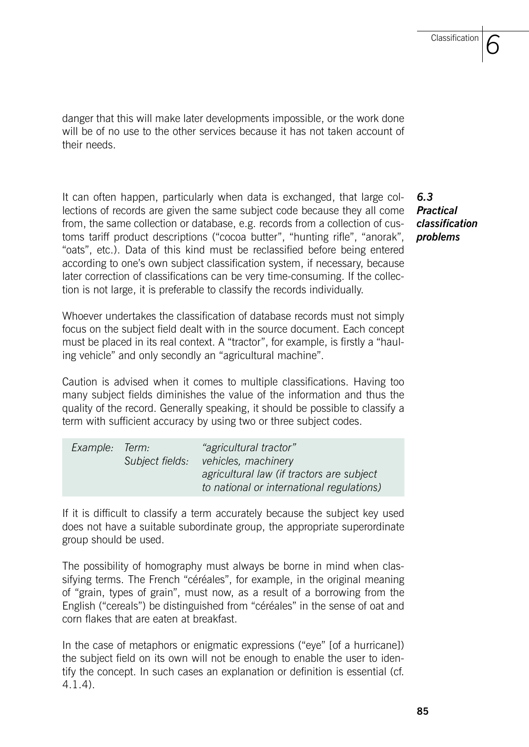danger that this will make later developments impossible, or the work done will be of no use to the other services because it has not taken account of their needs.

### *6.3 Practical classification problems*

It can often happen, particularly when data is exchanged, that large collections of records are given the same subject code because they all come from, the same collection or database, e.g. records from a collection of customs tariff product descriptions ("cocoa butter", "hunting rifle", "anorak", "oats", etc.). Data of this kind must be reclassified before being entered according to one's own subject classification system, if necessary, because later correction of classifications can be very time-consuming. If the collection is not large, it is preferable to classify the records individually.

Whoever undertakes the classification of database records must not simply focus on the subject field dealt with in the source document. Each concept must be placed in its real context. A "tractor", for example, is firstly a "hauling vehicle" and only secondly an "agricultural machine".

Caution is advised when it comes to multiple classifications. Having too many subject fields diminishes the value of the information and thus the quality of the record. Generally speaking, it should be possible to classify a term with sufficient accuracy by using two or three subject codes.

| | | |
|---|---|---|
| *Example:* | *Term:* | *"agricultural tractor"* |
| | *Subject fields:* | *vehicles, machinery* |
| | | *agricultural law (if tractors are subject to national or international regulations)* |

If it is difficult to classify a term accurately because the subject key used does not have a suitable subordinate group, the appropriate superordinate group should be used.

The possibility of homography must always be borne in mind when classifying terms. The French "céréales", for example, in the original meaning of "grain, types of grain", must now, as a result of a borrowing from the English ("cereals") be distinguished from "céréales" in the sense of oat and corn flakes that are eaten at breakfast.

In the case of metaphors or enigmatic expressions ("eye" [of a hurricane]) the subject field on its own will not be enough to enable the user to identify the concept. In such cases an explanation or definition is essential (cf. 4.1.4).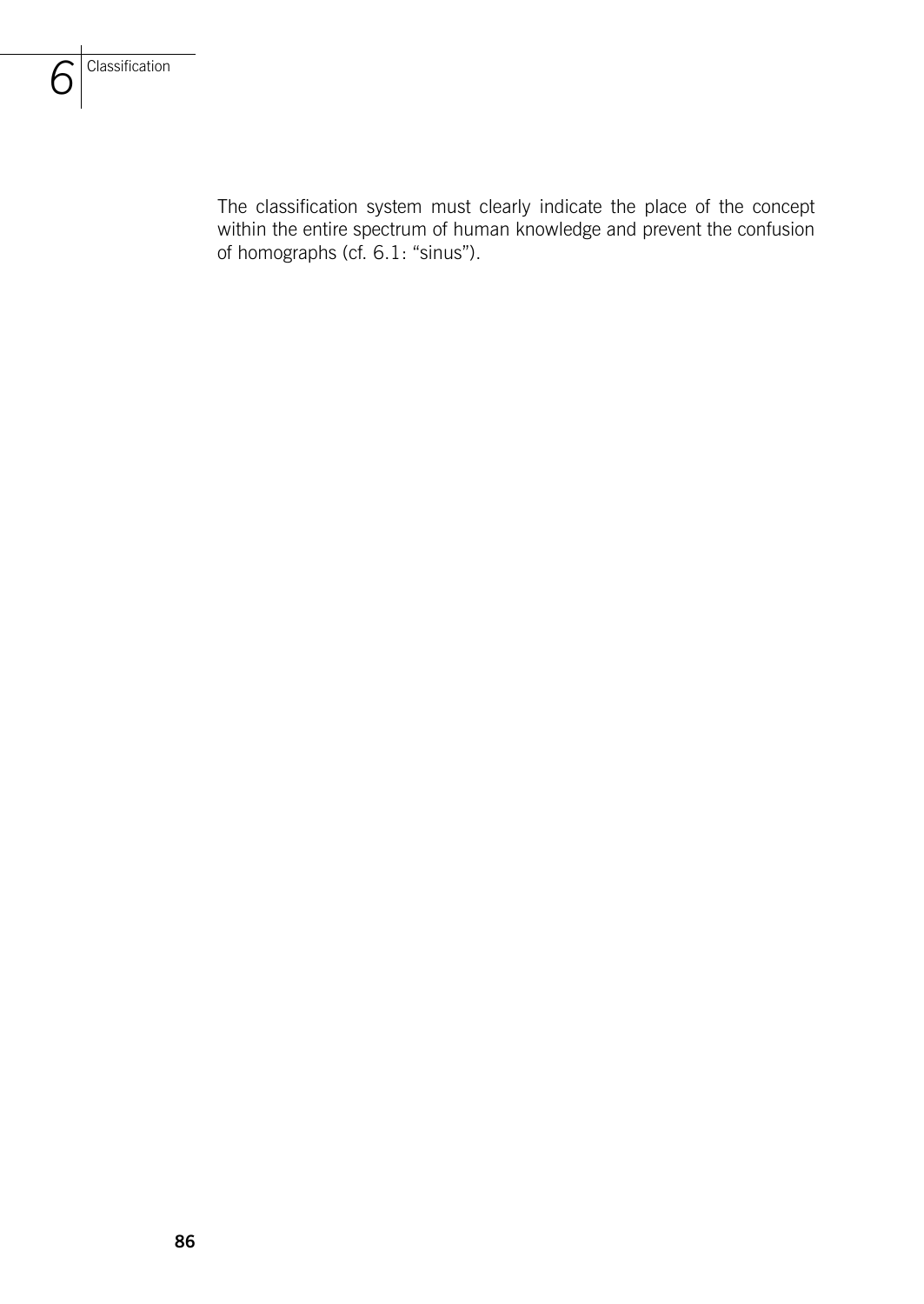The classification system must clearly indicate the place of the concept within the entire spectrum of human knowledge and prevent the confusion of homographs (cf. 6.1: “sinus”).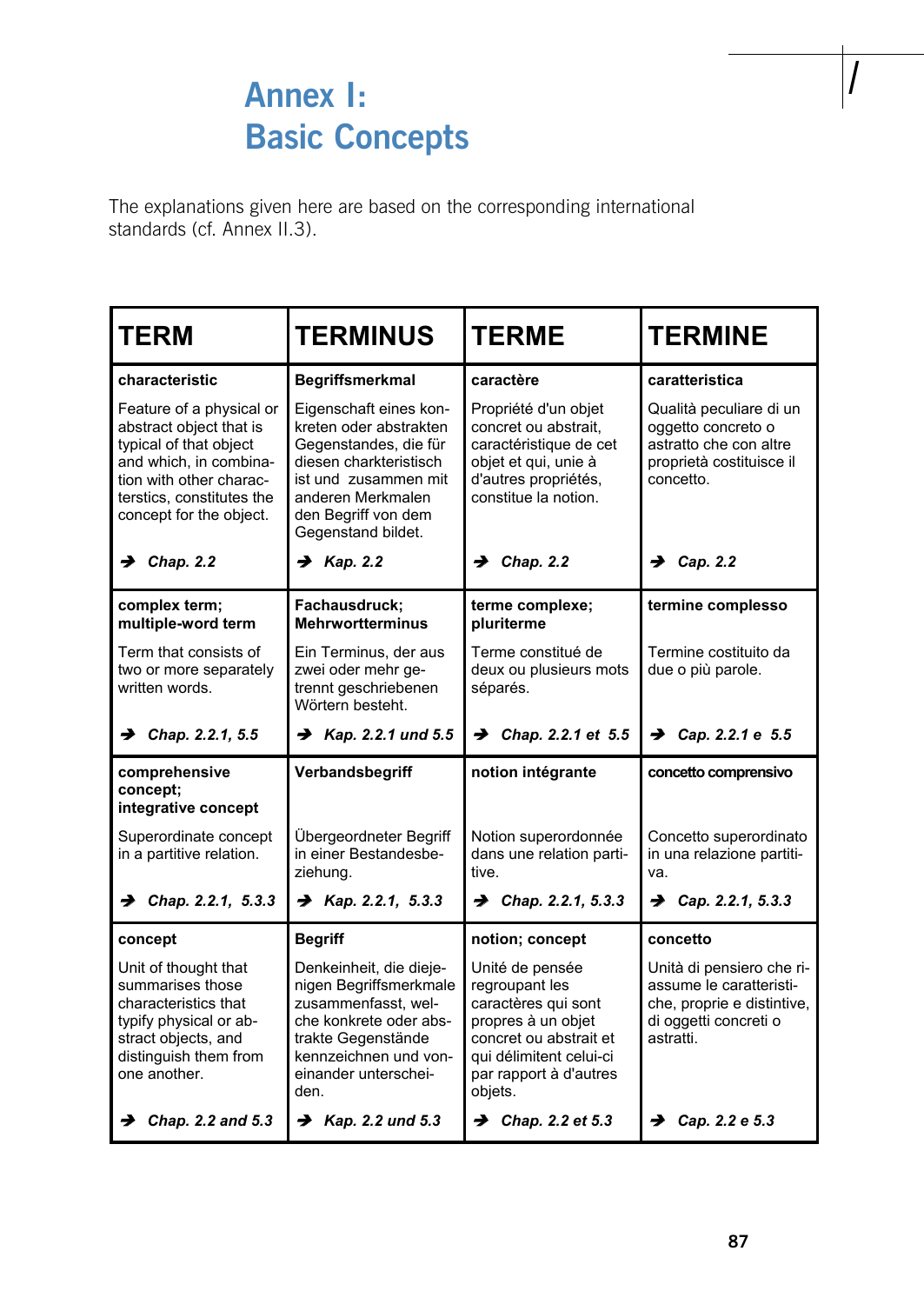# Annex I: Basic Concepts

The explanations given here are based on the corresponding international standards (cf. Annex II.3).

| TERM | TERMINUS | TERME | TERMINE |
|---|---|---|---|
| **characteristic**<br><br>Feature of a physical or abstract object that is typical of that object and which, in combination with other characterstics, constitutes the concept for the object.<br><br>➔ *Chap. 2.2* | **Begriffsmerkmal**<br><br>Eigenschaft eines konkreten oder abstrakten Gegenstandes, die für diesen charkteristisch ist und zusammen mit anderen Merkmalen den Begriff von dem Gegenstand bildet.<br><br>➔ *Kap. 2.2* | **caractère**<br><br>Propriété d'un objet concret ou abstrait, caractéristique de cet objet et qui, unie à d'autres propriétés, constitue la notion.<br><br>➔ *Chap. 2.2* | **caratteristica**<br><br>Qualità peculiare di un oggetto concreto o astratto che con altre proprietà costituisce il concetto.<br><br>➔ *Cap. 2.2* |
| **complex term; multiple-word term**<br><br>Term that consists of two or more separately written words.<br><br>➔ *Chap. 2.2.1, 5.5* | **Fachausdruck; Mehrwortterminus**<br><br>Ein Terminus, der aus zwei oder mehr getrennt geschriebenen Wörtern besteht.<br><br>➔ *Kap. 2.2.1 und 5.5* | **terme complexe; pluriterme**<br><br>Terme constitué de deux ou plusieurs mots séparés.<br><br>➔ *Chap. 2.2.1 et 5.5* | **termine complesso**<br><br>Termine costituito da due o più parole.<br><br>➔ *Cap. 2.2.1 e 5.5* |
| **comprehensive concept; integrative concept**<br><br>Superordinate concept in a partitive relation.<br><br>➔ *Chap. 2.2.1, 5.3.3* | **Verbandsbegriff**<br><br>Übergeordneter Begriff in einer Bestandsbeziehung.<br><br>➔ *Kap. 2.2.1, 5.3.3* | **notion intégrante**<br><br>Notion superordonnée dans une relation partitive.<br><br>➔ *Chap. 2.2.1, 5.3.3* | **concetto comprensivo**<br><br>Concetto superordinato in una relazione partitiva.<br><br>➔ *Cap. 2.2.1, 5.3.3* |
| **concept**<br><br>Unit of thought that summarises those characteristics that typify physical or abstract objects, and distinguish them from one another.<br><br>➔ *Chap. 2.2 and 5.3* | **Begriff**<br><br>Denkeinheit, die diejenigen Begriffsmerkmale zusammenfasst, welche konkrete oder abstrakte Gegenstände kennzeichnen und voneinander unterscheiden.<br><br>➔ *Kap. 2.2 und 5.3* | **notion; concept**<br><br>Unité de pensée regroupant les caractères qui sont propres à un objet concret ou abstrait et qui délimitent celui-ci par rapport à d'autres objets.<br><br>➔ *Chap. 2.2 et 5.3* | **concetto**<br><br>Unità di pensiero che riassume le caratteristiche, proprie e distintive, di oggetti concreti o astratti.<br><br>➔ *Cap. 2.2 e 5.3* |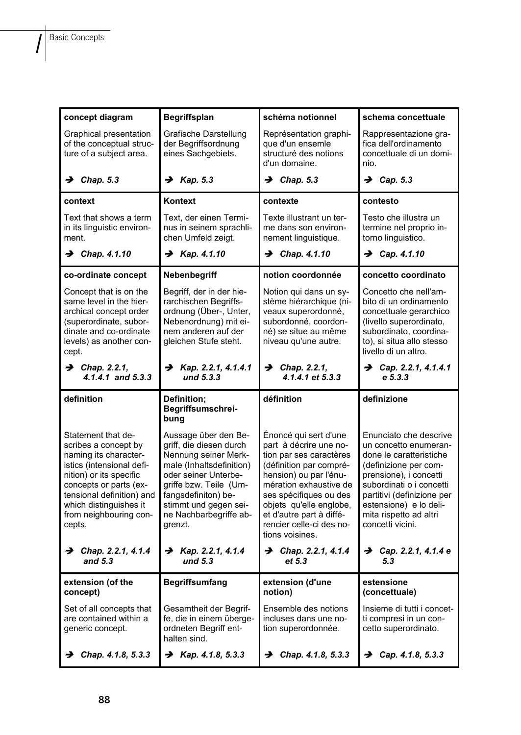| **concept diagram** | **Begriffsplan** | **schéma notionnel** | **schema concettuale** |
|---|---|---|---|
| Graphical presentation of the conceptual structure of a subject area. | Grafische Darstellung der Begriffsordnung eines Sachgebiets. | Représentation graphique d'un ensemle structuré des notions d'un domaine. | Rappresentazione grafica dell'ordinamento concettuale di un dominio. |
| ➔ *Chap. 5.3* | ➔ *Kap. 5.3* | ➔ *Chap. 5.3* | ➔ *Cap. 5.3* |
| **context** | **Kontext** | **contexte** | **contesto** |
| Text that shows a term in its linguistic environment. | Text, der einen Terminus in seinem sprachlichen Umfeld zeigt. | Texte illustrant un terme dans son environnement linguistique. | Testo che illustra un termine nel proprio intorno linguistico. |
| ➔ *Chap. 4.1.10* | ➔ *Kap. 4.1.10* | ➔ *Chap. 4.1.10* | ➔ *Cap. 4.1.10* |
| **co-ordinate concept** | **Nebenbegriff** | **notion coordonnée** | **concetto coordinato** |
| Concept that is on the same level in the hierarchical concept order (superordinate, subordinate and co-ordinate levels) as another concept. | Begriff, der in der hierarchischen Begriffsordnung (Über-, Unter, Nebenordnung) mit einem anderen auf der gleichen Stufe steht. | Notion qui dans un système hiérarchique (niveaux superordonné, subordonné, coordonné) se situe au même niveau qu'une autre. | Concetto che nell'ambito di un ordinamento concettuale gerarchico (livello superordinato, subordinato, coordinato), si situa allo stesso livello di un altro. |
| ➔ *Chap. 2.2.1, 4.1.4.1 and 5.3.3* | ➔ *Kap. 2.2.1, 4.1.4.1 und 5.3.3* | ➔ *Chap. 2.2.1, 4.1.4.1 et 5.3.3* | ➔ *Cap. 2.2.1, 4.1.4.1 e 5.3.3* |
| **definition** | **Definition; Begriffsumschreibung** | **définition** | **definizione** |
| Statement that describes a concept by naming its characteristics (intensional definition) or its specific concepts or parts (extensional definition) and which distinguishes it from neighbouring concepts. | Aussage über den Begriff, die diesen durch Nennung seiner Merkmale (Inhaltsdefinition) oder seiner Unterbegriffe bzw. Teile (Umfangsdefiniton) bestimmt und gegen seine Nachbarbegriffe abgrenzt. | Énoncé qui sert d'une part à décrire une notion par ses caractères (définition par compréhension) ou par l'énumération exhaustive de ses spécifiques ou des objets qu'elle englobe, et d'autre part à différencier celle-ci des notions voisines. | Enunciato che descrive un concetto enumerandone le caratteristiche (definizione per comprensione), i concetti subordinati o i concetti partitivi (definizione per estensione) e lo delimita rispetto ad altri concetti vicini. |
| ➔ *Chap. 2.2.1, 4.1.4 and 5.3* | ➔ *Kap. 2.2.1, 4.1.4 und 5.3* | ➔ *Chap. 2.2.1, 4.1.4 et 5.3* | ➔ *Cap. 2.2.1, 4.1.4 e 5.3* |
| **extension (of the concept)** | **Begriffsumfang** | **extension (d'une notion)** | **estensione (concettuale)** |
| Set of all concepts that are contained within a generic concept. | Gesamtheit der Begriffe, die in einem übergeordneten Begriff enthalten sind. | Ensemble des notions incluses dans une notion superordonnée. | Insieme di tutti i concetti compresi in un concetto superordinato. |
| ➔ *Chap. 4.1.8, 5.3.3* | ➔ *Kap. 4.1.8, 5.3.3* | ➔ *Chap. 4.1.8, 5.3.3* | ➔ *Cap. 4.1.8, 5.3.3* |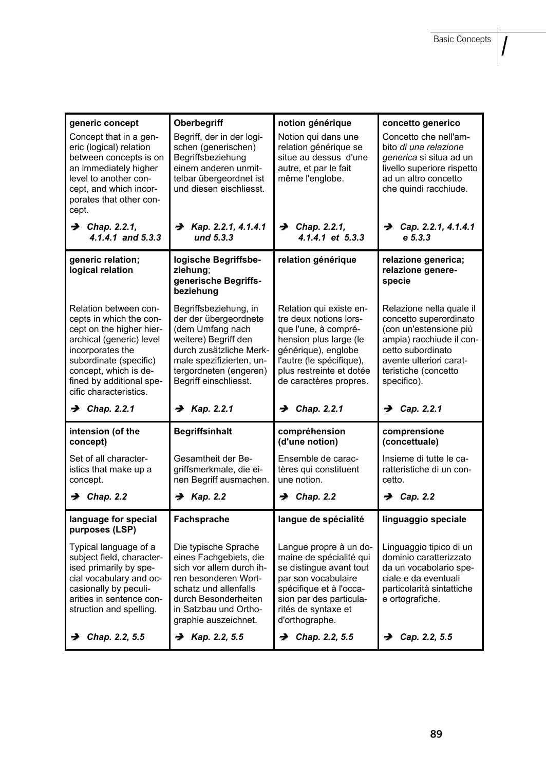| **generic concept** | **Oberbegriff** | **notion générique** | **concetto generico** |
|---|---|---|---|
| Concept that in a generic (logical) relation between concepts is on an immediately higher level to another concept, and which incorporates that other concept. | Begriff, der in der logischen (generischen) Begriffsbeziehung einem anderen unmittelbar übergeordnet ist und diesen eischliesst. | Notion qui dans une relation générique se situe au dessus d'une autre, et par le fait même l'englobe. | Concetto che nell'ambito *di una relazione generica* si situa ad un livello superiore rispetto ad un altro concetto che quindi racchiude. |
| ➔ ***Chap. 2.2.1, 4.1.4.1 and 5.3.3*** | ➔ ***Kap. 2.2.1, 4.1.4.1 und 5.3.3*** | ➔ ***Chap. 2.2.1, 4.1.4.1 et 5.3.3*** | ➔ ***Cap. 2.2.1, 4.1.4.1 e 5.3.3*** |
| **generic relation; logical relation** | **logische Begriffsbeziehung**; **generische Begriffsbeziehung** | **relation générique** | **relazione generica; relazione generespecie** |
| Relation between concepts in which the concept on the higher hierarchical (generic) level incorporates the subordinate (specific) concept, which is defined by additional specific characteristics. | Begriffsbeziehung, in der der übergeordnete (dem Umfang nach weitere) Begriff den durch zusätzliche Merkmale spezifizierten, untergordneten (engeren) Begriff einschliesst. | Relation qui existe entre deux notions lorsque l'une, à compréhension plus large (le générique), englobe l'autre (le spécifique), plus restreinte et dotée de caractères propres. | Relazione nella quale il concetto superordinato (con un'estensione più ampia) racchiude il concetto subordinato avente ulteriori caratteristiche (concetto specifico). |
| ➔ ***Chap. 2.2.1*** | ➔ ***Kap. 2.2.1*** | ➔ ***Chap. 2.2.1*** | ➔ ***Cap. 2.2.1*** |
| **intension (of the concept)** | **Begriffsinhalt** | **compréhension (d'une notion)** | **comprensione (concettuale)** |
| Set of all characteristics that make up a concept. | Gesamtheit der Begriffsmerkmale, die einen Begriff ausmachen. | Ensemble de caractères qui constituent une notion. | Insieme di tutte le caratteristiche di un concetto. |
| ➔ ***Chap. 2.2*** | ➔ ***Kap. 2.2*** | ➔ ***Chap. 2.2*** | ➔ ***Cap. 2.2*** |
| **language for special purposes (LSP)** | **Fachsprache** | **langue de spécialité** | **linguaggio speciale** |
| Typical language of a subject field, characterised primarily by special vocabulary and occasionally by peculiarities in sentence construction and spelling. | Die typische Sprache eines Fachgebiets, die sich vor allem durch ihren besonderen Wortschatz und allenfalls durch Besonderheiten in Satzbau und Orthographie auszeichnet. | Langue propre à un domaine de spécialité qui se distingue avant tout par son vocabulaire spécifique et à l'occasion par des particularités de syntaxe et d'orthographe. | Linguaggio tipico di un dominio caratterizzato da un vocabolario speciale e da eventuali particolarità sintattiche e ortografiche. |
| ➔ ***Chap. 2.2, 5.5*** | ➔ ***Kap. 2.2, 5.5*** | ➔ ***Chap. 2.2, 5.5*** | ➔ ***Cap. 2.2, 5.5*** |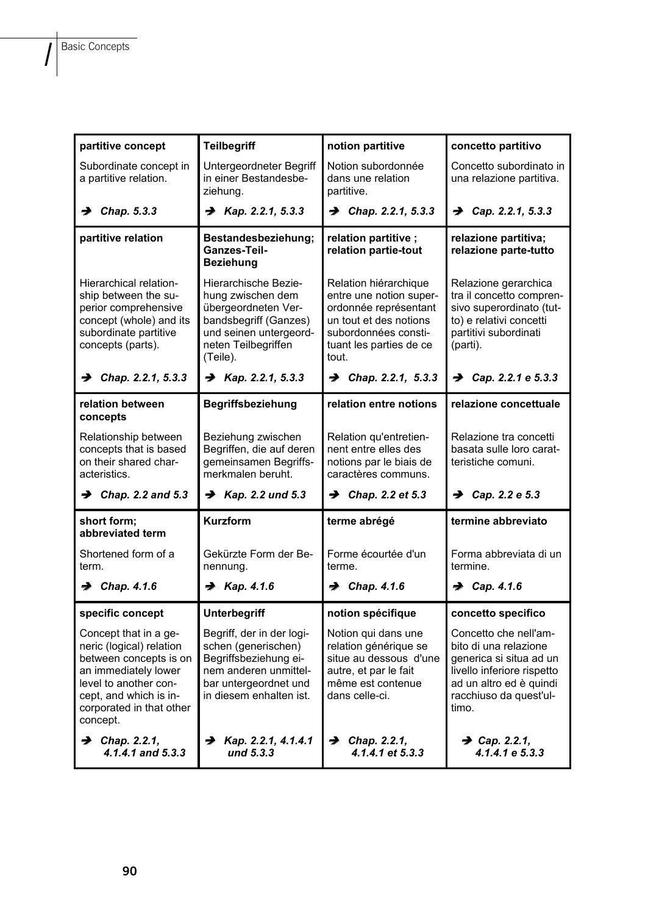| partitive concept | Teilbegriff | notion partitive | concetto partitivo |
|---|---|---|---|
| Subordinate concept in a partitive relation. | Untergeordneter Begriff in einer Bestandesbeziehung. | Notion subordonnée dans une relation partitive. | Concetto subordinato in una relazione partitiva. |
| ➔ *Chap. 5.3.3* | ➔ *Kap. 2.2.1, 5.3.3* | ➔ *Chap. 2.2.1, 5.3.3* | ➔ *Cap. 2.2.1, 5.3.3* |
| **partitive relation** | **Bestandesbeziehung; Ganzes-Teil-Beziehung** | **relation partitive ; relation partie-tout** | **relazione partitiva; relazione parte-tutto** |
| Hierarchical relationship between the superior comprehensive concept (whole) and its subordinate partitive concepts (parts). | Hierarchische Beziehung zwischen dem übergeordneten Verbandsbegriff (Ganzes) und seinen untergeordneten Teilbegriffen (Teile). | Relation hiérarchique entre une notion superordonnée représentant un tout et des notions subordonnées constituant les parties de ce tout. | Relazione gerarchica tra il concetto comprensivo superordinato (tutto) e relativi concetti partitivi subordinati (parti). |
| ➔ *Chap. 2.2.1, 5.3.3* | ➔ *Kap. 2.2.1, 5.3.3* | ➔ *Chap. 2.2.1, 5.3.3* | ➔ *Cap. 2.2.1 e 5.3.3* |
| **relation between concepts** | **Begriffsbeziehung** | **relation entre notions** | **relazione concettuale** |
| Relationship between concepts that is based on their shared characteristics. | Beziehung zwischen Begriffen, die auf deren gemeinsamen Begriffsmerkmalen beruht. | Relation qu'entretiennent entre elles des notions par le biais de caractères communs. | Relazione tra concetti basata sulle loro caratteristiche comuni. |
| ➔ *Chap. 2.2 and 5.3* | ➔ *Kap. 2.2 und 5.3* | ➔ *Chap. 2.2 et 5.3* | ➔ *Cap. 2.2 e 5.3* |
| **short form; abbreviated term** | **Kurzform** | **terme abrégé** | **termine abbreviato** |
| Shortened form of a term. | Gekürzte Form der Benennung. | Forme écourtée d'un terme. | Forma abbreviata di un termine. |
| ➔ *Chap. 4.1.6* | ➔ *Kap. 4.1.6* | ➔ *Chap. 4.1.6* | ➔ *Cap. 4.1.6* |
| **specific concept** | **Unterbegriff** | **notion spécifique** | **concetto specifico** |
| Concept that in a generic (logical) relation between concepts is on an immediately lower level to another concept, and which is incorporated in that other concept. | Begriff, der in der logischen (generischen) Begriffsbeziehung einem anderen unmittelbar untergeordnet und in diesem enthalten ist. | Notion qui dans une relation générique se situe au dessous d'une autre, et par le fait même est contenue dans celle-ci. | Concetto che nell'ambito di una relazione generica si situa ad un livello inferiore rispetto ad un altro ed è quindi racchiuso da quest'ultimo. |
| ➔ *Chap. 2.2.1, 4.1.4.1 and 5.3.3* | ➔ *Kap. 2.2.1, 4.1.4.1 und 5.3.3* | ➔ *Chap. 2.2.1, 4.1.4.1 et 5.3.3* | ➔ *Cap. 2.2.1, 4.1.4.1 e 5.3.3* |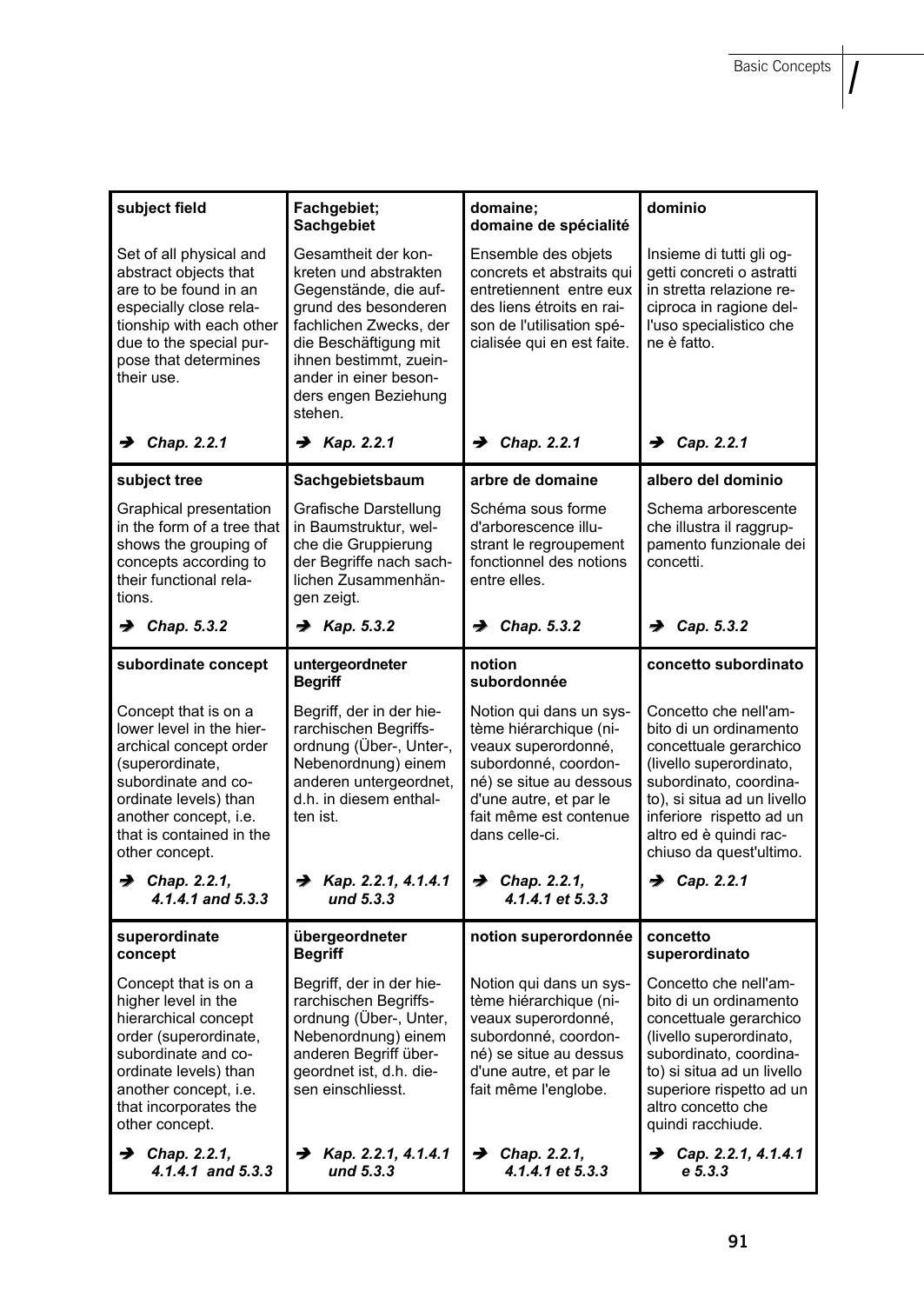| **subject field** | **Fachgebiet; Sachgebiet** | **domaine; domaine de spécialité** | **dominio** |
|---|---|---|---|
| Set of all physical and abstract objects that are to be found in an especially close relationship with each other due to the special purpose that determines their use. | Gesamtheit der konkreten und abstrakten Gegenstände, die aufgrund des besonderen fachlichen Zwecks, der die Beschäftigung mit ihnen bestimmt, zueinander in einer besonders engen Beziehung stehen. | Ensemble des objets concrets et abstraits qui entretiennent entre eux des liens étroits en raison de l'utilisation spécialisée qui en est faite. | Insieme di tutti gli oggetti concreti o astratti in stretta relazione reciproca in ragione dell'uso specialistico che ne è fatto. |
| ➔ *Chap. 2.2.1* | ➔ *Kap. 2.2.1* | ➔ *Chap. 2.2.1* | ➔ *Cap. 2.2.1* |
| **subject tree** | **Sachgebietsbaum** | **arbre de domaine** | **albero del dominio** |
| Graphical presentation in the form of a tree that shows the grouping of concepts according to their functional relations. | Grafische Darstellung in Baumstruktur, welche die Gruppierung der Begriffe nach sachlichen Zusammenhängen zeigt. | Schéma sous forme d'arborescence illustrant le regroupement fonctionnel des notions entre elles. | Schema arborescente che illustra il raggruppamento funzionale dei concetti. |
| ➔ *Chap. 5.3.2* | ➔ *Kap. 5.3.2* | ➔ *Chap. 5.3.2* | ➔ *Cap. 5.3.2* |
| **subordinate concept** | **untergeordneter Begriff** | **notion subordonnée** | **concetto subordinato** |
| Concept that is on a lower level in the hierarchical concept order (superordinate, subordinate and coordinate levels) than another concept, i.e. that is contained in the other concept. | Begriff, der in der hierarchischen Begriffsordnung (Über-, Unter-, Nebenordnung) einem anderen untergeordnet, d.h. in diesem enthalten ist. | Notion qui dans un système hiérarchique (niveaux superordonné, subordonné, coordonné) se situe au dessous d'une autre, et par le fait même est contenue dans celle-ci. | Concetto che nell'ambito di un ordinamento concettuale gerarchico (livello superordinato, subordinato, coordinato), si situa ad un livello inferiore rispetto ad un altro ed è quindi racchiuso da quest'ultimo. |
| ➔ *Chap. 2.2.1, 4.1.4.1 and 5.3.3* | ➔ *Kap. 2.2.1, 4.1.4.1 und 5.3.3* | ➔ *Chap. 2.2.1, 4.1.4.1 et 5.3.3* | ➔ *Cap. 2.2.1* |
| **superordinate concept** | **übergeordneter Begriff** | **notion superordonnée** | **concetto superordinato** |
| Concept that is on a higher level in the hierarchical concept order (superordinate, subordinate and coordinate levels) than another concept, i.e. that incorporates the other concept. | Begriff, der in der hierarchischen Begriffsordnung (Über-, Unter, Nebenordnung) einem anderen Begriff übergeordnet ist, d.h. diesen einschliesst. | Notion qui dans un système hiérarchique (niveaux superordonné, subordonné, coordonné) se situe au dessus d'une autre, et par le fait même l'englobe. | Concetto che nell'ambito di un ordinamento concettuale gerarchico (livello superordinato, subordinato, coordinato) si situa ad un livello superiore rispetto ad un altro concetto che quindi racchiude. |
| ➔ *Chap. 2.2.1, 4.1.4.1 and 5.3.3* | ➔ *Kap. 2.2.1, 4.1.4.1 und 5.3.3* | ➔ *Chap. 2.2.1, 4.1.4.1 et 5.3.3* | ➔ *Cap. 2.2.1, 4.1.4.1 e 5.3.3* |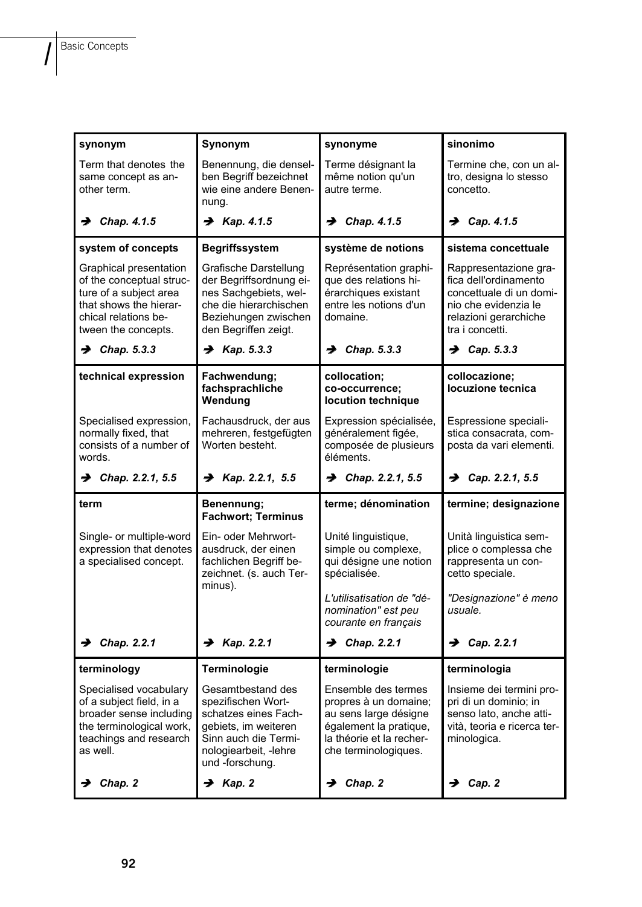| synonym | Synonym | synonyme | sinonimo |
|---|---|---|---|
| Term that denotes the same concept as another term. | Benennung, die denselben Begriff bezeichnet wie eine andere Benennung. | Terme désignant la même notion qu'un autre terme. | Termine che, con un altro, designa lo stesso concetto. |
| ➔ *Chap. 4.1.5* | ➔ *Kap. 4.1.5* | ➔ *Chap. 4.1.5* | ➔ *Cap. 4.1.5* |
| **system of concepts** | **Begriffssystem** | **système de notions** | **sistema concettuale** |
| Graphical presentation of the conceptual structure of a subject area that shows the hierarchical relations between the concepts. | Grafische Darstellung der Begriffsordnung eines Sachgebiets, welche die hierarchischen Beziehungen zwischen den Begriffen zeigt. | Représentation graphique des relations hiérarchiques existant entre les notions d'un domaine. | Rappresentazione grafica dell'ordinamento concettuale di un dominio che evidenzia le relazioni gerarchiche tra i concetti. |
| ➔ *Chap. 5.3.3* | ➔ *Kap. 5.3.3* | ➔ *Chap. 5.3.3* | ➔ *Cap. 5.3.3* |
| **technical expression** | **Fachwendung; fachsprachliche Wendung** | **collocation; co-occurrence; locution technique** | **collocazione; locuzione tecnica** |
| Specialised expression, normally fixed, that consists of a number of words. | Fachausdruck, der aus mehreren, festgefügten Worten besteht. | Expression spécialisée, généralement figée, composée de plusieurs éléments. | Espressione specialistica consacrata, composta da vari elementi. |
| ➔ *Chap. 2.2.1, 5.5* | ➔ *Kap. 2.2.1, 5.5* | ➔ *Chap. 2.2.1, 5.5* | ➔ *Cap. 2.2.1, 5.5* |
| **term** | **Benennung; Fachwort; Terminus** | **terme; dénomination** | **termine; designazione** |
| Single- or multiple-word expression that denotes a specialised concept. | Ein- oder Mehrwortausdruck, der einen fachlichen Begriff bezeichnet. (s. auch Terminus). | Unité linguistique, simple ou complexe, qui désigne une notion spécialisée. *L'utilisatisation de "dénomination" est peu courante en français* | Unità linguistica semplice o complessa che rappresenta un concetto speciale. *"Designazione" è meno usuale.* |
| ➔ *Chap. 2.2.1* | ➔ *Kap. 2.2.1* | ➔ *Chap. 2.2.1* | ➔ *Cap. 2.2.1* |
| **terminology** | **Terminologie** | **terminologie** | **terminologia** |
| Specialised vocabulary of a subject field, in a broader sense including the terminological work, teachings and research as well. | Gesamtbestand des spezifischen Wortschatzes eines Fachgebiets, im weiteren Sinn auch die Terminologiearbeit, -lehre und -forschung. | Ensemble des termes propres à un domaine; au sens large désigne également la pratique, la théorie et la recherche terminologiques. | Insieme dei termini propri di un dominio; in senso lato, anche attività, teoria e ricerca terminologica. |
| ➔ *Chap. 2* | ➔ *Kap. 2* | ➔ *Chap. 2* | ➔ *Cap. 2* |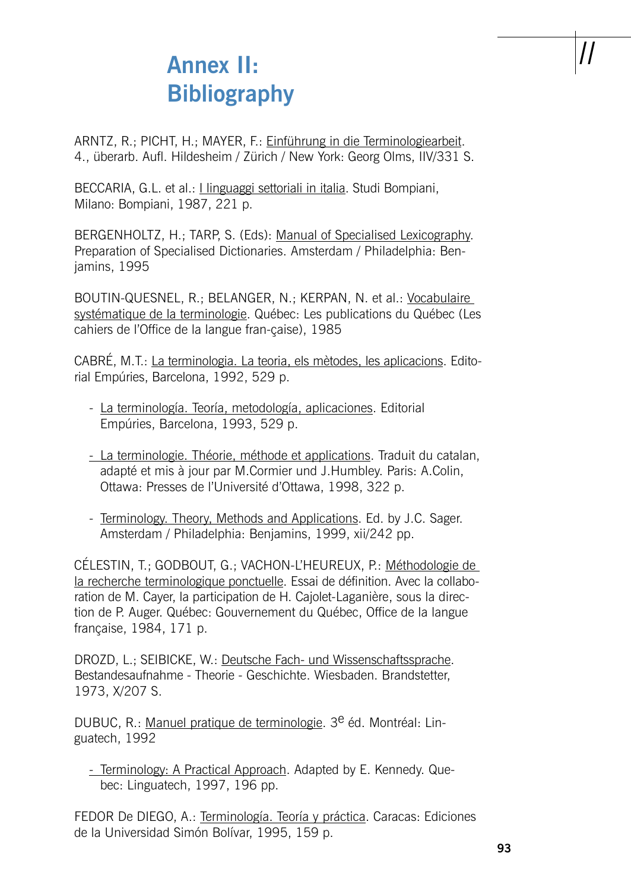# Annex II: Bibliography

ARNTZ, R.; PICHT, H.; MAYER, F.: Einführung in die Terminologiearbeit. 4., überarb. Aufl. Hildesheim / Zürich / New York: Georg Olms, IIV/331 S.

BECCARIA, G.L. et al.: I linguaggi settoriali in italia. Studi Bompiani, Milano: Bompiani, 1987, 221 p.

BERGENHOLTZ, H.; TARP, S. (Eds): Manual of Specialised Lexicography. Preparation of Specialised Dictionaries. Amsterdam / Philadelphia: Benjamins, 1995

BOUTIN-QUESNEL, R.; BELANGER, N.; KERPAN, N. et al.: Vocabulaire systématique de la terminologie. Québec: Les publications du Québec (Les cahiers de l'Office de la langue fran-çaise), 1985

CABRÉ, M.T.: La terminologia. La teoria, els mètodes, les aplicacions. Editorial Empúries, Barcelona, 1992, 529 p.

- La terminología. Teoría, metodología, aplicaciones. Editorial Empúries, Barcelona, 1993, 529 p.
- La terminologie. Théorie, méthode et applications. Traduit du catalan, adapté et mis à jour par M.Cormier und J.Humbley. Paris: A.Colin, Ottawa: Presses de l'Université d'Ottawa, 1998, 322 p.
- Terminology. Theory, Methods and Applications. Ed. by J.C. Sager. Amsterdam / Philadelphia: Benjamins, 1999, xii/242 pp.

CÉLESTIN, T.; GODBOUT, G.; VACHON-L'HEUREUX, P.: Méthodologie de la recherche terminologique ponctuelle. Essai de définition. Avec la collaboration de M. Cayer, la participation de H. Cajolet-Laganière, sous la direction de P. Auger. Québec: Gouvernement du Québec, Office de la langue française, 1984, 171 p.

DROZD, L.; SEIBICKE, W.: Deutsche Fach- und Wissenschaftssprache. Bestandesaufnahme - Theorie - Geschichte. Wiesbaden. Brandstetter, 1973, X/207 S.

DUBUC, R.: Manuel pratique de terminologie. 3e éd. Montréal: Linguatech, 1992

- Terminology: A Practical Approach. Adapted by E. Kennedy. Quebec: Linguatech, 1997, 196 pp.

FEDOR De DIEGO, A.: Terminología. Teoría y práctica. Caracas: Ediciones de la Universidad Simón Bolívar, 1995, 159 p.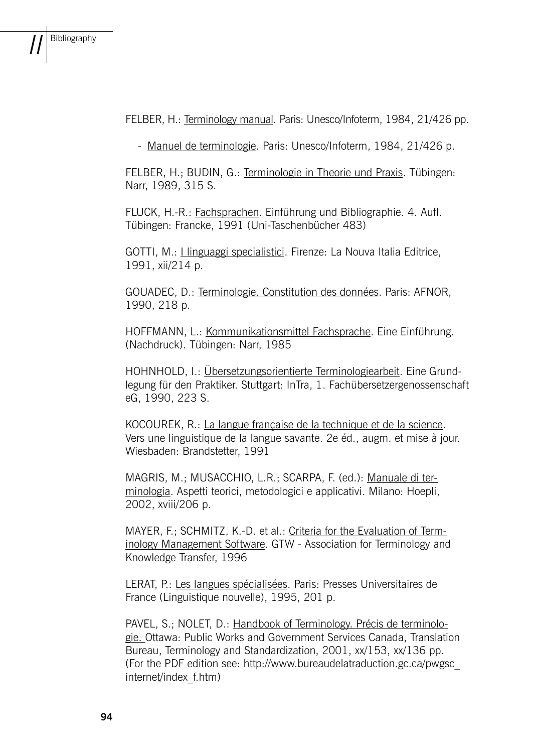FELBER, H.: Terminology manual. Paris: Unesco/Infoterm, 1984, 21/426 pp.

- Manuel de terminologie. Paris: Unesco/Infoterm, 1984, 21/426 p.

FELBER, H.; BUDIN, G.: Terminologie in Theorie und Praxis. Tübingen: Narr, 1989, 315 S.

FLUCK, H.-R.: Fachsprachen. Einführung und Bibliographie. 4. Aufl. Tübingen: Francke, 1991 (Uni-Taschenbücher 483)

GOTTI, M.: I linguaggi specialistici. Firenze: La Nouva Italia Editrice, 1991, xii/214 p.

GOUADEC, D.: Terminologie. Constitution des données. Paris: AFNOR, 1990, 218 p.

HOFFMANN, L.: Kommunikationsmittel Fachsprache. Eine Einführung. (Nachdruck). Tübingen: Narr, 1985

HOHNHOLD, I.: Übersetzungsorientierte Terminologiearbeit. Eine Grundlegung für den Praktiker. Stuttgart: InTra, 1. Fachübersetzergenossenschaft eG, 1990, 223 S.

KOCOUREK, R.: La langue française de la technique et de la science. Vers une linguistique de la langue savante. 2e éd., augm. et mise à jour. Wiesbaden: Brandstetter, 1991

MAGRIS, M.; MUSACCHIO, L.R.; SCARPA, F. (ed.): Manuale di terminologia. Aspetti teorici, metodologici e applicativi. Milano: Hoepli, 2002, xviii/206 p.

MAYER, F.; SCHMITZ, K.-D. et al.: Criteria for the Evaluation of Terminology Management Software. GTW - Association for Terminology and Knowledge Transfer, 1996

LERAT, P.: Les langues spécialisées. Paris: Presses Universitaires de France (Linguistique nouvelle), 1995, 201 p.

PAVEL, S.; NOLET, D.: Handbook of Terminology. Précis de terminologie. Ottawa: Public Works and Government Services Canada, Translation Bureau, Terminology and Standardization, 2001, xx/153, xx/136 pp. (For the PDF edition see: http://www.bureaudelatraduction.gc.ca/pwgsc_internet/index_f.htm)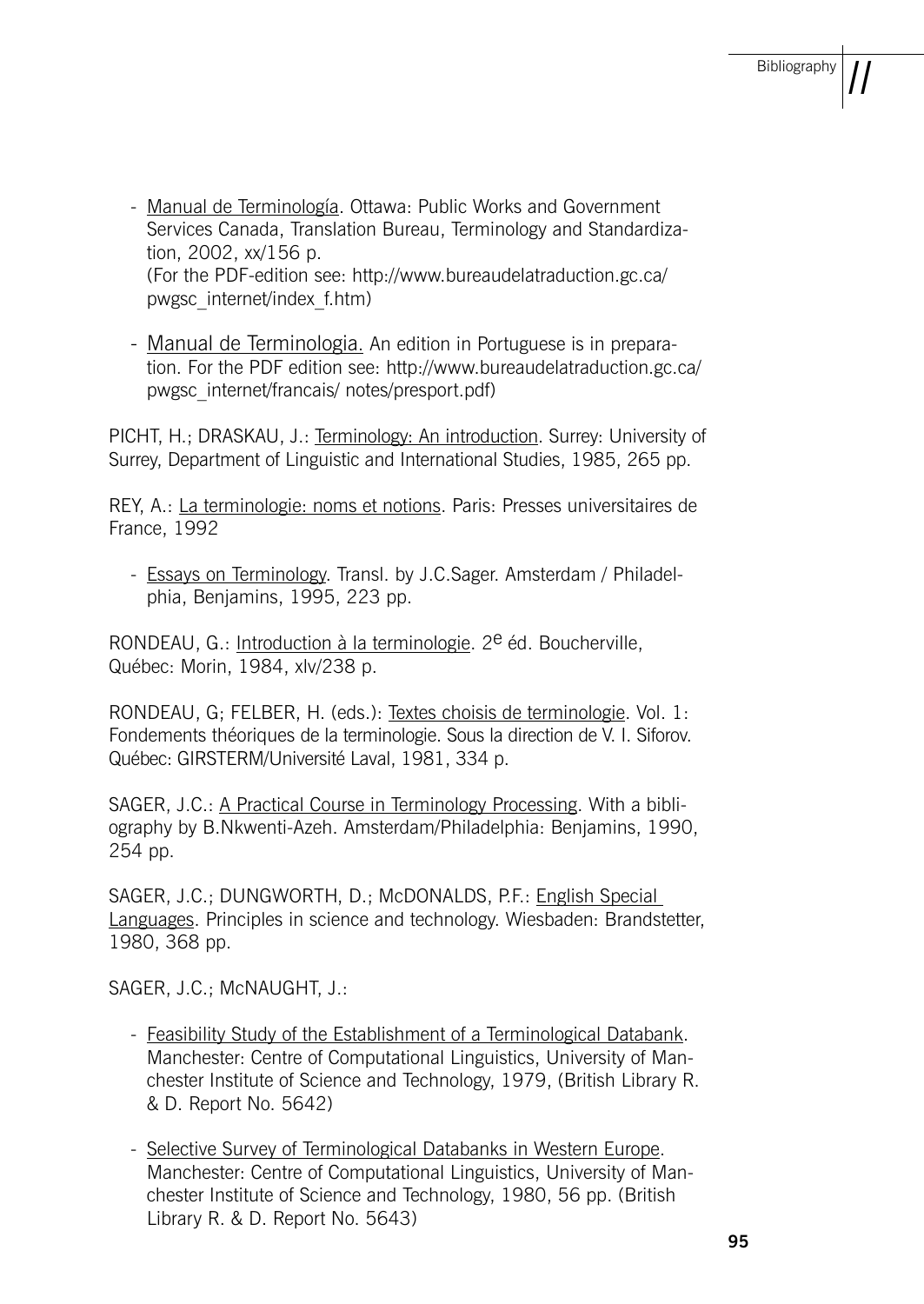- Manual de Terminología. Ottawa: Public Works and Government Services Canada, Translation Bureau, Terminology and Standardization, 2002, xx/156 p.
  (For the PDF-edition see: http://www.bureaudelatraduction.gc.ca/pwgsc_internet/index_f.htm)

- Manual de Terminologia. An edition in Portuguese is in preparation. For the PDF edition see: http://www.bureaudelatraduction.gc.ca/pwgsc_internet/francais/ notes/presport.pdf)

PICHT, H.; DRASKAU, J.: Terminology: An introduction. Surrey: University of Surrey, Department of Linguistic and International Studies, 1985, 265 pp.

REY, A.: La terminologie: noms et notions. Paris: Presses universitaires de France, 1992

- Essays on Terminology. Transl. by J.C.Sager. Amsterdam / Philadelphia, Benjamins, 1995, 223 pp.

RONDEAU, G.: Introduction à la terminologie. 2e éd. Boucherville, Québec: Morin, 1984, xlv/238 p.

RONDEAU, G; FELBER, H. (eds.): Textes choisis de terminologie. Vol. 1: Fondements théoriques de la terminologie. Sous la direction de V. I. Siforov. Québec: GIRSTERM/Université Laval, 1981, 334 p.

SAGER, J.C.: A Practical Course in Terminology Processing. With a bibliography by B.Nkwenti-Azeh. Amsterdam/Philadelphia: Benjamins, 1990, 254 pp.

SAGER, J.C.; DUNGWORTH, D.; McDONALDS, P.F.: English Special Languages. Principles in science and technology. Wiesbaden: Brandstetter, 1980, 368 pp.

SAGER, J.C.; McNAUGHT, J.:

- Feasibility Study of the Establishment of a Terminological Databank. Manchester: Centre of Computational Linguistics, University of Manchester Institute of Science and Technology, 1979, (British Library R. & D. Report No. 5642)

- Selective Survey of Terminological Databanks in Western Europe. Manchester: Centre of Computational Linguistics, University of Manchester Institute of Science and Technology, 1980, 56 pp. (British Library R. & D. Report No. 5643)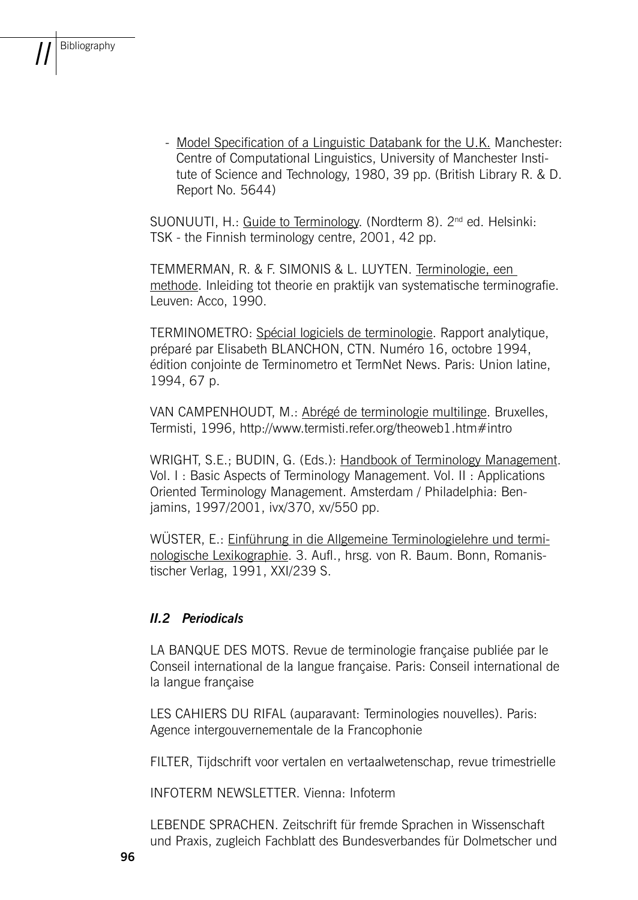- Model Specification of a Linguistic Databank for the U.K. Manchester: Centre of Computational Linguistics, University of Manchester Institute of Science and Technology, 1980, 39 pp. (British Library R. & D. Report No. 5644)

SUONUUTI, H.: Guide to Terminology. (Nordterm 8). 2nd ed. Helsinki: TSK - the Finnish terminology centre, 2001, 42 pp.

TEMMERMAN, R. & F. SIMONIS & L. LUYTEN. Terminologie, een methode. Inleiding tot theorie en praktijk van systematische terminografie. Leuven: Acco, 1990.

TERMINOMETRO: Spécial logiciels de terminologie. Rapport analytique, préparé par Elisabeth BLANCHON, CTN. Numéro 16, octobre 1994, édition conjointe de Terminometro et TermNet News. Paris: Union latine, 1994, 67 p.

VAN CAMPENHOUDT, M.: Abrégé de terminologie multilinge. Bruxelles, Termisti, 1996, http://www.termisti.refer.org/theoweb1.htm#intro

WRIGHT, S.E.; BUDIN, G. (Eds.): Handbook of Terminology Management. Vol. I : Basic Aspects of Terminology Management. Vol. II : Applications Oriented Terminology Management. Amsterdam / Philadelphia: Benjamins, 1997/2001, ivx/370, xv/550 pp.

WÜSTER, E.: Einführung in die Allgemeine Terminologielehre und terminologische Lexikographie. 3. Aufl., hrsg. von R. Baum. Bonn, Romanistischer Verlag, 1991, XXI/239 S.

### *II.2 Periodicals*

LA BANQUE DES MOTS. Revue de terminologie française publiée par le Conseil international de la langue française. Paris: Conseil international de la langue française

LES CAHIERS DU RIFAL (auparavant: Terminologies nouvelles). Paris: Agence intergouvernementale de la Francophonie

FILTER, Tijdschrift voor vertalen en vertaalwetenschap, revue trimestrielle

INFOTERM NEWSLETTER. Vienna: Infoterm

LEBENDE SPRACHEN. Zeitschrift für fremde Sprachen in Wissenschaft und Praxis, zugleich Fachblatt des Bundesverbandes für Dolmetscher und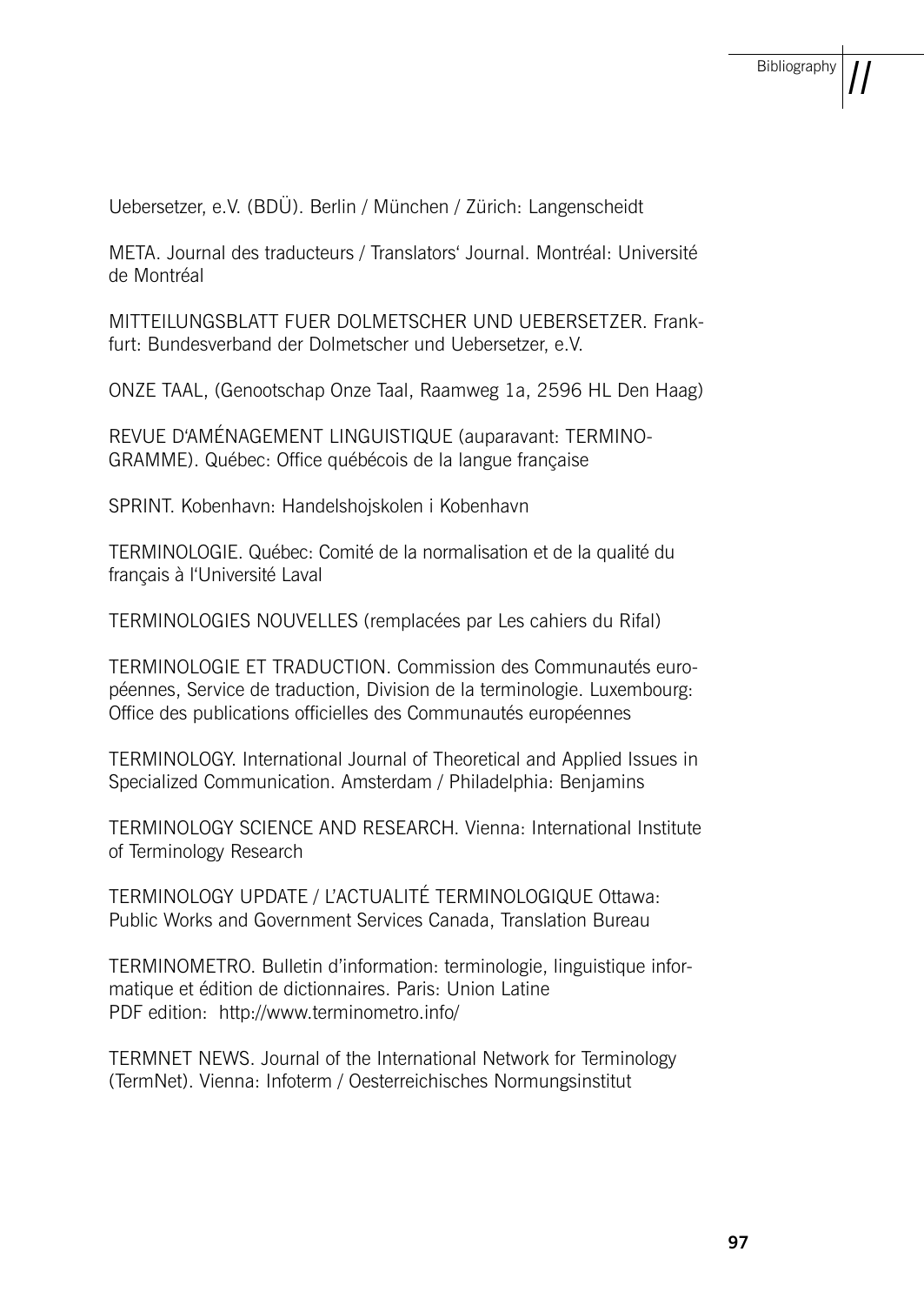Uebersetzer, e.V. (BDÜ). Berlin / München / Zürich: Langenscheidt

META. Journal des traducteurs / Translators‘ Journal. Montréal: Université de Montréal

MITTEILUNGSBLATT FUER DOLMETSCHER UND UEBERSETZER. Frankfurt: Bundesverband der Dolmetscher und Uebersetzer, e.V.

ONZE TAAL, (Genootschap Onze Taal, Raamweg 1a, 2596 HL Den Haag)

REVUE D‘AMÉNAGEMENT LINGUISTIQUE (auparavant: TERMINOGRAMME). Québec: Office québécois de la langue française

SPRINT. Kobenhavn: Handelshojskolen i Kobenhavn

TERMINOLOGIE. Québec: Comité de la normalisation et de la qualité du français à l‘Université Laval

TERMINOLOGIES NOUVELLES (remplacées par Les cahiers du Rifal)

TERMINOLOGIE ET TRADUCTION. Commission des Communautés européennes, Service de traduction, Division de la terminologie. Luxembourg: Office des publications officielles des Communautés européennes

TERMINOLOGY. International Journal of Theoretical and Applied Issues in Specialized Communication. Amsterdam / Philadelphia: Benjamins

TERMINOLOGY SCIENCE AND RESEARCH. Vienna: International Institute of Terminology Research

TERMINOLOGY UPDATE / L'ACTUALITÉ TERMINOLOGIQUE Ottawa: Public Works and Government Services Canada, Translation Bureau

TERMINOMETRO. Bulletin d'information: terminologie, linguistique informatique et édition de dictionnaires. Paris: Union Latine
PDF edition: http://www.terminometro.info/

TERMNET NEWS. Journal of the International Network for Terminology (TermNet). Vienna: Infoterm / Oesterreichisches Normungsinstitut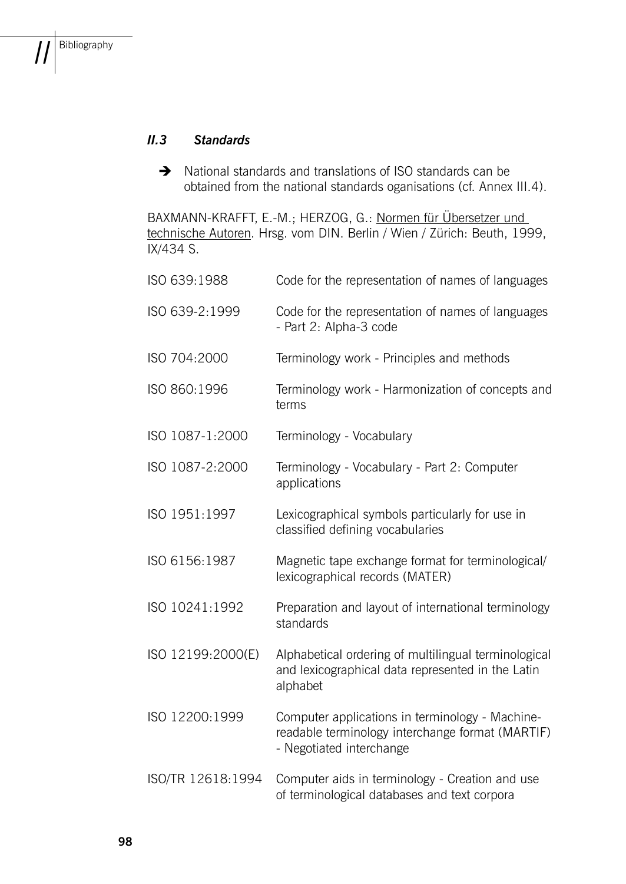### *II.3 Standards*

➔ National standards and translations of ISO standards can be obtained from the national standards oganisations (cf. Annex III.4).

BAXMANN-KRAFFT, E.-M.; HERZOG, G.: Normen für Übersetzer und technische Autoren. Hrsg. vom DIN. Berlin / Wien / Zürich: Beuth, 1999, IX/434 S.

| | |
|---|---|
| ISO 639:1988 | Code for the representation of names of languages |
| ISO 639-2:1999 | Code for the representation of names of languages - Part 2: Alpha-3 code |
| ISO 704:2000 | Terminology work - Principles and methods |
| ISO 860:1996 | Terminology work - Harmonization of concepts and terms |
| ISO 1087-1:2000 | Terminology - Vocabulary |
| ISO 1087-2:2000 | Terminology - Vocabulary - Part 2: Computer applications |
| ISO 1951:1997 | Lexicographical symbols particularly for use in classified defining vocabularies |
| ISO 6156:1987 | Magnetic tape exchange format for terminological/ lexicographical records (MATER) |
| ISO 10241:1992 | Preparation and layout of international terminology standards |
| ISO 12199:2000(E) | Alphabetical ordering of multilingual terminological and lexicographical data represented in the Latin alphabet |
| ISO 12200:1999 | Computer applications in terminology - Machine-readable terminology interchange format (MARTIF) - Negotiated interchange |
| ISO/TR 12618:1994 | Computer aids in terminology - Creation and use of terminological databases and text corpora |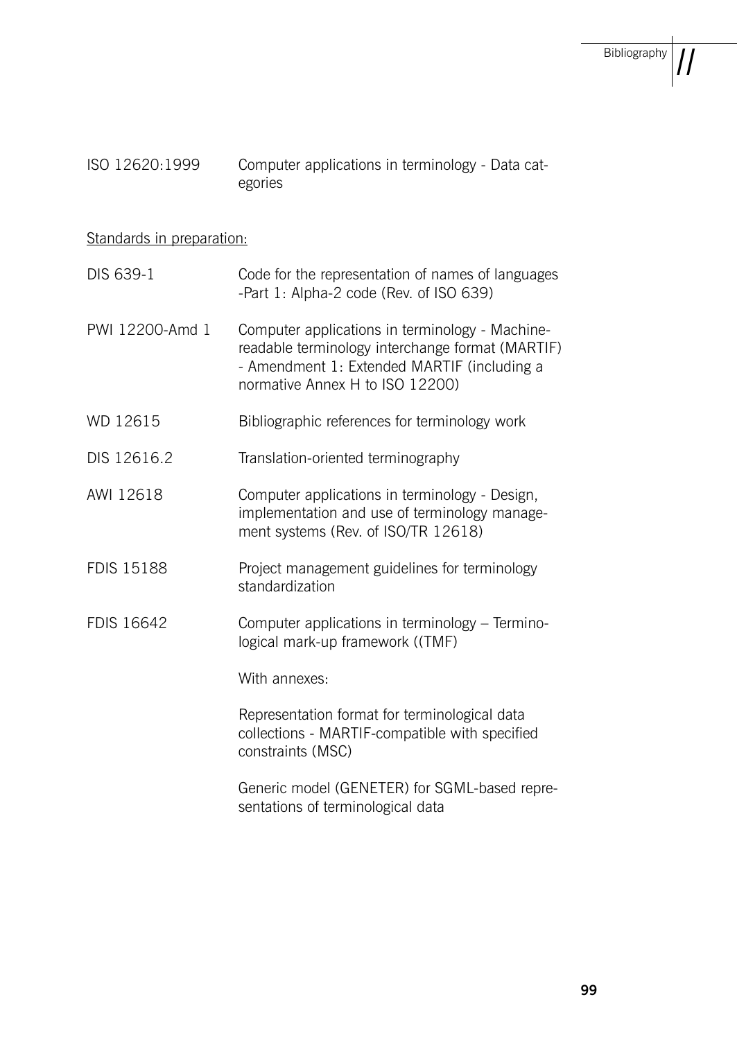ISO 12620:1999 Computer applications in terminology - Data categories

Standards in preparation:

| | |
|---|---|
| DIS 639-1 | Code for the representation of names of languages -Part 1: Alpha-2 code (Rev. of ISO 639) |
| PWI 12200-Amd 1 | Computer applications in terminology - Machine-readable terminology interchange format (MARTIF) - Amendment 1: Extended MARTIF (including a normative Annex H to ISO 12200) |
| WD 12615 | Bibliographic references for terminology work |
| DIS 12616.2 | Translation-oriented terminography |
| AWI 12618 | Computer applications in terminology - Design, implementation and use of terminology management systems (Rev. of ISO/TR 12618) |
| FDIS 15188 | Project management guidelines for terminology standardization |
| FDIS 16642 | Computer applications in terminology – Terminological mark-up framework ((TMF) |
| | With annexes: |
| | Representation format for terminological data collections - MARTIF-compatible with specified constraints (MSC) |
| | Generic model (GENETER) for SGML-based representations of terminological data |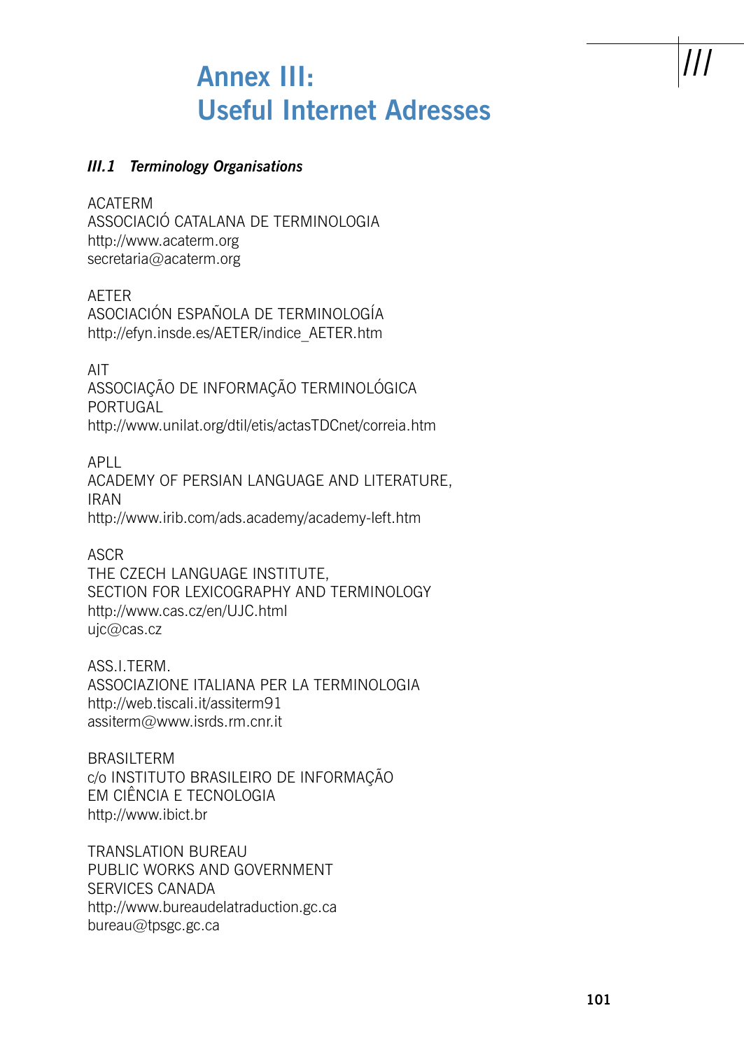# Annex III: Useful Internet Adresses

### *III.1 Terminology Organisations*

ACATERM
ASSOCIACIÓ CATALANA DE TERMINOLOGIA
http://www.acaterm.org
secretaria@acaterm.org

AETER
ASOCIACIÓN ESPAÑOLA DE TERMINOLOGÍA
http://efyn.insde.es/AETER/indice_AETER.htm

AIT
ASSOCIAÇÃO DE INFORMAÇÃO TERMINOLÓGICA
PORTUGAL
http://www.unilat.org/dtil/etis/actasTDCnet/correia.htm

APLL
ACADEMY OF PERSIAN LANGUAGE AND LITERATURE,
IRAN
http://www.irib.com/ads.academy/academy-left.htm

ASCR
THE CZECH LANGUAGE INSTITUTE,
SECTION FOR LEXICOGRAPHY AND TERMINOLOGY
http://www.cas.cz/en/UJC.html
ujc@cas.cz

ASS.I.TERM.
ASSOCIAZIONE ITALIANA PER LA TERMINOLOGIA
http://web.tiscali.it/assiterm91
assiterm@www.isrds.rm.cnr.it

BRASILTERM
c/o INSTITUTO BRASILEIRO DE INFORMAÇÃO
EM CIÊNCIA E TECNOLOGIA
http://www.ibict.br

TRANSLATION BUREAU
PUBLIC WORKS AND GOVERNMENT
SERVICES CANADA
http://www.bureaudelatraduction.gc.ca
bureau@tpsgc.gc.ca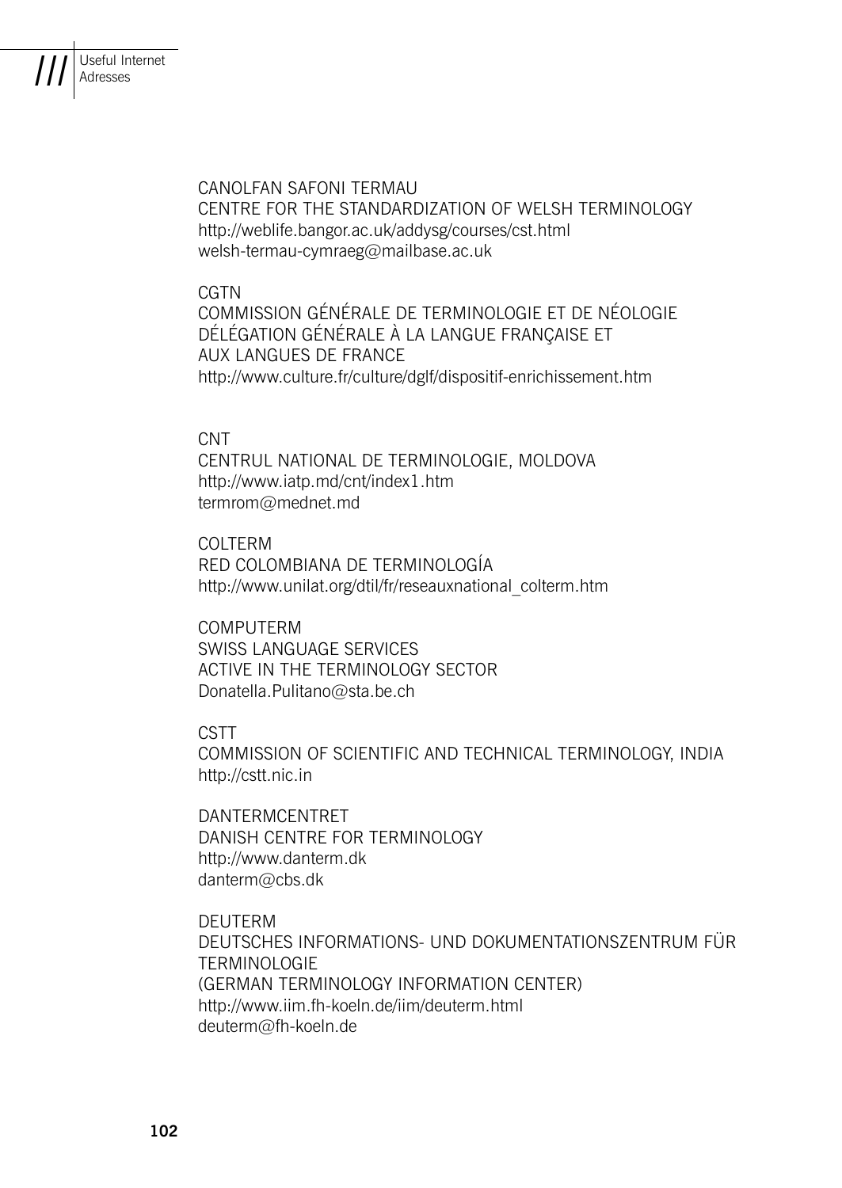CANOLFAN SAFONI TERMAU
CENTRE FOR THE STANDARDIZATION OF WELSH TERMINOLOGY
http://weblife.bangor.ac.uk/addysg/courses/cst.html
welsh-termau-cymraeg@mailbase.ac.uk

CGTN
COMMISSION GÉNÉRALE DE TERMINOLOGIE ET DE NÉOLOGIE
DÉLÉGATION GÉNÉRALE À LA LANGUE FRANÇAISE ET
AUX LANGUES DE FRANCE
http://www.culture.fr/culture/dglf/dispositif-enrichissement.htm

CNT
CENTRUL NATIONAL DE TERMINOLOGIE, MOLDOVA
http://www.iatp.md/cnt/index1.htm
termrom@mednet.md

COLTERM
RED COLOMBIANA DE TERMINOLOGÍA
http://www.unilat.org/dtil/fr/reseauxnational_colterm.htm

COMPUTERM
SWISS LANGUAGE SERVICES
ACTIVE IN THE TERMINOLOGY SECTOR
Donatella.Pulitano@sta.be.ch

CSTT
COMMISSION OF SCIENTIFIC AND TECHNICAL TERMINOLOGY, INDIA
http://cstt.nic.in

DANTERMCENTRET
DANISH CENTRE FOR TERMINOLOGY
http://www.danterm.dk
danterm@cbs.dk

DEUTERM
DEUTSCHES INFORMATIONS- UND DOKUMENTATIONSZENTRUM FÜR TERMINOLOGIE
(GERMAN TERMINOLOGY INFORMATION CENTER)
http://www.iim.fh-koeln.de/iim/deuterm.html
deuterm@fh-koeln.de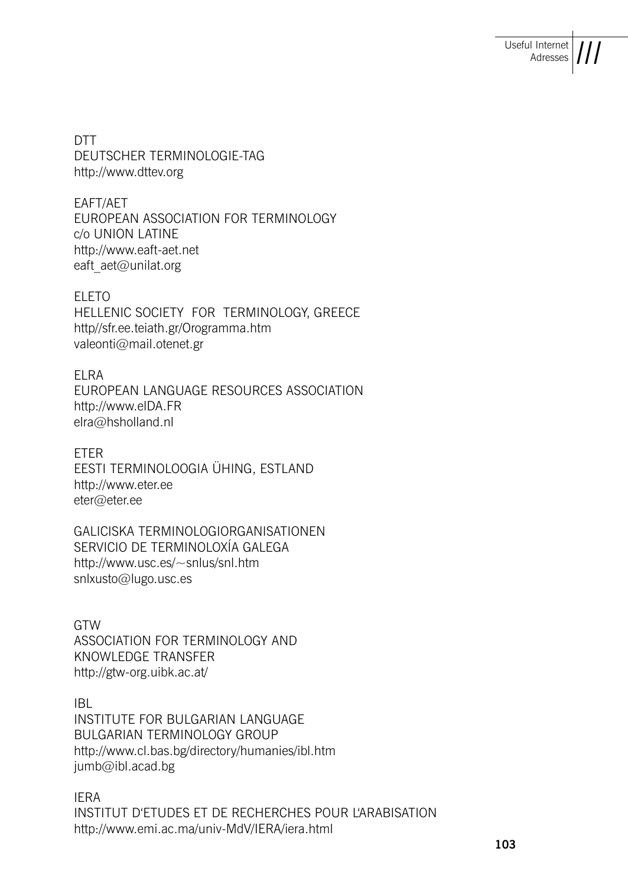DTT
DEUTSCHER TERMINOLOGIE-TAG
http://www.dttev.org

EAFT/AET
EUROPEAN ASSOCIATION FOR TERMINOLOGY
c/o UNION LATINE
http://www.eaft-aet.net
eaft_aet@unilat.org

ELETO
HELLENIC SOCIETY FOR TERMINOLOGY, GREECE
http//sfr.ee.teiath.gr/Orogramma.htm
valeonti@mail.otenet.gr

ELRA
EUROPEAN LANGUAGE RESOURCES ASSOCIATION
http://www.elDA.FR
elra@hsholland.nl

ETER
EESTI TERMINOLOOGIA ÜHING, ESTLAND
http://www.eter.ee
eter@eter.ee

GALICISKA TERMINOLOGIORGANISATIONEN
SERVICIO DE TERMINOLOXÍA GALEGA
http://www.usc.es/~snlus/snl.htm
snlxusto@lugo.usc.es

GTW
ASSOCIATION FOR TERMINOLOGY AND
KNOWLEDGE TRANSFER
http://gtw-org.uibk.ac.at/

IBL
INSTITUTE FOR BULGARIAN LANGUAGE
BULGARIAN TERMINOLOGY GROUP
http://www.cl.bas.bg/directory/humanies/ibl.htm
jumb@ibl.acad.bg

IERA
INSTITUT D'ETUDES ET DE RECHERCHES POUR L'ARABISATION
http://www.emi.ac.ma/univ-MdV/IERA/iera.html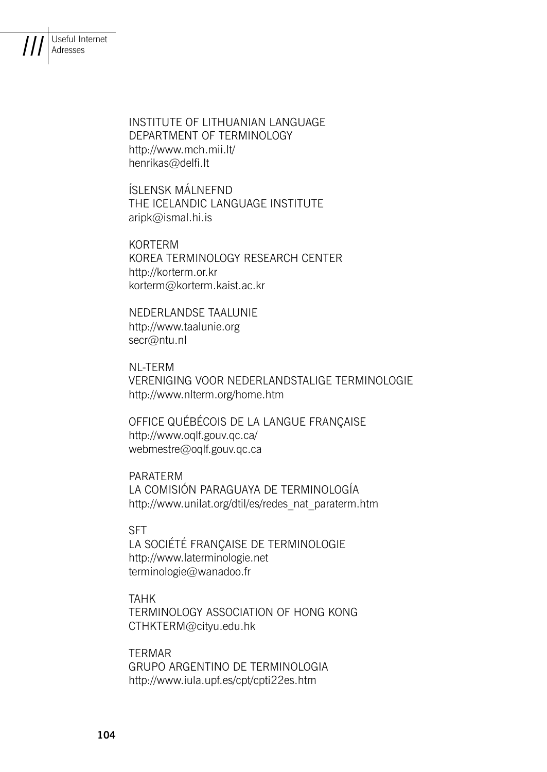INSTITUTE OF LITHUANIAN LANGUAGE
DEPARTMENT OF TERMINOLOGY
http://www.mch.mii.lt/
henrikas@delfi.lt

ÍSLENSK MÁLNEFND
THE ICELANDIC LANGUAGE INSTITUTE
aripk@ismal.hi.is

KORTERM
KOREA TERMINOLOGY RESEARCH CENTER
http://korterm.or.kr
korterm@korterm.kaist.ac.kr

NEDERLANDSE TAALUNIE
http://www.taalunie.org
secr@ntu.nl

NL-TERM
VERENIGING VOOR NEDERLANDSTALIGE TERMINOLOGIE
http://www.nlterm.org/home.htm

OFFICE QUÉBÉCOIS DE LA LANGUE FRANÇAISE
http://www.oqlf.gouv.qc.ca/
webmestre@oqlf.gouv.qc.ca

PARATERM
LA COMISIÓN PARAGUAYA DE TERMINOLOGÍA
http://www.unilat.org/dtil/es/redes_nat_paraterm.htm

SFT
LA SOCIÉTÉ FRANÇAISE DE TERMINOLOGIE
http://www.laterminologie.net
terminologie@wanadoo.fr

TAHK
TERMINOLOGY ASSOCIATION OF HONG KONG
CTHKTERM@cityu.edu.hk

TERMAR
GRUPO ARGENTINO DE TERMINOLOGIA
http://www.iula.upf.es/cpt/cpti22es.htm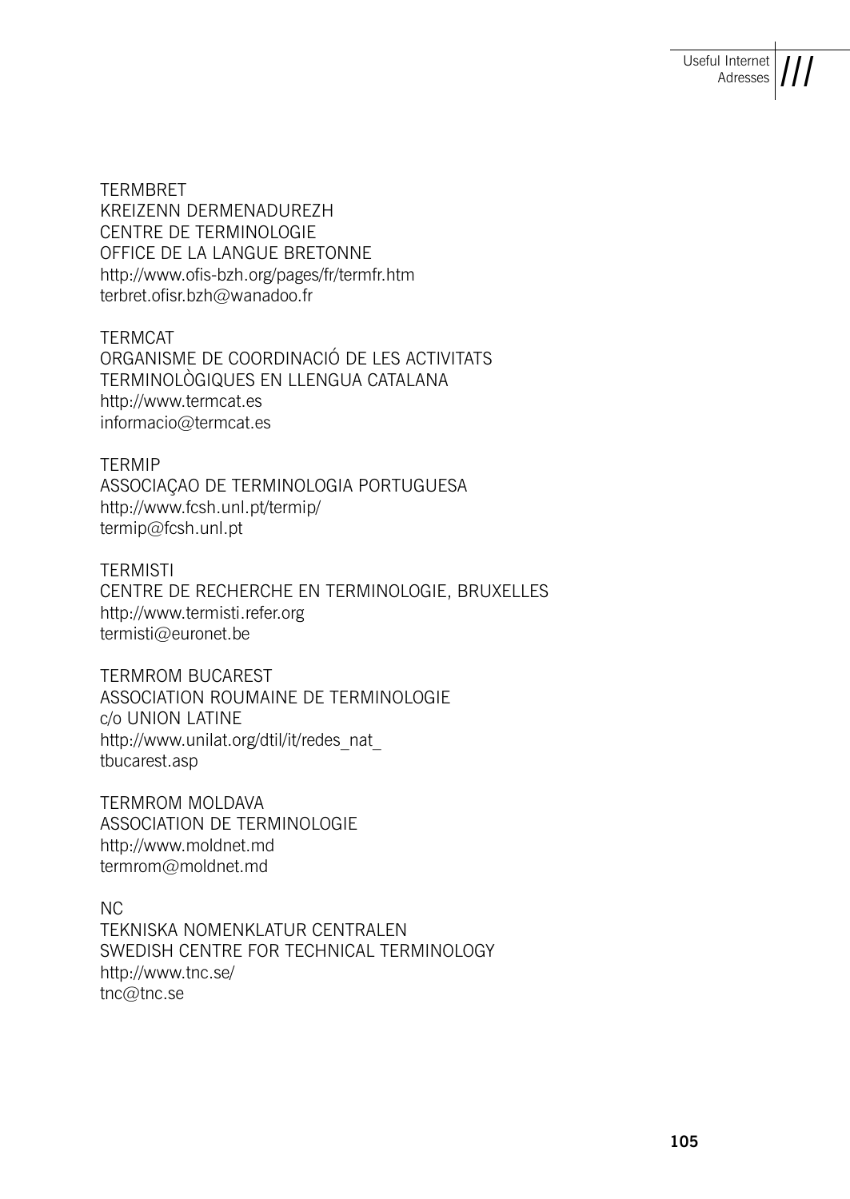TERMBRET
KREIZENN DERMENADUREZH
CENTRE DE TERMINOLOGIE
OFFICE DE LA LANGUE BRETONNE
http://www.ofis-bzh.org/pages/fr/termfr.htm
terbret.ofisr.bzh@wanadoo.fr

TERMCAT
ORGANISME DE COORDINACIÓ DE LES ACTIVITATS
TERMINOLÒGIQUES EN LLENGUA CATALANA
http://www.termcat.es
informacio@termcat.es

TERMIP
ASSOCIAÇAO DE TERMINOLOGIA PORTUGUESA
http://www.fcsh.unl.pt/termip/
termip@fcsh.unl.pt

TERMISTI
CENTRE DE RECHERCHE EN TERMINOLOGIE, BRUXELLES
http://www.termisti.refer.org
termisti@euronet.be

TERMROM BUCAREST
ASSOCIATION ROUMAINE DE TERMINOLOGIE
c/o UNION LATINE
http://www.unilat.org/dtil/it/redes_nat_
tbucarest.asp

TERMROM MOLDAVA
ASSOCIATION DE TERMINOLOGIE
http://www.moldnet.md
termrom@moldnet.md

NC
TEKNISKA NOMENKLATUR CENTRALEN
SWEDISH CENTRE FOR TECHNICAL TERMINOLOGY
http://www.tnc.se/
tnc@tnc.se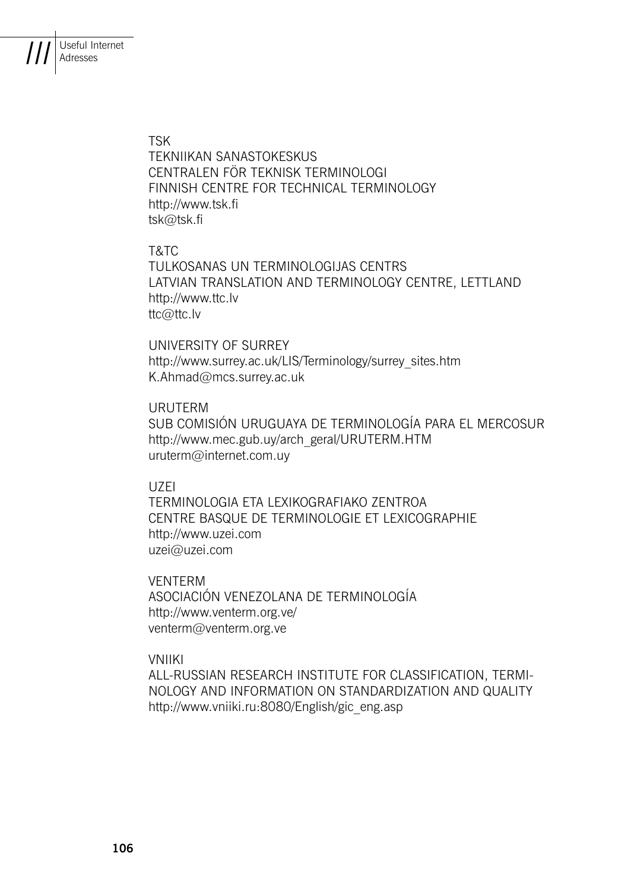TSK
TEKNIIKAN SANASTOKESKUS
CENTRALEN FÖR TEKNISK TERMINOLOGI
FINNISH CENTRE FOR TECHNICAL TERMINOLOGY
http://www.tsk.fi
tsk@tsk.fi

T&TC
TULKOSANAS UN TERMINOLOGIJAS CENTRS
LATVIAN TRANSLATION AND TERMINOLOGY CENTRE, LETTLAND
http://www.ttc.lv
ttc@ttc.lv

UNIVERSITY OF SURREY
http://www.surrey.ac.uk/LIS/Terminology/surrey_sites.htm
K.Ahmad@mcs.surrey.ac.uk

URUTERM
SUB COMISIÓN URUGUAYA DE TERMINOLOGÍA PARA EL MERCOSUR
http://www.mec.gub.uy/arch_geral/URUTERM.HTM
uruterm@internet.com.uy

UZEI
TERMINOLOGIA ETA LEXIKOGRAFIAKO ZENTROA
CENTRE BASQUE DE TERMINOLOGIE ET LEXICOGRAPHIE
http://www.uzei.com
uzei@uzei.com

VENTERM
ASOCIACIÓN VENEZOLANA DE TERMINOLOGÍA
http://www.venterm.org.ve/
venterm@venterm.org.ve

VNIIKI
ALL-RUSSIAN RESEARCH INSTITUTE FOR CLASSIFICATION, TERMINOLOGY AND INFORMATION ON STANDARDIZATION AND QUALITY
http://www.vniiki.ru:8080/English/gic_eng.asp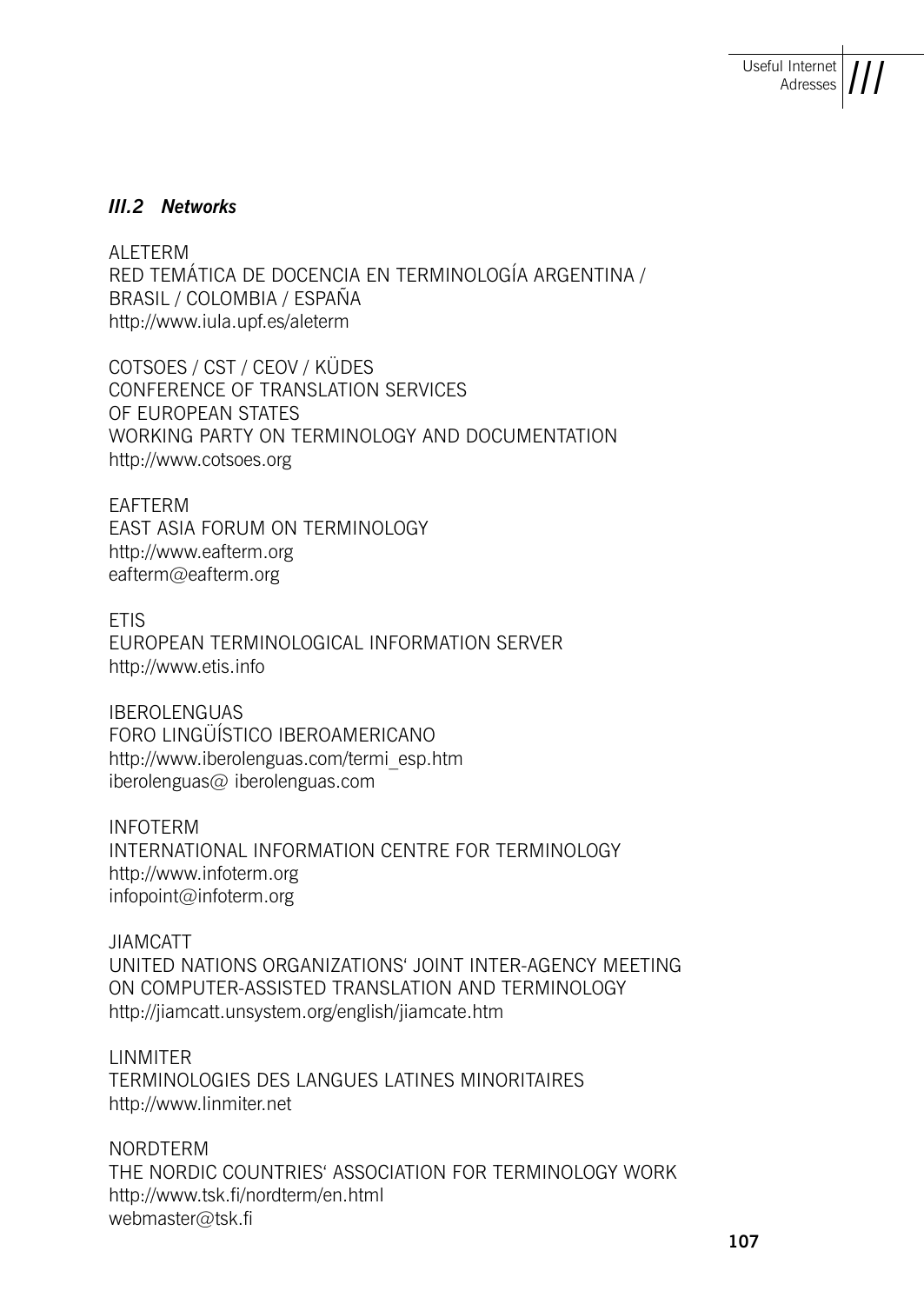### *III.2 Networks*

ALETERM
RED TEMÁTICA DE DOCENCIA EN TERMINOLOGÍA ARGENTINA / BRASIL / COLOMBIA / ESPAÑA
http://www.iula.upf.es/aleterm

COTSOES / CST / CEOV / KÜDES
CONFERENCE OF TRANSLATION SERVICES OF EUROPEAN STATES
WORKING PARTY ON TERMINOLOGY AND DOCUMENTATION
http://www.cotsoes.org

EAFTERM
EAST ASIA FORUM ON TERMINOLOGY
http://www.eafterm.org
eafterm@eafterm.org

ETIS
EUROPEAN TERMINOLOGICAL INFORMATION SERVER
http://www.etis.info

IBEROLENGUAS
FORO LINGÜÍSTICO IBEROAMERICANO
http://www.iberolenguas.com/termi_esp.htm
iberolenguas@ iberolenguas.com

INFOTERM
INTERNATIONAL INFORMATION CENTRE FOR TERMINOLOGY
http://www.infoterm.org
infopoint@infoterm.org

JIAMCATT
UNITED NATIONS ORGANIZATIONS' JOINT INTER-AGENCY MEETING ON COMPUTER-ASSISTED TRANSLATION AND TERMINOLOGY
http://jiamcatt.unsystem.org/english/jiamcate.htm

LINMITER
TERMINOLOGIES DES LANGUES LATINES MINORITAIRES
http://www.linmiter.net

NORDTERM
THE NORDIC COUNTRIES' ASSOCIATION FOR TERMINOLOGY WORK
http://www.tsk.fi/nordterm/en.html
webmaster@tsk.fi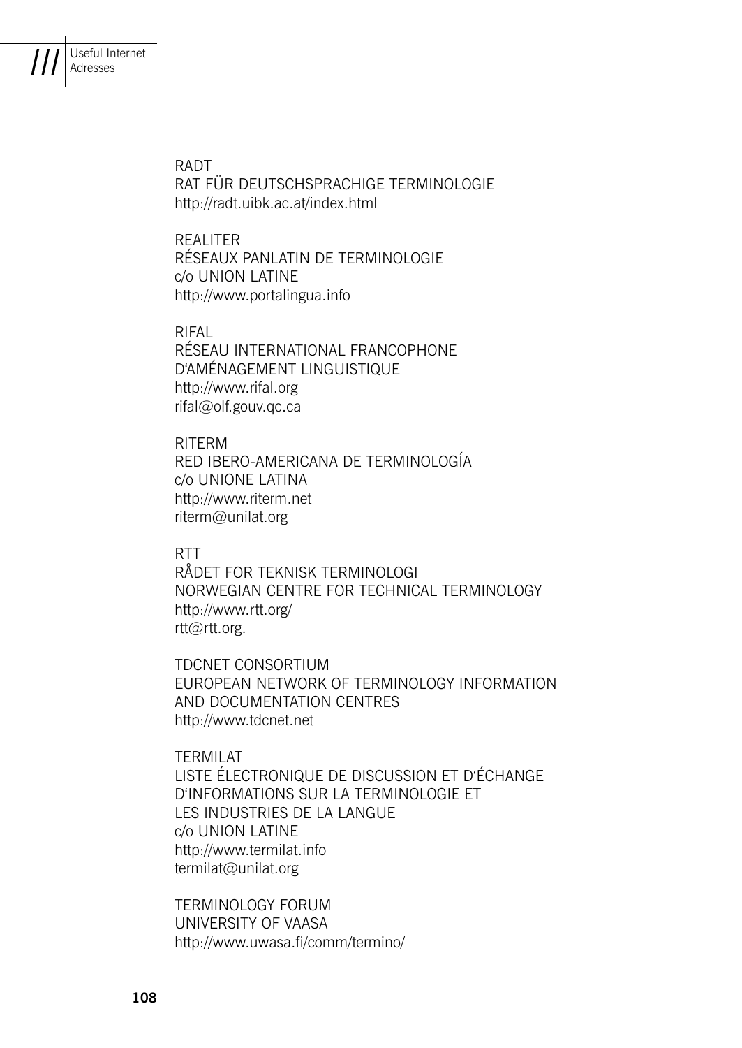RADT
RAT FÜR DEUTSCHSPRACHIGE TERMINOLOGIE
http://radt.uibk.ac.at/index.html

REALITER
RÉSEAUX PANLATIN DE TERMINOLOGIE
c/o UNION LATINE
http://www.portalingua.info

RIFAL
RÉSEAU INTERNATIONAL FRANCOPHONE
D'AMÉNAGEMENT LINGUISTIQUE
http://www.rifal.org
rifal@olf.gouv.qc.ca

RITERM
RED IBERO-AMERICANA DE TERMINOLOGÍA
c/o UNIONE LATINA
http://www.riterm.net
riterm@unilat.org

RTT
RÅDET FOR TEKNISK TERMINOLOGI
NORWEGIAN CENTRE FOR TECHNICAL TERMINOLOGY
http://www.rtt.org/
rtt@rtt.org.

TDCNET CONSORTIUM
EUROPEAN NETWORK OF TERMINOLOGY INFORMATION
AND DOCUMENTATION CENTRES
http://www.tdcnet.net

TERMILAT
LISTE ÉLECTRONIQUE DE DISCUSSION ET D'ÉCHANGE
D'INFORMATIONS SUR LA TERMINOLOGIE ET
LES INDUSTRIES DE LA LANGUE
c/o UNION LATINE
http://www.termilat.info
termilat@unilat.org

TERMINOLOGY FORUM
UNIVERSITY OF VAASA
http://www.uwasa.fi/comm/termino/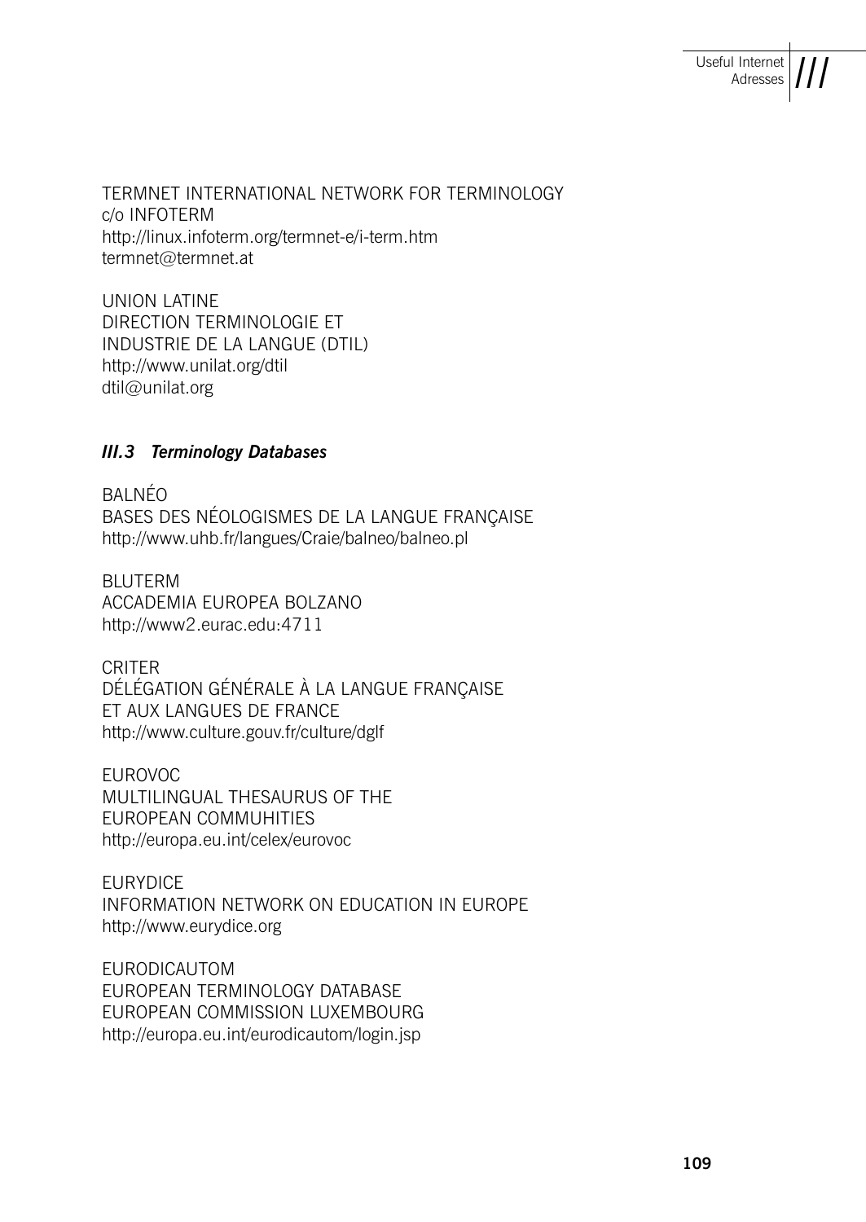TERMNET INTERNATIONAL NETWORK FOR TERMINOLOGY
c/o INFOTERM
http://linux.infoterm.org/termnet-e/i-term.htm
termnet@termnet.at

UNION LATINE
DIRECTION TERMINOLOGIE ET
INDUSTRIE DE LA LANGUE (DTIL)
http://www.unilat.org/dtil
dtil@unilat.org

### *III.3 Terminology Databases*

BALNÉO
BASES DES NÉOLOGISMES DE LA LANGUE FRANÇAISE
http://www.uhb.fr/langues/Craie/balneo/balneo.pl

BLUTERM
ACCADEMIA EUROPEA BOLZANO
http://www2.eurac.edu:4711

CRITER
DÉLÉGATION GÉNÉRALE À LA LANGUE FRANÇAISE
ET AUX LANGUES DE FRANCE
http://www.culture.gouv.fr/culture/dglf

EUROVOC
MULTILINGUAL THESAURUS OF THE
EUROPEAN COMMUHITIES
http://europa.eu.int/celex/eurovoc

EURYDICE
INFORMATION NETWORK ON EDUCATION IN EUROPE
http://www.eurydice.org

EURODICAUTOM
EUROPEAN TERMINOLOGY DATABASE
EUROPEAN COMMISSION LUXEMBOURG
http://europa.eu.int/eurodicautom/login.jsp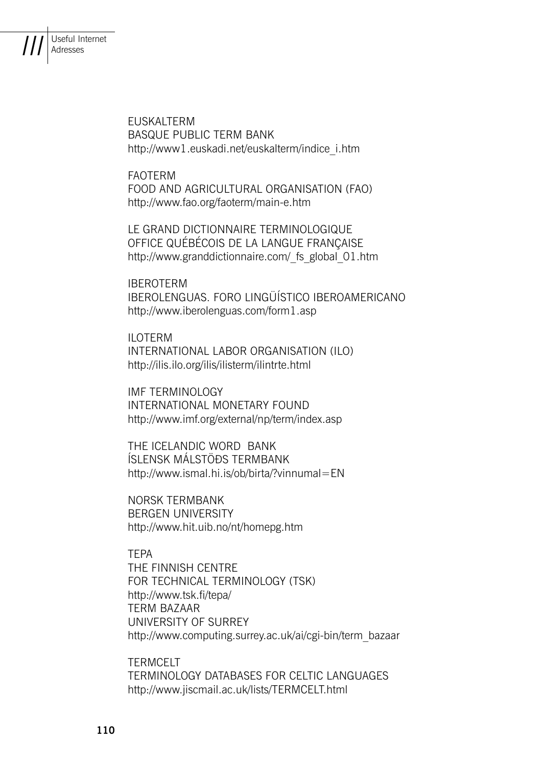EUSKALTERM
BASQUE PUBLIC TERM BANK
http://www1.euskadi.net/euskalterm/indice_i.htm

FAOTERM
FOOD AND AGRICULTURAL ORGANISATION (FAO)
http://www.fao.org/faoterm/main-e.htm

LE GRAND DICTIONNAIRE TERMINOLOGIQUE
OFFICE QUÉBÉCOIS DE LA LANGUE FRANÇAISE
http://www.granddictionnaire.com/_fs_global_01.htm

IBEROTERM
IBEROLENGUAS. FORO LINGÜÍSTICO IBEROAMERICANO
http://www.iberolenguas.com/form1.asp

ILOTERM
INTERNATIONAL LABOR ORGANISATION (ILO)
http://ilis.ilo.org/ilis/ilisterm/ilintrte.html

IMF TERMINOLOGY
INTERNATIONAL MONETARY FOUND
http://www.imf.org/external/np/term/index.asp

THE ICELANDIC WORD BANK
ÍSLENSK MÁLSTÖÐS TERMBANK
http://www.ismal.hi.is/ob/birta/?vinnumal=EN

NORSK TERMBANK
BERGEN UNIVERSITY
http://www.hit.uib.no/nt/homepg.htm

TEPA
THE FINNISH CENTRE
FOR TECHNICAL TERMINOLOGY (TSK)
http://www.tsk.fi/tepa/
TERM BAZAAR
UNIVERSITY OF SURREY
http://www.computing.surrey.ac.uk/ai/cgi-bin/term_bazaar

TERMCELT
TERMINOLOGY DATABASES FOR CELTIC LANGUAGES
http://www.jiscmail.ac.uk/lists/TERMCELT.html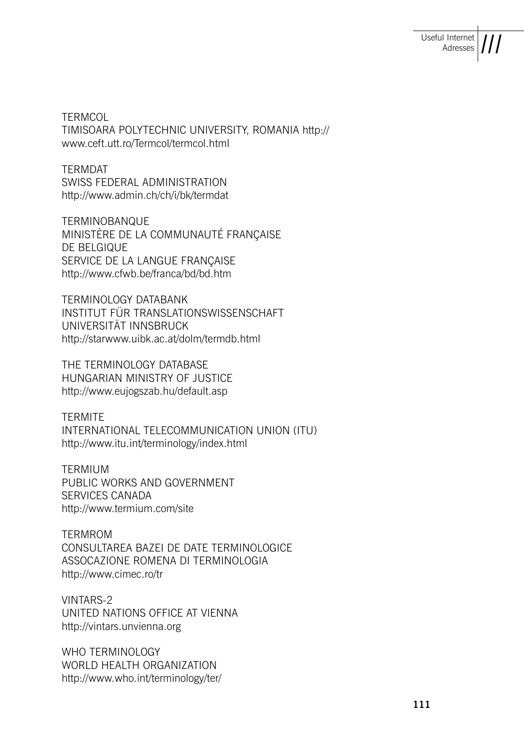TERMCOL
TIMISOARA POLYTECHNIC UNIVERSITY, ROMANIA http://www.ceft.utt.ro/Termcol/termcol.html

TERMDAT
SWISS FEDERAL ADMINISTRATION
http://www.admin.ch/ch/i/bk/termdat

TERMINOBANQUE
MINISTÈRE DE LA COMMUNAUTÉ FRANÇAISE DE BELGIQUE
SERVICE DE LA LANGUE FRANÇAISE
http://www.cfwb.be/franca/bd/bd.htm

TERMINOLOGY DATABANK
INSTITUT FÜR TRANSLATIONSWISSENSCHAFT
UNIVERSITÄT INNSBRUCK
http://starwww.uibk.ac.at/dolm/termdb.html

THE TERMINOLOGY DATABASE
HUNGARIAN MINISTRY OF JUSTICE
http://www.eujogszab.hu/default.asp

TERMITE
INTERNATIONAL TELECOMMUNICATION UNION (ITU)
http://www.itu.int/terminology/index.html

TERMIUM
PUBLIC WORKS AND GOVERNMENT SERVICES CANADA
http://www.termium.com/site

TERMROM
CONSULTAREA BAZEI DE DATE TERMINOLOGICE
ASSOCAZIONE ROMENA DI TERMINOLOGIA
http://www.cimec.ro/tr

VINTARS-2
UNITED NATIONS OFFICE AT VIENNA
http://vintars.unvienna.org

WHO TERMINOLOGY
WORLD HEALTH ORGANIZATION
http://www.who.int/terminology/ter/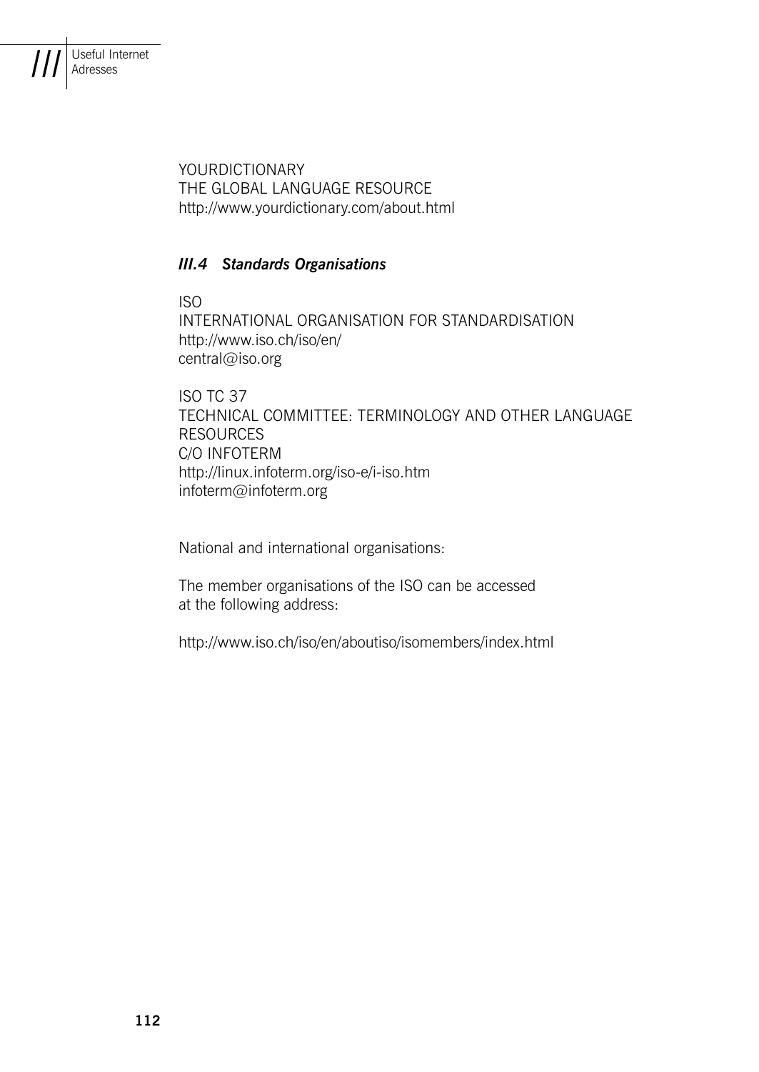YOURDICTIONARY
THE GLOBAL LANGUAGE RESOURCE
http://www.yourdictionary.com/about.html

### *III.4 Standards Organisations*

ISO
INTERNATIONAL ORGANISATION FOR STANDARDISATION
http://www.iso.ch/iso/en/
central@iso.org

ISO TC 37
TECHNICAL COMMITTEE: TERMINOLOGY AND OTHER LANGUAGE RESOURCES
C/O INFOTERM
http://linux.infoterm.org/iso-e/i-iso.htm
infoterm@infoterm.org

National and international organisations:

The member organisations of the ISO can be accessed at the following address:

http://www.iso.ch/iso/en/aboutiso/isomembers/index.html